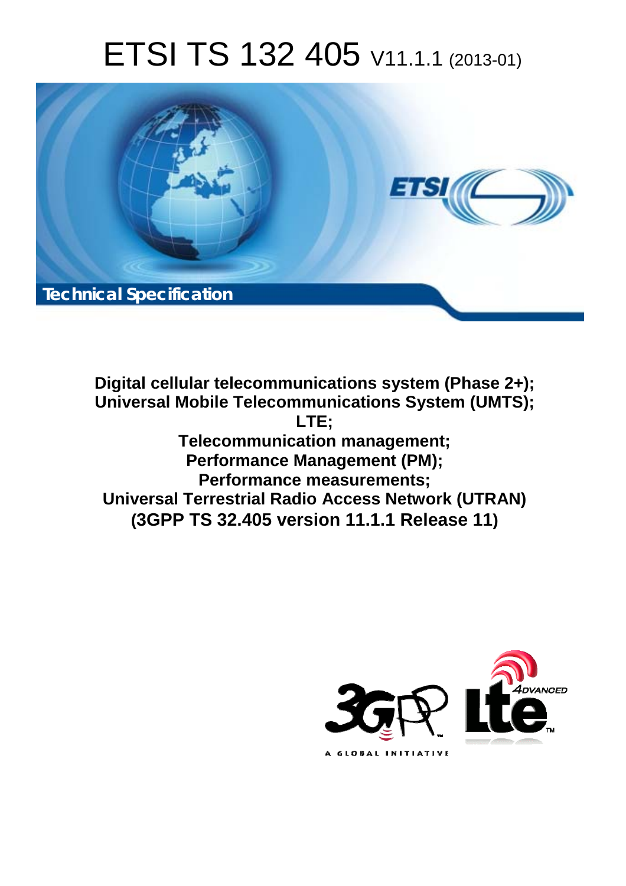# ETSI TS 132 405 V11.1.1 (2013-01)

Technical Specification

**Digital cellular telecommunications system (Phase 2+);**
**Universal Mobile Telecommunications System (UMTS);**
**LTE;**
**Telecommunication management;**
**Performance Management (PM);**
**Performance measurements;**
**Universal Terrestrial Radio Access Network (UTRAN)**
**(3GPP TS 32.405 version 11.1.1 Release 11)**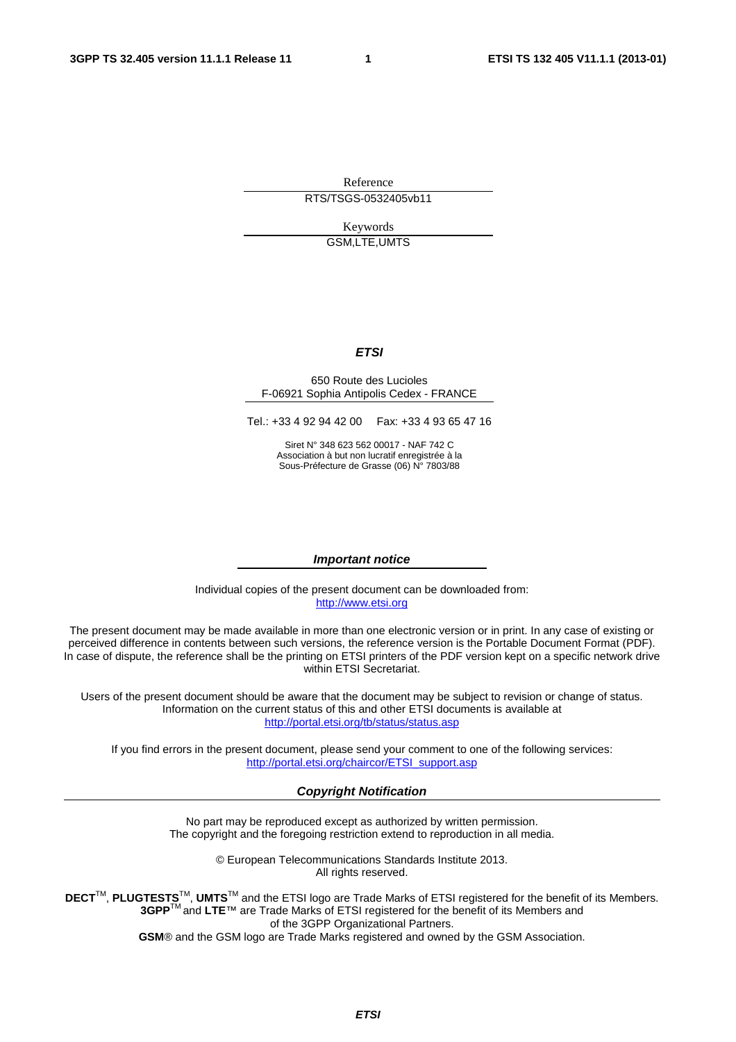Reference

RTS/TSGS-0532405vb11

Keywords

GSM,LTE,UMTS

***ETSI***

650 Route des Lucioles
F-06921 Sophia Antipolis Cedex - FRANCE

Tel.: +33 4 92 94 42 00 Fax: +33 4 93 65 47 16

Siret N° 348 623 562 00017 - NAF 742 C
Association à but non lucratif enregistrée à la
Sous-Préfecture de Grasse (06) N° 7803/88

***Important notice***

Individual copies of the present document can be downloaded from:
http://www.etsi.org

The present document may be made available in more than one electronic version or in print. In any case of existing or perceived difference in contents between such versions, the reference version is the Portable Document Format (PDF). In case of dispute, the reference shall be the printing on ETSI printers of the PDF version kept on a specific network drive within ETSI Secretariat.

Users of the present document should be aware that the document may be subject to revision or change of status. Information on the current status of this and other ETSI documents is available at
http://portal.etsi.org/tb/status/status.asp

If you find errors in the present document, please send your comment to one of the following services:
http://portal.etsi.org/chaircor/ETSI_support.asp

***Copyright Notification***

No part may be reproduced except as authorized by written permission.
The copyright and the foregoing restriction extend to reproduction in all media.

© European Telecommunications Standards Institute 2013.
All rights reserved.

**DECT**™, **PLUGTESTS**™, **UMTS**™ and the ETSI logo are Trade Marks of ETSI registered for the benefit of its Members.
**3GPP**™ and **LTE**™ are Trade Marks of ETSI registered for the benefit of its Members and of the 3GPP Organizational Partners.
**GSM**® and the GSM logo are Trade Marks registered and owned by the GSM Association.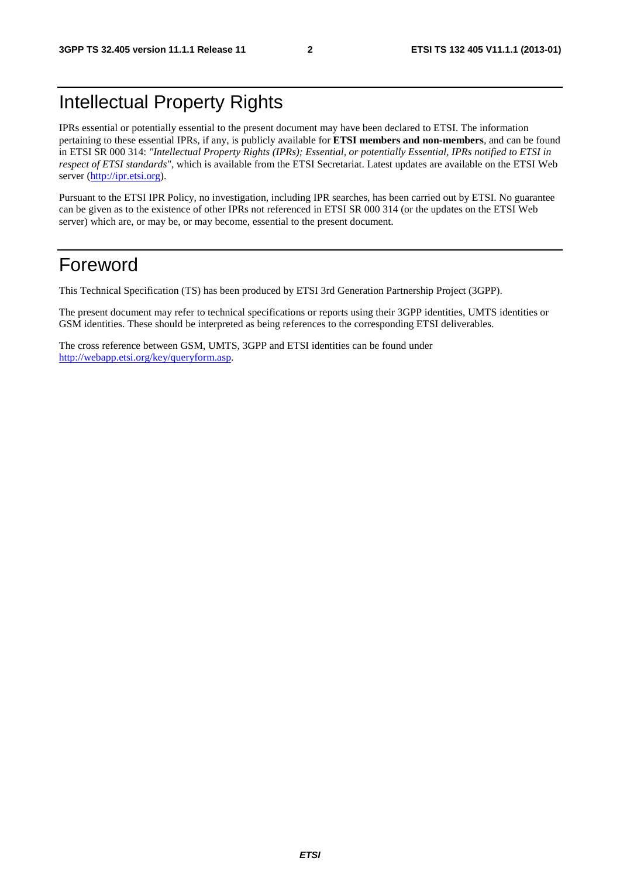# Intellectual Property Rights

IPRs essential or potentially essential to the present document may have been declared to ETSI. The information pertaining to these essential IPRs, if any, is publicly available for **ETSI members and non-members**, and can be found in ETSI SR 000 314: *"Intellectual Property Rights (IPRs); Essential, or potentially Essential, IPRs notified to ETSI in respect of ETSI standards"*, which is available from the ETSI Secretariat. Latest updates are available on the ETSI Web server (http://ipr.etsi.org).

Pursuant to the ETSI IPR Policy, no investigation, including IPR searches, has been carried out by ETSI. No guarantee can be given as to the existence of other IPRs not referenced in ETSI SR 000 314 (or the updates on the ETSI Web server) which are, or may be, or may become, essential to the present document.

# Foreword

This Technical Specification (TS) has been produced by ETSI 3rd Generation Partnership Project (3GPP).

The present document may refer to technical specifications or reports using their 3GPP identities, UMTS identities or GSM identities. These should be interpreted as being references to the corresponding ETSI deliverables.

The cross reference between GSM, UMTS, 3GPP and ETSI identities can be found under http://webapp.etsi.org/key/queryform.asp.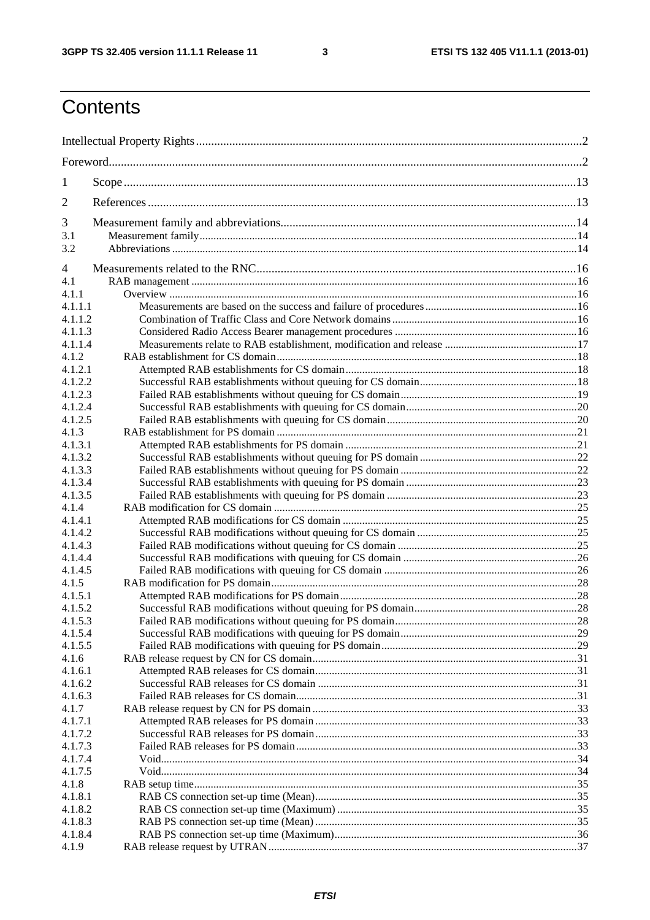# Contents

Intellectual Property Rights ..... 2

Foreword ..... 2

1 Scope ..... 13

2 References ..... 13

3 Measurement family and abbreviations ..... 14
3.1 Measurement family ..... 14
3.2 Abbreviations ..... 14

4 Measurements related to the RNC ..... 16
4.1 RAB management ..... 16
4.1.1 Overview ..... 16
4.1.1.1 Measurements are based on the success and failure of procedures ..... 16
4.1.1.2 Combination of Traffic Class and Core Network domains ..... 16
4.1.1.3 Considered Radio Access Bearer management procedures ..... 16
4.1.1.4 Measurements relate to RAB establishment, modification and release ..... 17
4.1.2 RAB establishment for CS domain ..... 18
4.1.2.1 Attempted RAB establishments for CS domain ..... 18
4.1.2.2 Successful RAB establishments without queuing for CS domain ..... 18
4.1.2.3 Failed RAB establishments without queuing for CS domain ..... 19
4.1.2.4 Successful RAB establishments with queuing for CS domain ..... 20
4.1.2.5 Failed RAB establishments with queuing for CS domain ..... 20
4.1.3 RAB establishment for PS domain ..... 21
4.1.3.1 Attempted RAB establishments for PS domain ..... 21
4.1.3.2 Successful RAB establishments without queuing for PS domain ..... 22
4.1.3.3 Failed RAB establishments without queuing for PS domain ..... 22
4.1.3.4 Successful RAB establishments with queuing for PS domain ..... 23
4.1.3.5 Failed RAB establishments with queuing for PS domain ..... 23
4.1.4 RAB modification for CS domain ..... 25
4.1.4.1 Attempted RAB modifications for CS domain ..... 25
4.1.4.2 Successful RAB modifications without queuing for CS domain ..... 25
4.1.4.3 Failed RAB modifications without queuing for CS domain ..... 25
4.1.4.4 Successful RAB modifications with queuing for CS domain ..... 26
4.1.4.5 Failed RAB modifications with queuing for CS domain ..... 26
4.1.5 RAB modification for PS domain ..... 28
4.1.5.1 Attempted RAB modifications for PS domain ..... 28
4.1.5.2 Successful RAB modifications without queuing for PS domain ..... 28
4.1.5.3 Failed RAB modifications without queuing for PS domain ..... 28
4.1.5.4 Successful RAB modifications with queuing for PS domain ..... 29
4.1.5.5 Failed RAB modifications with queuing for PS domain ..... 29
4.1.6 RAB release request by CN for CS domain ..... 31
4.1.6.1 Attempted RAB releases for CS domain ..... 31
4.1.6.2 Successful RAB releases for CS domain ..... 31
4.1.6.3 Failed RAB releases for CS domain ..... 31
4.1.7 RAB release request by CN for PS domain ..... 33
4.1.7.1 Attempted RAB releases for PS domain ..... 33
4.1.7.2 Successful RAB releases for PS domain ..... 33
4.1.7.3 Failed RAB releases for PS domain ..... 33
4.1.7.4 Void ..... 34
4.1.7.5 Void ..... 34
4.1.8 RAB setup time ..... 35
4.1.8.1 RAB CS connection set-up time (Mean) ..... 35
4.1.8.2 RAB CS connection set-up time (Maximum) ..... 35
4.1.8.3 RAB PS connection set-up time (Mean) ..... 35
4.1.8.4 RAB PS connection set-up time (Maximum) ..... 36
4.1.9 RAB release request by UTRAN ..... 37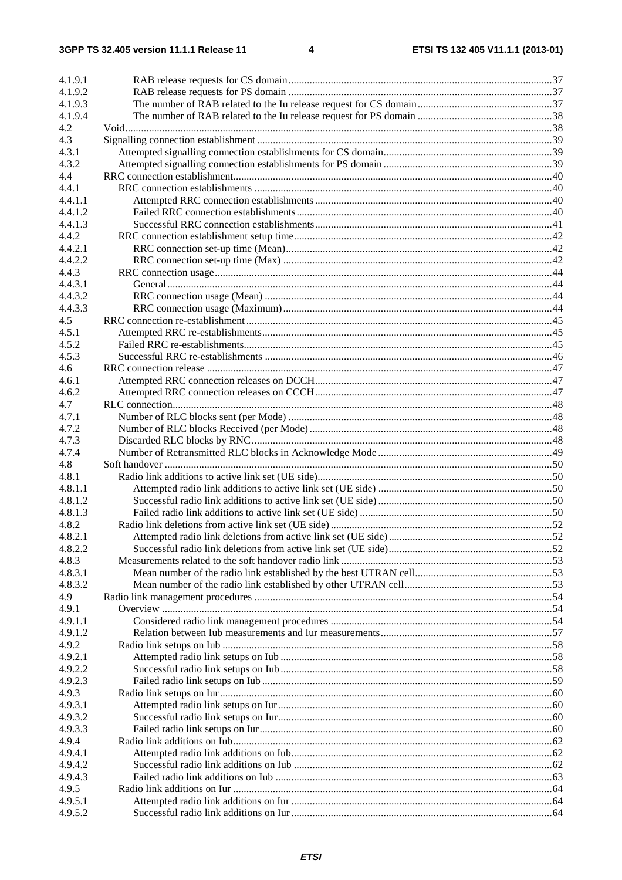| | | |
|---|---|---|
| 4.1.9.1 | RAB release requests for CS domain | 37 |
| 4.1.9.2 | RAB release requests for PS domain | 37 |
| 4.1.9.3 | The number of RAB related to the Iu release request for CS domain | 37 |
| 4.1.9.4 | The number of RAB related to the Iu release request for PS domain | 38 |
| 4.2 | Void | 38 |
| 4.3 | Signalling connection establishment | 39 |
| 4.3.1 | Attempted signalling connection establishments for CS domain | 39 |
| 4.3.2 | Attempted signalling connection establishments for PS domain | 39 |
| 4.4 | RRC connection establishment | 40 |
| 4.4.1 | RRC connection establishments | 40 |
| 4.4.1.1 | Attempted RRC connection establishments | 40 |
| 4.4.1.2 | Failed RRC connection establishments | 40 |
| 4.4.1.3 | Successful RRC connection establishments | 41 |
| 4.4.2 | RRC connection establishment setup time | 42 |
| 4.4.2.1 | RRC connection set-up time (Mean) | 42 |
| 4.4.2.2 | RRC connection set-up time (Max) | 42 |
| 4.4.3 | RRC connection usage | 44 |
| 4.4.3.1 | General | 44 |
| 4.4.3.2 | RRC connection usage (Mean) | 44 |
| 4.4.3.3 | RRC connection usage (Maximum) | 44 |
| 4.5 | RRC connection re-establishment | 45 |
| 4.5.1 | Attempted RRC re-establishments | 45 |
| 4.5.2 | Failed RRC re-establishments | 45 |
| 4.5.3 | Successful RRC re-establishments | 46 |
| 4.6 | RRC connection release | 47 |
| 4.6.1 | Attempted RRC connection releases on DCCH | 47 |
| 4.6.2 | Attempted RRC connection releases on CCCH | 47 |
| 4.7 | RLC connection | 48 |
| 4.7.1 | Number of RLC blocks sent (per Mode) | 48 |
| 4.7.2 | Number of RLC blocks Received (per Mode) | 48 |
| 4.7.3 | Discarded RLC blocks by RNC | 48 |
| 4.7.4 | Number of Retransmitted RLC blocks in Acknowledge Mode | 49 |
| 4.8 | Soft handover | 50 |
| 4.8.1 | Radio link additions to active link set (UE side) | 50 |
| 4.8.1.1 | Attempted radio link additions to active link set (UE side) | 50 |
| 4.8.1.2 | Successful radio link additions to active link set (UE side) | 50 |
| 4.8.1.3 | Failed radio link additions to active link set (UE side) | 50 |
| 4.8.2 | Radio link deletions from active link set (UE side) | 52 |
| 4.8.2.1 | Attempted radio link deletions from active link set (UE side) | 52 |
| 4.8.2.2 | Successful radio link deletions from active link set (UE side) | 52 |
| 4.8.3 | Measurements related to the soft handover radio link | 53 |
| 4.8.3.1 | Mean number of the radio link established by the best UTRAN cell | 53 |
| 4.8.3.2 | Mean number of the radio link established by other UTRAN cell | 53 |
| 4.9 | Radio link management procedures | 54 |
| 4.9.1 | Overview | 54 |
| 4.9.1.1 | Considered radio link management procedures | 54 |
| 4.9.1.2 | Relation between Iub measurements and Iur measurements | 57 |
| 4.9.2 | Radio link setups on Iub | 58 |
| 4.9.2.1 | Attempted radio link setups on Iub | 58 |
| 4.9.2.2 | Successful radio link setups on Iub | 58 |
| 4.9.2.3 | Failed radio link setups on Iub | 59 |
| 4.9.3 | Radio link setups on Iur | 60 |
| 4.9.3.1 | Attempted radio link setups on Iur | 60 |
| 4.9.3.2 | Successful radio link setups on Iur | 60 |
| 4.9.3.3 | Failed radio link setups on Iur | 60 |
| 4.9.4 | Radio link additions on Iub | 62 |
| 4.9.4.1 | Attempted radio link additions on Iub | 62 |
| 4.9.4.2 | Successful radio link additions on Iub | 62 |
| 4.9.4.3 | Failed radio link additions on Iub | 63 |
| 4.9.5 | Radio link additions on Iur | 64 |
| 4.9.5.1 | Attempted radio link additions on Iur | 64 |
| 4.9.5.2 | Successful radio link additions on Iur | 64 |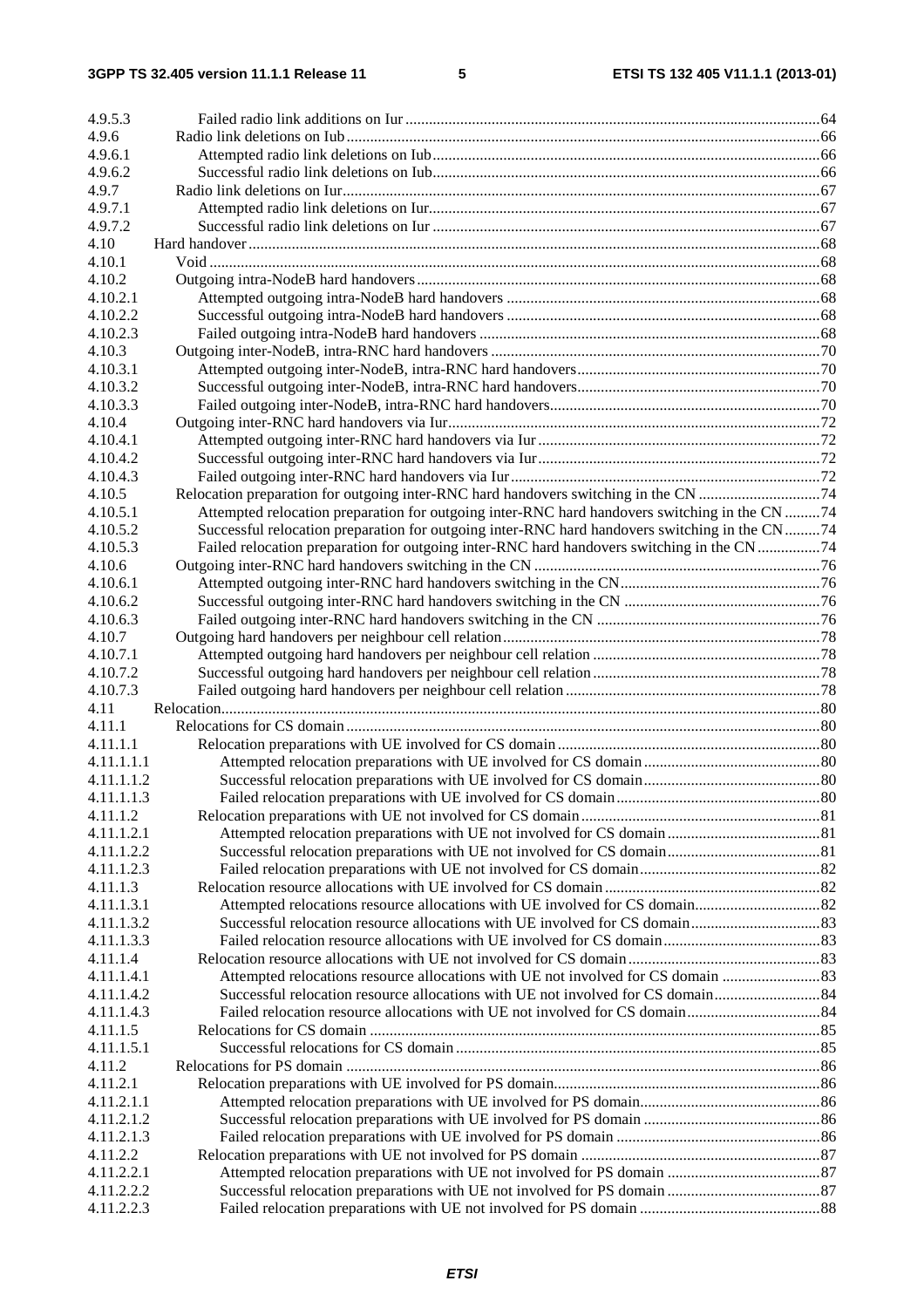4.9.5.3 Failed radio link additions on Iur ..... 64
4.9.6 Radio link deletions on Iub ..... 66
4.9.6.1 Attempted radio link deletions on Iub ..... 66
4.9.6.2 Successful radio link deletions on Iub ..... 66
4.9.7 Radio link deletions on Iur ..... 67
4.9.7.1 Attempted radio link deletions on Iur ..... 67
4.9.7.2 Successful radio link deletions on Iur ..... 67
4.10 Hard handover ..... 68
4.10.1 Void ..... 68
4.10.2 Outgoing intra-NodeB hard handovers ..... 68
4.10.2.1 Attempted outgoing intra-NodeB hard handovers ..... 68
4.10.2.2 Successful outgoing intra-NodeB hard handovers ..... 68
4.10.2.3 Failed outgoing intra-NodeB hard handovers ..... 68
4.10.3 Outgoing inter-NodeB, intra-RNC hard handovers ..... 70
4.10.3.1 Attempted outgoing inter-NodeB, intra-RNC hard handovers ..... 70
4.10.3.2 Successful outgoing inter-NodeB, intra-RNC hard handovers ..... 70
4.10.3.3 Failed outgoing inter-NodeB, intra-RNC hard handovers ..... 70
4.10.4 Outgoing inter-RNC hard handovers via Iur ..... 72
4.10.4.1 Attempted outgoing inter-RNC hard handovers via Iur ..... 72
4.10.4.2 Successful outgoing inter-RNC hard handovers via Iur ..... 72
4.10.4.3 Failed outgoing inter-RNC hard handovers via Iur ..... 72
4.10.5 Relocation preparation for outgoing inter-RNC hard handovers switching in the CN ..... 74
4.10.5.1 Attempted relocation preparation for outgoing inter-RNC hard handovers switching in the CN ..... 74
4.10.5.2 Successful relocation preparation for outgoing inter-RNC hard handovers switching in the CN ..... 74
4.10.5.3 Failed relocation preparation for outgoing inter-RNC hard handovers switching in the CN ..... 74
4.10.6 Outgoing inter-RNC hard handovers switching in the CN ..... 76
4.10.6.1 Attempted outgoing inter-RNC hard handovers switching in the CN ..... 76
4.10.6.2 Successful outgoing inter-RNC hard handovers switching in the CN ..... 76
4.10.6.3 Failed outgoing inter-RNC hard handovers switching in the CN ..... 76
4.10.7 Outgoing hard handovers per neighbour cell relation ..... 78
4.10.7.1 Attempted outgoing hard handovers per neighbour cell relation ..... 78
4.10.7.2 Successful outgoing hard handovers per neighbour cell relation ..... 78
4.10.7.3 Failed outgoing hard handovers per neighbour cell relation ..... 78
4.11 Relocation ..... 80
4.11.1 Relocations for CS domain ..... 80
4.11.1.1 Relocation preparations with UE involved for CS domain ..... 80
4.11.1.1.1 Attempted relocation preparations with UE involved for CS domain ..... 80
4.11.1.1.2 Successful relocation preparations with UE involved for CS domain ..... 80
4.11.1.1.3 Failed relocation preparations with UE involved for CS domain ..... 80
4.11.1.2 Relocation preparations with UE not involved for CS domain ..... 81
4.11.1.2.1 Attempted relocation preparations with UE not involved for CS domain ..... 81
4.11.1.2.2 Successful relocation preparations with UE not involved for CS domain ..... 81
4.11.1.2.3 Failed relocation preparations with UE not involved for CS domain ..... 82
4.11.1.3 Relocation resource allocations with UE involved for CS domain ..... 82
4.11.1.3.1 Attempted relocations resource allocations with UE involved for CS domain ..... 82
4.11.1.3.2 Successful relocation resource allocations with UE involved for CS domain ..... 83
4.11.1.3.3 Failed relocation resource allocations with UE involved for CS domain ..... 83
4.11.1.4 Relocation resource allocations with UE not involved for CS domain ..... 83
4.11.1.4.1 Attempted relocations resource allocations with UE not involved for CS domain ..... 83
4.11.1.4.2 Successful relocation resource allocations with UE not involved for CS domain ..... 84
4.11.1.4.3 Failed relocation resource allocations with UE not involved for CS domain ..... 84
4.11.1.5 Relocations for CS domain ..... 85
4.11.1.5.1 Successful relocations for CS domain ..... 85
4.11.2 Relocations for PS domain ..... 86
4.11.2.1 Relocation preparations with UE involved for PS domain ..... 86
4.11.2.1.1 Attempted relocation preparations with UE involved for PS domain ..... 86
4.11.2.1.2 Successful relocation preparations with UE involved for PS domain ..... 86
4.11.2.1.3 Failed relocation preparations with UE involved for PS domain ..... 86
4.11.2.2 Relocation preparations with UE not involved for PS domain ..... 87
4.11.2.2.1 Attempted relocation preparations with UE not involved for PS domain ..... 87
4.11.2.2.2 Successful relocation preparations with UE not involved for PS domain ..... 87
4.11.2.2.3 Failed relocation preparations with UE not involved for PS domain ..... 88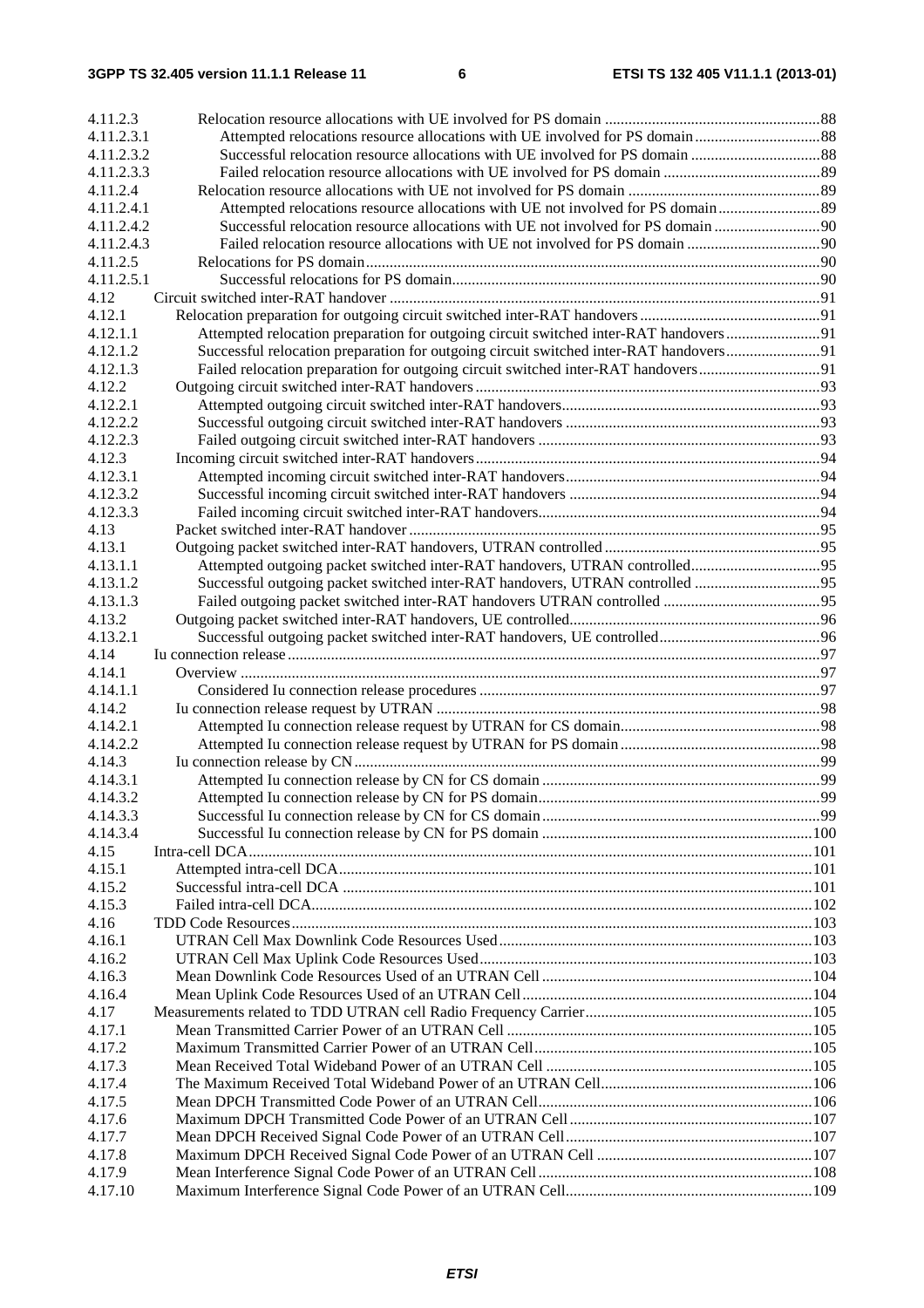4.11.2.3 Relocation resource allocations with UE involved for PS domain ....................................................... 88
4.11.2.3.1 Attempted relocations resource allocations with UE involved for PS domain ................................ 88
4.11.2.3.2 Successful relocation resource allocations with UE involved for PS domain ................................. 88
4.11.2.3.3 Failed relocation resource allocations with UE involved for PS domain ........................................ 89
4.11.2.4 Relocation resource allocations with UE not involved for PS domain ................................................ 89
4.11.2.4.1 Attempted relocations resource allocations with UE not involved for PS domain .......................... 89
4.11.2.4.2 Successful relocation resource allocations with UE not involved for PS domain ........................... 90
4.11.2.4.3 Failed relocation resource allocations with UE not involved for PS domain .................................. 90
4.11.2.5 Relocations for PS domain ................................................................................................................... 90
4.11.2.5.1 Successful relocations for PS domain ............................................................................................. 90
4.12 Circuit switched inter-RAT handover ............................................................................................................ 91
4.12.1 Relocation preparation for outgoing circuit switched inter-RAT handovers ............................................. 91
4.12.1.1 Attempted relocation preparation for outgoing circuit switched inter-RAT handovers ........................ 91
4.12.1.2 Successful relocation preparation for outgoing circuit switched inter-RAT handovers ........................ 91
4.12.1.3 Failed relocation preparation for outgoing circuit switched inter-RAT handovers ............................... 91
4.12.2 Outgoing circuit switched inter-RAT handovers ....................................................................................... 93
4.12.2.1 Attempted outgoing circuit switched inter-RAT handovers ................................................................. 93
4.12.2.2 Successful outgoing circuit switched inter-RAT handovers ................................................................. 93
4.12.2.3 Failed outgoing circuit switched inter-RAT handovers ....................................................................... 93
4.12.3 Incoming circuit switched inter-RAT handovers ....................................................................................... 94
4.12.3.1 Attempted incoming circuit switched inter-RAT handovers ................................................................ 94
4.12.3.2 Successful incoming circuit switched inter-RAT handovers ................................................................ 94
4.12.3.3 Failed incoming circuit switched inter-RAT handovers ....................................................................... 94
4.13 Packet switched inter-RAT handover ........................................................................................................ 95
4.13.1 Outgoing packet switched inter-RAT handovers, UTRAN controlled ...................................................... 95
4.13.1.1 Attempted outgoing packet switched inter-RAT handovers, UTRAN controlled ................................. 95
4.13.1.2 Successful outgoing packet switched inter-RAT handovers, UTRAN controlled ................................ 95
4.13.1.3 Failed outgoing packet switched inter-RAT handovers UTRAN controlled ........................................ 95
4.13.2 Outgoing packet switched inter-RAT handovers, UE controlled ............................................................... 96
4.13.2.1 Successful outgoing packet switched inter-RAT handovers, UE controlled ......................................... 96
4.14 Iu connection release ....................................................................................................................................... 97
4.14.1 Overview .................................................................................................................................................. 97
4.14.1.1 Considered Iu connection release procedures ...................................................................................... 97
4.14.2 Iu connection release request by UTRAN ................................................................................................ 98
4.14.2.1 Attempted Iu connection release request by UTRAN for CS domain .................................................. 98
4.14.2.2 Attempted Iu connection release request by UTRAN for PS domain .................................................. 98
4.14.3 Iu connection release by CN ..................................................................................................................... 99
4.14.3.1 Attempted Iu connection release by CN for CS domain ...................................................................... 99
4.14.3.2 Attempted Iu connection release by CN for PS domain ....................................................................... 99
4.14.3.3 Successful Iu connection release by CN for CS domain ...................................................................... 99
4.14.3.4 Successful Iu connection release by CN for PS domain .................................................................... 100
4.15 Intra-cell DCA ............................................................................................................................................... 101
4.15.1 Attempted intra-cell DCA ....................................................................................................................... 101
4.15.2 Successful intra-cell DCA ...................................................................................................................... 101
4.15.3 Failed intra-cell DCA .............................................................................................................................. 102
4.16 TDD Code Resources ................................................................................................................................... 103
4.16.1 UTRAN Cell Max Downlink Code Resources Used ............................................................................... 103
4.16.2 UTRAN Cell Max Uplink Code Resources Used .................................................................................... 103
4.16.3 Mean Downlink Code Resources Used of an UTRAN Cell .................................................................... 104
4.16.4 Mean Uplink Code Resources Used of an UTRAN Cell ......................................................................... 104
4.17 Measurements related to TDD UTRAN cell Radio Frequency Carrier ......................................................... 105
4.17.1 Mean Transmitted Carrier Power of an UTRAN Cell ............................................................................. 105
4.17.2 Maximum Transmitted Carrier Power of an UTRAN Cell ...................................................................... 105
4.17.3 Mean Received Total Wideband Power of an UTRAN Cell ................................................................... 105
4.17.4 The Maximum Received Total Wideband Power of an UTRAN Cell ..................................................... 106
4.17.5 Mean DPCH Transmitted Code Power of an UTRAN Cell ..................................................................... 106
4.17.6 Maximum DPCH Transmitted Code Power of an UTRAN Cell ............................................................. 107
4.17.7 Mean DPCH Received Signal Code Power of an UTRAN Cell .............................................................. 107
4.17.8 Maximum DPCH Received Signal Code Power of an UTRAN Cell ...................................................... 107
4.17.9 Mean Interference Signal Code Power of an UTRAN Cell ..................................................................... 108
4.17.10 Maximum Interference Signal Code Power of an UTRAN Cell .............................................................. 109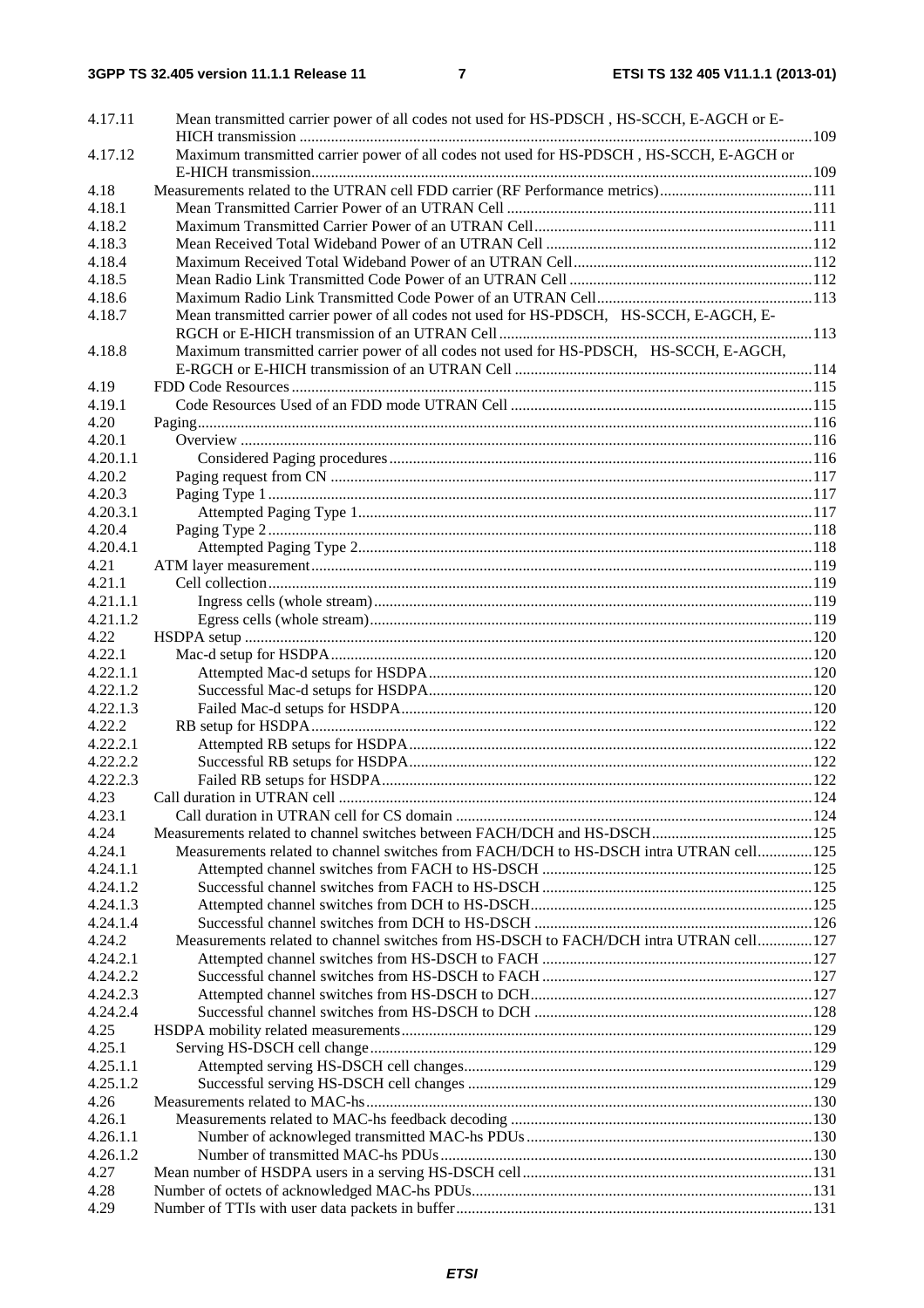4.17.11 Mean transmitted carrier power of all codes not used for HS-PDSCH , HS-SCCH, E-AGCH or E-HICH transmission ....109
4.17.12 Maximum transmitted carrier power of all codes not used for HS-PDSCH , HS-SCCH, E-AGCH or E-HICH transmission....109
4.18 Measurements related to the UTRAN cell FDD carrier (RF Performance metrics)....111
4.18.1 Mean Transmitted Carrier Power of an UTRAN Cell ....111
4.18.2 Maximum Transmitted Carrier Power of an UTRAN Cell....111
4.18.3 Mean Received Total Wideband Power of an UTRAN Cell ....112
4.18.4 Maximum Received Total Wideband Power of an UTRAN Cell....112
4.18.5 Mean Radio Link Transmitted Code Power of an UTRAN Cell ....112
4.18.6 Maximum Radio Link Transmitted Code Power of an UTRAN Cell....113
4.18.7 Mean transmitted carrier power of all codes not used for HS-PDSCH, HS-SCCH, E-AGCH, E-RGCH or E-HICH transmission of an UTRAN Cell ....113
4.18.8 Maximum transmitted carrier power of all codes not used for HS-PDSCH, HS-SCCH, E-AGCH, E-RGCH or E-HICH transmission of an UTRAN Cell ....114
4.19 FDD Code Resources ....115
4.19.1 Code Resources Used of an FDD mode UTRAN Cell ....115
4.20 Paging....116
4.20.1 Overview ....116
4.20.1.1 Considered Paging procedures ....116
4.20.2 Paging request from CN ....117
4.20.3 Paging Type 1 ....117
4.20.3.1 Attempted Paging Type 1....117
4.20.4 Paging Type 2 ....118
4.20.4.1 Attempted Paging Type 2....118
4.21 ATM layer measurement....119
4.21.1 Cell collection....119
4.21.1.1 Ingress cells (whole stream)....119
4.21.1.2 Egress cells (whole stream)....119
4.22 HSDPA setup ....120
4.22.1 Mac-d setup for HSDPA....120
4.22.1.1 Attempted Mac-d setups for HSDPA....120
4.22.1.2 Successful Mac-d setups for HSDPA....120
4.22.1.3 Failed Mac-d setups for HSDPA....120
4.22.2 RB setup for HSDPA....122
4.22.2.1 Attempted RB setups for HSDPA....122
4.22.2.2 Successful RB setups for HSDPA....122
4.22.2.3 Failed RB setups for HSDPA....122
4.23 Call duration in UTRAN cell ....124
4.23.1 Call duration in UTRAN cell for CS domain ....124
4.24 Measurements related to channel switches between FACH/DCH and HS-DSCH....125
4.24.1 Measurements related to channel switches from FACH/DCH to HS-DSCH intra UTRAN cell....125
4.24.1.1 Attempted channel switches from FACH to HS-DSCH ....125
4.24.1.2 Successful channel switches from FACH to HS-DSCH ....125
4.24.1.3 Attempted channel switches from DCH to HS-DSCH....125
4.24.1.4 Successful channel switches from DCH to HS-DSCH ....126
4.24.2 Measurements related to channel switches from HS-DSCH to FACH/DCH intra UTRAN cell....127
4.24.2.1 Attempted channel switches from HS-DSCH to FACH ....127
4.24.2.2 Successful channel switches from HS-DSCH to FACH ....127
4.24.2.3 Attempted channel switches from HS-DSCH to DCH....127
4.24.2.4 Successful channel switches from HS-DSCH to DCH ....128
4.25 HSDPA mobility related measurements....129
4.25.1 Serving HS-DSCH cell change....129
4.25.1.1 Attempted serving HS-DSCH cell changes....129
4.25.1.2 Successful serving HS-DSCH cell changes ....129
4.26 Measurements related to MAC-hs....130
4.26.1 Measurements related to MAC-hs feedback decoding ....130
4.26.1.1 Number of acknowleged transmitted MAC-hs PDUs....130
4.26.1.2 Number of transmitted MAC-hs PDUs....130
4.27 Mean number of HSDPA users in a serving HS-DSCH cell....131
4.28 Number of octets of acknowledged MAC-hs PDUs....131
4.29 Number of TTIs with user data packets in buffer....131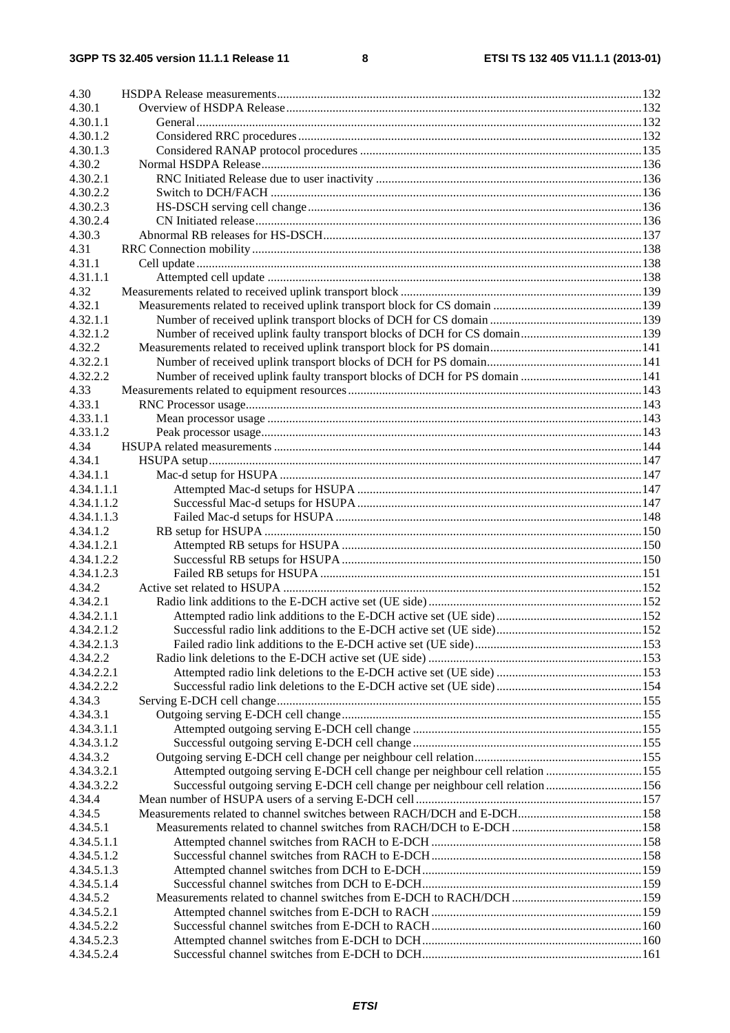4.30 HSDPA Release measurements ..... 132
4.30.1 Overview of HSDPA Release ..... 132
4.30.1.1 General ..... 132
4.30.1.2 Considered RRC procedures ..... 132
4.30.1.3 Considered RANAP protocol procedures ..... 135
4.30.2 Normal HSDPA Release ..... 136
4.30.2.1 RNC Initiated Release due to user inactivity ..... 136
4.30.2.2 Switch to DCH/FACH ..... 136
4.30.2.3 HS-DSCH serving cell change ..... 136
4.30.2.4 CN Initiated release ..... 136
4.30.3 Abnormal RB releases for HS-DSCH ..... 137
4.31 RRC Connection mobility ..... 138
4.31.1 Cell update ..... 138
4.31.1.1 Attempted cell update ..... 138
4.32 Measurements related to received uplink transport block ..... 139
4.32.1 Measurements related to received uplink transport block for CS domain ..... 139
4.32.1.1 Number of received uplink transport blocks of DCH for CS domain ..... 139
4.32.1.2 Number of received uplink faulty transport blocks of DCH for CS domain ..... 139
4.32.2 Measurements related to received uplink transport block for PS domain ..... 141
4.32.2.1 Number of received uplink transport blocks of DCH for PS domain ..... 141
4.32.2.2 Number of received uplink faulty transport blocks of DCH for PS domain ..... 141
4.33 Measurements related to equipment resources ..... 143
4.33.1 RNC Processor usage ..... 143
4.33.1.1 Mean processor usage ..... 143
4.33.1.2 Peak processor usage ..... 143
4.34 HSUPA related measurements ..... 144
4.34.1 HSUPA setup ..... 147
4.34.1.1 Mac-d setup for HSUPA ..... 147
4.34.1.1.1 Attempted Mac-d setups for HSUPA ..... 147
4.34.1.1.2 Successful Mac-d setups for HSUPA ..... 147
4.34.1.1.3 Failed Mac-d setups for HSUPA ..... 148
4.34.1.2 RB setup for HSUPA ..... 150
4.34.1.2.1 Attempted RB setups for HSUPA ..... 150
4.34.1.2.2 Successful RB setups for HSUPA ..... 150
4.34.1.2.3 Failed RB setups for HSUPA ..... 151
4.34.2 Active set related to HSUPA ..... 152
4.34.2.1 Radio link additions to the E-DCH active set (UE side) ..... 152
4.34.2.1.1 Attempted radio link additions to the E-DCH active set (UE side) ..... 152
4.34.2.1.2 Successful radio link additions to the E-DCH active set (UE side) ..... 152
4.34.2.1.3 Failed radio link additions to the E-DCH active set (UE side) ..... 153
4.34.2.2 Radio link deletions to the E-DCH active set (UE side) ..... 153
4.34.2.2.1 Attempted radio link deletions to the E-DCH active set (UE side) ..... 153
4.34.2.2.2 Successful radio link deletions to the E-DCH active set (UE side) ..... 154
4.34.3 Serving E-DCH cell change ..... 155
4.34.3.1 Outgoing serving E-DCH cell change ..... 155
4.34.3.1.1 Attempted outgoing serving E-DCH cell change ..... 155
4.34.3.1.2 Successful outgoing serving E-DCH cell change ..... 155
4.34.3.2 Outgoing serving E-DCH cell change per neighbour cell relation ..... 155
4.34.3.2.1 Attempted outgoing serving E-DCH cell change per neighbour cell relation ..... 155
4.34.3.2.2 Successful outgoing serving E-DCH cell change per neighbour cell relation ..... 156
4.34.4 Mean number of HSUPA users of a serving E-DCH cell ..... 157
4.34.5 Measurements related to channel switches between RACH/DCH and E-DCH ..... 158
4.34.5.1 Measurements related to channel switches from RACH/DCH to E-DCH ..... 158
4.34.5.1.1 Attempted channel switches from RACH to E-DCH ..... 158
4.34.5.1.2 Successful channel switches from RACH to E-DCH ..... 158
4.34.5.1.3 Attempted channel switches from DCH to E-DCH ..... 159
4.34.5.1.4 Successful channel switches from DCH to E-DCH ..... 159
4.34.5.2 Measurements related to channel switches from E-DCH to RACH/DCH ..... 159
4.34.5.2.1 Attempted channel switches from E-DCH to RACH ..... 159
4.34.5.2.2 Successful channel switches from E-DCH to RACH ..... 160
4.34.5.2.3 Attempted channel switches from E-DCH to DCH ..... 160
4.34.5.2.4 Successful channel switches from E-DCH to DCH ..... 161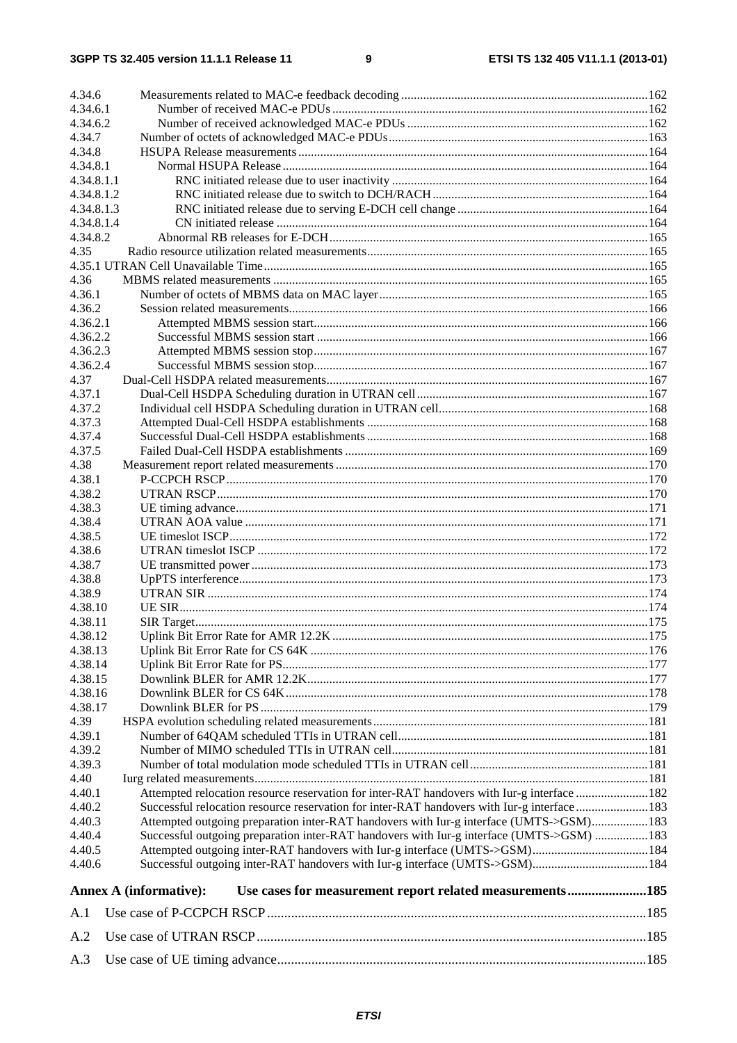4.34.6 Measurements related to MAC-e feedback decoding .....162
4.34.6.1 Number of received MAC-e PDUs .....162
4.34.6.2 Number of received acknowledged MAC-e PDUs .....162
4.34.7 Number of octets of acknowledged MAC-e PDUs .....163
4.34.8 HSUPA Release measurements .....164
4.34.8.1 Normal HSUPA Release .....164
4.34.8.1.1 RNC initiated release due to user inactivity .....164
4.34.8.1.2 RNC initiated release due to switch to DCH/RACH .....164
4.34.8.1.3 RNC initiated release due to serving E-DCH cell change .....164
4.34.8.1.4 CN initiated release .....164
4.34.8.2 Abnormal RB releases for E-DCH .....165
4.35 Radio resource utilization related measurements .....165
4.35.1 UTRAN Cell Unavailable Time .....165
4.36 MBMS related measurements .....165
4.36.1 Number of octets of MBMS data on MAC layer .....165
4.36.2 Session related measurements .....166
4.36.2.1 Attempted MBMS session start .....166
4.36.2.2 Successful MBMS session start .....166
4.36.2.3 Attempted MBMS session stop .....167
4.36.2.4 Successful MBMS session stop .....167
4.37 Dual-Cell HSDPA related measurements .....167
4.37.1 Dual-Cell HSDPA Scheduling duration in UTRAN cell .....167
4.37.2 Individual cell HSDPA Scheduling duration in UTRAN cell .....168
4.37.3 Attempted Dual-Cell HSDPA establishments .....168
4.37.4 Successful Dual-Cell HSDPA establishments .....168
4.37.5 Failed Dual-Cell HSDPA establishments .....169
4.38 Measurement report related measurements .....170
4.38.1 P-CCPCH RSCP .....170
4.38.2 UTRAN RSCP .....170
4.38.3 UE timing advance .....171
4.38.4 UTRAN AOA value .....171
4.38.5 UE timeslot ISCP .....172
4.38.6 UTRAN timeslot ISCP .....172
4.38.7 UE transmitted power .....173
4.38.8 UpPTS interference .....173
4.38.9 UTRAN SIR .....174
4.38.10 UE SIR .....174
4.38.11 SIR Target .....175
4.38.12 Uplink Bit Error Rate for AMR 12.2K .....175
4.38.13 Uplink Bit Error Rate for CS 64K .....176
4.38.14 Uplink Bit Error Rate for PS .....177
4.38.15 Downlink BLER for AMR 12.2K .....177
4.38.16 Downlink BLER for CS 64K .....178
4.38.17 Downlink BLER for PS .....179
4.39 HSPA evolution scheduling related measurements .....181
4.39.1 Number of 64QAM scheduled TTIs in UTRAN cell .....181
4.39.2 Number of MIMO scheduled TTIs in UTRAN cell .....181
4.39.3 Number of total modulation mode scheduled TTIs in UTRAN cell .....181
4.40 Iurg related measurements .....181
4.40.1 Attempted relocation resource reservation for inter-RAT handovers with Iur-g interface .....182
4.40.2 Successful relocation resource reservation for inter-RAT handovers with Iur-g interface .....183
4.40.3 Attempted outgoing preparation inter-RAT handovers with Iur-g interface (UMTS->GSM) .....183
4.40.4 Successful outgoing preparation inter-RAT handovers with Iur-g interface (UMTS->GSM) .....183
4.40.5 Attempted outgoing inter-RAT handovers with Iur-g interface (UMTS->GSM) .....184
4.40.6 Successful outgoing inter-RAT handovers with Iur-g interface (UMTS->GSM) .....184

**Annex A (informative): Use cases for measurement report related measurements .....185**

A.1 Use case of P-CCPCH RSCP .....185

A.2 Use case of UTRAN RSCP .....185

A.3 Use case of UE timing advance .....185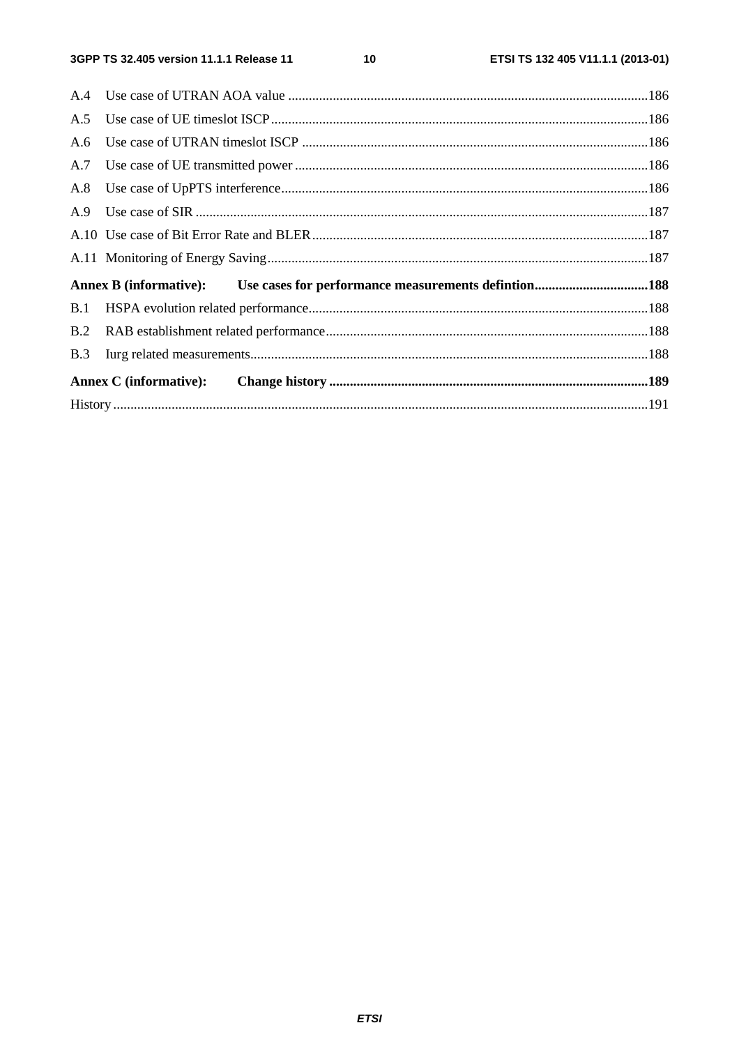A.4 Use case of UTRAN AOA value ........................................................................................................186

A.5 Use case of UE timeslot ISCP.............................................................................................................186

A.6 Use case of UTRAN timeslot ISCP ....................................................................................................186

A.7 Use case of UE transmitted power ......................................................................................................186

A.8 Use case of UpPTS interference..........................................................................................................186

A.9 Use case of SIR ...................................................................................................................................187

A.10 Use case of Bit Error Rate and BLER.................................................................................................187

A.11 Monitoring of Energy Saving..............................................................................................................187

**Annex B (informative): Use cases for performance measurements defintion.................................188**

B.1 HSPA evolution related performance..................................................................................................188

B.2 RAB establishment related performance.............................................................................................188

B.3 Iurg related measurements...................................................................................................................188

**Annex C (informative): Change history ............................................................................................189**

History ..........................................................................................................................................................191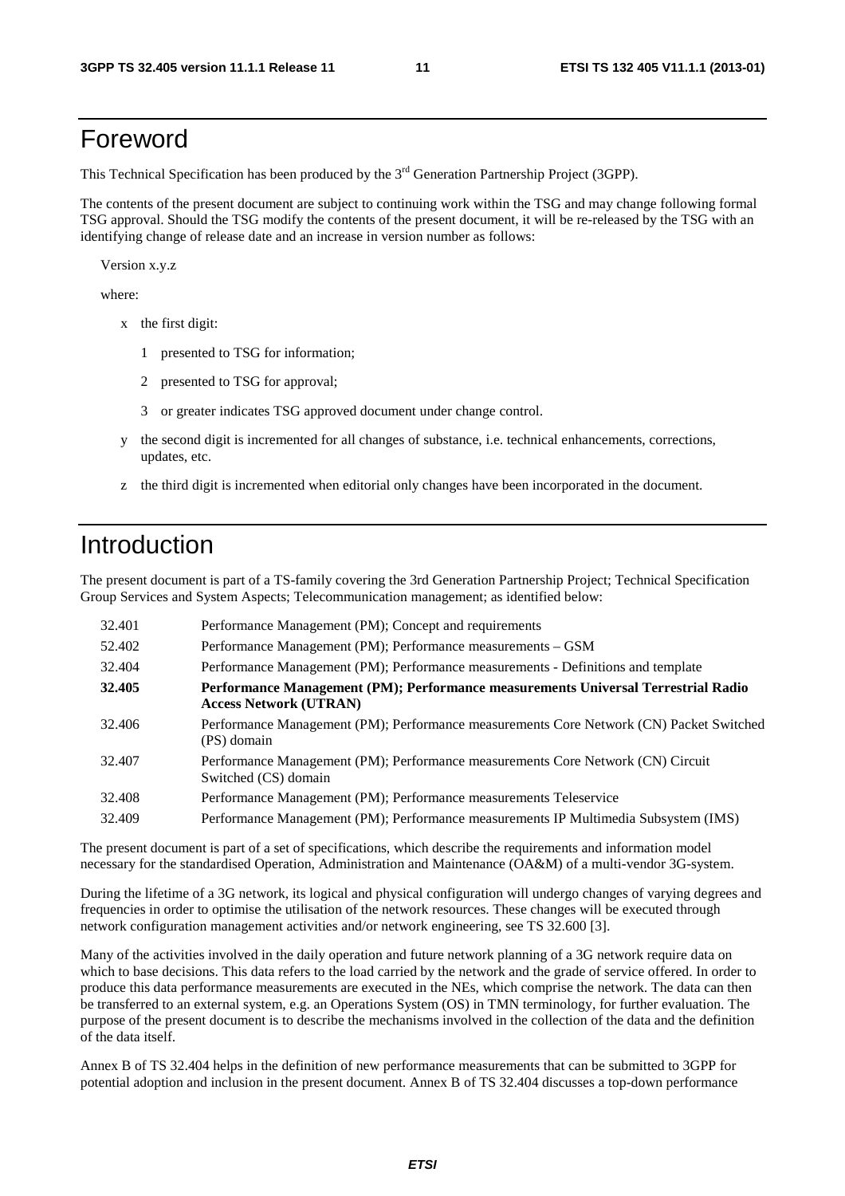# Foreword

This Technical Specification has been produced by the 3rd Generation Partnership Project (3GPP).

The contents of the present document are subject to continuing work within the TSG and may change following formal TSG approval. Should the TSG modify the contents of the present document, it will be re-released by the TSG with an identifying change of release date and an increase in version number as follows:

Version x.y.z

where:

- x the first digit:
  - 1 presented to TSG for information;
  - 2 presented to TSG for approval;
  - 3 or greater indicates TSG approved document under change control.
- y the second digit is incremented for all changes of substance, i.e. technical enhancements, corrections, updates, etc.
- z the third digit is incremented when editorial only changes have been incorporated in the document.

# Introduction

The present document is part of a TS-family covering the 3rd Generation Partnership Project; Technical Specification Group Services and System Aspects; Telecommunication management; as identified below:

| | |
|---|---|
| 32.401 | Performance Management (PM); Concept and requirements |
| 52.402 | Performance Management (PM); Performance measurements – GSM |
| 32.404 | Performance Management (PM); Performance measurements - Definitions and template |
| **32.405** | **Performance Management (PM); Performance measurements Universal Terrestrial Radio Access Network (UTRAN)** |
| 32.406 | Performance Management (PM); Performance measurements Core Network (CN) Packet Switched (PS) domain |
| 32.407 | Performance Management (PM); Performance measurements Core Network (CN) Circuit Switched (CS) domain |
| 32.408 | Performance Management (PM); Performance measurements Teleservice |
| 32.409 | Performance Management (PM); Performance measurements IP Multimedia Subsystem (IMS) |

The present document is part of a set of specifications, which describe the requirements and information model necessary for the standardised Operation, Administration and Maintenance (OA&M) of a multi-vendor 3G-system.

During the lifetime of a 3G network, its logical and physical configuration will undergo changes of varying degrees and frequencies in order to optimise the utilisation of the network resources. These changes will be executed through network configuration management activities and/or network engineering, see TS 32.600 [3].

Many of the activities involved in the daily operation and future network planning of a 3G network require data on which to base decisions. This data refers to the load carried by the network and the grade of service offered. In order to produce this data performance measurements are executed in the NEs, which comprise the network. The data can then be transferred to an external system, e.g. an Operations System (OS) in TMN terminology, for further evaluation. The purpose of the present document is to describe the mechanisms involved in the collection of the data and the definition of the data itself.

Annex B of TS 32.404 helps in the definition of new performance measurements that can be submitted to 3GPP for potential adoption and inclusion in the present document. Annex B of TS 32.404 discusses a top-down performance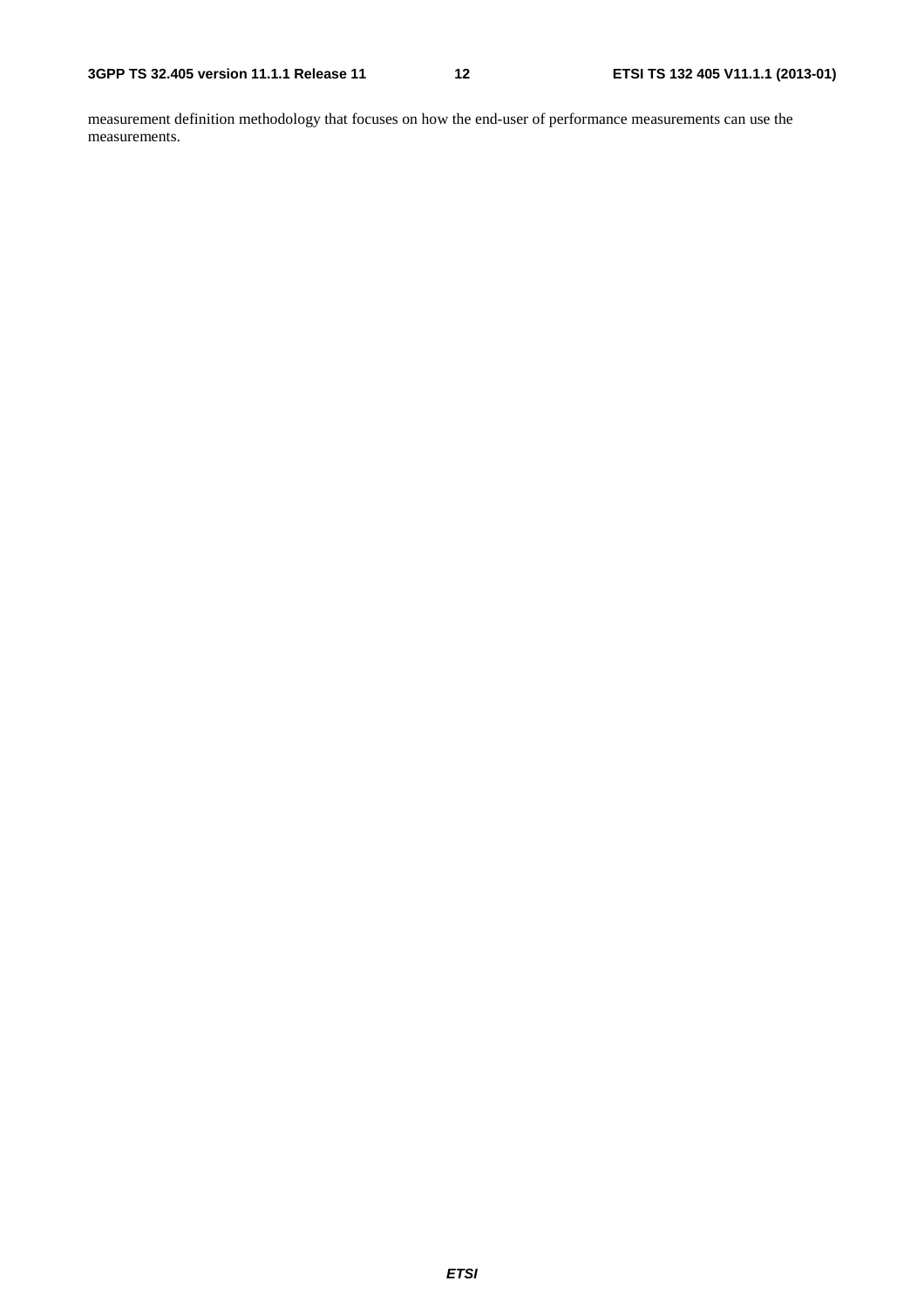measurement definition methodology that focuses on how the end-user of performance measurements can use the measurements.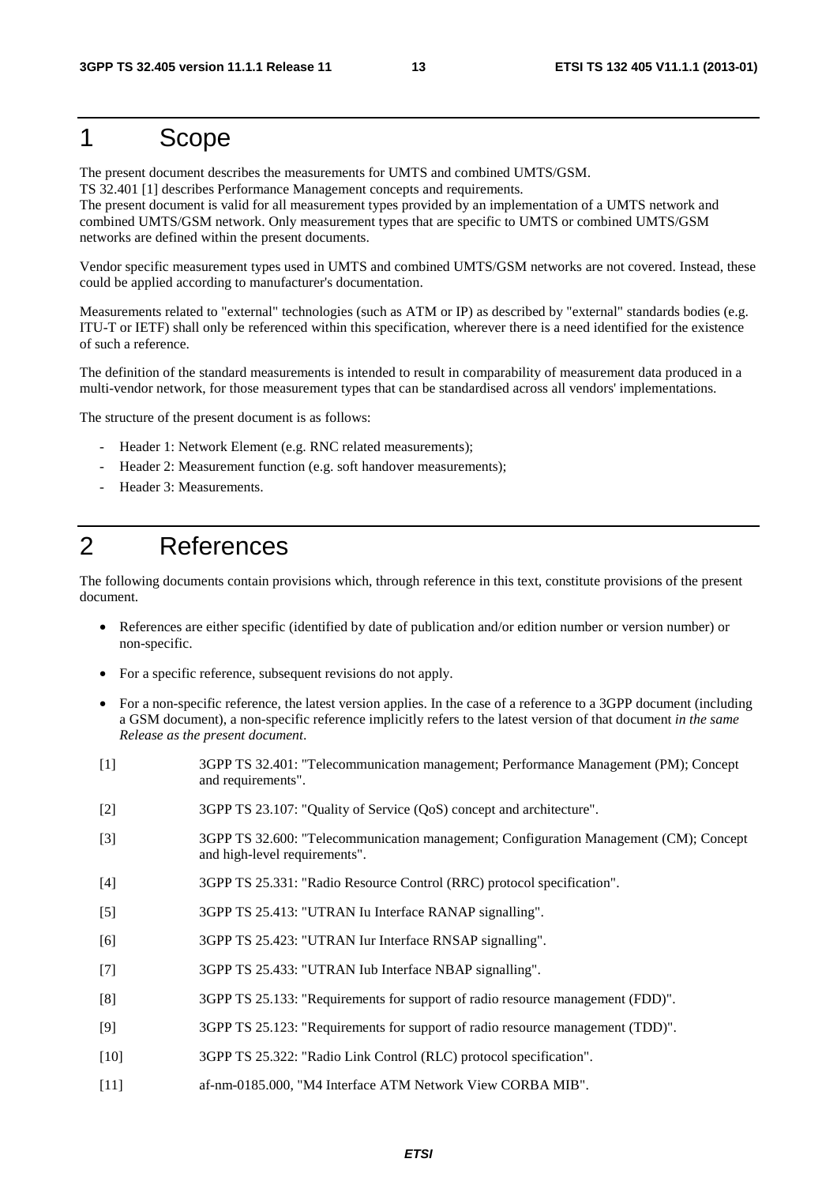# 1 Scope

The present document describes the measurements for UMTS and combined UMTS/GSM.
TS 32.401 [1] describes Performance Management concepts and requirements.
The present document is valid for all measurement types provided by an implementation of a UMTS network and combined UMTS/GSM network. Only measurement types that are specific to UMTS or combined UMTS/GSM networks are defined within the present documents.

Vendor specific measurement types used in UMTS and combined UMTS/GSM networks are not covered. Instead, these could be applied according to manufacturer's documentation.

Measurements related to "external" technologies (such as ATM or IP) as described by "external" standards bodies (e.g. ITU-T or IETF) shall only be referenced within this specification, wherever there is a need identified for the existence of such a reference.

The definition of the standard measurements is intended to result in comparability of measurement data produced in a multi-vendor network, for those measurement types that can be standardised across all vendors' implementations.

The structure of the present document is as follows:

- Header 1: Network Element (e.g. RNC related measurements);
- Header 2: Measurement function (e.g. soft handover measurements);
- Header 3: Measurements.

# 2 References

The following documents contain provisions which, through reference in this text, constitute provisions of the present document.

- References are either specific (identified by date of publication and/or edition number or version number) or non-specific.
- For a specific reference, subsequent revisions do not apply.
- For a non-specific reference, the latest version applies. In the case of a reference to a 3GPP document (including a GSM document), a non-specific reference implicitly refers to the latest version of that document *in the same Release as the present document*.

[1] 3GPP TS 32.401: "Telecommunication management; Performance Management (PM); Concept and requirements".

[2] 3GPP TS 23.107: "Quality of Service (QoS) concept and architecture".

[3] 3GPP TS 32.600: "Telecommunication management; Configuration Management (CM); Concept and high-level requirements".

[4] 3GPP TS 25.331: "Radio Resource Control (RRC) protocol specification".

[5] 3GPP TS 25.413: "UTRAN Iu Interface RANAP signalling".

[6] 3GPP TS 25.423: "UTRAN Iur Interface RNSAP signalling".

[7] 3GPP TS 25.433: "UTRAN Iub Interface NBAP signalling".

[8] 3GPP TS 25.133: "Requirements for support of radio resource management (FDD)".

[9] 3GPP TS 25.123: "Requirements for support of radio resource management (TDD)".

[10] 3GPP TS 25.322: "Radio Link Control (RLC) protocol specification".

[11] af-nm-0185.000, "M4 Interface ATM Network View CORBA MIB".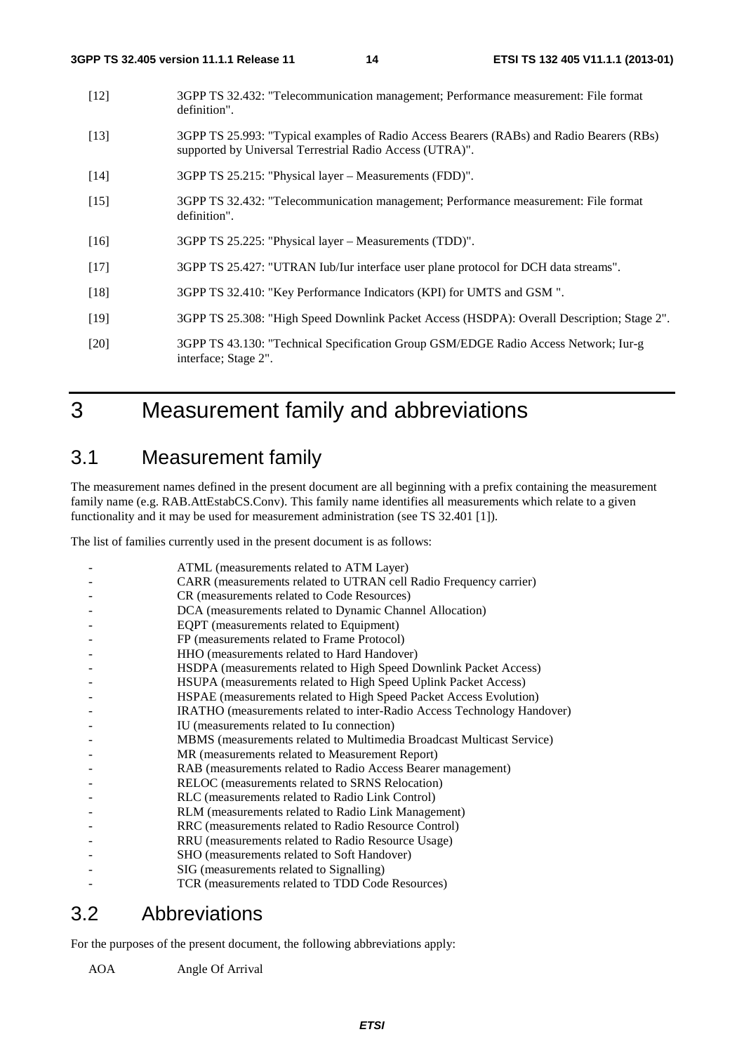[12] 3GPP TS 32.432: "Telecommunication management; Performance measurement: File format definition".

[13] 3GPP TS 25.993: "Typical examples of Radio Access Bearers (RABs) and Radio Bearers (RBs) supported by Universal Terrestrial Radio Access (UTRA)".

[14] 3GPP TS 25.215: "Physical layer – Measurements (FDD)".

[15] 3GPP TS 32.432: "Telecommunication management; Performance measurement: File format definition".

[16] 3GPP TS 25.225: "Physical layer – Measurements (TDD)".

[17] 3GPP TS 25.427: "UTRAN Iub/Iur interface user plane protocol for DCH data streams".

[18] 3GPP TS 32.410: "Key Performance Indicators (KPI) for UMTS and GSM ".

[19] 3GPP TS 25.308: "High Speed Downlink Packet Access (HSDPA): Overall Description; Stage 2".

[20] 3GPP TS 43.130: "Technical Specification Group GSM/EDGE Radio Access Network; Iur-g interface; Stage 2".

# 3 Measurement family and abbreviations

## 3.1 Measurement family

The measurement names defined in the present document are all beginning with a prefix containing the measurement family name (e.g. RAB.AttEstabCS.Conv). This family name identifies all measurements which relate to a given functionality and it may be used for measurement administration (see TS 32.401 [1]).

The list of families currently used in the present document is as follows:

- ATML (measurements related to ATM Layer)
- CARR (measurements related to UTRAN cell Radio Frequency carrier)
- CR (measurements related to Code Resources)
- DCA (measurements related to Dynamic Channel Allocation)
- EQPT (measurements related to Equipment)
- FP (measurements related to Frame Protocol)
- HHO (measurements related to Hard Handover)
- HSDPA (measurements related to High Speed Downlink Packet Access)
- HSUPA (measurements related to High Speed Uplink Packet Access)
- HSPAE (measurements related to High Speed Packet Access Evolution)
- IRATHO (measurements related to inter-Radio Access Technology Handover)
- IU (measurements related to Iu connection)
- MBMS (measurements related to Multimedia Broadcast Multicast Service)
- MR (measurements related to Measurement Report)
- RAB (measurements related to Radio Access Bearer management)
- RELOC (measurements related to SRNS Relocation)
- RLC (measurements related to Radio Link Control)
- RLM (measurements related to Radio Link Management)
- RRC (measurements related to Radio Resource Control)
- RRU (measurements related to Radio Resource Usage)
- SHO (measurements related to Soft Handover)
- SIG (measurements related to Signalling)
- TCR (measurements related to TDD Code Resources)

## 3.2 Abbreviations

For the purposes of the present document, the following abbreviations apply:

AOA Angle Of Arrival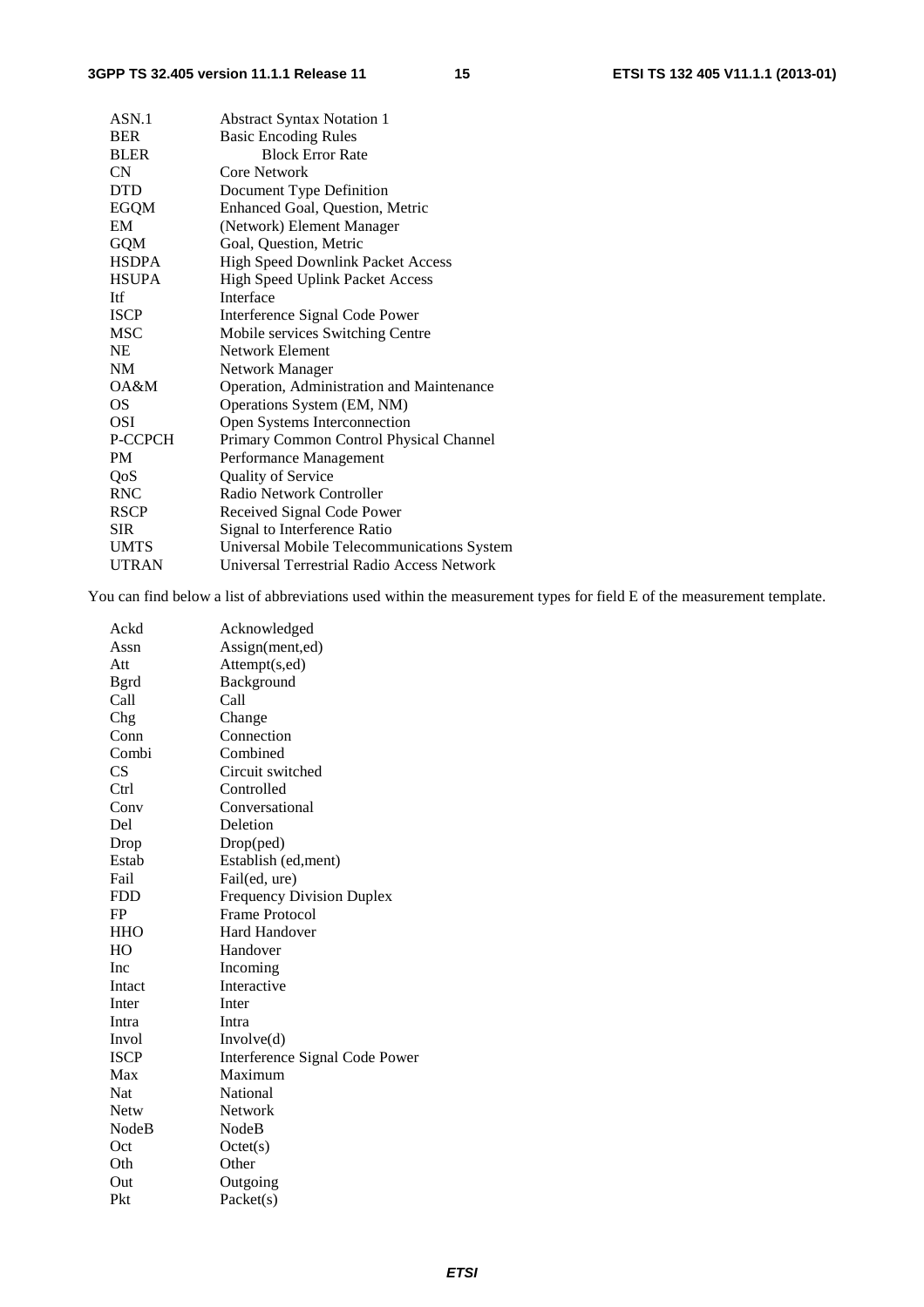| | |
|---|---|
| ASN.1 | Abstract Syntax Notation 1 |
| BER | Basic Encoding Rules |
| BLER | Block Error Rate |
| CN | Core Network |
| DTD | Document Type Definition |
| EGQM | Enhanced Goal, Question, Metric |
| EM | (Network) Element Manager |
| GQM | Goal, Question, Metric |
| HSDPA | High Speed Downlink Packet Access |
| HSUPA | High Speed Uplink Packet Access |
| Itf | Interface |
| ISCP | Interference Signal Code Power |
| MSC | Mobile services Switching Centre |
| NE | Network Element |
| NM | Network Manager |
| OA&M | Operation, Administration and Maintenance |
| OS | Operations System (EM, NM) |
| OSI | Open Systems Interconnection |
| P-CCPCH | Primary Common Control Physical Channel |
| PM | Performance Management |
| QoS | Quality of Service |
| RNC | Radio Network Controller |
| RSCP | Received Signal Code Power |
| SIR | Signal to Interference Ratio |
| UMTS | Universal Mobile Telecommunications System |
| UTRAN | Universal Terrestrial Radio Access Network |

You can find below a list of abbreviations used within the measurement types for field E of the measurement template.

| | |
|---|---|
| Ackd | Acknowledged |
| Assn | Assign(ment,ed) |
| Att | Attempt(s,ed) |
| Bgrd | Background |
| Call | Call |
| Chg | Change |
| Conn | Connection |
| Combi | Combined |
| CS | Circuit switched |
| Ctrl | Controlled |
| Conv | Conversational |
| Del | Deletion |
| Drop | Drop(ped) |
| Estab | Establish (ed,ment) |
| Fail | Fail(ed, ure) |
| FDD | Frequency Division Duplex |
| FP | Frame Protocol |
| HHO | Hard Handover |
| HO | Handover |
| Inc | Incoming |
| Intact | Interactive |
| Inter | Inter |
| Intra | Intra |
| Invol | Involve(d) |
| ISCP | Interference Signal Code Power |
| Max | Maximum |
| Nat | National |
| Netw | Network |
| NodeB | NodeB |
| Oct | Octet(s) |
| Oth | Other |
| Out | Outgoing |
| Pkt | Packet(s) |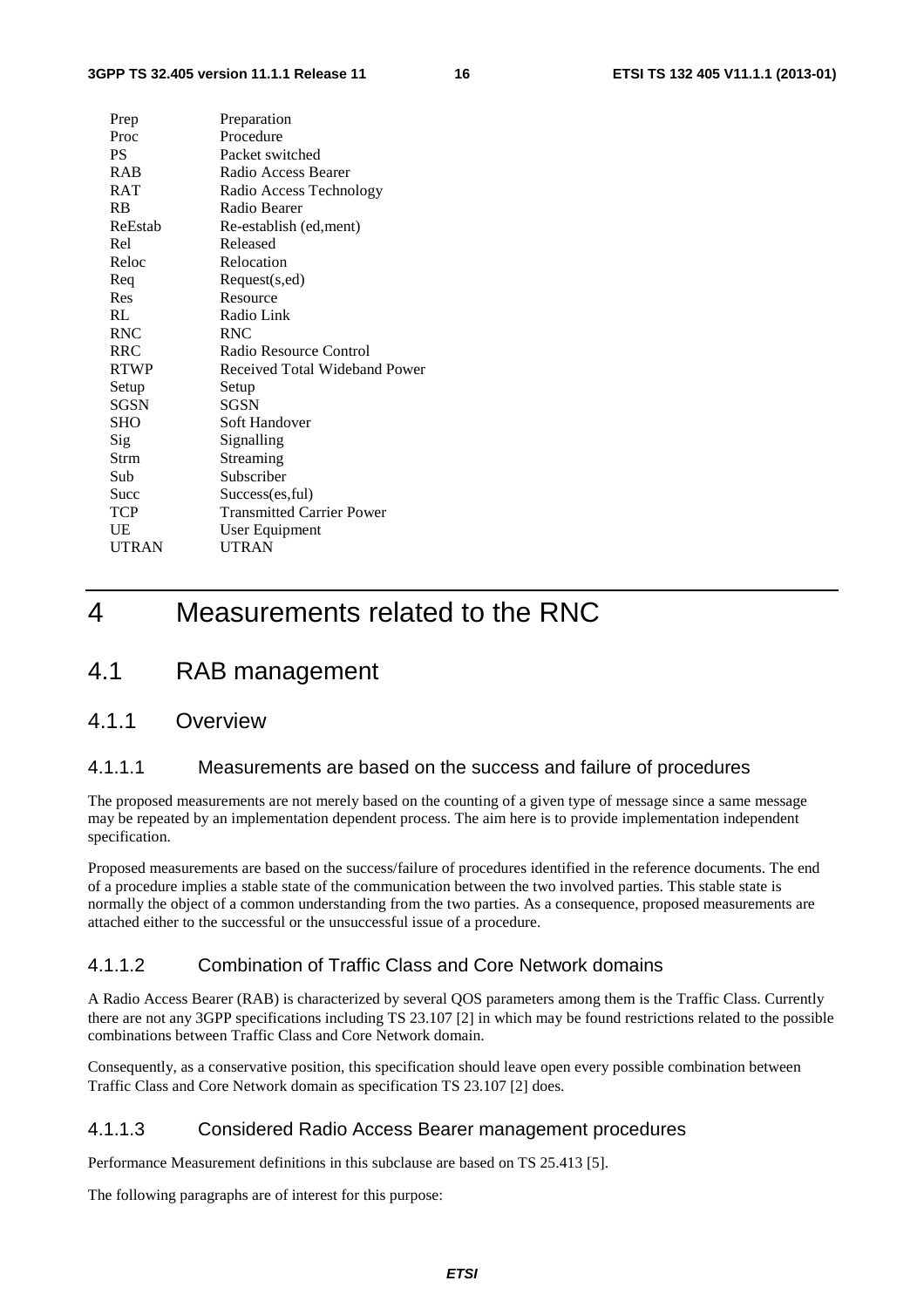| | |
|---|---|
| Prep | Preparation |
| Proc | Procedure |
| PS | Packet switched |
| RAB | Radio Access Bearer |
| RAT | Radio Access Technology |
| RB | Radio Bearer |
| ReEstab | Re-establish (ed,ment) |
| Rel | Released |
| Reloc | Relocation |
| Req | Request(s,ed) |
| Res | Resource |
| RL | Radio Link |
| RNC | RNC |
| RRC | Radio Resource Control |
| RTWP | Received Total Wideband Power |
| Setup | Setup |
| SGSN | SGSN |
| SHO | Soft Handover |
| Sig | Signalling |
| Strm | Streaming |
| Sub | Subscriber |
| Succ | Success(es,ful) |
| TCP | Transmitted Carrier Power |
| UE | User Equipment |
| UTRAN | UTRAN |

# 4 Measurements related to the RNC

## 4.1 RAB management

### 4.1.1 Overview

#### 4.1.1.1 Measurements are based on the success and failure of procedures

The proposed measurements are not merely based on the counting of a given type of message since a same message may be repeated by an implementation dependent process. The aim here is to provide implementation independent specification.

Proposed measurements are based on the success/failure of procedures identified in the reference documents. The end of a procedure implies a stable state of the communication between the two involved parties. This stable state is normally the object of a common understanding from the two parties. As a consequence, proposed measurements are attached either to the successful or the unsuccessful issue of a procedure.

#### 4.1.1.2 Combination of Traffic Class and Core Network domains

A Radio Access Bearer (RAB) is characterized by several QOS parameters among them is the Traffic Class. Currently there are not any 3GPP specifications including TS 23.107 [2] in which may be found restrictions related to the possible combinations between Traffic Class and Core Network domain.

Consequently, as a conservative position, this specification should leave open every possible combination between Traffic Class and Core Network domain as specification TS 23.107 [2] does.

#### 4.1.1.3 Considered Radio Access Bearer management procedures

Performance Measurement definitions in this subclause are based on TS 25.413 [5].

The following paragraphs are of interest for this purpose: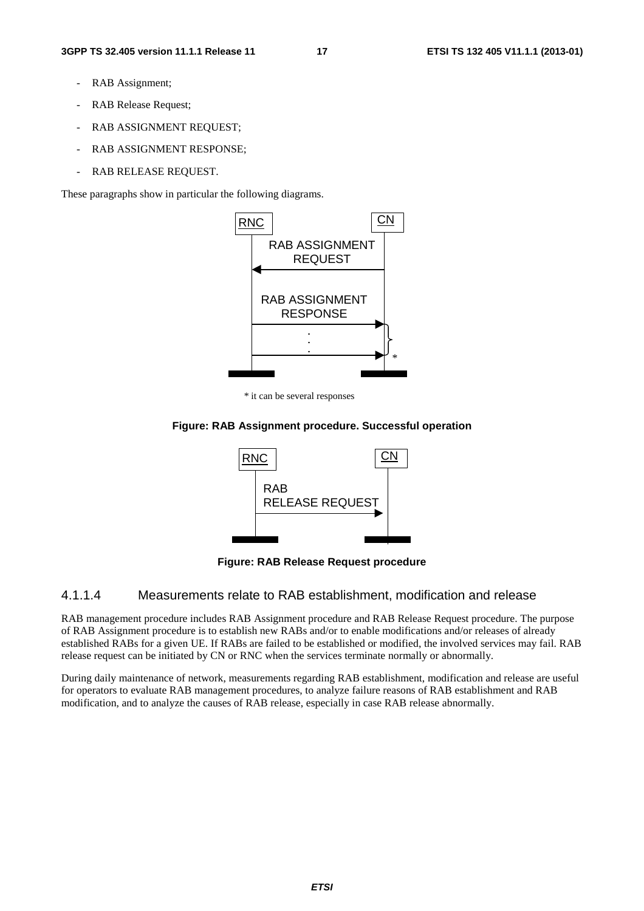- RAB Assignment;
- RAB Release Request;
- RAB ASSIGNMENT REQUEST;
- RAB ASSIGNMENT RESPONSE;
- RAB RELEASE REQUEST.

These paragraphs show in particular the following diagrams.

\* it can be several responses

**Figure: RAB Assignment procedure. Successful operation**

**Figure: RAB Release Request procedure**

### 4.1.1.4 Measurements relate to RAB establishment, modification and release

RAB management procedure includes RAB Assignment procedure and RAB Release Request procedure. The purpose of RAB Assignment procedure is to establish new RABs and/or to enable modifications and/or releases of already established RABs for a given UE. If RABs are failed to be established or modified, the involved services may fail. RAB release request can be initiated by CN or RNC when the services terminate normally or abnormally.

During daily maintenance of network, measurements regarding RAB establishment, modification and release are useful for operators to evaluate RAB management procedures, to analyze failure reasons of RAB establishment and RAB modification, and to analyze the causes of RAB release, especially in case RAB release abnormally.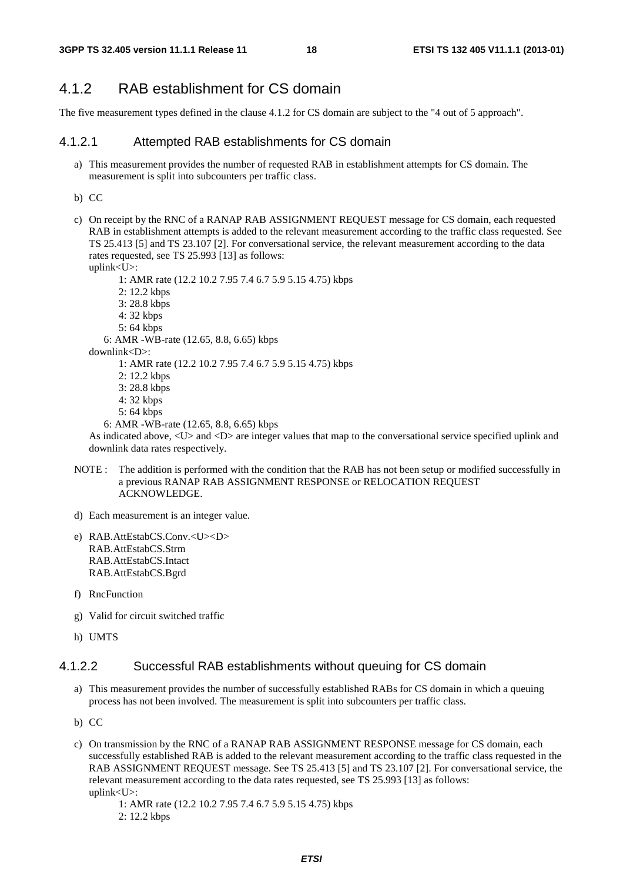## 4.1.2 RAB establishment for CS domain

The five measurement types defined in the clause 4.1.2 for CS domain are subject to the "4 out of 5 approach".

### 4.1.2.1 Attempted RAB establishments for CS domain

a) This measurement provides the number of requested RAB in establishment attempts for CS domain. The measurement is split into subcounters per traffic class.

b) CC

c) On receipt by the RNC of a RANAP RAB ASSIGNMENT REQUEST message for CS domain, each requested RAB in establishment attempts is added to the relevant measurement according to the traffic class requested. See TS 25.413 [5] and TS 23.107 [2]. For conversational service, the relevant measurement according to the data rates requested, see TS 25.993 [13] as follows:
uplink<U>:
    1: AMR rate (12.2 10.2 7.95 7.4 6.7 5.9 5.15 4.75) kbps
    2: 12.2 kbps
    3: 28.8 kbps
    4: 32 kbps
    5: 64 kbps
    6: AMR -WB-rate (12.65, 8.8, 6.65) kbps
downlink<D>:
    1: AMR rate (12.2 10.2 7.95 7.4 6.7 5.9 5.15 4.75) kbps
    2: 12.2 kbps
    3: 28.8 kbps
    4: 32 kbps
    5: 64 kbps
    6: AMR -WB-rate (12.65, 8.8, 6.65) kbps
As indicated above, <U> and <D> are integer values that map to the conversational service specified uplink and downlink data rates respectively.

NOTE : The addition is performed with the condition that the RAB has not been setup or modified successfully in a previous RANAP RAB ASSIGNMENT RESPONSE or RELOCATION REQUEST ACKNOWLEDGE.

d) Each measurement is an integer value.

e) RAB.AttEstabCS.Conv.<U><D>
RAB.AttEstabCS.Strm
RAB.AttEstabCS.Intact
RAB.AttEstabCS.Bgrd

f) RncFunction

g) Valid for circuit switched traffic

h) UMTS

### 4.1.2.2 Successful RAB establishments without queuing for CS domain

a) This measurement provides the number of successfully established RABs for CS domain in which a queuing process has not been involved. The measurement is split into subcounters per traffic class.

b) CC

c) On transmission by the RNC of a RANAP RAB ASSIGNMENT RESPONSE message for CS domain, each successfully established RAB is added to the relevant measurement according to the traffic class requested in the RAB ASSIGNMENT REQUEST message. See TS 25.413 [5] and TS 23.107 [2]. For conversational service, the relevant measurement according to the data rates requested, see TS 25.993 [13] as follows:
uplink<U>:
    1: AMR rate (12.2 10.2 7.95 7.4 6.7 5.9 5.15 4.75) kbps
    2: 12.2 kbps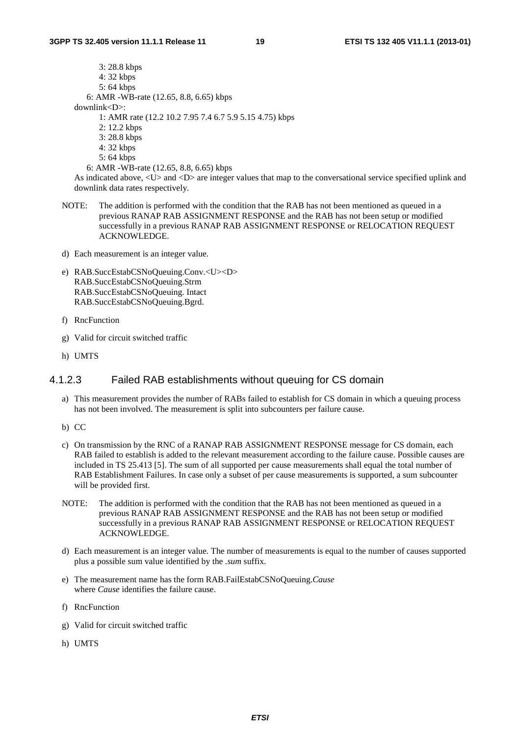3: 28.8 kbps
4: 32 kbps
5: 64 kbps
6: AMR -WB-rate (12.65, 8.8, 6.65) kbps

downlink<D>:

1: AMR rate (12.2 10.2 7.95 7.4 6.7 5.9 5.15 4.75) kbps
2: 12.2 kbps
3: 28.8 kbps
4: 32 kbps
5: 64 kbps
6: AMR -WB-rate (12.65, 8.8, 6.65) kbps

As indicated above, <U> and <D> are integer values that map to the conversational service specified uplink and downlink data rates respectively.

NOTE: The addition is performed with the condition that the RAB has not been mentioned as queued in a previous RANAP RAB ASSIGNMENT RESPONSE and the RAB has not been setup or modified successfully in a previous RANAP RAB ASSIGNMENT RESPONSE or RELOCATION REQUEST ACKNOWLEDGE.

d) Each measurement is an integer value.

e) RAB.SuccEstabCSNoQueuing.Conv.<U><D>
RAB.SuccEstabCSNoQueuing.Strm
RAB.SuccEstabCSNoQueuing. Intact
RAB.SuccEstabCSNoQueuing.Bgrd.

f) RncFunction

g) Valid for circuit switched traffic

h) UMTS

### 4.1.2.3 Failed RAB establishments without queuing for CS domain

a) This measurement provides the number of RABs failed to establish for CS domain in which a queuing process has not been involved. The measurement is split into subcounters per failure cause.

b) CC

c) On transmission by the RNC of a RANAP RAB ASSIGNMENT RESPONSE message for CS domain, each RAB failed to establish is added to the relevant measurement according to the failure cause. Possible causes are included in TS 25.413 [5]. The sum of all supported per cause measurements shall equal the total number of RAB Establishment Failures. In case only a subset of per cause measurements is supported, a sum subcounter will be provided first.

NOTE: The addition is performed with the condition that the RAB has not been mentioned as queued in a previous RANAP RAB ASSIGNMENT RESPONSE and the RAB has not been setup or modified successfully in a previous RANAP RAB ASSIGNMENT RESPONSE or RELOCATION REQUEST ACKNOWLEDGE.

d) Each measurement is an integer value. The number of measurements is equal to the number of causes supported plus a possible sum value identified by the *.sum* suffix.

e) The measurement name has the form RAB.FailEstabCSNoQueuing.*Cause*
where *Cause* identifies the failure cause.

f) RncFunction

g) Valid for circuit switched traffic

h) UMTS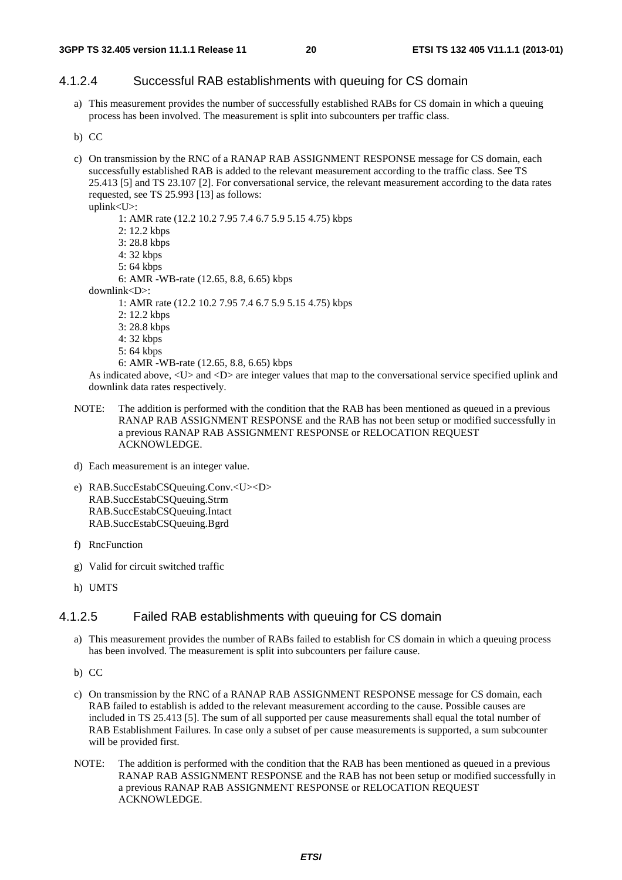### 4.1.2.4 Successful RAB establishments with queuing for CS domain

a) This measurement provides the number of successfully established RABs for CS domain in which a queuing process has been involved. The measurement is split into subcounters per traffic class.

b) CC

c) On transmission by the RNC of a RANAP RAB ASSIGNMENT RESPONSE message for CS domain, each successfully established RAB is added to the relevant measurement according to the traffic class. See TS 25.413 [5] and TS 23.107 [2]. For conversational service, the relevant measurement according to the data rates requested, see TS 25.993 [13] as follows:
   uplink<U>:
      1: AMR rate (12.2 10.2 7.95 7.4 6.7 5.9 5.15 4.75) kbps
      2: 12.2 kbps
      3: 28.8 kbps
      4: 32 kbps
      5: 64 kbps
      6: AMR -WB-rate (12.65, 8.8, 6.65) kbps
   downlink<D>:
      1: AMR rate (12.2 10.2 7.95 7.4 6.7 5.9 5.15 4.75) kbps
      2: 12.2 kbps
      3: 28.8 kbps
      4: 32 kbps
      5: 64 kbps
      6: AMR -WB-rate (12.65, 8.8, 6.65) kbps
   As indicated above, <U> and <D> are integer values that map to the conversational service specified uplink and downlink data rates respectively.

NOTE: The addition is performed with the condition that the RAB has been mentioned as queued in a previous RANAP RAB ASSIGNMENT RESPONSE and the RAB has not been setup or modified successfully in a previous RANAP RAB ASSIGNMENT RESPONSE or RELOCATION REQUEST ACKNOWLEDGE.

d) Each measurement is an integer value.

e) RAB.SuccEstabCSQueuing.Conv.<U><D>
   RAB.SuccEstabCSQueuing.Strm
   RAB.SuccEstabCSQueuing.Intact
   RAB.SuccEstabCSQueuing.Bgrd

f) RncFunction

g) Valid for circuit switched traffic

h) UMTS

### 4.1.2.5 Failed RAB establishments with queuing for CS domain

a) This measurement provides the number of RABs failed to establish for CS domain in which a queuing process has been involved. The measurement is split into subcounters per failure cause.

b) CC

c) On transmission by the RNC of a RANAP RAB ASSIGNMENT RESPONSE message for CS domain, each RAB failed to establish is added to the relevant measurement according to the cause. Possible causes are included in TS 25.413 [5]. The sum of all supported per cause measurements shall equal the total number of RAB Establishment Failures. In case only a subset of per cause measurements is supported, a sum subcounter will be provided first.

NOTE: The addition is performed with the condition that the RAB has been mentioned as queued in a previous RANAP RAB ASSIGNMENT RESPONSE and the RAB has not been setup or modified successfully in a previous RANAP RAB ASSIGNMENT RESPONSE or RELOCATION REQUEST ACKNOWLEDGE.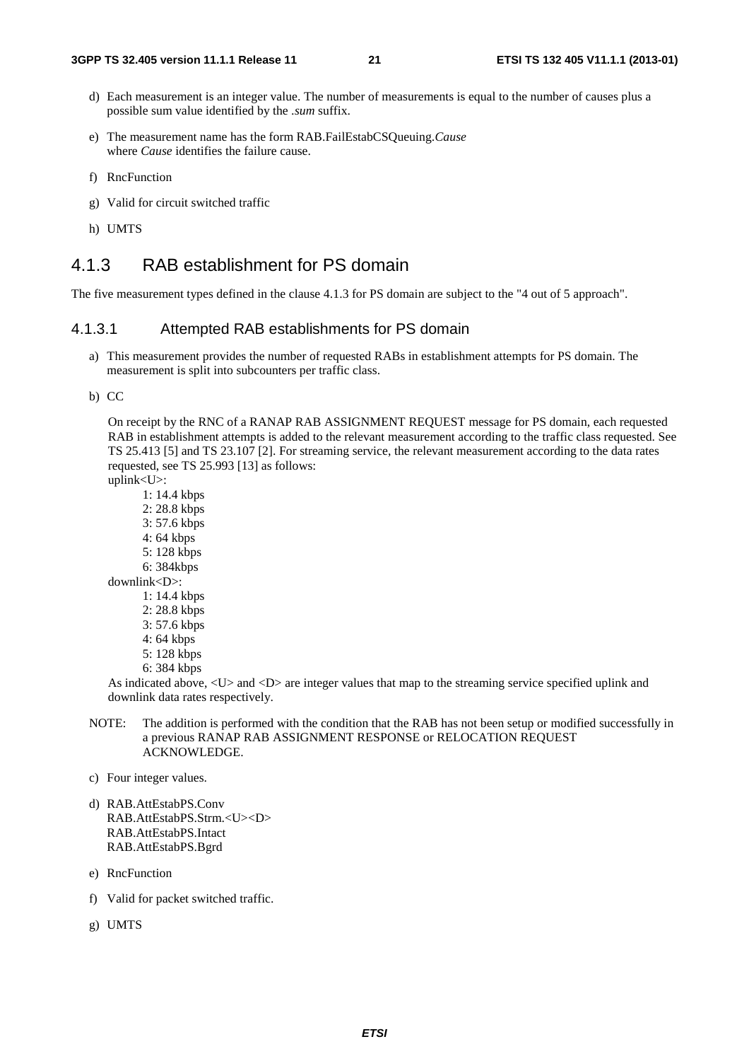d) Each measurement is an integer value. The number of measurements is equal to the number of causes plus a possible sum value identified by the *.sum* suffix.

e) The measurement name has the form RAB.FailEstabCSQueuing.*Cause*
where *Cause* identifies the failure cause.

f) RncFunction

g) Valid for circuit switched traffic

h) UMTS

## 4.1.3 RAB establishment for PS domain

The five measurement types defined in the clause 4.1.3 for PS domain are subject to the "4 out of 5 approach".

### 4.1.3.1 Attempted RAB establishments for PS domain

a) This measurement provides the number of requested RABs in establishment attempts for PS domain. The measurement is split into subcounters per traffic class.

b) CC

On receipt by the RNC of a RANAP RAB ASSIGNMENT REQUEST message for PS domain, each requested RAB in establishment attempts is added to the relevant measurement according to the traffic class requested. See TS 25.413 [5] and TS 23.107 [2]. For streaming service, the relevant measurement according to the data rates requested, see TS 25.993 [13] as follows:

uplink<U>:
- 1: 14.4 kbps
- 2: 28.8 kbps
- 3: 57.6 kbps
- 4: 64 kbps
- 5: 128 kbps
- 6: 384kbps

downlink<D>:
- 1: 14.4 kbps
- 2: 28.8 kbps
- 3: 57.6 kbps
- 4: 64 kbps
- 5: 128 kbps
- 6: 384 kbps

As indicated above, <U> and <D> are integer values that map to the streaming service specified uplink and downlink data rates respectively.

NOTE: The addition is performed with the condition that the RAB has not been setup or modified successfully in a previous RANAP RAB ASSIGNMENT RESPONSE or RELOCATION REQUEST ACKNOWLEDGE.

c) Four integer values.

d) RAB.AttEstabPS.Conv
RAB.AttEstabPS.Strm.<U><D>
RAB.AttEstabPS.Intact
RAB.AttEstabPS.Bgrd

e) RncFunction

f) Valid for packet switched traffic.

g) UMTS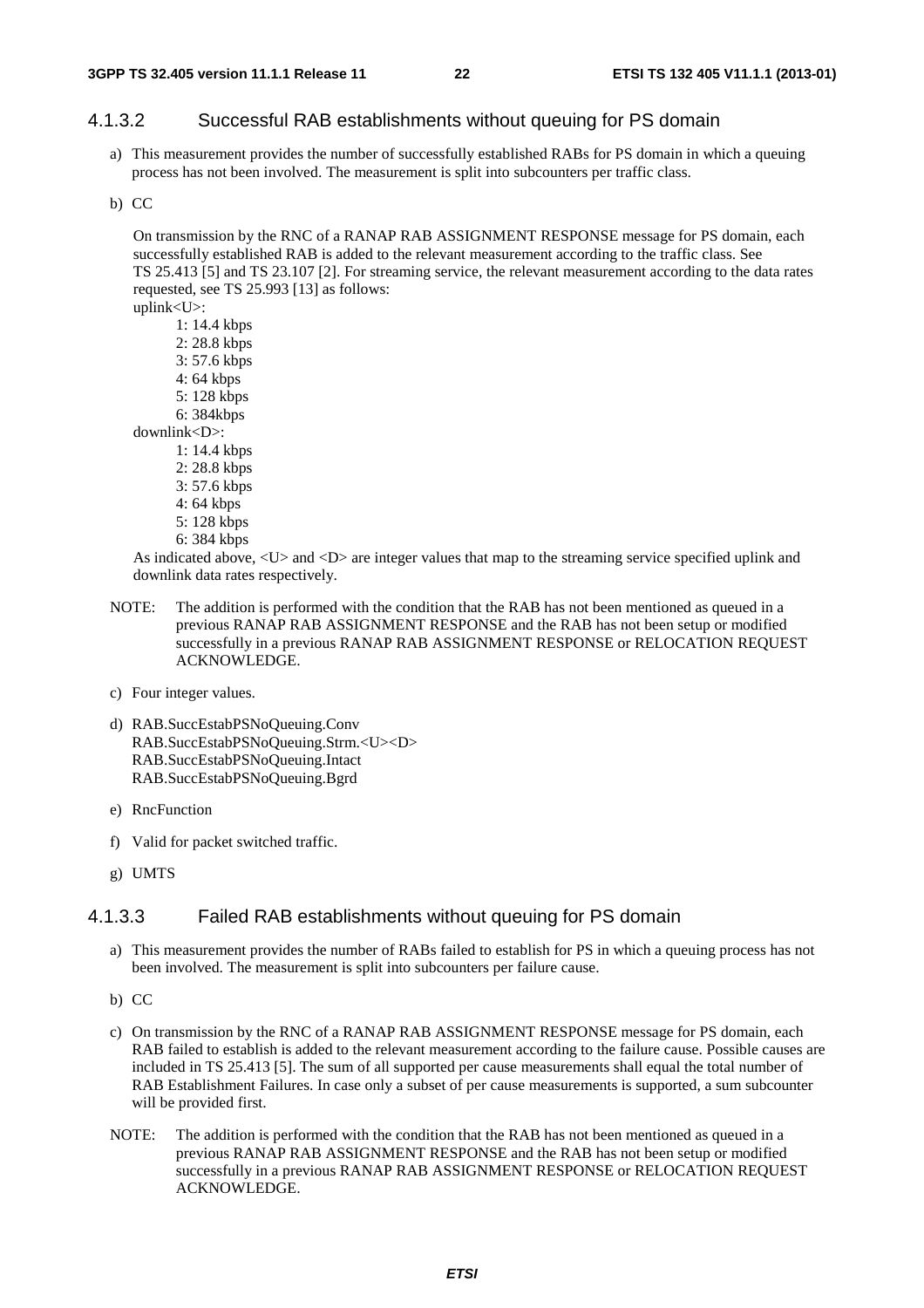### 4.1.3.2 Successful RAB establishments without queuing for PS domain

a) This measurement provides the number of successfully established RABs for PS domain in which a queuing process has not been involved. The measurement is split into subcounters per traffic class.

b) CC

On transmission by the RNC of a RANAP RAB ASSIGNMENT RESPONSE message for PS domain, each successfully established RAB is added to the relevant measurement according to the traffic class. See TS 25.413 [5] and TS 23.107 [2]. For streaming service, the relevant measurement according to the data rates requested, see TS 25.993 [13] as follows:

uplink<U>:

1: 14.4 kbps
2: 28.8 kbps
3: 57.6 kbps
4: 64 kbps
5: 128 kbps
6: 384kbps

downlink<D>:

1: 14.4 kbps
2: 28.8 kbps
3: 57.6 kbps
4: 64 kbps
5: 128 kbps
6: 384 kbps

As indicated above, <U> and <D> are integer values that map to the streaming service specified uplink and downlink data rates respectively.

NOTE: The addition is performed with the condition that the RAB has not been mentioned as queued in a previous RANAP RAB ASSIGNMENT RESPONSE and the RAB has not been setup or modified successfully in a previous RANAP RAB ASSIGNMENT RESPONSE or RELOCATION REQUEST ACKNOWLEDGE.

c) Four integer values.

d) RAB.SuccEstabPSNoQueuing.Conv
RAB.SuccEstabPSNoQueuing.Strm.<U><D>
RAB.SuccEstabPSNoQueuing.Intact
RAB.SuccEstabPSNoQueuing.Bgrd

e) RncFunction

f) Valid for packet switched traffic.

g) UMTS

### 4.1.3.3 Failed RAB establishments without queuing for PS domain

a) This measurement provides the number of RABs failed to establish for PS in which a queuing process has not been involved. The measurement is split into subcounters per failure cause.

b) CC

c) On transmission by the RNC of a RANAP RAB ASSIGNMENT RESPONSE message for PS domain, each RAB failed to establish is added to the relevant measurement according to the failure cause. Possible causes are included in TS 25.413 [5]. The sum of all supported per cause measurements shall equal the total number of RAB Establishment Failures. In case only a subset of per cause measurements is supported, a sum subcounter will be provided first.

NOTE: The addition is performed with the condition that the RAB has not been mentioned as queued in a previous RANAP RAB ASSIGNMENT RESPONSE and the RAB has not been setup or modified successfully in a previous RANAP RAB ASSIGNMENT RESPONSE or RELOCATION REQUEST ACKNOWLEDGE.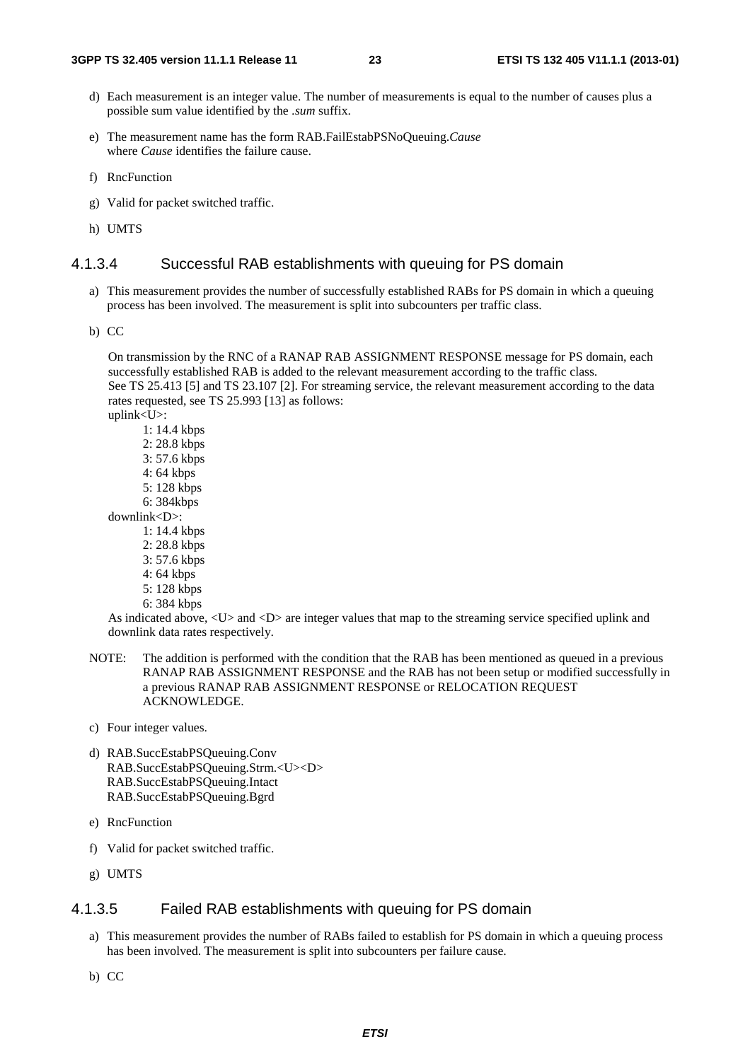d) Each measurement is an integer value. The number of measurements is equal to the number of causes plus a possible sum value identified by the *.sum* suffix.

e) The measurement name has the form RAB.FailEstabPSNoQueuing.*Cause* where *Cause* identifies the failure cause.

f) RncFunction

g) Valid for packet switched traffic.

h) UMTS

#### 4.1.3.4 Successful RAB establishments with queuing for PS domain

a) This measurement provides the number of successfully established RABs for PS domain in which a queuing process has been involved. The measurement is split into subcounters per traffic class.

b) CC

   On transmission by the RNC of a RANAP RAB ASSIGNMENT RESPONSE message for PS domain, each successfully established RAB is added to the relevant measurement according to the traffic class. See TS 25.413 [5] and TS 23.107 [2]. For streaming service, the relevant measurement according to the data rates requested, see TS 25.993 [13] as follows:

   uplink<U>:
   - 1: 14.4 kbps
   - 2: 28.8 kbps
   - 3: 57.6 kbps
   - 4: 64 kbps
   - 5: 128 kbps
   - 6: 384kbps

   downlink<D>:
   - 1: 14.4 kbps
   - 2: 28.8 kbps
   - 3: 57.6 kbps
   - 4: 64 kbps
   - 5: 128 kbps
   - 6: 384 kbps

   As indicated above, <U> and <D> are integer values that map to the streaming service specified uplink and downlink data rates respectively.

NOTE: The addition is performed with the condition that the RAB has been mentioned as queued in a previous RANAP RAB ASSIGNMENT RESPONSE and the RAB has not been setup or modified successfully in a previous RANAP RAB ASSIGNMENT RESPONSE or RELOCATION REQUEST ACKNOWLEDGE.

c) Four integer values.

d) RAB.SuccEstabPSQueuing.Conv
   RAB.SuccEstabPSQueuing.Strm.<U><D>
   RAB.SuccEstabPSQueuing.Intact
   RAB.SuccEstabPSQueuing.Bgrd

e) RncFunction

f) Valid for packet switched traffic.

g) UMTS

#### 4.1.3.5 Failed RAB establishments with queuing for PS domain

a) This measurement provides the number of RABs failed to establish for PS domain in which a queuing process has been involved. The measurement is split into subcounters per failure cause.

b) CC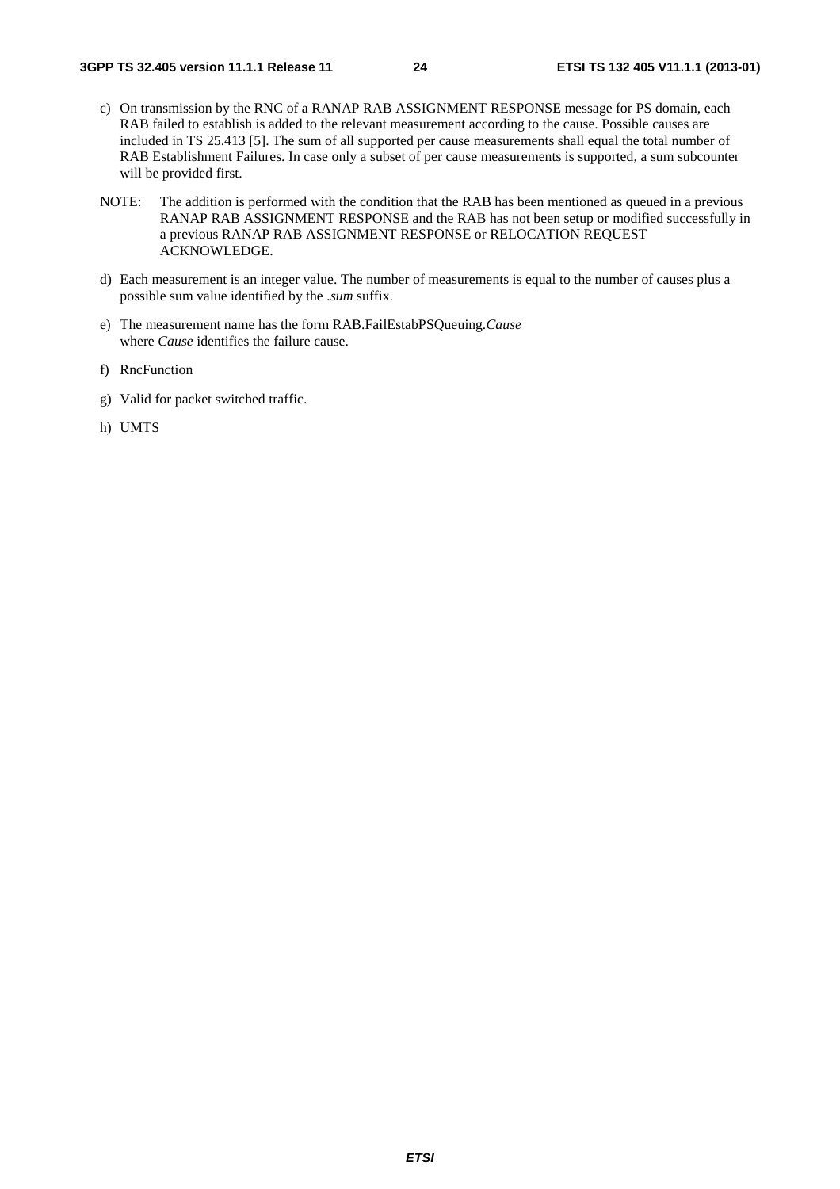c) On transmission by the RNC of a RANAP RAB ASSIGNMENT RESPONSE message for PS domain, each RAB failed to establish is added to the relevant measurement according to the cause. Possible causes are included in TS 25.413 [5]. The sum of all supported per cause measurements shall equal the total number of RAB Establishment Failures. In case only a subset of per cause measurements is supported, a sum subcounter will be provided first.

NOTE: The addition is performed with the condition that the RAB has been mentioned as queued in a previous RANAP RAB ASSIGNMENT RESPONSE and the RAB has not been setup or modified successfully in a previous RANAP RAB ASSIGNMENT RESPONSE or RELOCATION REQUEST ACKNOWLEDGE.

d) Each measurement is an integer value. The number of measurements is equal to the number of causes plus a possible sum value identified by the *.sum* suffix.

e) The measurement name has the form RAB.FailEstabPSQueuing.*Cause* where *Cause* identifies the failure cause.

f) RncFunction

g) Valid for packet switched traffic.

h) UMTS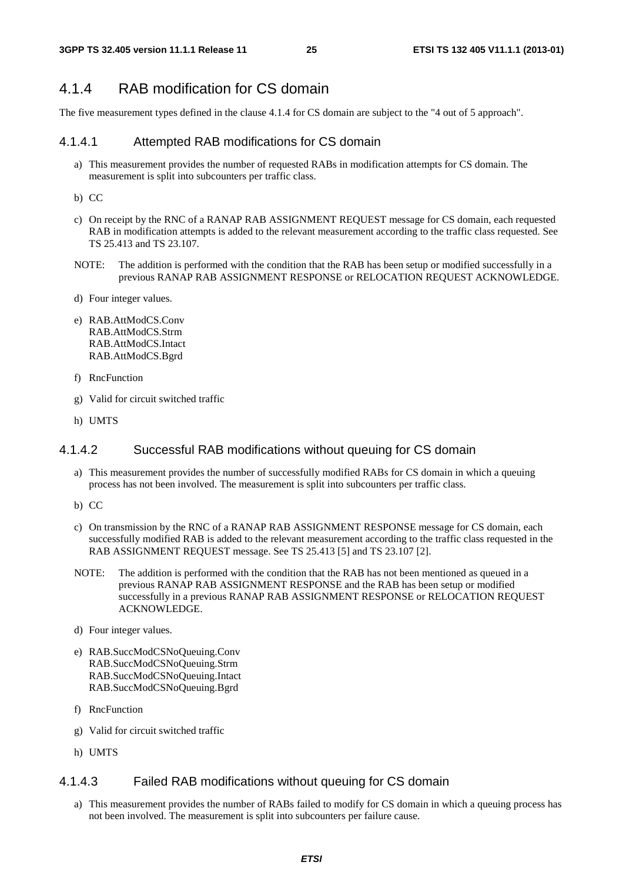## 4.1.4 RAB modification for CS domain

The five measurement types defined in the clause 4.1.4 for CS domain are subject to the "4 out of 5 approach".

### 4.1.4.1 Attempted RAB modifications for CS domain

a) This measurement provides the number of requested RABs in modification attempts for CS domain. The measurement is split into subcounters per traffic class.

b) CC

c) On receipt by the RNC of a RANAP RAB ASSIGNMENT REQUEST message for CS domain, each requested RAB in modification attempts is added to the relevant measurement according to the traffic class requested. See TS 25.413 and TS 23.107.

NOTE: The addition is performed with the condition that the RAB has been setup or modified successfully in a previous RANAP RAB ASSIGNMENT RESPONSE or RELOCATION REQUEST ACKNOWLEDGE.

d) Four integer values.

e) RAB.AttModCS.Conv
RAB.AttModCS.Strm
RAB.AttModCS.Intact
RAB.AttModCS.Bgrd

f) RncFunction

g) Valid for circuit switched traffic

h) UMTS

### 4.1.4.2 Successful RAB modifications without queuing for CS domain

a) This measurement provides the number of successfully modified RABs for CS domain in which a queuing process has not been involved. The measurement is split into subcounters per traffic class.

b) CC

c) On transmission by the RNC of a RANAP RAB ASSIGNMENT RESPONSE message for CS domain, each successfully modified RAB is added to the relevant measurement according to the traffic class requested in the RAB ASSIGNMENT REQUEST message. See TS 25.413 [5] and TS 23.107 [2].

NOTE: The addition is performed with the condition that the RAB has not been mentioned as queued in a previous RANAP RAB ASSIGNMENT RESPONSE and the RAB has been setup or modified successfully in a previous RANAP RAB ASSIGNMENT RESPONSE or RELOCATION REQUEST ACKNOWLEDGE.

d) Four integer values.

e) RAB.SuccModCSNoQueuing.Conv
RAB.SuccModCSNoQueuing.Strm
RAB.SuccModCSNoQueuing.Intact
RAB.SuccModCSNoQueuing.Bgrd

f) RncFunction

g) Valid for circuit switched traffic

h) UMTS

### 4.1.4.3 Failed RAB modifications without queuing for CS domain

a) This measurement provides the number of RABs failed to modify for CS domain in which a queuing process has not been involved. The measurement is split into subcounters per failure cause.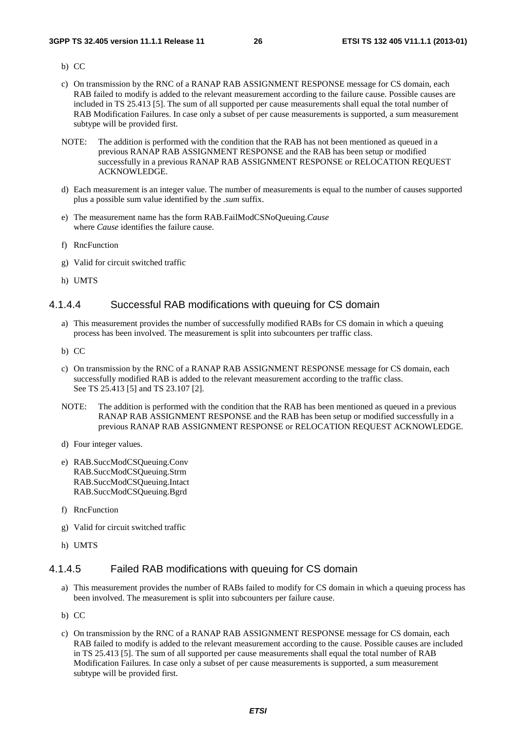b) CC

c) On transmission by the RNC of a RANAP RAB ASSIGNMENT RESPONSE message for CS domain, each RAB failed to modify is added to the relevant measurement according to the failure cause. Possible causes are included in TS 25.413 [5]. The sum of all supported per cause measurements shall equal the total number of RAB Modification Failures. In case only a subset of per cause measurements is supported, a sum measurement subtype will be provided first.

NOTE: The addition is performed with the condition that the RAB has not been mentioned as queued in a previous RANAP RAB ASSIGNMENT RESPONSE and the RAB has been setup or modified successfully in a previous RANAP RAB ASSIGNMENT RESPONSE or RELOCATION REQUEST ACKNOWLEDGE.

d) Each measurement is an integer value. The number of measurements is equal to the number of causes supported plus a possible sum value identified by the *.sum* suffix.

e) The measurement name has the form RAB.FailModCSNoQueuing.*Cause*
where *Cause* identifies the failure cause.

f) RncFunction

g) Valid for circuit switched traffic

h) UMTS

#### 4.1.4.4 Successful RAB modifications with queuing for CS domain

a) This measurement provides the number of successfully modified RABs for CS domain in which a queuing process has been involved. The measurement is split into subcounters per traffic class.

b) CC

c) On transmission by the RNC of a RANAP RAB ASSIGNMENT RESPONSE message for CS domain, each successfully modified RAB is added to the relevant measurement according to the traffic class.
See TS 25.413 [5] and TS 23.107 [2].

NOTE: The addition is performed with the condition that the RAB has been mentioned as queued in a previous RANAP RAB ASSIGNMENT RESPONSE and the RAB has been setup or modified successfully in a previous RANAP RAB ASSIGNMENT RESPONSE or RELOCATION REQUEST ACKNOWLEDGE.

d) Four integer values.

e) RAB.SuccModCSQueuing.Conv
RAB.SuccModCSQueuing.Strm
RAB.SuccModCSQueuing.Intact
RAB.SuccModCSQueuing.Bgrd

f) RncFunction

g) Valid for circuit switched traffic

h) UMTS

#### 4.1.4.5 Failed RAB modifications with queuing for CS domain

a) This measurement provides the number of RABs failed to modify for CS domain in which a queuing process has been involved. The measurement is split into subcounters per failure cause.

b) CC

c) On transmission by the RNC of a RANAP RAB ASSIGNMENT RESPONSE message for CS domain, each RAB failed to modify is added to the relevant measurement according to the cause. Possible causes are included in TS 25.413 [5]. The sum of all supported per cause measurements shall equal the total number of RAB Modification Failures. In case only a subset of per cause measurements is supported, a sum measurement subtype will be provided first.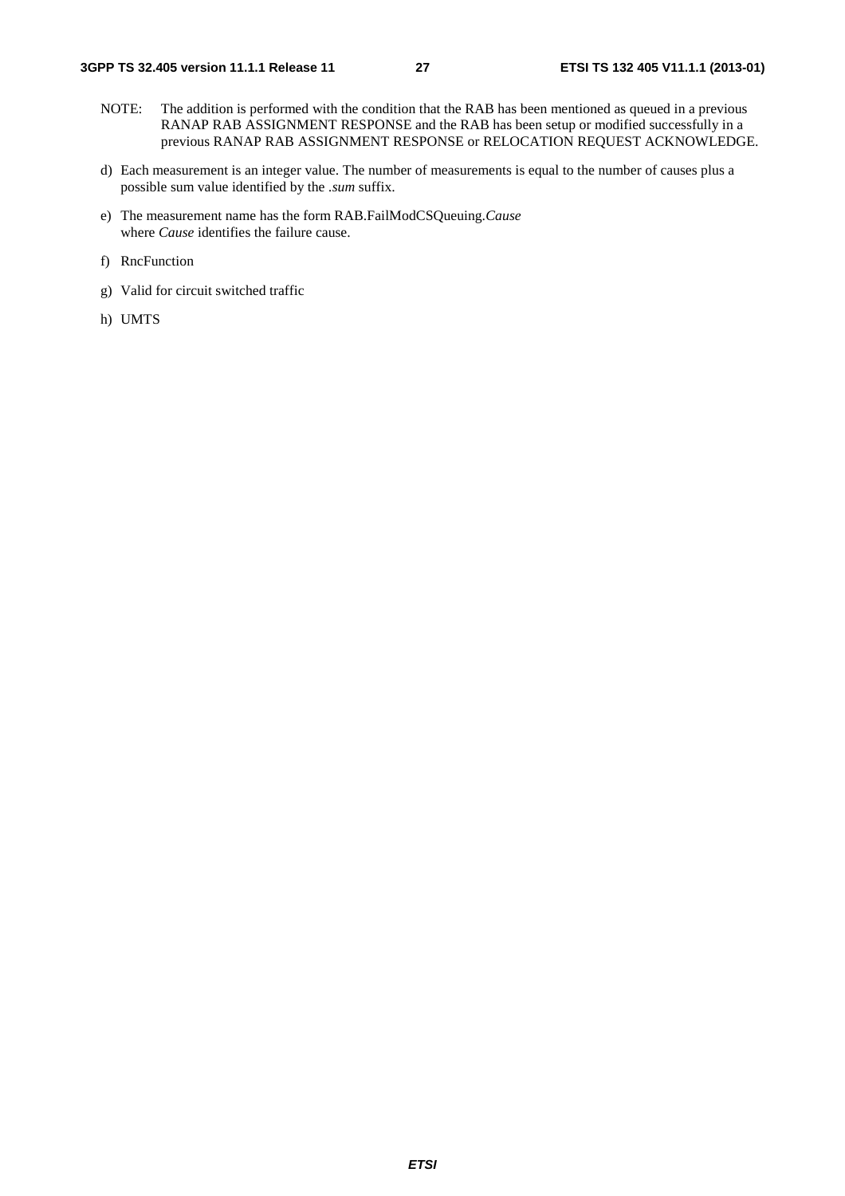NOTE: The addition is performed with the condition that the RAB has been mentioned as queued in a previous RANAP RAB ASSIGNMENT RESPONSE and the RAB has been setup or modified successfully in a previous RANAP RAB ASSIGNMENT RESPONSE or RELOCATION REQUEST ACKNOWLEDGE.

d) Each measurement is an integer value. The number of measurements is equal to the number of causes plus a possible sum value identified by the *.sum* suffix.

e) The measurement name has the form RAB.FailModCSQueuing.*Cause* where *Cause* identifies the failure cause.

f) RncFunction

g) Valid for circuit switched traffic

h) UMTS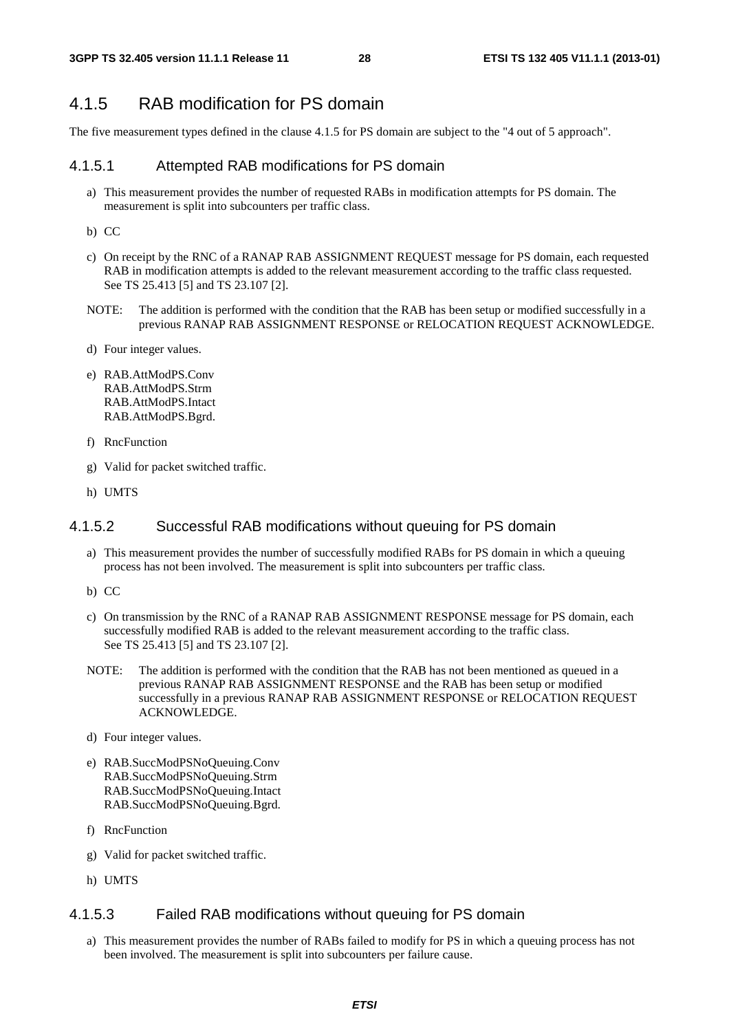## 4.1.5 RAB modification for PS domain

The five measurement types defined in the clause 4.1.5 for PS domain are subject to the "4 out of 5 approach".

### 4.1.5.1 Attempted RAB modifications for PS domain

a) This measurement provides the number of requested RABs in modification attempts for PS domain. The measurement is split into subcounters per traffic class.

b) CC

c) On receipt by the RNC of a RANAP RAB ASSIGNMENT REQUEST message for PS domain, each requested RAB in modification attempts is added to the relevant measurement according to the traffic class requested. See TS 25.413 [5] and TS 23.107 [2].

NOTE: The addition is performed with the condition that the RAB has been setup or modified successfully in a previous RANAP RAB ASSIGNMENT RESPONSE or RELOCATION REQUEST ACKNOWLEDGE.

d) Four integer values.

e) RAB.AttModPS.Conv
RAB.AttModPS.Strm
RAB.AttModPS.Intact
RAB.AttModPS.Bgrd.

f) RncFunction

g) Valid for packet switched traffic.

h) UMTS

### 4.1.5.2 Successful RAB modifications without queuing for PS domain

a) This measurement provides the number of successfully modified RABs for PS domain in which a queuing process has not been involved. The measurement is split into subcounters per traffic class.

b) CC

c) On transmission by the RNC of a RANAP RAB ASSIGNMENT RESPONSE message for PS domain, each successfully modified RAB is added to the relevant measurement according to the traffic class. See TS 25.413 [5] and TS 23.107 [2].

NOTE: The addition is performed with the condition that the RAB has not been mentioned as queued in a previous RANAP RAB ASSIGNMENT RESPONSE and the RAB has been setup or modified successfully in a previous RANAP RAB ASSIGNMENT RESPONSE or RELOCATION REQUEST ACKNOWLEDGE.

d) Four integer values.

e) RAB.SuccModPSNoQueuing.Conv
RAB.SuccModPSNoQueuing.Strm
RAB.SuccModPSNoQueuing.Intact
RAB.SuccModPSNoQueuing.Bgrd.

f) RncFunction

g) Valid for packet switched traffic.

h) UMTS

### 4.1.5.3 Failed RAB modifications without queuing for PS domain

a) This measurement provides the number of RABs failed to modify for PS in which a queuing process has not been involved. The measurement is split into subcounters per failure cause.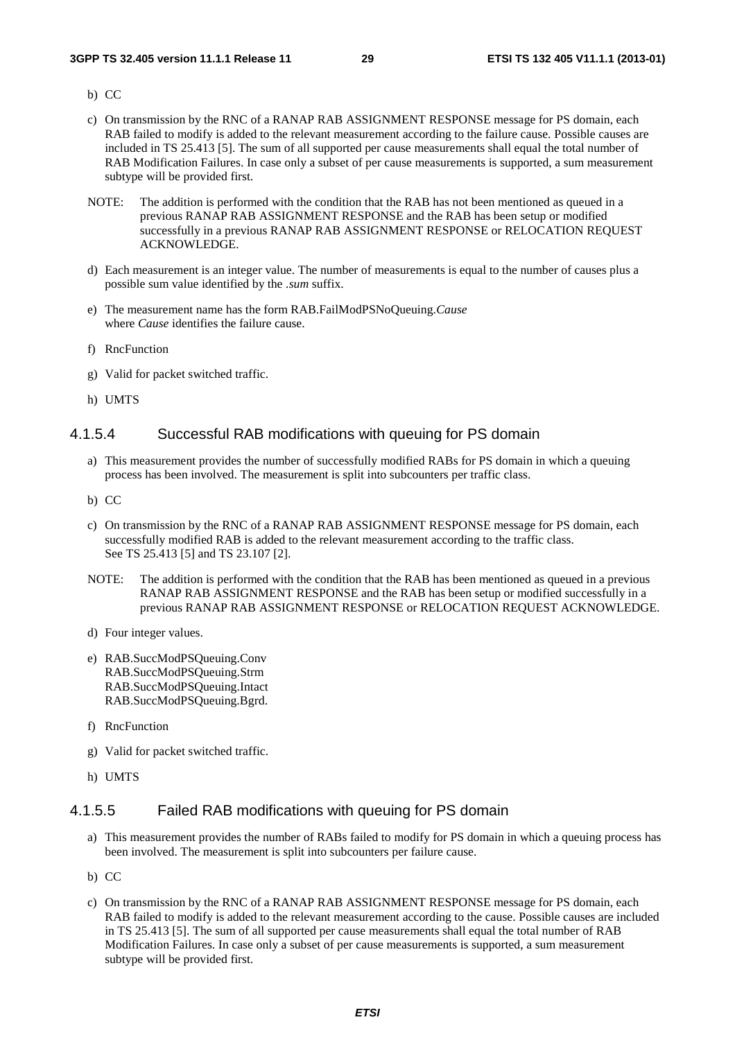b) CC

c) On transmission by the RNC of a RANAP RAB ASSIGNMENT RESPONSE message for PS domain, each RAB failed to modify is added to the relevant measurement according to the failure cause. Possible causes are included in TS 25.413 [5]. The sum of all supported per cause measurements shall equal the total number of RAB Modification Failures. In case only a subset of per cause measurements is supported, a sum measurement subtype will be provided first.

NOTE: The addition is performed with the condition that the RAB has not been mentioned as queued in a previous RANAP RAB ASSIGNMENT RESPONSE and the RAB has been setup or modified successfully in a previous RANAP RAB ASSIGNMENT RESPONSE or RELOCATION REQUEST ACKNOWLEDGE.

d) Each measurement is an integer value. The number of measurements is equal to the number of causes plus a possible sum value identified by the *.sum* suffix.

e) The measurement name has the form RAB.FailModPSNoQueuing.*Cause*
where *Cause* identifies the failure cause.

f) RncFunction

g) Valid for packet switched traffic.

h) UMTS

#### 4.1.5.4 Successful RAB modifications with queuing for PS domain

a) This measurement provides the number of successfully modified RABs for PS domain in which a queuing process has been involved. The measurement is split into subcounters per traffic class.

b) CC

c) On transmission by the RNC of a RANAP RAB ASSIGNMENT RESPONSE message for PS domain, each successfully modified RAB is added to the relevant measurement according to the traffic class.
See TS 25.413 [5] and TS 23.107 [2].

NOTE: The addition is performed with the condition that the RAB has been mentioned as queued in a previous RANAP RAB ASSIGNMENT RESPONSE and the RAB has been setup or modified successfully in a previous RANAP RAB ASSIGNMENT RESPONSE or RELOCATION REQUEST ACKNOWLEDGE.

d) Four integer values.

e) RAB.SuccModPSQueuing.Conv
RAB.SuccModPSQueuing.Strm
RAB.SuccModPSQueuing.Intact
RAB.SuccModPSQueuing.Bgrd.

f) RncFunction

g) Valid for packet switched traffic.

h) UMTS

#### 4.1.5.5 Failed RAB modifications with queuing for PS domain

a) This measurement provides the number of RABs failed to modify for PS domain in which a queuing process has been involved. The measurement is split into subcounters per failure cause.

b) CC

c) On transmission by the RNC of a RANAP RAB ASSIGNMENT RESPONSE message for PS domain, each RAB failed to modify is added to the relevant measurement according to the cause. Possible causes are included in TS 25.413 [5]. The sum of all supported per cause measurements shall equal the total number of RAB Modification Failures. In case only a subset of per cause measurements is supported, a sum measurement subtype will be provided first.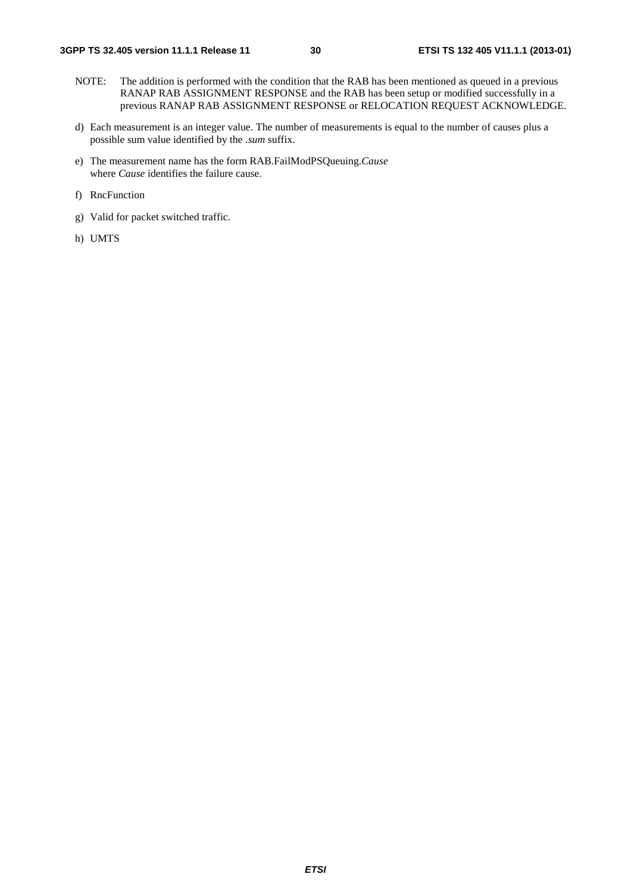NOTE: The addition is performed with the condition that the RAB has been mentioned as queued in a previous RANAP RAB ASSIGNMENT RESPONSE and the RAB has been setup or modified successfully in a previous RANAP RAB ASSIGNMENT RESPONSE or RELOCATION REQUEST ACKNOWLEDGE.

d) Each measurement is an integer value. The number of measurements is equal to the number of causes plus a possible sum value identified by the *.sum* suffix.

e) The measurement name has the form RAB.FailModPSQueuing.*Cause*
where *Cause* identifies the failure cause.

f) RncFunction

g) Valid for packet switched traffic.

h) UMTS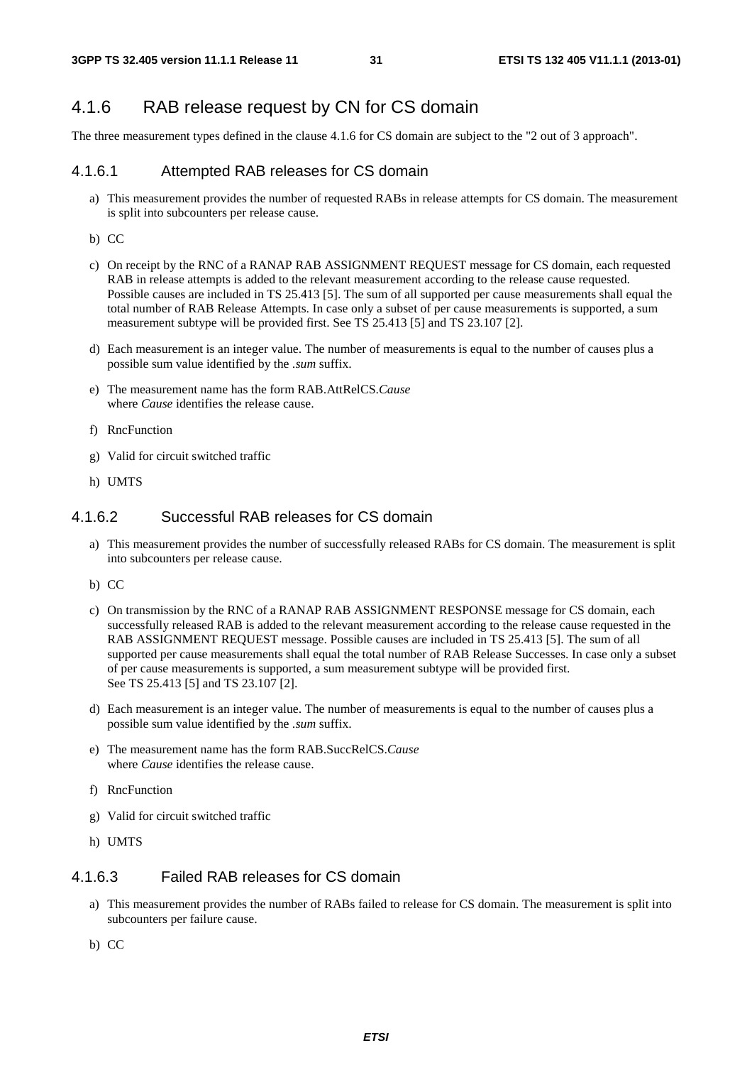## 4.1.6 RAB release request by CN for CS domain

The three measurement types defined in the clause 4.1.6 for CS domain are subject to the "2 out of 3 approach".

### 4.1.6.1 Attempted RAB releases for CS domain

a) This measurement provides the number of requested RABs in release attempts for CS domain. The measurement is split into subcounters per release cause.

b) CC

c) On receipt by the RNC of a RANAP RAB ASSIGNMENT REQUEST message for CS domain, each requested RAB in release attempts is added to the relevant measurement according to the release cause requested. Possible causes are included in TS 25.413 [5]. The sum of all supported per cause measurements shall equal the total number of RAB Release Attempts. In case only a subset of per cause measurements is supported, a sum measurement subtype will be provided first. See TS 25.413 [5] and TS 23.107 [2].

d) Each measurement is an integer value. The number of measurements is equal to the number of causes plus a possible sum value identified by the *.sum* suffix.

e) The measurement name has the form RAB.AttRelCS.*Cause*
where *Cause* identifies the release cause.

f) RncFunction

g) Valid for circuit switched traffic

h) UMTS

### 4.1.6.2 Successful RAB releases for CS domain

a) This measurement provides the number of successfully released RABs for CS domain. The measurement is split into subcounters per release cause.

b) CC

c) On transmission by the RNC of a RANAP RAB ASSIGNMENT RESPONSE message for CS domain, each successfully released RAB is added to the relevant measurement according to the release cause requested in the RAB ASSIGNMENT REQUEST message. Possible causes are included in TS 25.413 [5]. The sum of all supported per cause measurements shall equal the total number of RAB Release Successes. In case only a subset of per cause measurements is supported, a sum measurement subtype will be provided first.
See TS 25.413 [5] and TS 23.107 [2].

d) Each measurement is an integer value. The number of measurements is equal to the number of causes plus a possible sum value identified by the *.sum* suffix.

e) The measurement name has the form RAB.SuccRelCS.*Cause*
where *Cause* identifies the release cause.

f) RncFunction

g) Valid for circuit switched traffic

h) UMTS

### 4.1.6.3 Failed RAB releases for CS domain

a) This measurement provides the number of RABs failed to release for CS domain. The measurement is split into subcounters per failure cause.

b) CC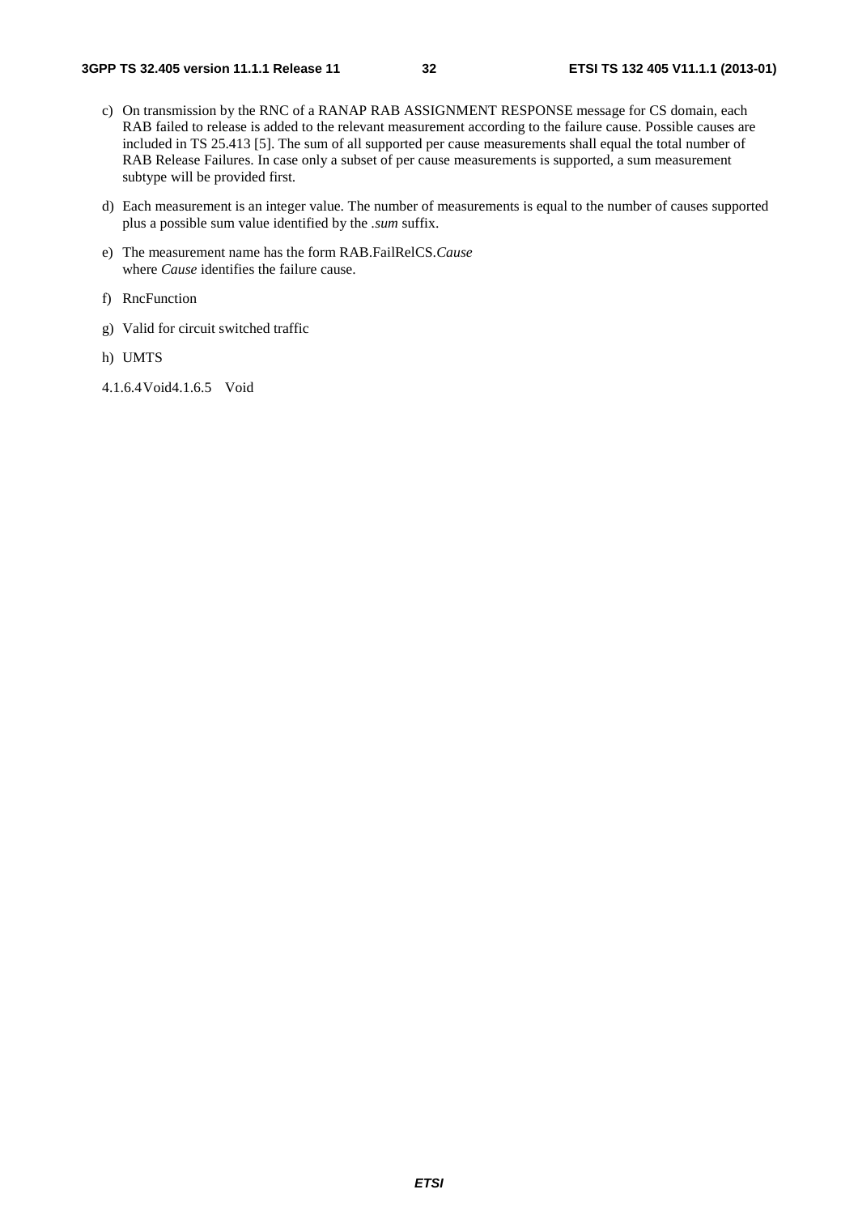c) On transmission by the RNC of a RANAP RAB ASSIGNMENT RESPONSE message for CS domain, each RAB failed to release is added to the relevant measurement according to the failure cause. Possible causes are included in TS 25.413 [5]. The sum of all supported per cause measurements shall equal the total number of RAB Release Failures. In case only a subset of per cause measurements is supported, a sum measurement subtype will be provided first.

d) Each measurement is an integer value. The number of measurements is equal to the number of causes supported plus a possible sum value identified by the *.sum* suffix.

e) The measurement name has the form RAB.FailRelCS.*Cause*
where *Cause* identifies the failure cause.

f) RncFunction

g) Valid for circuit switched traffic

h) UMTS

#### 4.1.6.4 Void

#### 4.1.6.5 Void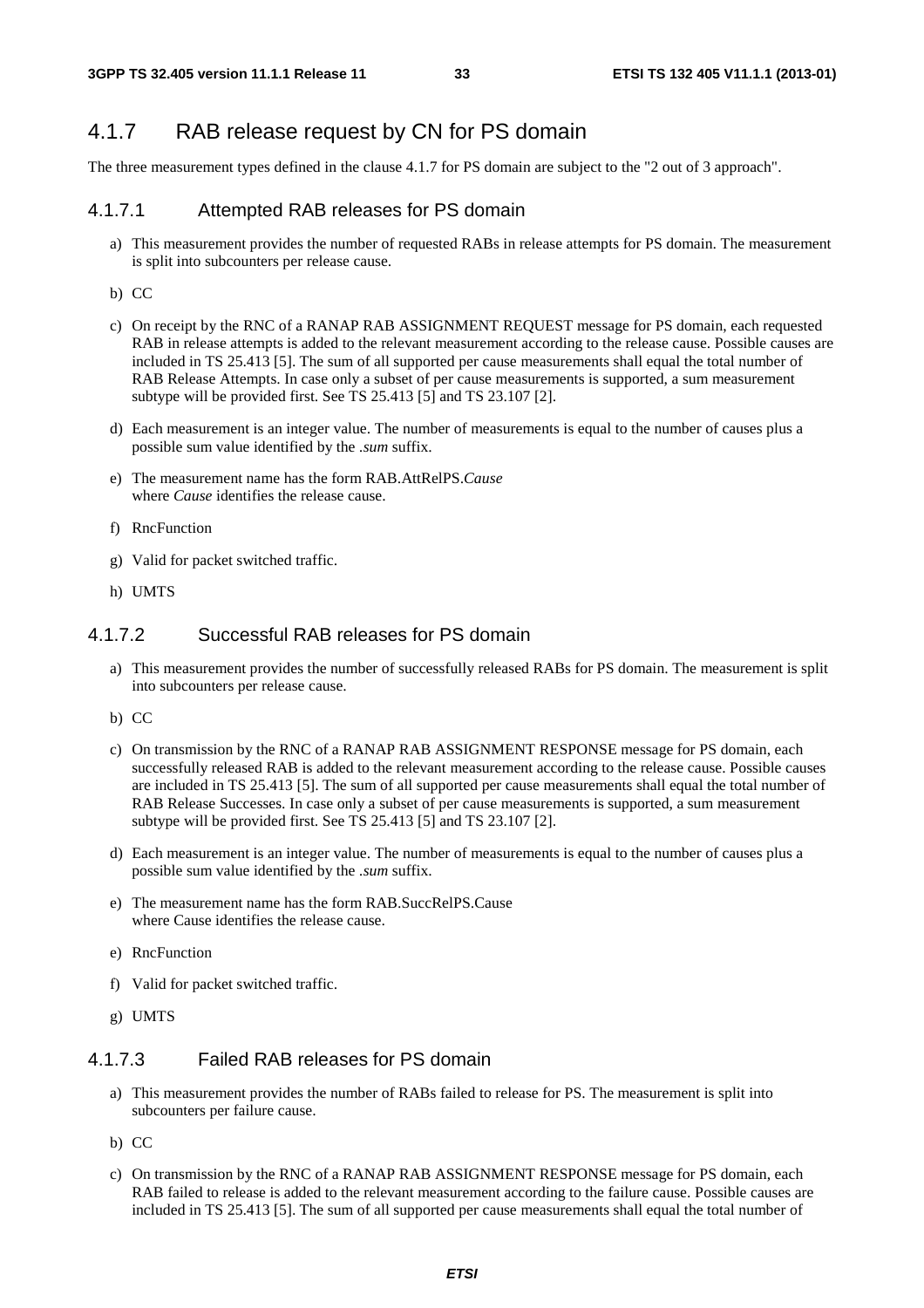## 4.1.7 RAB release request by CN for PS domain

The three measurement types defined in the clause 4.1.7 for PS domain are subject to the "2 out of 3 approach".

### 4.1.7.1 Attempted RAB releases for PS domain

a) This measurement provides the number of requested RABs in release attempts for PS domain. The measurement is split into subcounters per release cause.

b) CC

c) On receipt by the RNC of a RANAP RAB ASSIGNMENT REQUEST message for PS domain, each requested RAB in release attempts is added to the relevant measurement according to the release cause. Possible causes are included in TS 25.413 [5]. The sum of all supported per cause measurements shall equal the total number of RAB Release Attempts. In case only a subset of per cause measurements is supported, a sum measurement subtype will be provided first. See TS 25.413 [5] and TS 23.107 [2].

d) Each measurement is an integer value. The number of measurements is equal to the number of causes plus a possible sum value identified by the *.sum* suffix.

e) The measurement name has the form RAB.AttRelPS.*Cause*
where *Cause* identifies the release cause.

f) RncFunction

g) Valid for packet switched traffic.

h) UMTS

### 4.1.7.2 Successful RAB releases for PS domain

a) This measurement provides the number of successfully released RABs for PS domain. The measurement is split into subcounters per release cause.

b) CC

c) On transmission by the RNC of a RANAP RAB ASSIGNMENT RESPONSE message for PS domain, each successfully released RAB is added to the relevant measurement according to the release cause. Possible causes are included in TS 25.413 [5]. The sum of all supported per cause measurements shall equal the total number of RAB Release Successes. In case only a subset of per cause measurements is supported, a sum measurement subtype will be provided first. See TS 25.413 [5] and TS 23.107 [2].

d) Each measurement is an integer value. The number of measurements is equal to the number of causes plus a possible sum value identified by the *.sum* suffix.

e) The measurement name has the form RAB.SuccRelPS.Cause
where Cause identifies the release cause.

e) RncFunction

f) Valid for packet switched traffic.

g) UMTS

### 4.1.7.3 Failed RAB releases for PS domain

a) This measurement provides the number of RABs failed to release for PS. The measurement is split into subcounters per failure cause.

b) CC

c) On transmission by the RNC of a RANAP RAB ASSIGNMENT RESPONSE message for PS domain, each RAB failed to release is added to the relevant measurement according to the failure cause. Possible causes are included in TS 25.413 [5]. The sum of all supported per cause measurements shall equal the total number of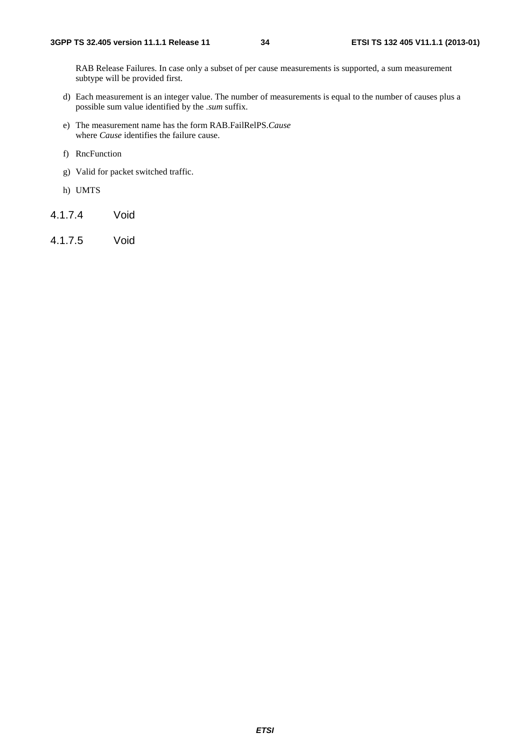RAB Release Failures. In case only a subset of per cause measurements is supported, a sum measurement subtype will be provided first.

d) Each measurement is an integer value. The number of measurements is equal to the number of causes plus a possible sum value identified by the *.sum* suffix.

e) The measurement name has the form RAB.FailRelPS.*Cause*  
where *Cause* identifies the failure cause.

f) RncFunction

g) Valid for packet switched traffic.

h) UMTS

#### 4.1.7.4 Void

#### 4.1.7.5 Void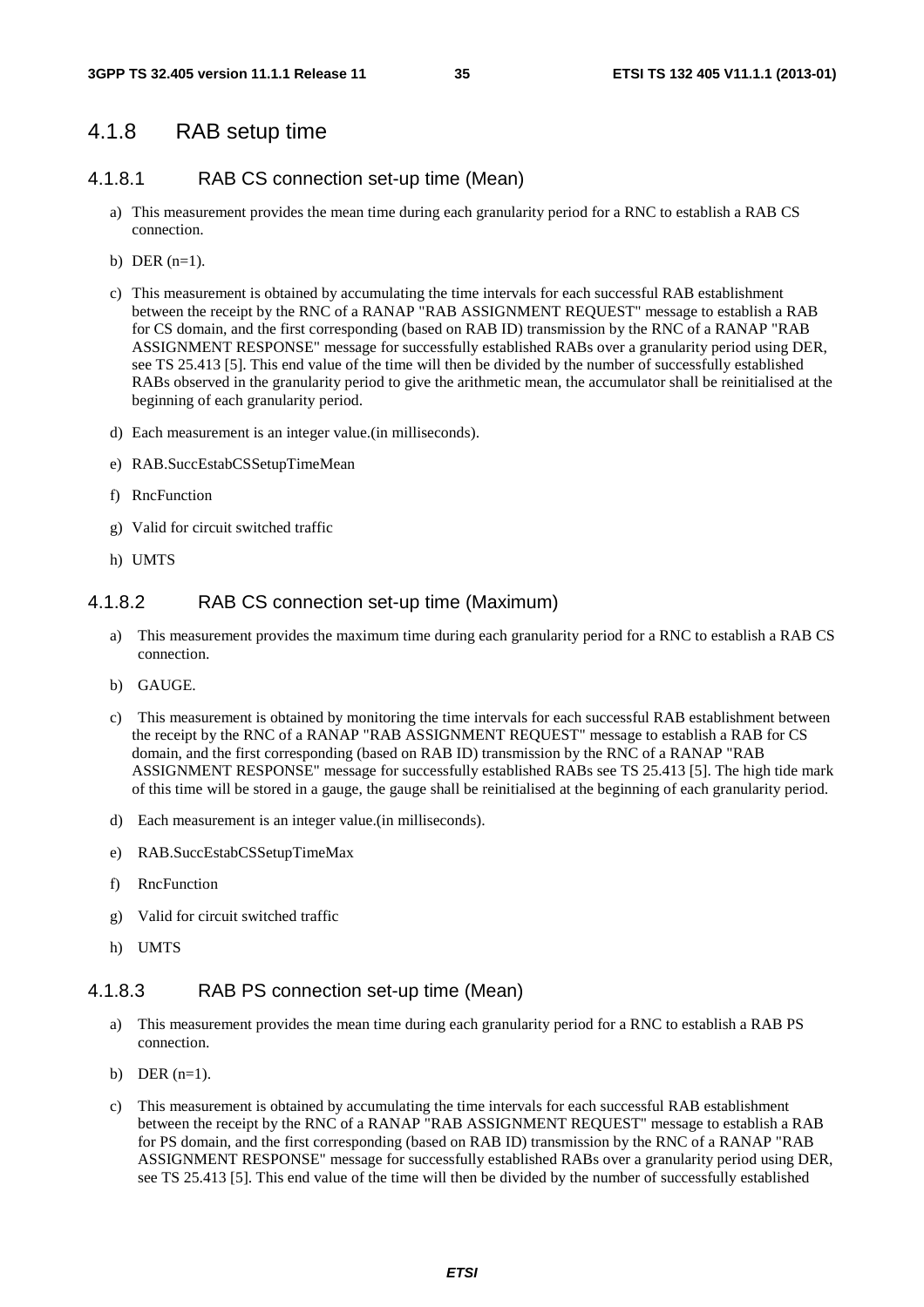## 4.1.8 RAB setup time

### 4.1.8.1 RAB CS connection set-up time (Mean)

a) This measurement provides the mean time during each granularity period for a RNC to establish a RAB CS connection.

b) DER (n=1).

c) This measurement is obtained by accumulating the time intervals for each successful RAB establishment between the receipt by the RNC of a RANAP "RAB ASSIGNMENT REQUEST" message to establish a RAB for CS domain, and the first corresponding (based on RAB ID) transmission by the RNC of a RANAP "RAB ASSIGNMENT RESPONSE" message for successfully established RABs over a granularity period using DER, see TS 25.413 [5]. This end value of the time will then be divided by the number of successfully established RABs observed in the granularity period to give the arithmetic mean, the accumulator shall be reinitialised at the beginning of each granularity period.

d) Each measurement is an integer value.(in milliseconds).

e) RAB.SuccEstabCSSetupTimeMean

f) RncFunction

g) Valid for circuit switched traffic

h) UMTS

### 4.1.8.2 RAB CS connection set-up time (Maximum)

a) This measurement provides the maximum time during each granularity period for a RNC to establish a RAB CS connection.

b) GAUGE.

c) This measurement is obtained by monitoring the time intervals for each successful RAB establishment between the receipt by the RNC of a RANAP "RAB ASSIGNMENT REQUEST" message to establish a RAB for CS domain, and the first corresponding (based on RAB ID) transmission by the RNC of a RANAP "RAB ASSIGNMENT RESPONSE" message for successfully established RABs see TS 25.413 [5]. The high tide mark of this time will be stored in a gauge, the gauge shall be reinitialised at the beginning of each granularity period.

d) Each measurement is an integer value.(in milliseconds).

e) RAB.SuccEstabCSSetupTimeMax

f) RncFunction

g) Valid for circuit switched traffic

h) UMTS

### 4.1.8.3 RAB PS connection set-up time (Mean)

a) This measurement provides the mean time during each granularity period for a RNC to establish a RAB PS connection.

b) DER (n=1).

c) This measurement is obtained by accumulating the time intervals for each successful RAB establishment between the receipt by the RNC of a RANAP "RAB ASSIGNMENT REQUEST" message to establish a RAB for PS domain, and the first corresponding (based on RAB ID) transmission by the RNC of a RANAP "RAB ASSIGNMENT RESPONSE" message for successfully established RABs over a granularity period using DER, see TS 25.413 [5]. This end value of the time will then be divided by the number of successfully established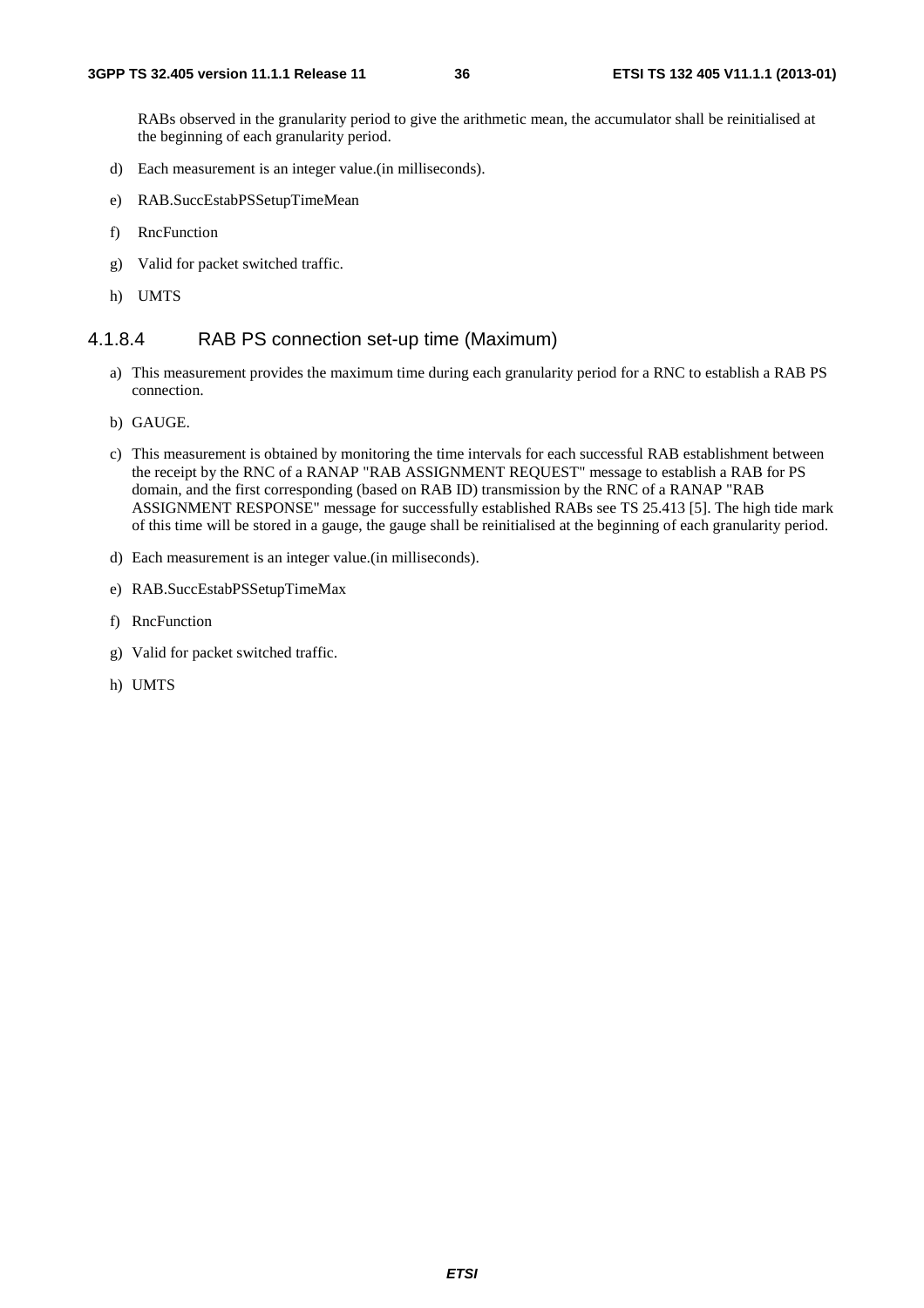RABs observed in the granularity period to give the arithmetic mean, the accumulator shall be reinitialised at the beginning of each granularity period.

d) Each measurement is an integer value.(in milliseconds).

e) RAB.SuccEstabPSSetupTimeMean

f) RncFunction

g) Valid for packet switched traffic.

h) UMTS

### 4.1.8.4 RAB PS connection set-up time (Maximum)

a) This measurement provides the maximum time during each granularity period for a RNC to establish a RAB PS connection.

b) GAUGE.

c) This measurement is obtained by monitoring the time intervals for each successful RAB establishment between the receipt by the RNC of a RANAP "RAB ASSIGNMENT REQUEST" message to establish a RAB for PS domain, and the first corresponding (based on RAB ID) transmission by the RNC of a RANAP "RAB ASSIGNMENT RESPONSE" message for successfully established RABs see TS 25.413 [5]. The high tide mark of this time will be stored in a gauge, the gauge shall be reinitialised at the beginning of each granularity period.

d) Each measurement is an integer value.(in milliseconds).

e) RAB.SuccEstabPSSetupTimeMax

f) RncFunction

g) Valid for packet switched traffic.

h) UMTS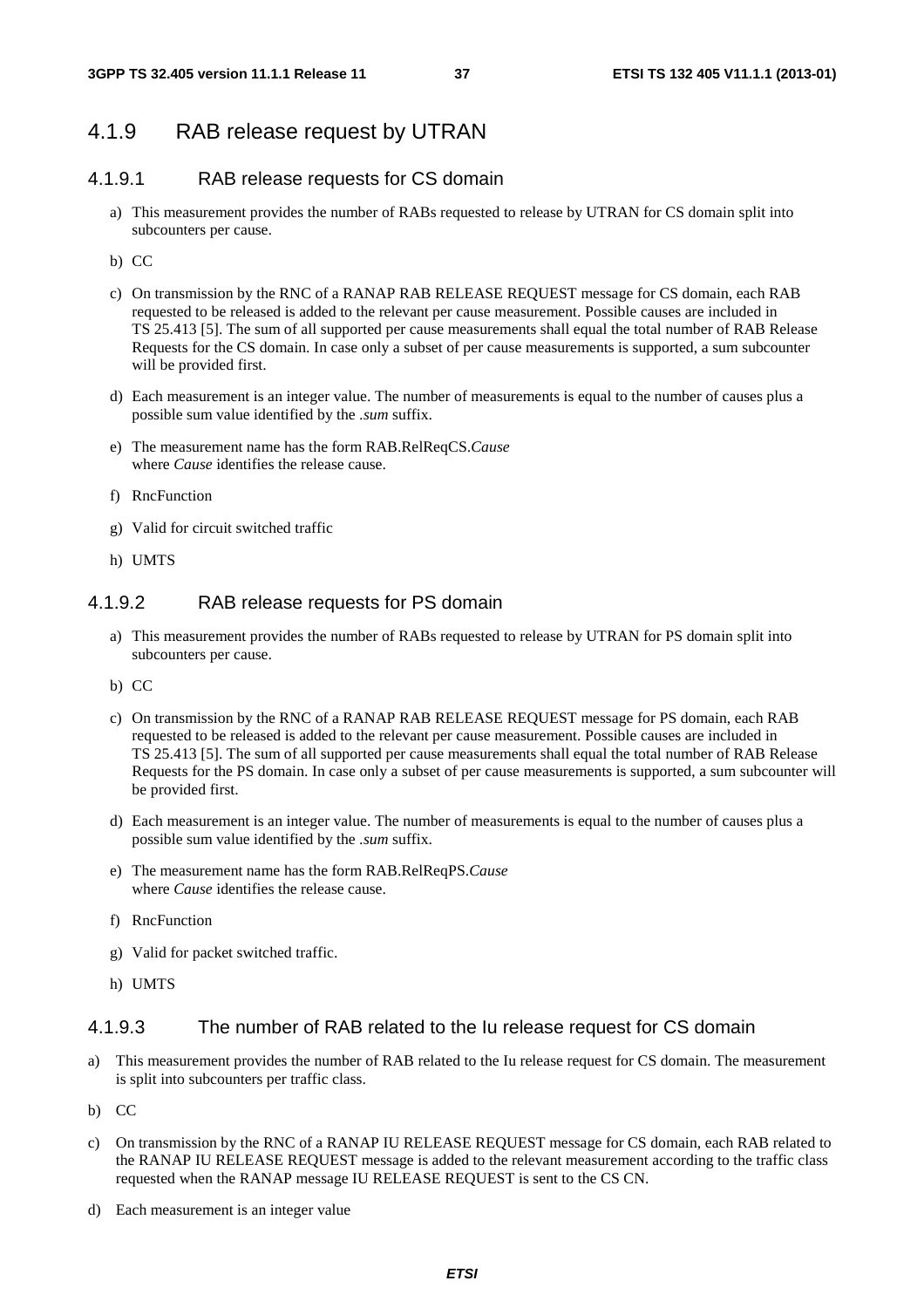### 4.1.9 RAB release request by UTRAN

#### 4.1.9.1 RAB release requests for CS domain

a) This measurement provides the number of RABs requested to release by UTRAN for CS domain split into subcounters per cause.

b) CC

c) On transmission by the RNC of a RANAP RAB RELEASE REQUEST message for CS domain, each RAB requested to be released is added to the relevant per cause measurement. Possible causes are included in TS 25.413 [5]. The sum of all supported per cause measurements shall equal the total number of RAB Release Requests for the CS domain. In case only a subset of per cause measurements is supported, a sum subcounter will be provided first.

d) Each measurement is an integer value. The number of measurements is equal to the number of causes plus a possible sum value identified by the *.sum* suffix.

e) The measurement name has the form RAB.RelReqCS.*Cause*
where *Cause* identifies the release cause.

f) RncFunction

g) Valid for circuit switched traffic

h) UMTS

#### 4.1.9.2 RAB release requests for PS domain

a) This measurement provides the number of RABs requested to release by UTRAN for PS domain split into subcounters per cause.

b) CC

c) On transmission by the RNC of a RANAP RAB RELEASE REQUEST message for PS domain, each RAB requested to be released is added to the relevant per cause measurement. Possible causes are included in TS 25.413 [5]. The sum of all supported per cause measurements shall equal the total number of RAB Release Requests for the PS domain. In case only a subset of per cause measurements is supported, a sum subcounter will be provided first.

d) Each measurement is an integer value. The number of measurements is equal to the number of causes plus a possible sum value identified by the *.sum* suffix.

e) The measurement name has the form RAB.RelReqPS.*Cause*
where *Cause* identifies the release cause.

f) RncFunction

g) Valid for packet switched traffic.

h) UMTS

#### 4.1.9.3 The number of RAB related to the Iu release request for CS domain

a) This measurement provides the number of RAB related to the Iu release request for CS domain. The measurement is split into subcounters per traffic class.

b) CC

c) On transmission by the RNC of a RANAP IU RELEASE REQUEST message for CS domain, each RAB related to the RANAP IU RELEASE REQUEST message is added to the relevant measurement according to the traffic class requested when the RANAP message IU RELEASE REQUEST is sent to the CS CN.

d) Each measurement is an integer value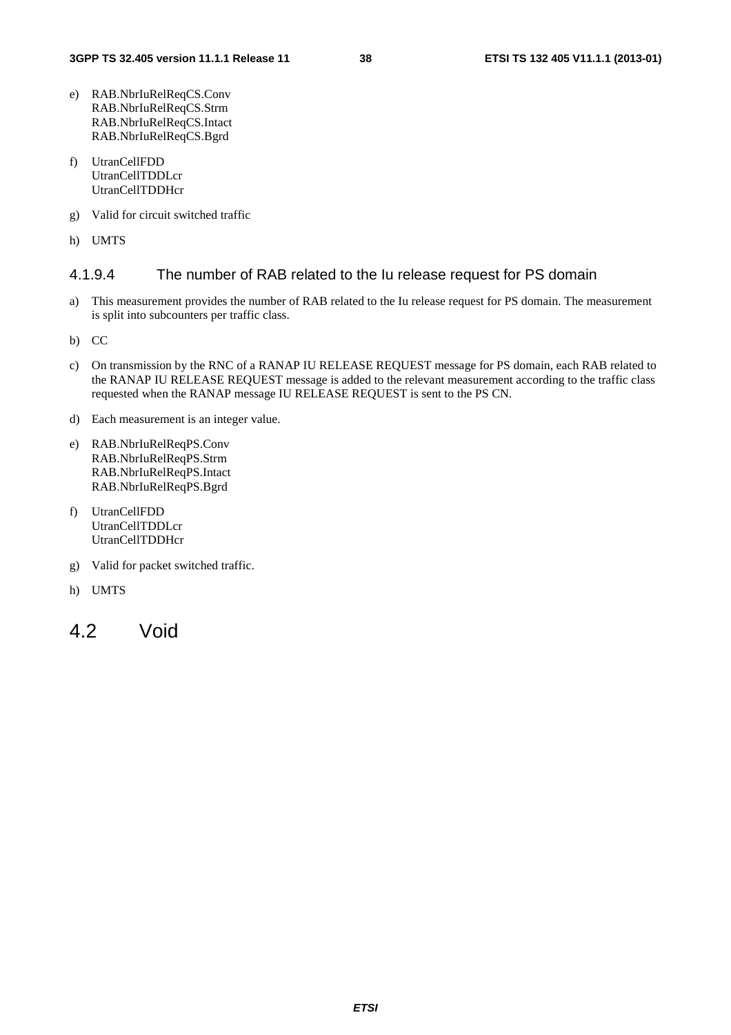e) RAB.NbrIuRelReqCS.Conv
   RAB.NbrIuRelReqCS.Strm
   RAB.NbrIuRelReqCS.Intact
   RAB.NbrIuRelReqCS.Bgrd

f) UtranCellFDD
   UtranCellTDDLcr
   UtranCellTDDHcr

g) Valid for circuit switched traffic

h) UMTS

#### 4.1.9.4 The number of RAB related to the Iu release request for PS domain

a) This measurement provides the number of RAB related to the Iu release request for PS domain. The measurement is split into subcounters per traffic class.

b) CC

c) On transmission by the RNC of a RANAP IU RELEASE REQUEST message for PS domain, each RAB related to the RANAP IU RELEASE REQUEST message is added to the relevant measurement according to the traffic class requested when the RANAP message IU RELEASE REQUEST is sent to the PS CN.

d) Each measurement is an integer value.

e) RAB.NbrIuRelReqPS.Conv
   RAB.NbrIuRelReqPS.Strm
   RAB.NbrIuRelReqPS.Intact
   RAB.NbrIuRelReqPS.Bgrd

f) UtranCellFDD
   UtranCellTDDLcr
   UtranCellTDDHcr

g) Valid for packet switched traffic.

h) UMTS

## 4.2 Void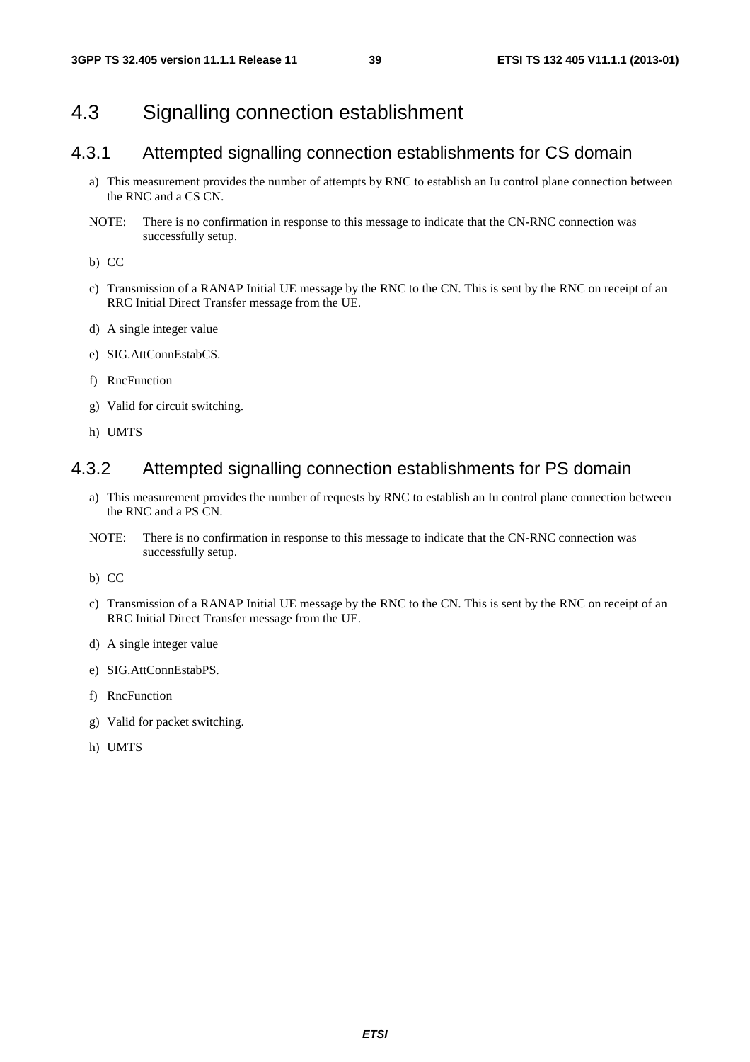## 4.3 Signalling connection establishment

### 4.3.1 Attempted signalling connection establishments for CS domain

a) This measurement provides the number of attempts by RNC to establish an Iu control plane connection between the RNC and a CS CN.

NOTE: There is no confirmation in response to this message to indicate that the CN-RNC connection was successfully setup.

b) CC

c) Transmission of a RANAP Initial UE message by the RNC to the CN. This is sent by the RNC on receipt of an RRC Initial Direct Transfer message from the UE.

d) A single integer value

e) SIG.AttConnEstabCS.

f) RncFunction

g) Valid for circuit switching.

h) UMTS

### 4.3.2 Attempted signalling connection establishments for PS domain

a) This measurement provides the number of requests by RNC to establish an Iu control plane connection between the RNC and a PS CN.

NOTE: There is no confirmation in response to this message to indicate that the CN-RNC connection was successfully setup.

b) CC

c) Transmission of a RANAP Initial UE message by the RNC to the CN. This is sent by the RNC on receipt of an RRC Initial Direct Transfer message from the UE.

d) A single integer value

e) SIG.AttConnEstabPS.

f) RncFunction

g) Valid for packet switching.

h) UMTS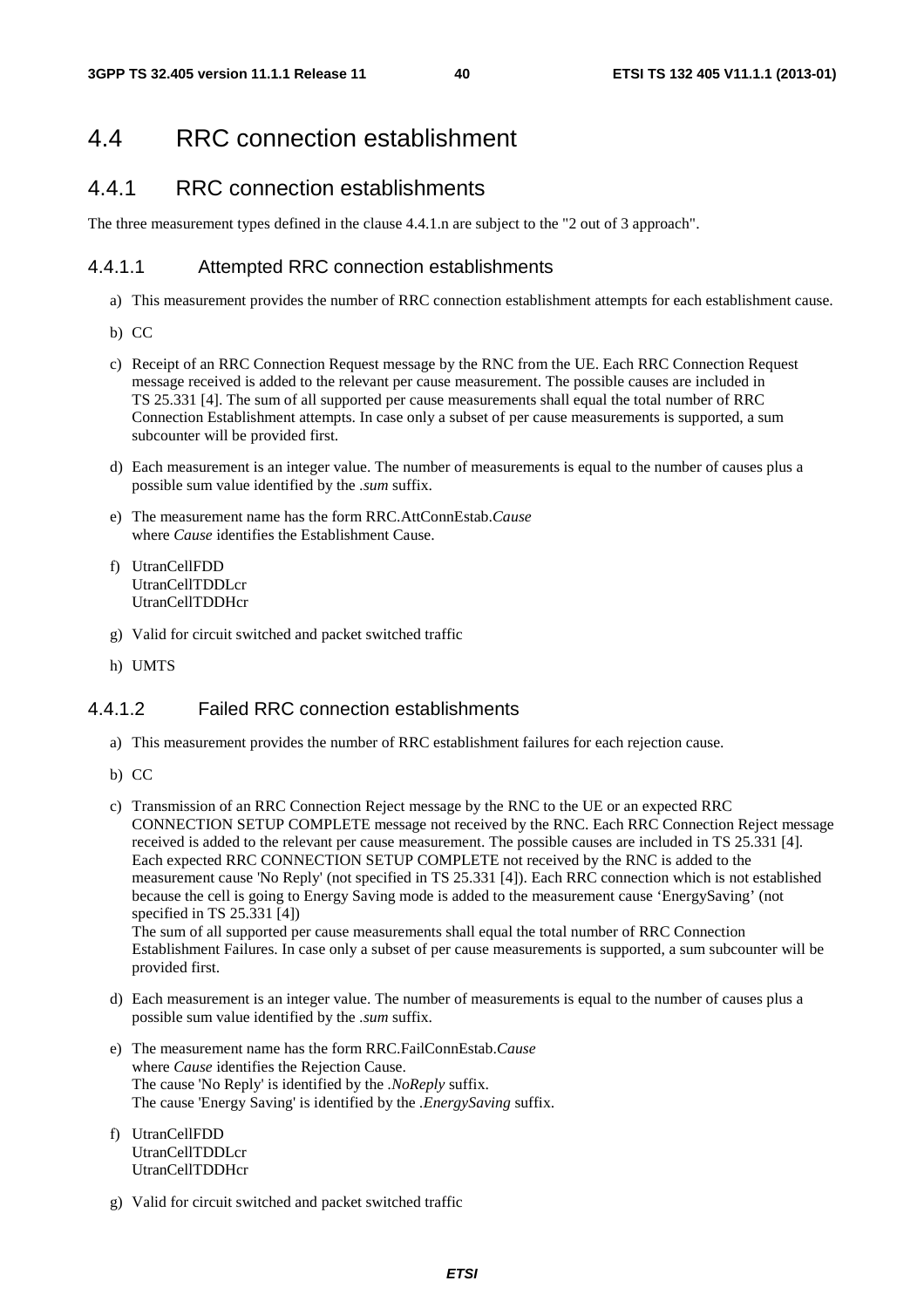# 4.4 RRC connection establishment

## 4.4.1 RRC connection establishments

The three measurement types defined in the clause 4.4.1.n are subject to the "2 out of 3 approach".

### 4.4.1.1 Attempted RRC connection establishments

a) This measurement provides the number of RRC connection establishment attempts for each establishment cause.

b) CC

c) Receipt of an RRC Connection Request message by the RNC from the UE. Each RRC Connection Request message received is added to the relevant per cause measurement. The possible causes are included in TS 25.331 [4]. The sum of all supported per cause measurements shall equal the total number of RRC Connection Establishment attempts. In case only a subset of per cause measurements is supported, a sum subcounter will be provided first.

d) Each measurement is an integer value. The number of measurements is equal to the number of causes plus a possible sum value identified by the *.sum* suffix.

e) The measurement name has the form RRC.AttConnEstab.*Cause*
where *Cause* identifies the Establishment Cause.

f) UtranCellFDD
UtranCellTDDLcr
UtranCellTDDHcr

g) Valid for circuit switched and packet switched traffic

h) UMTS

### 4.4.1.2 Failed RRC connection establishments

a) This measurement provides the number of RRC establishment failures for each rejection cause.

b) CC

c) Transmission of an RRC Connection Reject message by the RNC to the UE or an expected RRC CONNECTION SETUP COMPLETE message not received by the RNC. Each RRC Connection Reject message received is added to the relevant per cause measurement. The possible causes are included in TS 25.331 [4]. Each expected RRC CONNECTION SETUP COMPLETE not received by the RNC is added to the measurement cause 'No Reply' (not specified in TS 25.331 [4]). Each RRC connection which is not established because the cell is going to Energy Saving mode is added to the measurement cause 'EnergySaving' (not specified in TS 25.331 [4])
The sum of all supported per cause measurements shall equal the total number of RRC Connection Establishment Failures. In case only a subset of per cause measurements is supported, a sum subcounter will be provided first.

d) Each measurement is an integer value. The number of measurements is equal to the number of causes plus a possible sum value identified by the *.sum* suffix.

e) The measurement name has the form RRC.FailConnEstab.*Cause*
where *Cause* identifies the Rejection Cause.
The cause 'No Reply' is identified by the *.NoReply* suffix.
The cause 'Energy Saving' is identified by the *.EnergySaving* suffix.

f) UtranCellFDD
UtranCellTDDLcr
UtranCellTDDHcr

g) Valid for circuit switched and packet switched traffic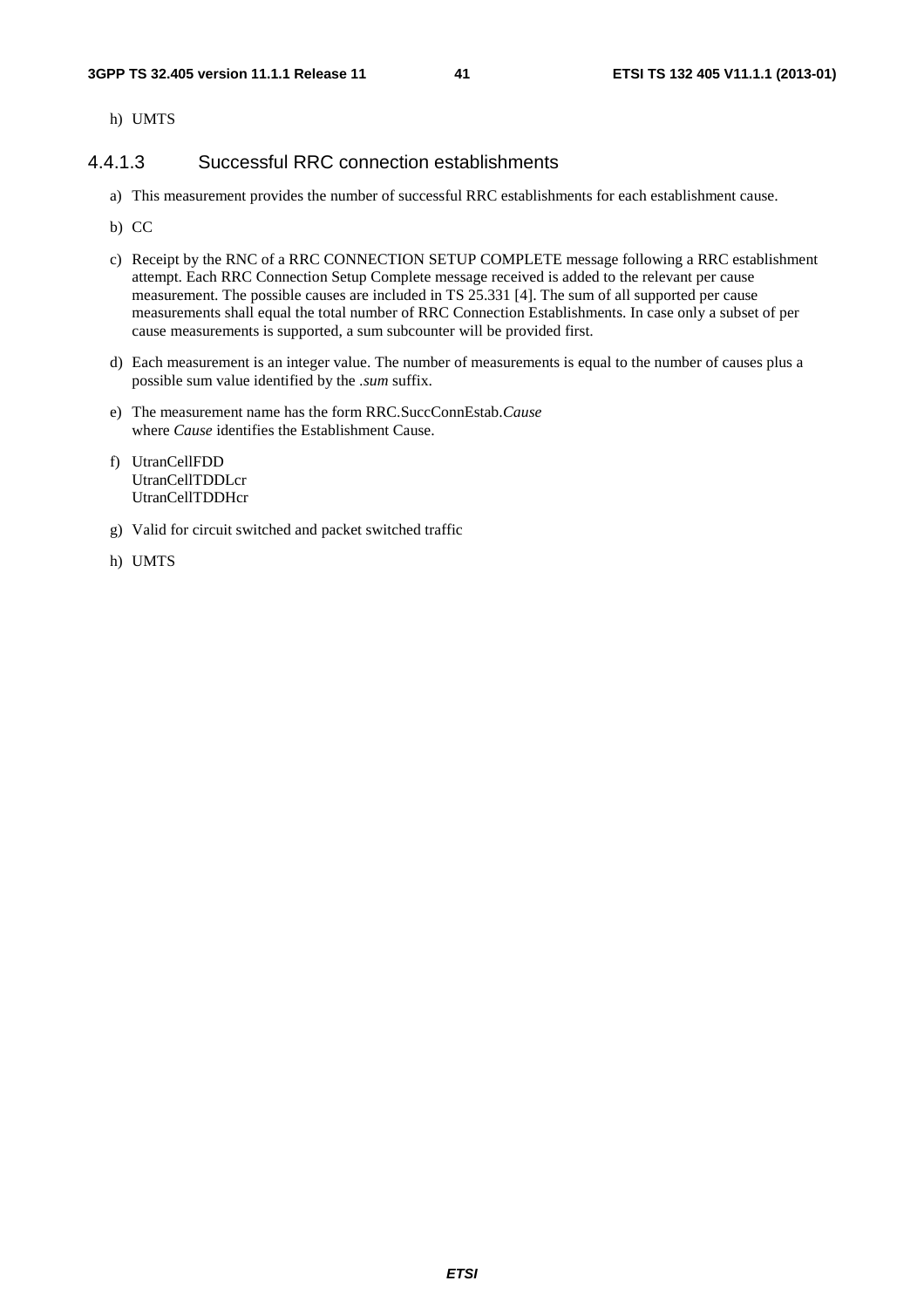h) UMTS

#### 4.4.1.3 Successful RRC connection establishments

a) This measurement provides the number of successful RRC establishments for each establishment cause.

b) CC

c) Receipt by the RNC of a RRC CONNECTION SETUP COMPLETE message following a RRC establishment attempt. Each RRC Connection Setup Complete message received is added to the relevant per cause measurement. The possible causes are included in TS 25.331 [4]. The sum of all supported per cause measurements shall equal the total number of RRC Connection Establishments. In case only a subset of per cause measurements is supported, a sum subcounter will be provided first.

d) Each measurement is an integer value. The number of measurements is equal to the number of causes plus a possible sum value identified by the *.sum* suffix.

e) The measurement name has the form RRC.SuccConnEstab.*Cause*
where *Cause* identifies the Establishment Cause.

f) UtranCellFDD
UtranCellTDDLcr
UtranCellTDDHcr

g) Valid for circuit switched and packet switched traffic

h) UMTS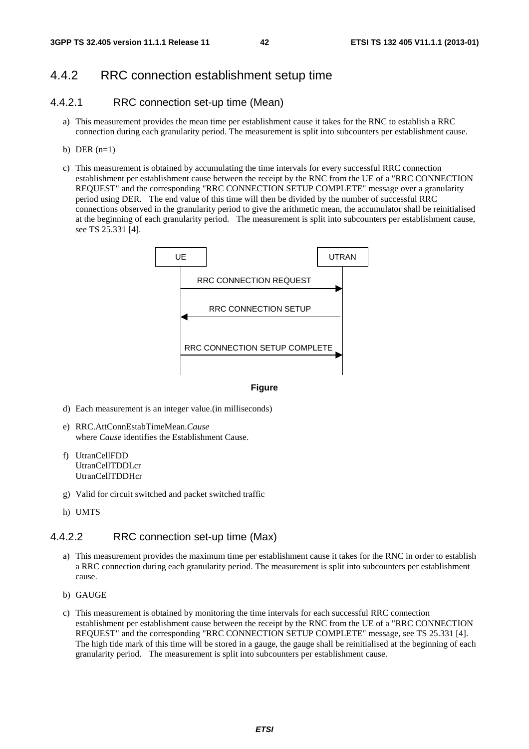## 4.4.2 RRC connection establishment setup time

### 4.4.2.1 RRC connection set-up time (Mean)

a) This measurement provides the mean time per establishment cause it takes for the RNC to establish a RRC connection during each granularity period. The measurement is split into subcounters per establishment cause.

b) DER (n=1)

c) This measurement is obtained by accumulating the time intervals for every successful RRC connection establishment per establishment cause between the receipt by the RNC from the UE of a "RRC CONNECTION REQUEST" and the corresponding "RRC CONNECTION SETUP COMPLETE" message over a granularity period using DER. The end value of this time will then be divided by the number of successful RRC connections observed in the granularity period to give the arithmetic mean, the accumulator shall be reinitialised at the beginning of each granularity period. The measurement is split into subcounters per establishment cause, see TS 25.331 [4].

UE | UTRAN

RRC CONNECTION REQUEST

RRC CONNECTION SETUP

RRC CONNECTION SETUP COMPLETE

**Figure**

d) Each measurement is an integer value.(in milliseconds)

e) RRC.AttConnEstabTimeMean.*Cause*
where *Cause* identifies the Establishment Cause.

f) UtranCellFDD
UtranCellTDDLcr
UtranCellTDDHcr

g) Valid for circuit switched and packet switched traffic

h) UMTS

### 4.4.2.2 RRC connection set-up time (Max)

a) This measurement provides the maximum time per establishment cause it takes for the RNC in order to establish a RRC connection during each granularity period. The measurement is split into subcounters per establishment cause.

b) GAUGE

c) This measurement is obtained by monitoring the time intervals for each successful RRC connection establishment per establishment cause between the receipt by the RNC from the UE of a "RRC CONNECTION REQUEST" and the corresponding "RRC CONNECTION SETUP COMPLETE" message, see TS 25.331 [4]. The high tide mark of this time will be stored in a gauge, the gauge shall be reinitialised at the beginning of each granularity period. The measurement is split into subcounters per establishment cause.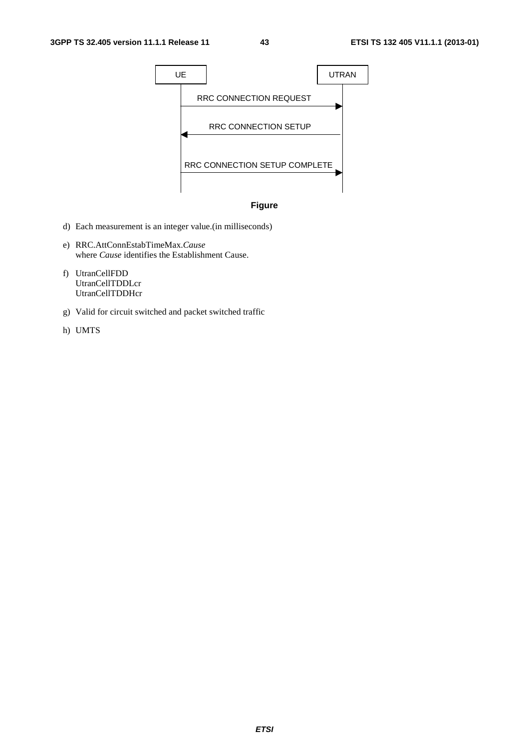UE → UTRAN: RRC CONNECTION REQUEST

UTRAN → UE: RRC CONNECTION SETUP

UE → UTRAN: RRC CONNECTION SETUP COMPLETE

**Figure**

d) Each measurement is an integer value.(in milliseconds)

e) RRC.AttConnEstabTimeMax.*Cause*
   where *Cause* identifies the Establishment Cause.

f) UtranCellFDD
   UtranCellTDDLcr
   UtranCellTDDHcr

g) Valid for circuit switched and packet switched traffic

h) UMTS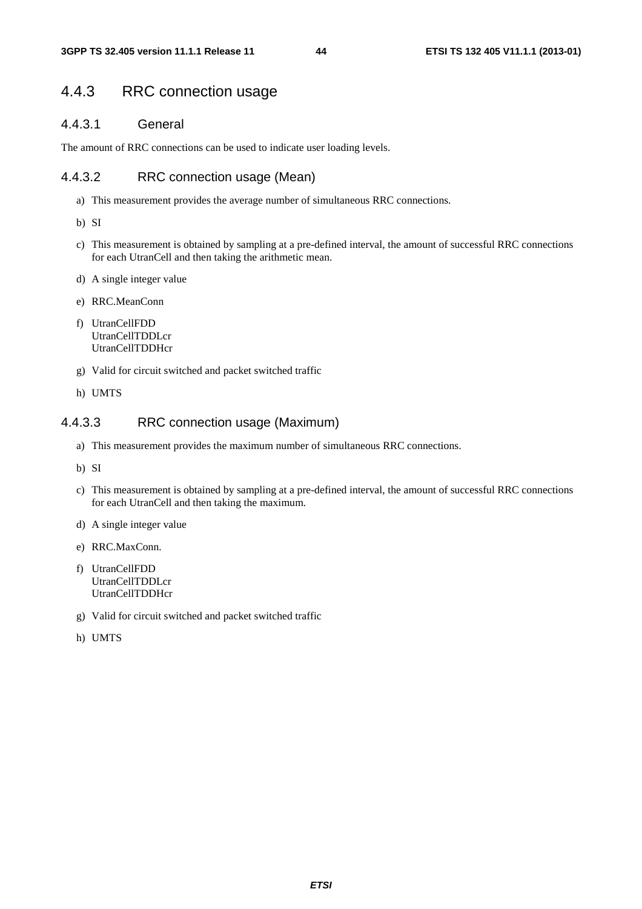### 4.4.3 RRC connection usage

#### 4.4.3.1 General

The amount of RRC connections can be used to indicate user loading levels.

#### 4.4.3.2 RRC connection usage (Mean)

a) This measurement provides the average number of simultaneous RRC connections.

b) SI

c) This measurement is obtained by sampling at a pre-defined interval, the amount of successful RRC connections for each UtranCell and then taking the arithmetic mean.

d) A single integer value

e) RRC.MeanConn

f) UtranCellFDD  
UtranCellTDDLcr  
UtranCellTDDHcr

g) Valid for circuit switched and packet switched traffic

h) UMTS

#### 4.4.3.3 RRC connection usage (Maximum)

a) This measurement provides the maximum number of simultaneous RRC connections.

b) SI

c) This measurement is obtained by sampling at a pre-defined interval, the amount of successful RRC connections for each UtranCell and then taking the maximum.

d) A single integer value

e) RRC.MaxConn.

f) UtranCellFDD  
UtranCellTDDLcr  
UtranCellTDDHcr

g) Valid for circuit switched and packet switched traffic

h) UMTS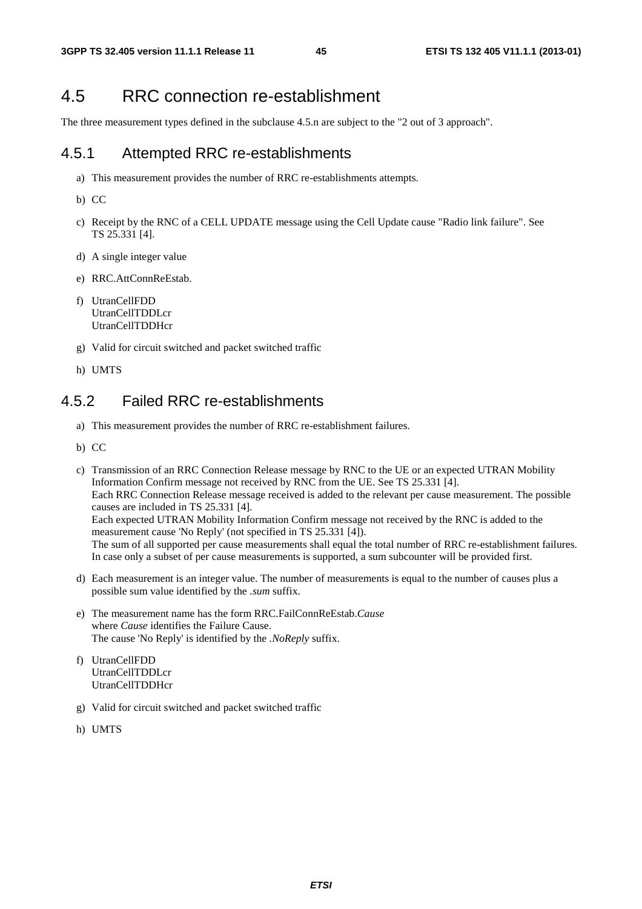# 4.5 RRC connection re-establishment

The three measurement types defined in the subclause 4.5.n are subject to the "2 out of 3 approach".

## 4.5.1 Attempted RRC re-establishments

a) This measurement provides the number of RRC re-establishments attempts.

b) CC

c) Receipt by the RNC of a CELL UPDATE message using the Cell Update cause "Radio link failure". See TS 25.331 [4].

d) A single integer value

e) RRC.AttConnReEstab.

f) UtranCellFDD
UtranCellTDDLcr
UtranCellTDDHcr

g) Valid for circuit switched and packet switched traffic

h) UMTS

## 4.5.2 Failed RRC re-establishments

a) This measurement provides the number of RRC re-establishment failures.

b) CC

c) Transmission of an RRC Connection Release message by RNC to the UE or an expected UTRAN Mobility Information Confirm message not received by RNC from the UE. See TS 25.331 [4].
Each RRC Connection Release message received is added to the relevant per cause measurement. The possible causes are included in TS 25.331 [4].
Each expected UTRAN Mobility Information Confirm message not received by the RNC is added to the measurement cause 'No Reply' (not specified in TS 25.331 [4]).
The sum of all supported per cause measurements shall equal the total number of RRC re-establishment failures. In case only a subset of per cause measurements is supported, a sum subcounter will be provided first.

d) Each measurement is an integer value. The number of measurements is equal to the number of causes plus a possible sum value identified by the *.sum* suffix.

e) The measurement name has the form RRC.FailConnReEstab.*Cause*
where *Cause* identifies the Failure Cause.
The cause 'No Reply' is identified by the *.NoReply* suffix.

f) UtranCellFDD
UtranCellTDDLcr
UtranCellTDDHcr

g) Valid for circuit switched and packet switched traffic

h) UMTS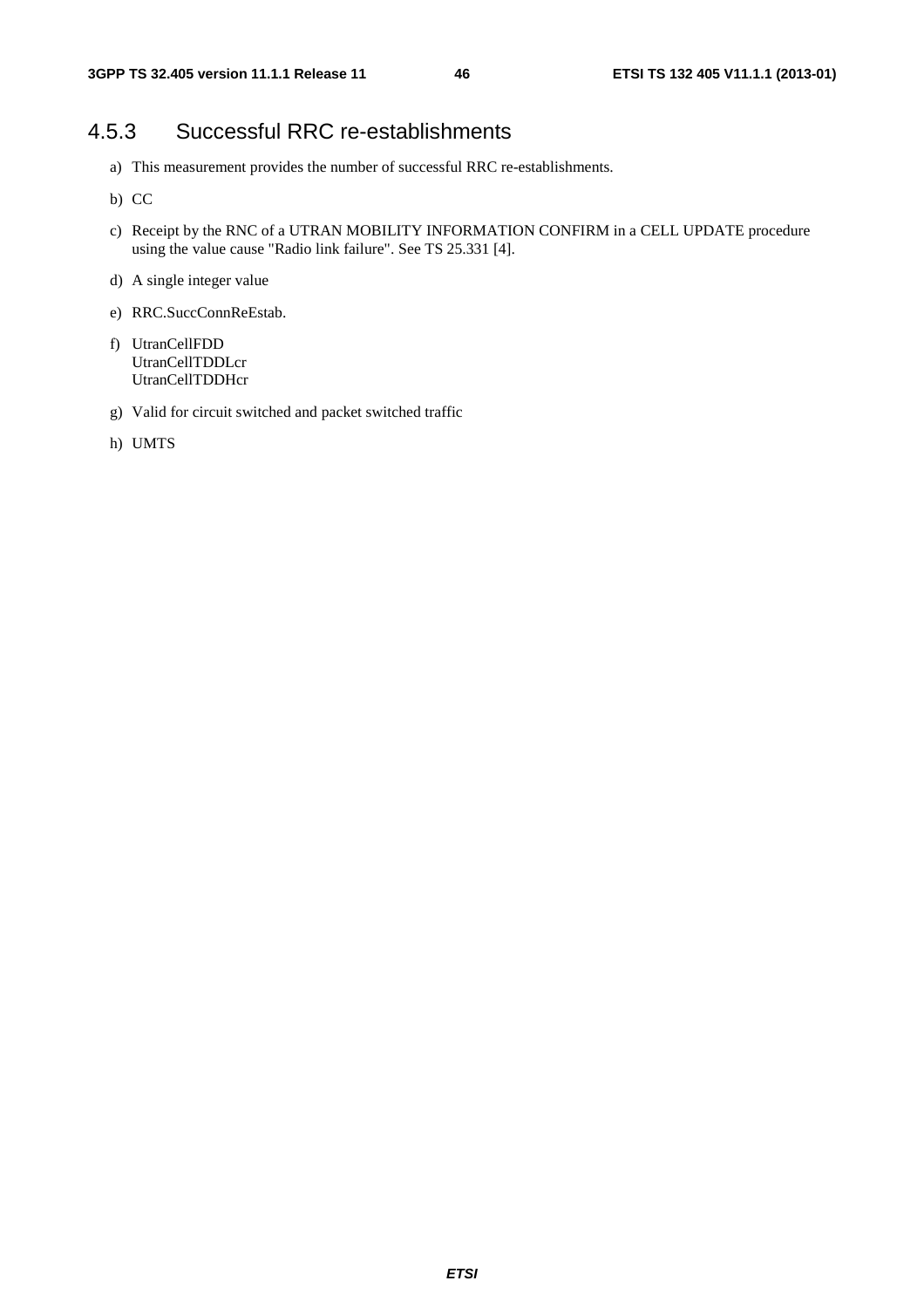### 4.5.3 Successful RRC re-establishments

a) This measurement provides the number of successful RRC re-establishments.

b) CC

c) Receipt by the RNC of a UTRAN MOBILITY INFORMATION CONFIRM in a CELL UPDATE procedure using the value cause "Radio link failure". See TS 25.331 [4].

d) A single integer value

e) RRC.SuccConnReEstab.

f) UtranCellFDD
   UtranCellTDDLcr
   UtranCellTDDHcr

g) Valid for circuit switched and packet switched traffic

h) UMTS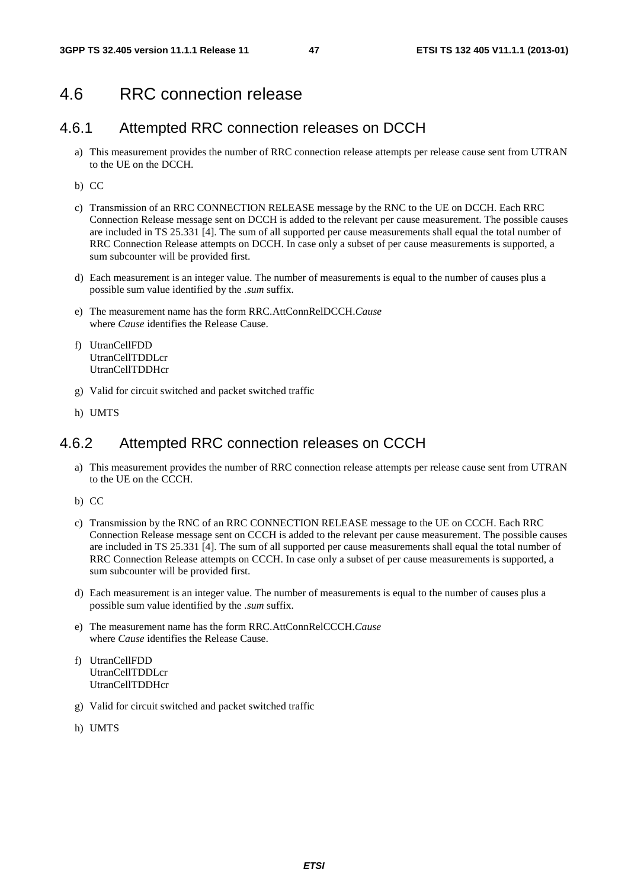## 4.6 RRC connection release

### 4.6.1 Attempted RRC connection releases on DCCH

a) This measurement provides the number of RRC connection release attempts per release cause sent from UTRAN to the UE on the DCCH.

b) CC

c) Transmission of an RRC CONNECTION RELEASE message by the RNC to the UE on DCCH. Each RRC Connection Release message sent on DCCH is added to the relevant per cause measurement. The possible causes are included in TS 25.331 [4]. The sum of all supported per cause measurements shall equal the total number of RRC Connection Release attempts on DCCH. In case only a subset of per cause measurements is supported, a sum subcounter will be provided first.

d) Each measurement is an integer value. The number of measurements is equal to the number of causes plus a possible sum value identified by the *.sum* suffix.

e) The measurement name has the form RRC.AttConnRelDCCH.*Cause*
where *Cause* identifies the Release Cause.

f) UtranCellFDD
UtranCellTDDLcr
UtranCellTDDHcr

g) Valid for circuit switched and packet switched traffic

h) UMTS

### 4.6.2 Attempted RRC connection releases on CCCH

a) This measurement provides the number of RRC connection release attempts per release cause sent from UTRAN to the UE on the CCCH.

b) CC

c) Transmission by the RNC of an RRC CONNECTION RELEASE message to the UE on CCCH. Each RRC Connection Release message sent on CCCH is added to the relevant per cause measurement. The possible causes are included in TS 25.331 [4]. The sum of all supported per cause measurements shall equal the total number of RRC Connection Release attempts on CCCH. In case only a subset of per cause measurements is supported, a sum subcounter will be provided first.

d) Each measurement is an integer value. The number of measurements is equal to the number of causes plus a possible sum value identified by the *.sum* suffix.

e) The measurement name has the form RRC.AttConnRelCCCH.*Cause*
where *Cause* identifies the Release Cause.

f) UtranCellFDD
UtranCellTDDLcr
UtranCellTDDHcr

g) Valid for circuit switched and packet switched traffic

h) UMTS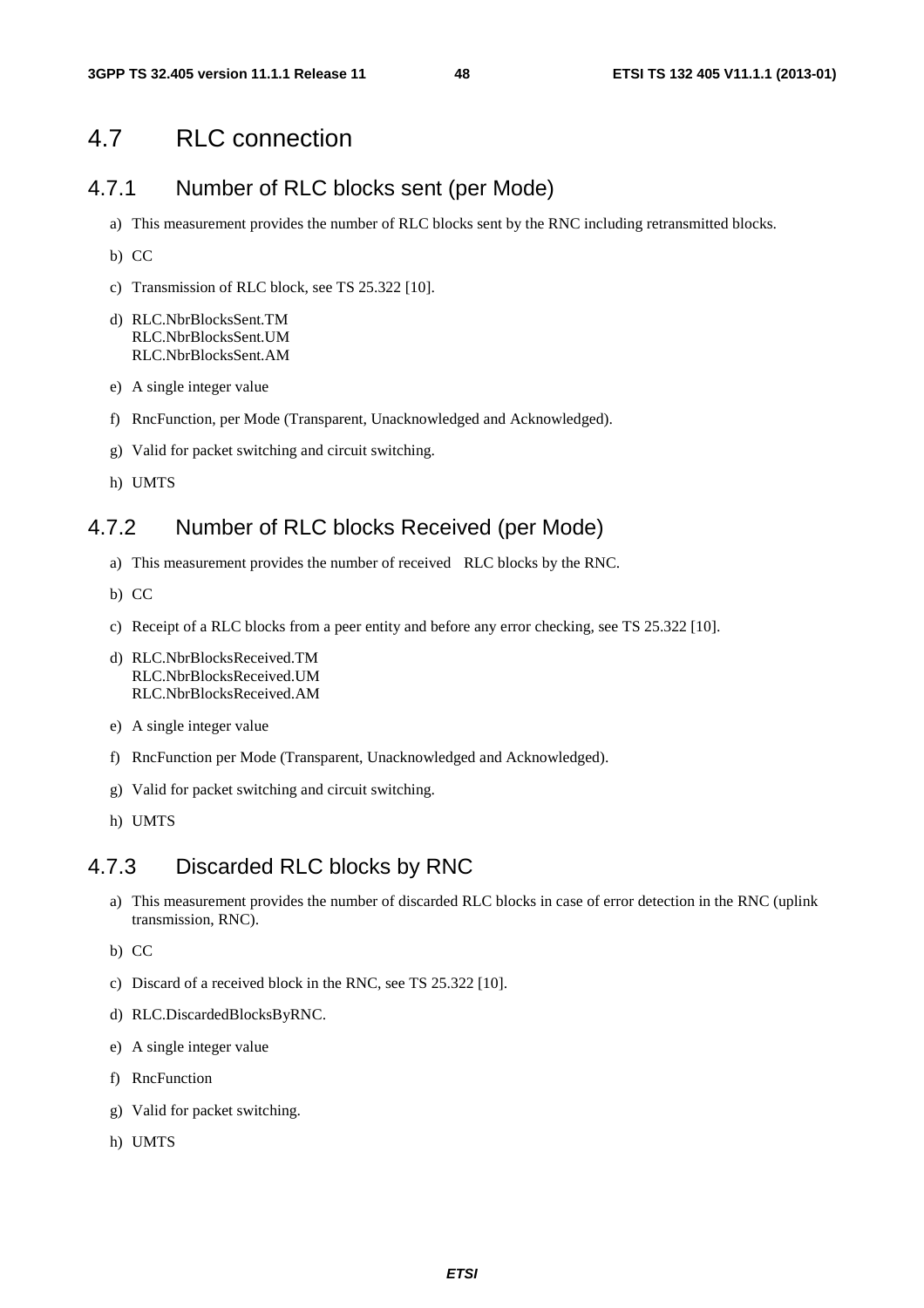# 4.7 RLC connection

## 4.7.1 Number of RLC blocks sent (per Mode)

a) This measurement provides the number of RLC blocks sent by the RNC including retransmitted blocks.

b) CC

c) Transmission of RLC block, see TS 25.322 [10].

d) RLC.NbrBlocksSent.TM
RLC.NbrBlocksSent.UM
RLC.NbrBlocksSent.AM

e) A single integer value

f) RncFunction, per Mode (Transparent, Unacknowledged and Acknowledged).

g) Valid for packet switching and circuit switching.

h) UMTS

## 4.7.2 Number of RLC blocks Received (per Mode)

a) This measurement provides the number of received RLC blocks by the RNC.

b) CC

c) Receipt of a RLC blocks from a peer entity and before any error checking, see TS 25.322 [10].

d) RLC.NbrBlocksReceived.TM
RLC.NbrBlocksReceived.UM
RLC.NbrBlocksReceived.AM

e) A single integer value

f) RncFunction per Mode (Transparent, Unacknowledged and Acknowledged).

g) Valid for packet switching and circuit switching.

h) UMTS

## 4.7.3 Discarded RLC blocks by RNC

a) This measurement provides the number of discarded RLC blocks in case of error detection in the RNC (uplink transmission, RNC).

b) CC

c) Discard of a received block in the RNC, see TS 25.322 [10].

d) RLC.DiscardedBlocksByRNC.

e) A single integer value

f) RncFunction

g) Valid for packet switching.

h) UMTS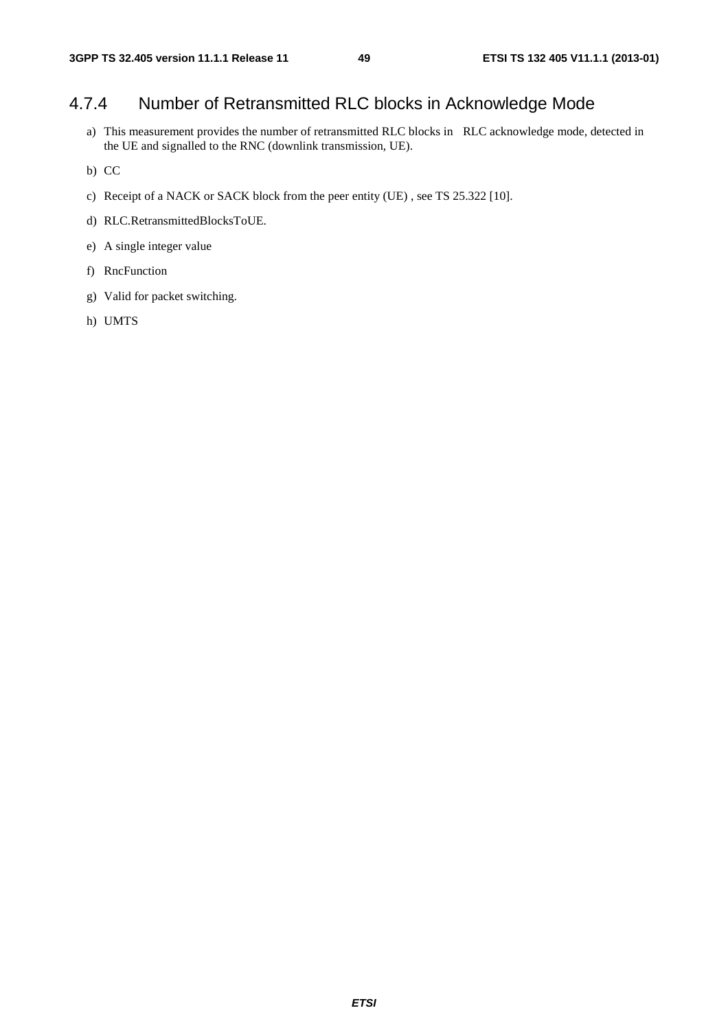### 4.7.4 Number of Retransmitted RLC blocks in Acknowledge Mode

a) This measurement provides the number of retransmitted RLC blocks in RLC acknowledge mode, detected in the UE and signalled to the RNC (downlink transmission, UE).

b) CC

c) Receipt of a NACK or SACK block from the peer entity (UE) , see TS 25.322 [10].

d) RLC.RetransmittedBlocksToUE.

e) A single integer value

f) RncFunction

g) Valid for packet switching.

h) UMTS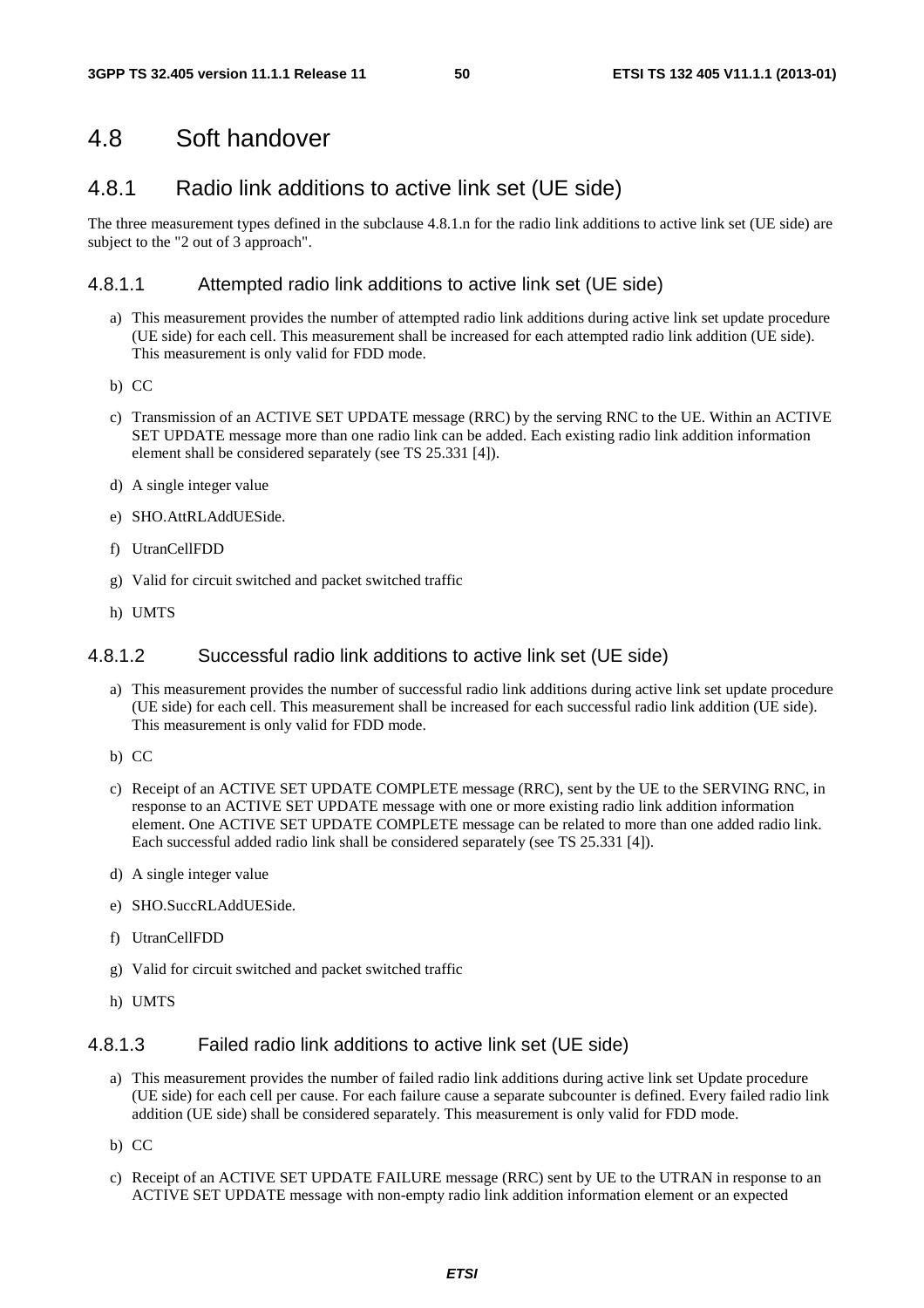# 4.8 Soft handover

## 4.8.1 Radio link additions to active link set (UE side)

The three measurement types defined in the subclause 4.8.1.n for the radio link additions to active link set (UE side) are subject to the "2 out of 3 approach".

### 4.8.1.1 Attempted radio link additions to active link set (UE side)

a) This measurement provides the number of attempted radio link additions during active link set update procedure (UE side) for each cell. This measurement shall be increased for each attempted radio link addition (UE side). This measurement is only valid for FDD mode.

b) CC

c) Transmission of an ACTIVE SET UPDATE message (RRC) by the serving RNC to the UE. Within an ACTIVE SET UPDATE message more than one radio link can be added. Each existing radio link addition information element shall be considered separately (see TS 25.331 [4]).

d) A single integer value

e) SHO.AttRLAddUESide.

f) UtranCellFDD

g) Valid for circuit switched and packet switched traffic

h) UMTS

### 4.8.1.2 Successful radio link additions to active link set (UE side)

a) This measurement provides the number of successful radio link additions during active link set update procedure (UE side) for each cell. This measurement shall be increased for each successful radio link addition (UE side). This measurement is only valid for FDD mode.

b) CC

c) Receipt of an ACTIVE SET UPDATE COMPLETE message (RRC), sent by the UE to the SERVING RNC, in response to an ACTIVE SET UPDATE message with one or more existing radio link addition information element. One ACTIVE SET UPDATE COMPLETE message can be related to more than one added radio link. Each successful added radio link shall be considered separately (see TS 25.331 [4]).

d) A single integer value

e) SHO.SuccRLAddUESide.

f) UtranCellFDD

g) Valid for circuit switched and packet switched traffic

h) UMTS

### 4.8.1.3 Failed radio link additions to active link set (UE side)

a) This measurement provides the number of failed radio link additions during active link set Update procedure (UE side) for each cell per cause. For each failure cause a separate subcounter is defined. Every failed radio link addition (UE side) shall be considered separately. This measurement is only valid for FDD mode.

b) CC

c) Receipt of an ACTIVE SET UPDATE FAILURE message (RRC) sent by UE to the UTRAN in response to an ACTIVE SET UPDATE message with non-empty radio link addition information element or an expected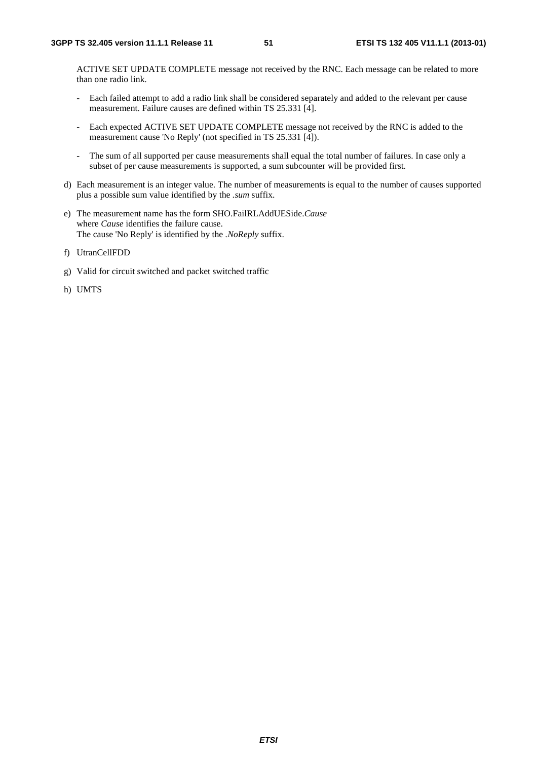ACTIVE SET UPDATE COMPLETE message not received by the RNC. Each message can be related to more than one radio link.

- Each failed attempt to add a radio link shall be considered separately and added to the relevant per cause measurement. Failure causes are defined within TS 25.331 [4].
- Each expected ACTIVE SET UPDATE COMPLETE message not received by the RNC is added to the measurement cause 'No Reply' (not specified in TS 25.331 [4]).
- The sum of all supported per cause measurements shall equal the total number of failures. In case only a subset of per cause measurements is supported, a sum subcounter will be provided first.

d) Each measurement is an integer value. The number of measurements is equal to the number of causes supported plus a possible sum value identified by the *.sum* suffix.

e) The measurement name has the form SHO.FailRLAddUESide.*Cause*
where *Cause* identifies the failure cause.
The cause 'No Reply' is identified by the *.NoReply* suffix.

f) UtranCellFDD

g) Valid for circuit switched and packet switched traffic

h) UMTS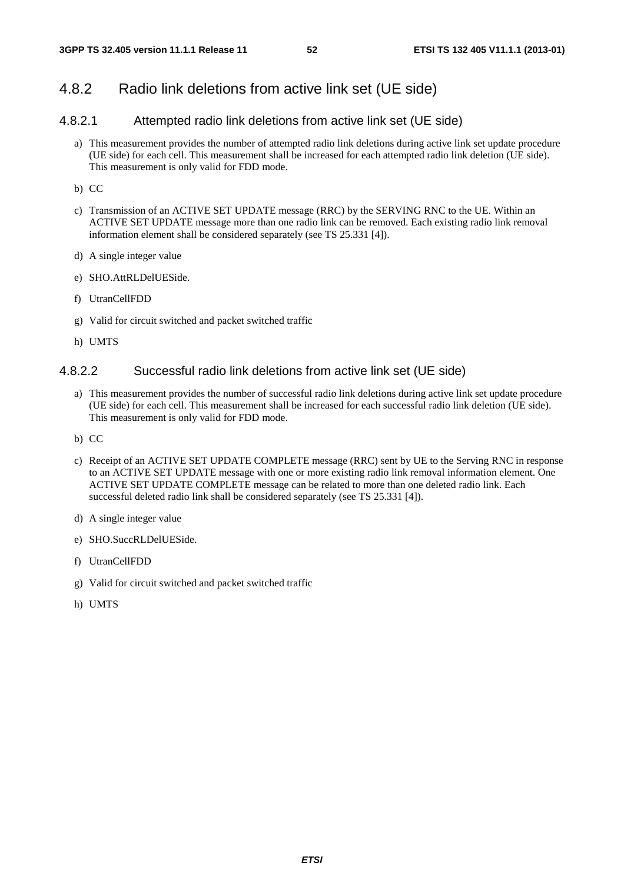## 4.8.2 Radio link deletions from active link set (UE side)

### 4.8.2.1 Attempted radio link deletions from active link set (UE side)

a) This measurement provides the number of attempted radio link deletions during active link set update procedure (UE side) for each cell. This measurement shall be increased for each attempted radio link deletion (UE side). This measurement is only valid for FDD mode.

b) CC

c) Transmission of an ACTIVE SET UPDATE message (RRC) by the SERVING RNC to the UE. Within an ACTIVE SET UPDATE message more than one radio link can be removed. Each existing radio link removal information element shall be considered separately (see TS 25.331 [4]).

d) A single integer value

e) SHO.AttRLDelUESide.

f) UtranCellFDD

g) Valid for circuit switched and packet switched traffic

h) UMTS

### 4.8.2.2 Successful radio link deletions from active link set (UE side)

a) This measurement provides the number of successful radio link deletions during active link set update procedure (UE side) for each cell. This measurement shall be increased for each successful radio link deletion (UE side). This measurement is only valid for FDD mode.

b) CC

c) Receipt of an ACTIVE SET UPDATE COMPLETE message (RRC) sent by UE to the Serving RNC in response to an ACTIVE SET UPDATE message with one or more existing radio link removal information element. One ACTIVE SET UPDATE COMPLETE message can be related to more than one deleted radio link. Each successful deleted radio link shall be considered separately (see TS 25.331 [4]).

d) A single integer value

e) SHO.SuccRLDelUESide.

f) UtranCellFDD

g) Valid for circuit switched and packet switched traffic

h) UMTS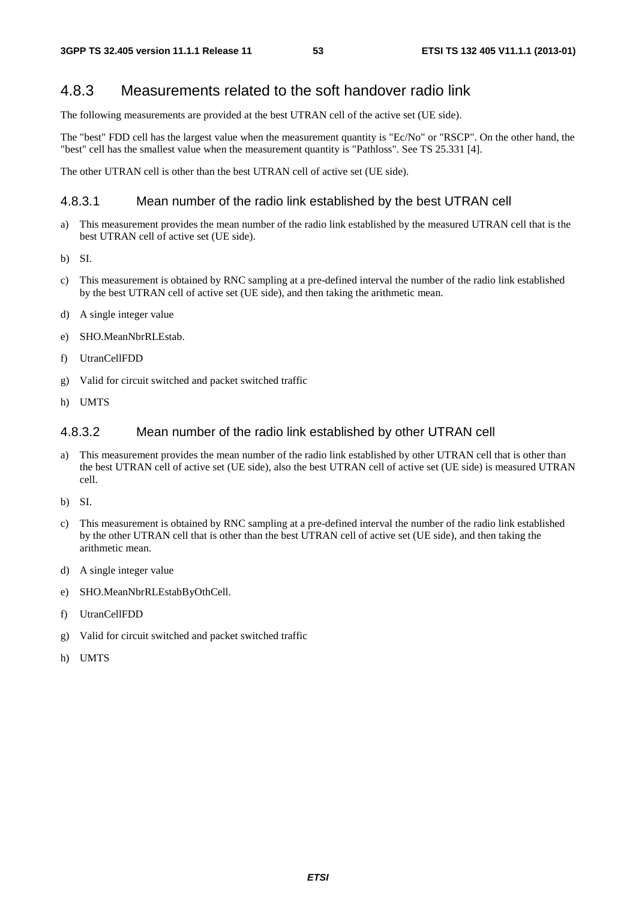### 4.8.3 Measurements related to the soft handover radio link

The following measurements are provided at the best UTRAN cell of the active set (UE side).

The "best" FDD cell has the largest value when the measurement quantity is "Ec/No" or "RSCP". On the other hand, the "best" cell has the smallest value when the measurement quantity is "Pathloss". See TS 25.331 [4].

The other UTRAN cell is other than the best UTRAN cell of active set (UE side).

#### 4.8.3.1 Mean number of the radio link established by the best UTRAN cell

a) This measurement provides the mean number of the radio link established by the measured UTRAN cell that is the best UTRAN cell of active set (UE side).

b) SI.

c) This measurement is obtained by RNC sampling at a pre-defined interval the number of the radio link established by the best UTRAN cell of active set (UE side), and then taking the arithmetic mean.

d) A single integer value

e) SHO.MeanNbrRLEstab.

f) UtranCellFDD

g) Valid for circuit switched and packet switched traffic

h) UMTS

#### 4.8.3.2 Mean number of the radio link established by other UTRAN cell

a) This measurement provides the mean number of the radio link established by other UTRAN cell that is other than the best UTRAN cell of active set (UE side), also the best UTRAN cell of active set (UE side) is measured UTRAN cell.

b) SI.

c) This measurement is obtained by RNC sampling at a pre-defined interval the number of the radio link established by the other UTRAN cell that is other than the best UTRAN cell of active set (UE side), and then taking the arithmetic mean.

d) A single integer value

e) SHO.MeanNbrRLEstabByOthCell.

f) UtranCellFDD

g) Valid for circuit switched and packet switched traffic

h) UMTS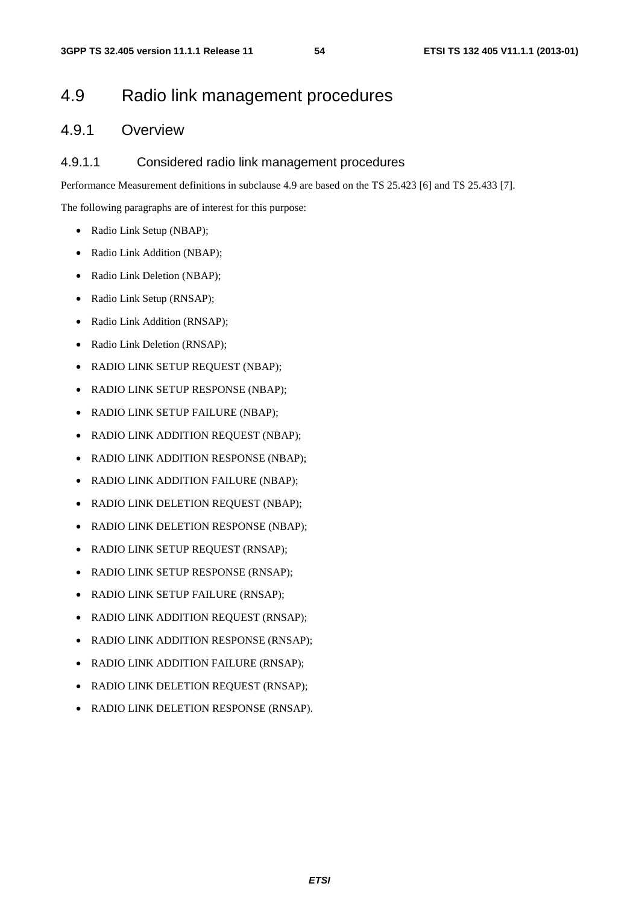# 4.9 Radio link management procedures

## 4.9.1 Overview

### 4.9.1.1 Considered radio link management procedures

Performance Measurement definitions in subclause 4.9 are based on the TS 25.423 [6] and TS 25.433 [7].

The following paragraphs are of interest for this purpose:

- Radio Link Setup (NBAP);
- Radio Link Addition (NBAP);
- Radio Link Deletion (NBAP);
- Radio Link Setup (RNSAP);
- Radio Link Addition (RNSAP);
- Radio Link Deletion (RNSAP);
- RADIO LINK SETUP REQUEST (NBAP);
- RADIO LINK SETUP RESPONSE (NBAP);
- RADIO LINK SETUP FAILURE (NBAP);
- RADIO LINK ADDITION REQUEST (NBAP);
- RADIO LINK ADDITION RESPONSE (NBAP);
- RADIO LINK ADDITION FAILURE (NBAP);
- RADIO LINK DELETION REQUEST (NBAP);
- RADIO LINK DELETION RESPONSE (NBAP);
- RADIO LINK SETUP REQUEST (RNSAP);
- RADIO LINK SETUP RESPONSE (RNSAP);
- RADIO LINK SETUP FAILURE (RNSAP);
- RADIO LINK ADDITION REQUEST (RNSAP);
- RADIO LINK ADDITION RESPONSE (RNSAP);
- RADIO LINK ADDITION FAILURE (RNSAP);
- RADIO LINK DELETION REQUEST (RNSAP);
- RADIO LINK DELETION RESPONSE (RNSAP).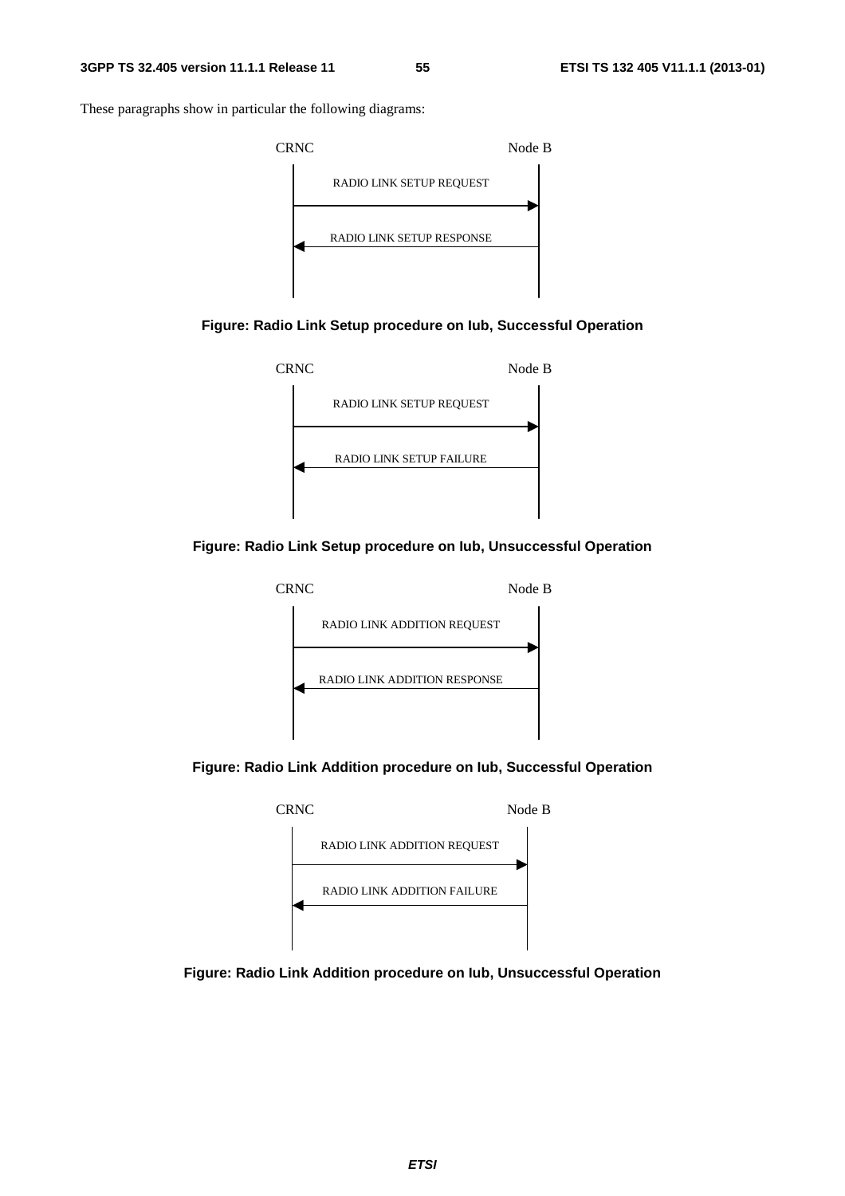These paragraphs show in particular the following diagrams:

CRNC Node B

RADIO LINK SETUP REQUEST

RADIO LINK SETUP RESPONSE

**Figure: Radio Link Setup procedure on Iub, Successful Operation**

CRNC Node B

RADIO LINK SETUP REQUEST

RADIO LINK SETUP FAILURE

**Figure: Radio Link Setup procedure on Iub, Unsuccessful Operation**

CRNC Node B

RADIO LINK ADDITION REQUEST

RADIO LINK ADDITION RESPONSE

**Figure: Radio Link Addition procedure on Iub, Successful Operation**

CRNC Node B

RADIO LINK ADDITION REQUEST

RADIO LINK ADDITION FAILURE

**Figure: Radio Link Addition procedure on Iub, Unsuccessful Operation**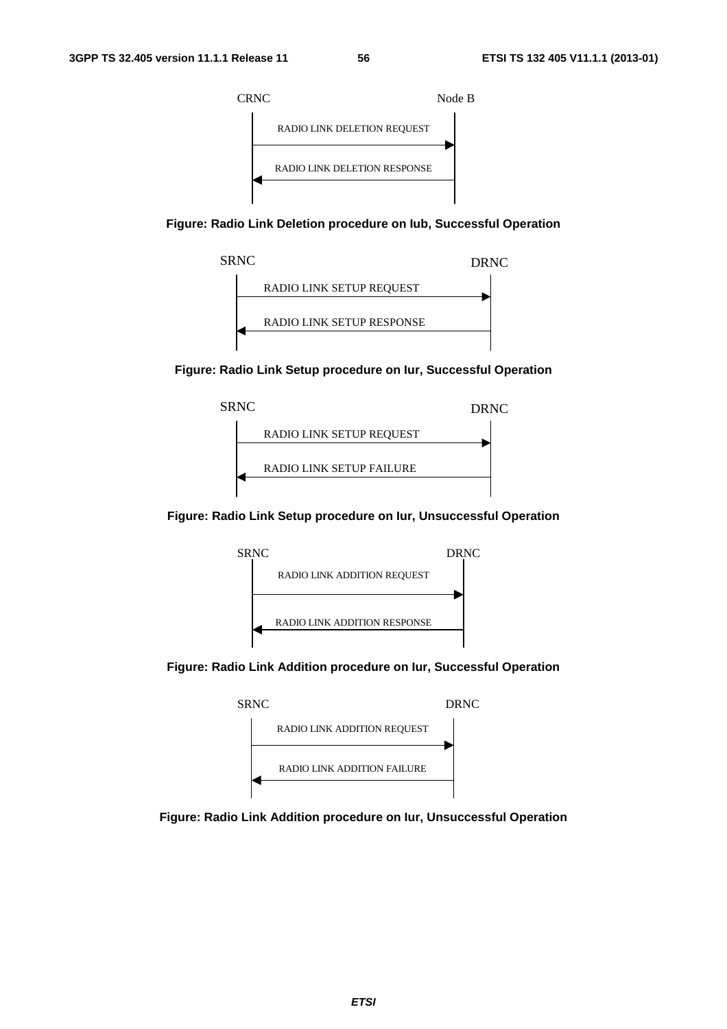CRNC                                                    Node B

RADIO LINK DELETION REQUEST

RADIO LINK DELETION RESPONSE

**Figure: Radio Link Deletion procedure on Iub, Successful Operation**

SRNC                                                    DRNC

RADIO LINK SETUP REQUEST

RADIO LINK SETUP RESPONSE

**Figure: Radio Link Setup procedure on Iur, Successful Operation**

SRNC                                                    DRNC

RADIO LINK SETUP REQUEST

RADIO LINK SETUP FAILURE

**Figure: Radio Link Setup procedure on Iur, Unsuccessful Operation**

SRNC                                                    DRNC

RADIO LINK ADDITION REQUEST

RADIO LINK ADDITION RESPONSE

**Figure: Radio Link Addition procedure on Iur, Successful Operation**

SRNC                                                    DRNC

RADIO LINK ADDITION REQUEST

RADIO LINK ADDITION FAILURE

**Figure: Radio Link Addition procedure on Iur, Unsuccessful Operation**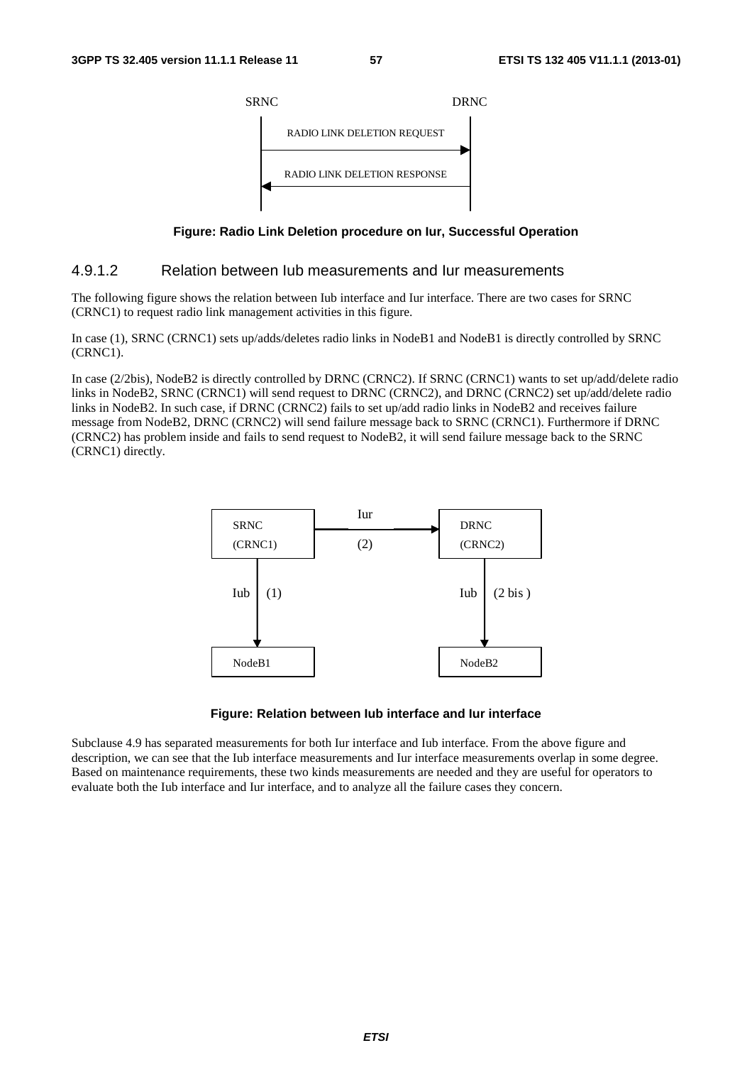Figure: Radio Link Deletion procedure on Iur, Successful Operation

### 4.9.1.2 Relation between Iub measurements and Iur measurements

The following figure shows the relation between Iub interface and Iur interface. There are two cases for SRNC (CRNC1) to request radio link management activities in this figure.

In case (1), SRNC (CRNC1) sets up/adds/deletes radio links in NodeB1 and NodeB1 is directly controlled by SRNC (CRNC1).

In case (2/2bis), NodeB2 is directly controlled by DRNC (CRNC2). If SRNC (CRNC1) wants to set up/add/delete radio links in NodeB2, SRNC (CRNC1) will send request to DRNC (CRNC2), and DRNC (CRNC2) set up/add/delete radio links in NodeB2. In such case, if DRNC (CRNC2) fails to set up/add radio links in NodeB2 and receives failure message from NodeB2, DRNC (CRNC2) will send failure message back to SRNC (CRNC1). Furthermore if DRNC (CRNC2) has problem inside and fails to send request to NodeB2, it will send failure message back to the SRNC (CRNC1) directly.

Figure: Relation between Iub interface and Iur interface

Subclause 4.9 has separated measurements for both Iur interface and Iub interface. From the above figure and description, we can see that the Iub interface measurements and Iur interface measurements overlap in some degree. Based on maintenance requirements, these two kinds measurements are needed and they are useful for operators to evaluate both the Iub interface and Iur interface, and to analyze all the failure cases they concern.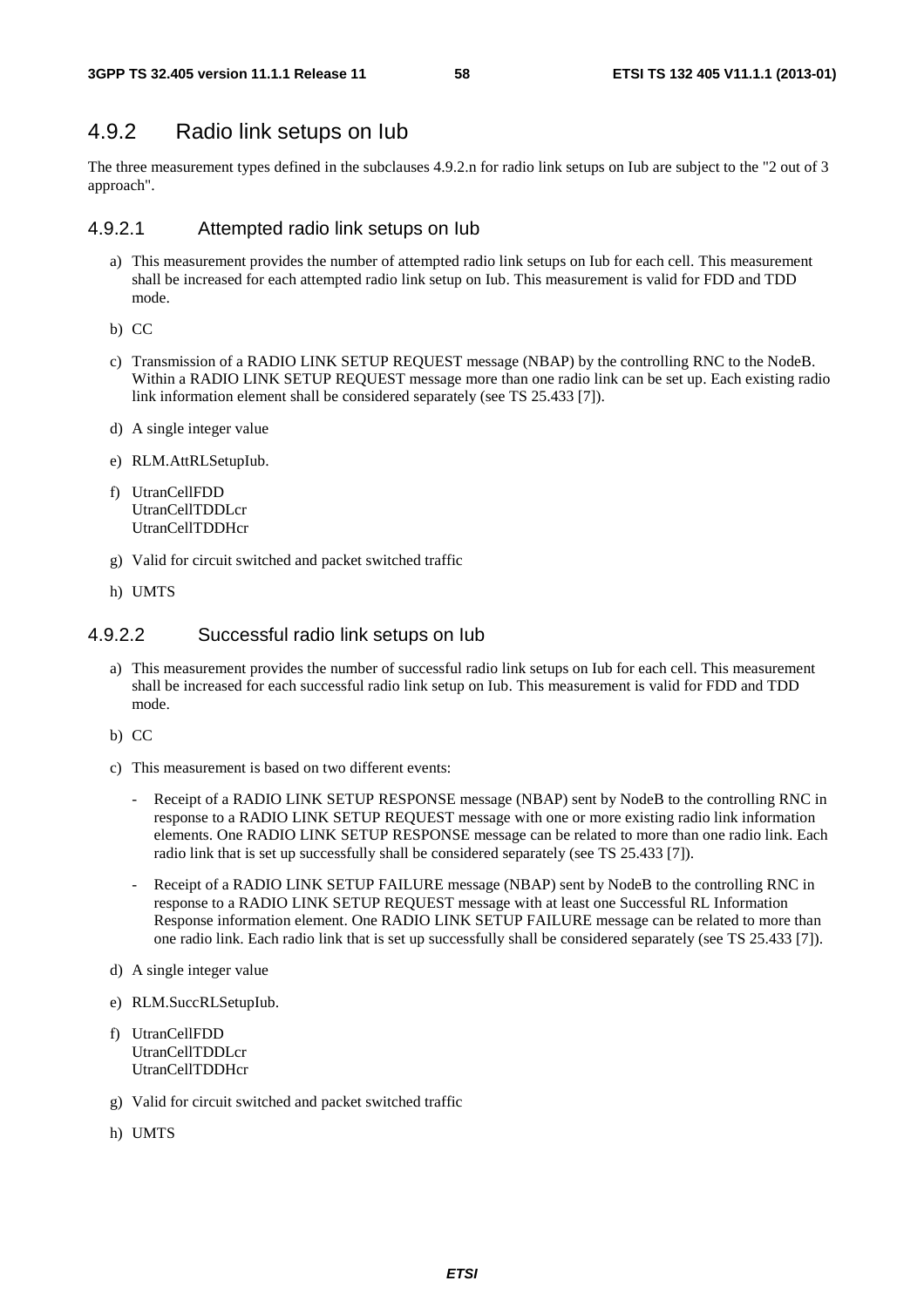## 4.9.2 Radio link setups on Iub

The three measurement types defined in the subclauses 4.9.2.n for radio link setups on Iub are subject to the "2 out of 3 approach".

### 4.9.2.1 Attempted radio link setups on Iub

a) This measurement provides the number of attempted radio link setups on Iub for each cell. This measurement shall be increased for each attempted radio link setup on Iub. This measurement is valid for FDD and TDD mode.

b) CC

c) Transmission of a RADIO LINK SETUP REQUEST message (NBAP) by the controlling RNC to the NodeB. Within a RADIO LINK SETUP REQUEST message more than one radio link can be set up. Each existing radio link information element shall be considered separately (see TS 25.433 [7]).

d) A single integer value

e) RLM.AttRLSetupIub.

f) UtranCellFDD
UtranCellTDDLcr
UtranCellTDDHcr

g) Valid for circuit switched and packet switched traffic

h) UMTS

### 4.9.2.2 Successful radio link setups on Iub

a) This measurement provides the number of successful radio link setups on Iub for each cell. This measurement shall be increased for each successful radio link setup on Iub. This measurement is valid for FDD and TDD mode.

b) CC

c) This measurement is based on two different events:

- Receipt of a RADIO LINK SETUP RESPONSE message (NBAP) sent by NodeB to the controlling RNC in response to a RADIO LINK SETUP REQUEST message with one or more existing radio link information elements. One RADIO LINK SETUP RESPONSE message can be related to more than one radio link. Each radio link that is set up successfully shall be considered separately (see TS 25.433 [7]).

- Receipt of a RADIO LINK SETUP FAILURE message (NBAP) sent by NodeB to the controlling RNC in response to a RADIO LINK SETUP REQUEST message with at least one Successful RL Information Response information element. One RADIO LINK SETUP FAILURE message can be related to more than one radio link. Each radio link that is set up successfully shall be considered separately (see TS 25.433 [7]).

d) A single integer value

e) RLM.SuccRLSetupIub.

f) UtranCellFDD
UtranCellTDDLcr
UtranCellTDDHcr

g) Valid for circuit switched and packet switched traffic

h) UMTS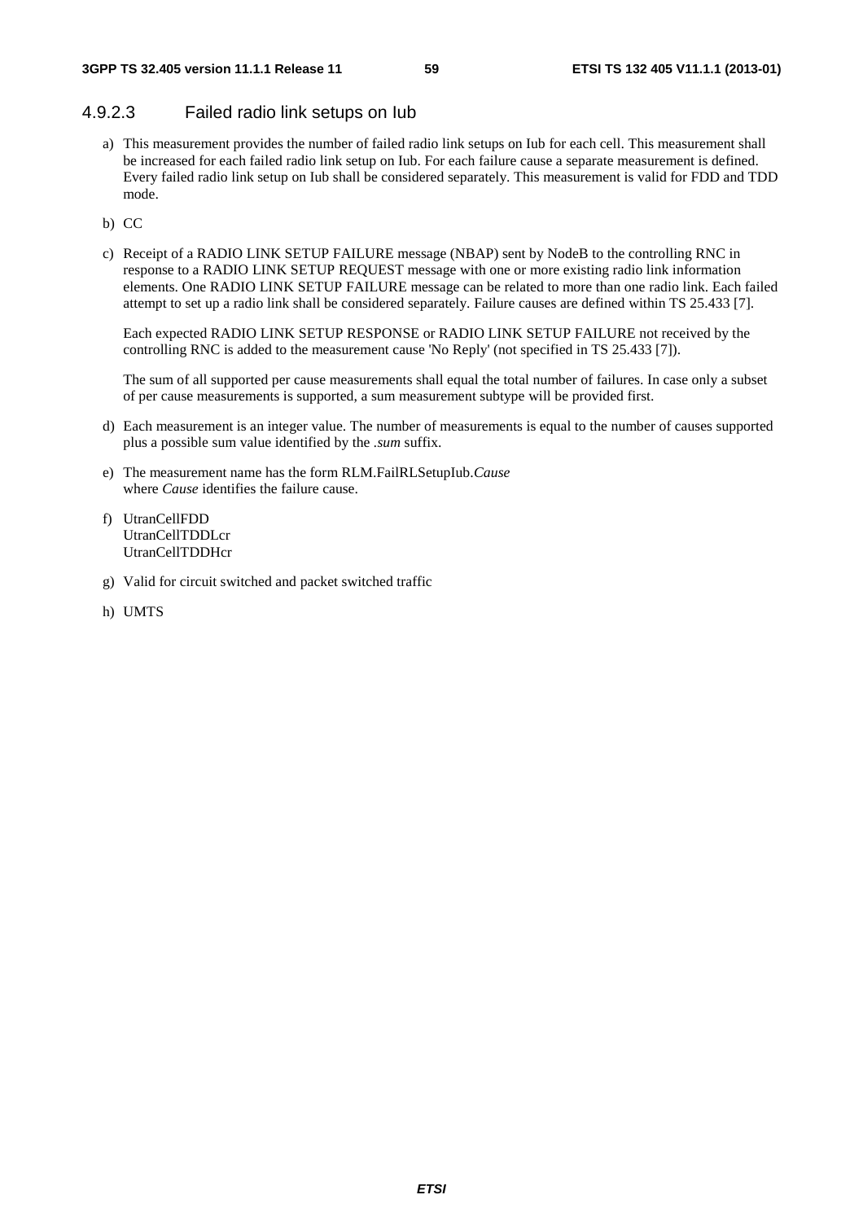### 4.9.2.3 Failed radio link setups on Iub

a) This measurement provides the number of failed radio link setups on Iub for each cell. This measurement shall be increased for each failed radio link setup on Iub. For each failure cause a separate measurement is defined. Every failed radio link setup on Iub shall be considered separately. This measurement is valid for FDD and TDD mode.

b) CC

c) Receipt of a RADIO LINK SETUP FAILURE message (NBAP) sent by NodeB to the controlling RNC in response to a RADIO LINK SETUP REQUEST message with one or more existing radio link information elements. One RADIO LINK SETUP FAILURE message can be related to more than one radio link. Each failed attempt to set up a radio link shall be considered separately. Failure causes are defined within TS 25.433 [7].

   Each expected RADIO LINK SETUP RESPONSE or RADIO LINK SETUP FAILURE not received by the controlling RNC is added to the measurement cause 'No Reply' (not specified in TS 25.433 [7]).

   The sum of all supported per cause measurements shall equal the total number of failures. In case only a subset of per cause measurements is supported, a sum measurement subtype will be provided first.

d) Each measurement is an integer value. The number of measurements is equal to the number of causes supported plus a possible sum value identified by the *.sum* suffix.

e) The measurement name has the form RLM.FailRLSetupIub.*Cause*
   where *Cause* identifies the failure cause.

f) UtranCellFDD
   UtranCellTDDLcr
   UtranCellTDDHcr

g) Valid for circuit switched and packet switched traffic

h) UMTS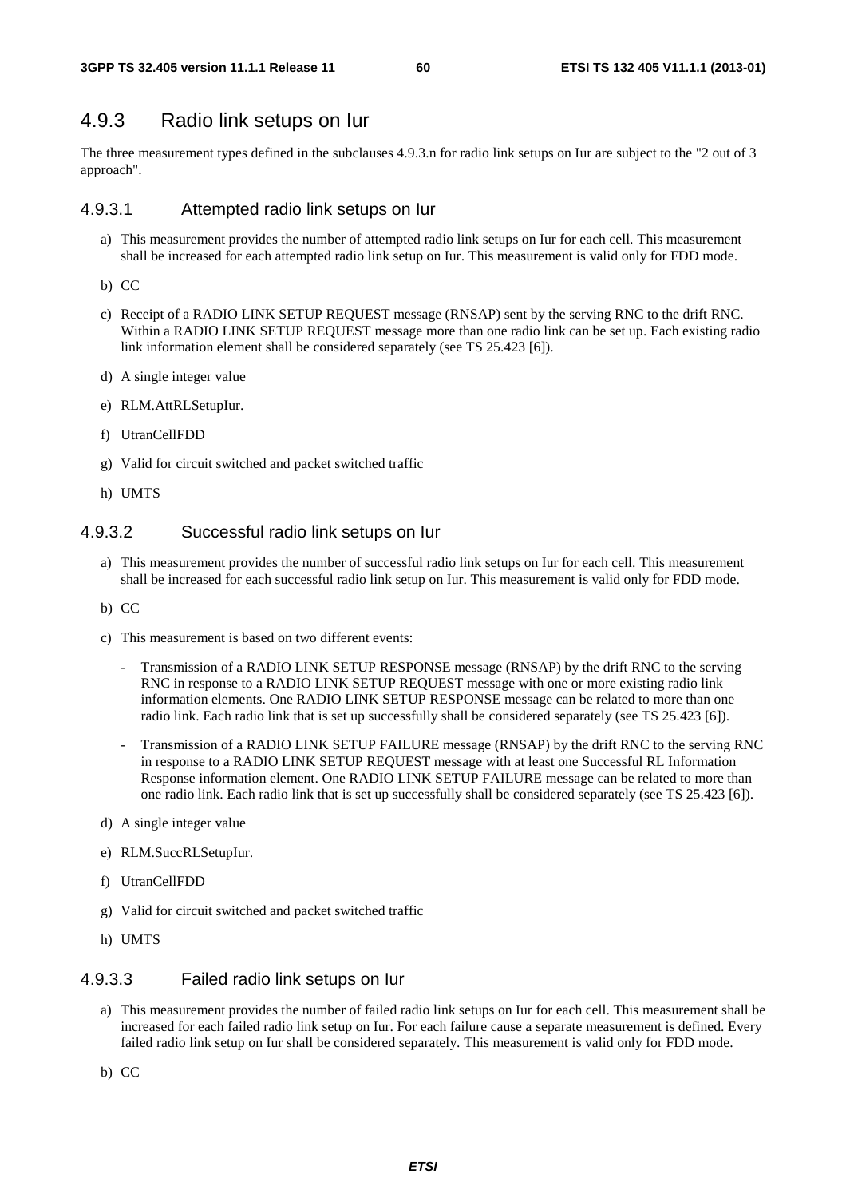## 4.9.3 Radio link setups on Iur

The three measurement types defined in the subclauses 4.9.3.n for radio link setups on Iur are subject to the "2 out of 3 approach".

### 4.9.3.1 Attempted radio link setups on Iur

a) This measurement provides the number of attempted radio link setups on Iur for each cell. This measurement shall be increased for each attempted radio link setup on Iur. This measurement is valid only for FDD mode.

b) CC

c) Receipt of a RADIO LINK SETUP REQUEST message (RNSAP) sent by the serving RNC to the drift RNC. Within a RADIO LINK SETUP REQUEST message more than one radio link can be set up. Each existing radio link information element shall be considered separately (see TS 25.423 [6]).

d) A single integer value

e) RLM.AttRLSetupIur.

f) UtranCellFDD

g) Valid for circuit switched and packet switched traffic

h) UMTS

### 4.9.3.2 Successful radio link setups on Iur

a) This measurement provides the number of successful radio link setups on Iur for each cell. This measurement shall be increased for each successful radio link setup on Iur. This measurement is valid only for FDD mode.

b) CC

c) This measurement is based on two different events:

- Transmission of a RADIO LINK SETUP RESPONSE message (RNSAP) by the drift RNC to the serving RNC in response to a RADIO LINK SETUP REQUEST message with one or more existing radio link information elements. One RADIO LINK SETUP RESPONSE message can be related to more than one radio link. Each radio link that is set up successfully shall be considered separately (see TS 25.423 [6]).

- Transmission of a RADIO LINK SETUP FAILURE message (RNSAP) by the drift RNC to the serving RNC in response to a RADIO LINK SETUP REQUEST message with at least one Successful RL Information Response information element. One RADIO LINK SETUP FAILURE message can be related to more than one radio link. Each radio link that is set up successfully shall be considered separately (see TS 25.423 [6]).

d) A single integer value

e) RLM.SuccRLSetupIur.

f) UtranCellFDD

g) Valid for circuit switched and packet switched traffic

h) UMTS

### 4.9.3.3 Failed radio link setups on Iur

a) This measurement provides the number of failed radio link setups on Iur for each cell. This measurement shall be increased for each failed radio link setup on Iur. For each failure cause a separate measurement is defined. Every failed radio link setup on Iur shall be considered separately. This measurement is valid only for FDD mode.

b) CC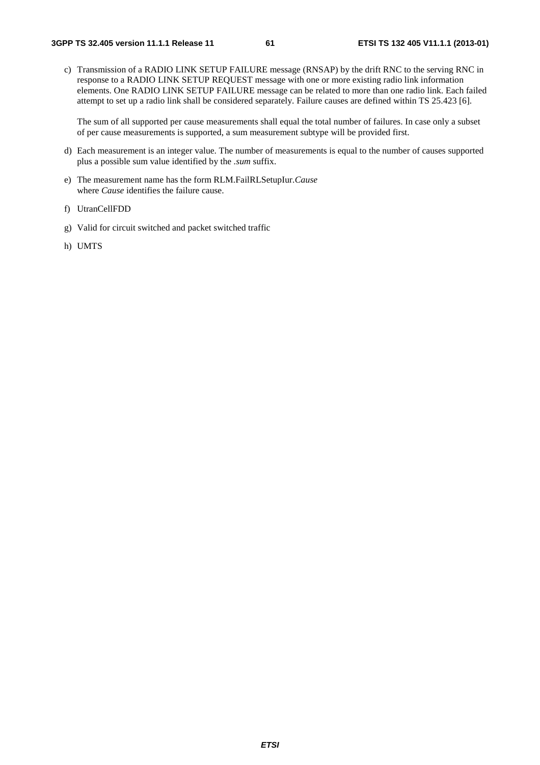c) Transmission of a RADIO LINK SETUP FAILURE message (RNSAP) by the drift RNC to the serving RNC in response to a RADIO LINK SETUP REQUEST message with one or more existing radio link information elements. One RADIO LINK SETUP FAILURE message can be related to more than one radio link. Each failed attempt to set up a radio link shall be considered separately. Failure causes are defined within TS 25.423 [6].

   The sum of all supported per cause measurements shall equal the total number of failures. In case only a subset of per cause measurements is supported, a sum measurement subtype will be provided first.

d) Each measurement is an integer value. The number of measurements is equal to the number of causes supported plus a possible sum value identified by the *.sum* suffix.

e) The measurement name has the form RLM.FailRLSetupIur.*Cause*
   where *Cause* identifies the failure cause.

f) UtranCellFDD

g) Valid for circuit switched and packet switched traffic

h) UMTS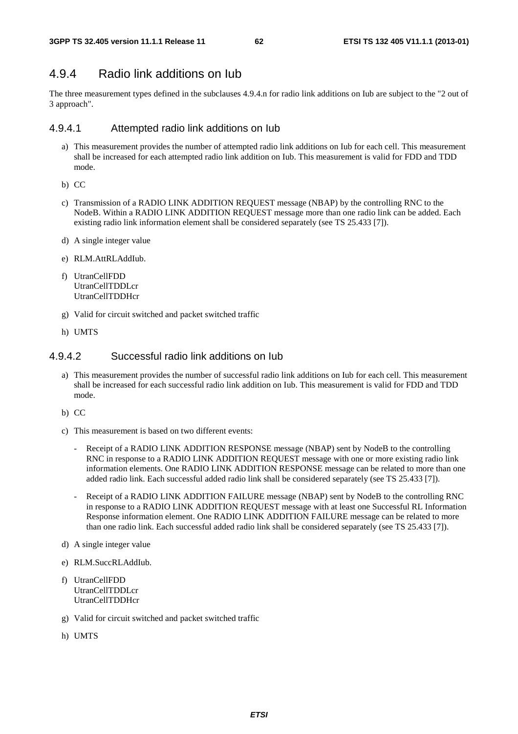## 4.9.4 Radio link additions on Iub

The three measurement types defined in the subclauses 4.9.4.n for radio link additions on Iub are subject to the "2 out of 3 approach".

### 4.9.4.1 Attempted radio link additions on Iub

a) This measurement provides the number of attempted radio link additions on Iub for each cell. This measurement shall be increased for each attempted radio link addition on Iub. This measurement is valid for FDD and TDD mode.

b) CC

c) Transmission of a RADIO LINK ADDITION REQUEST message (NBAP) by the controlling RNC to the NodeB. Within a RADIO LINK ADDITION REQUEST message more than one radio link can be added. Each existing radio link information element shall be considered separately (see TS 25.433 [7]).

d) A single integer value

e) RLM.AttRLAddIub.

f) UtranCellFDD
UtranCellTDDLcr
UtranCellTDDHcr

g) Valid for circuit switched and packet switched traffic

h) UMTS

### 4.9.4.2 Successful radio link additions on Iub

a) This measurement provides the number of successful radio link additions on Iub for each cell. This measurement shall be increased for each successful radio link addition on Iub. This measurement is valid for FDD and TDD mode.

b) CC

c) This measurement is based on two different events:

- Receipt of a RADIO LINK ADDITION RESPONSE message (NBAP) sent by NodeB to the controlling RNC in response to a RADIO LINK ADDITION REQUEST message with one or more existing radio link information elements. One RADIO LINK ADDITION RESPONSE message can be related to more than one added radio link. Each successful added radio link shall be considered separately (see TS 25.433 [7]).

- Receipt of a RADIO LINK ADDITION FAILURE message (NBAP) sent by NodeB to the controlling RNC in response to a RADIO LINK ADDITION REQUEST message with at least one Successful RL Information Response information element. One RADIO LINK ADDITION FAILURE message can be related to more than one radio link. Each successful added radio link shall be considered separately (see TS 25.433 [7]).

d) A single integer value

e) RLM.SuccRLAddIub.

f) UtranCellFDD
UtranCellTDDLcr
UtranCellTDDHcr

g) Valid for circuit switched and packet switched traffic

h) UMTS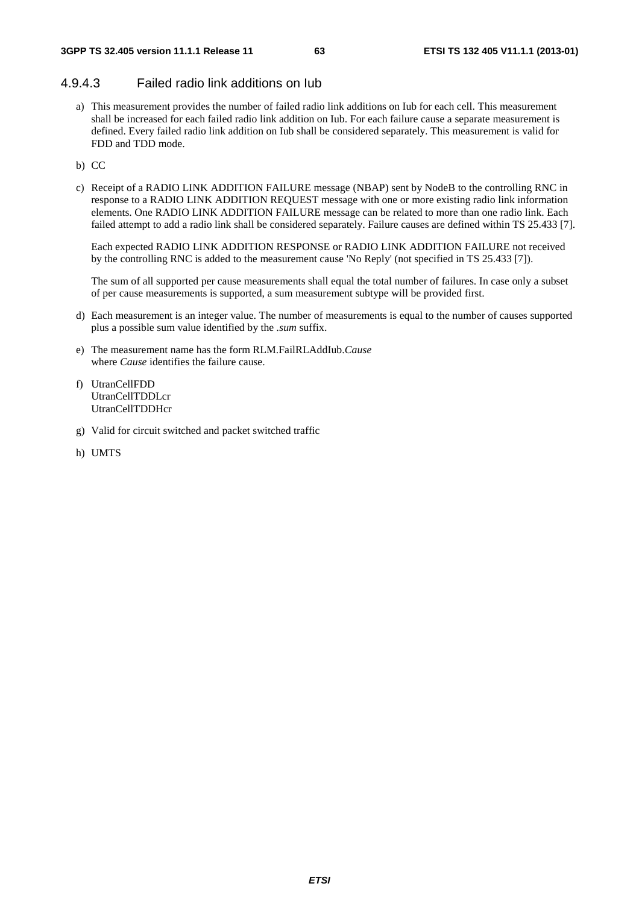#### 4.9.4.3 Failed radio link additions on Iub

a) This measurement provides the number of failed radio link additions on Iub for each cell. This measurement shall be increased for each failed radio link addition on Iub. For each failure cause a separate measurement is defined. Every failed radio link addition on Iub shall be considered separately. This measurement is valid for FDD and TDD mode.

b) CC

c) Receipt of a RADIO LINK ADDITION FAILURE message (NBAP) sent by NodeB to the controlling RNC in response to a RADIO LINK ADDITION REQUEST message with one or more existing radio link information elements. One RADIO LINK ADDITION FAILURE message can be related to more than one radio link. Each failed attempt to add a radio link shall be considered separately. Failure causes are defined within TS 25.433 [7].

   Each expected RADIO LINK ADDITION RESPONSE or RADIO LINK ADDITION FAILURE not received by the controlling RNC is added to the measurement cause 'No Reply' (not specified in TS 25.433 [7]).

   The sum of all supported per cause measurements shall equal the total number of failures. In case only a subset of per cause measurements is supported, a sum measurement subtype will be provided first.

d) Each measurement is an integer value. The number of measurements is equal to the number of causes supported plus a possible sum value identified by the *.sum* suffix.

e) The measurement name has the form RLM.FailRLAddIub.*Cause*
   where *Cause* identifies the failure cause.

f) UtranCellFDD
   UtranCellTDDLcr
   UtranCellTDDHcr

g) Valid for circuit switched and packet switched traffic

h) UMTS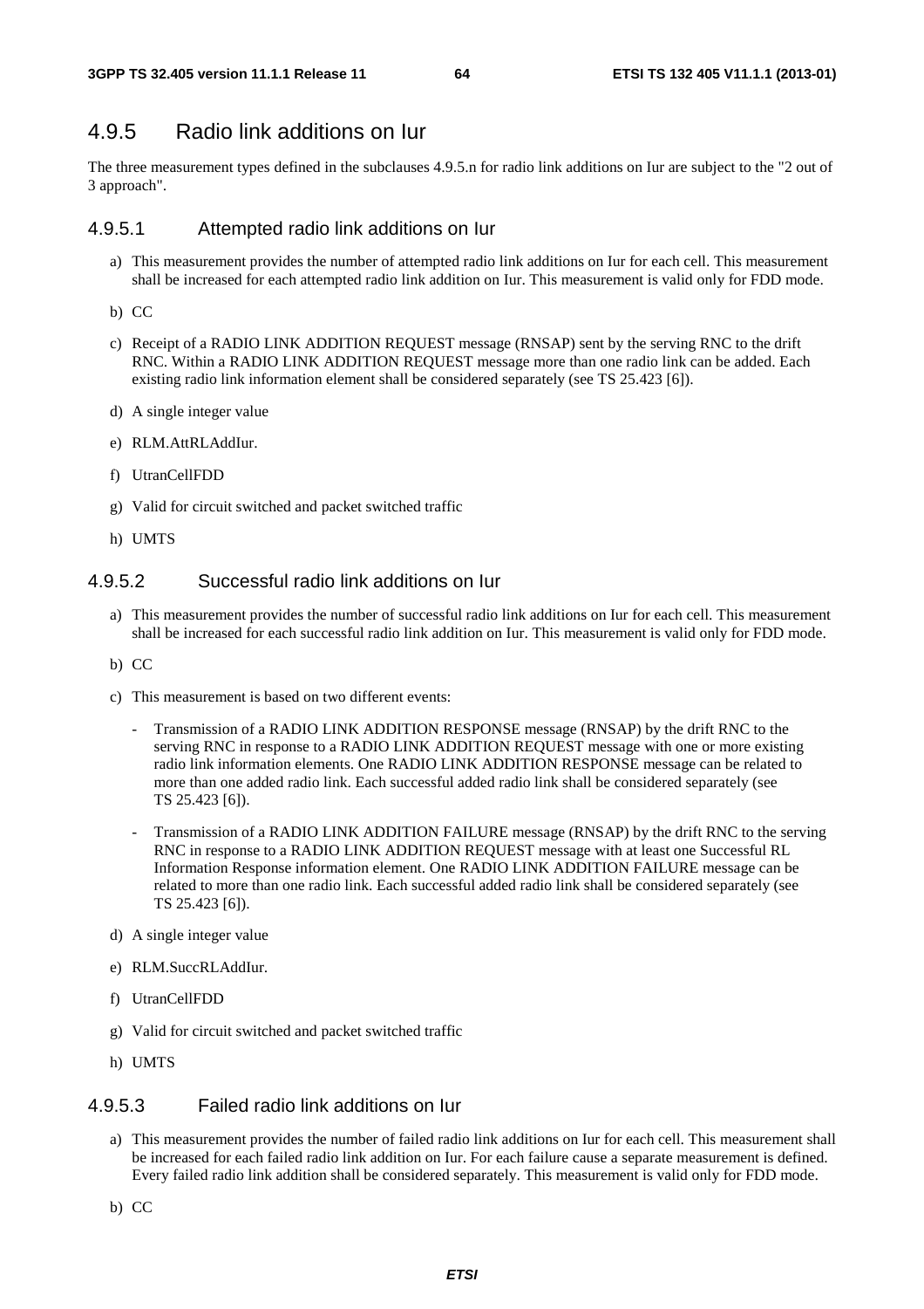### 4.9.5 Radio link additions on Iur

The three measurement types defined in the subclauses 4.9.5.n for radio link additions on Iur are subject to the "2 out of 3 approach".

#### 4.9.5.1 Attempted radio link additions on Iur

a) This measurement provides the number of attempted radio link additions on Iur for each cell. This measurement shall be increased for each attempted radio link addition on Iur. This measurement is valid only for FDD mode.

b) CC

c) Receipt of a RADIO LINK ADDITION REQUEST message (RNSAP) sent by the serving RNC to the drift RNC. Within a RADIO LINK ADDITION REQUEST message more than one radio link can be added. Each existing radio link information element shall be considered separately (see TS 25.423 [6]).

d) A single integer value

e) RLM.AttRLAddIur.

f) UtranCellFDD

g) Valid for circuit switched and packet switched traffic

h) UMTS

#### 4.9.5.2 Successful radio link additions on Iur

a) This measurement provides the number of successful radio link additions on Iur for each cell. This measurement shall be increased for each successful radio link addition on Iur. This measurement is valid only for FDD mode.

b) CC

c) This measurement is based on two different events:

   - Transmission of a RADIO LINK ADDITION RESPONSE message (RNSAP) by the drift RNC to the serving RNC in response to a RADIO LINK ADDITION REQUEST message with one or more existing radio link information elements. One RADIO LINK ADDITION RESPONSE message can be related to more than one added radio link. Each successful added radio link shall be considered separately (see TS 25.423 [6]).

   - Transmission of a RADIO LINK ADDITION FAILURE message (RNSAP) by the drift RNC to the serving RNC in response to a RADIO LINK ADDITION REQUEST message with at least one Successful RL Information Response information element. One RADIO LINK ADDITION FAILURE message can be related to more than one radio link. Each successful added radio link shall be considered separately (see TS 25.423 [6]).

d) A single integer value

e) RLM.SuccRLAddIur.

f) UtranCellFDD

g) Valid for circuit switched and packet switched traffic

h) UMTS

#### 4.9.5.3 Failed radio link additions on Iur

a) This measurement provides the number of failed radio link additions on Iur for each cell. This measurement shall be increased for each failed radio link addition on Iur. For each failure cause a separate measurement is defined. Every failed radio link addition shall be considered separately. This measurement is valid only for FDD mode.

b) CC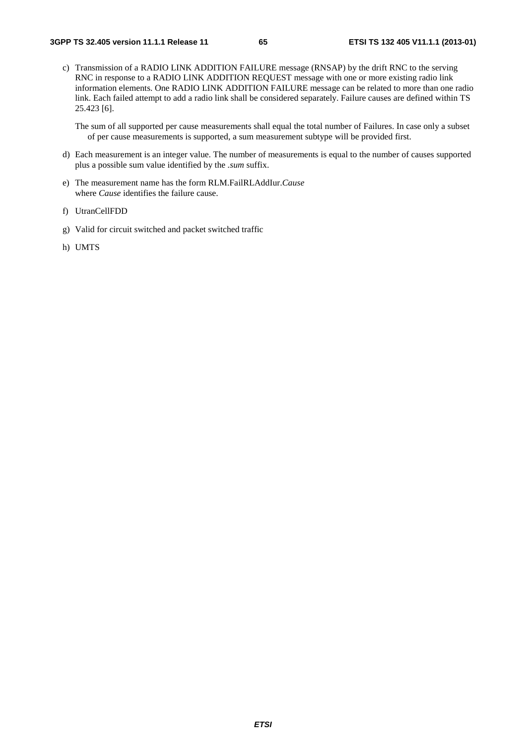c) Transmission of a RADIO LINK ADDITION FAILURE message (RNSAP) by the drift RNC to the serving RNC in response to a RADIO LINK ADDITION REQUEST message with one or more existing radio link information elements. One RADIO LINK ADDITION FAILURE message can be related to more than one radio link. Each failed attempt to add a radio link shall be considered separately. Failure causes are defined within TS 25.423 [6].

   The sum of all supported per cause measurements shall equal the total number of Failures. In case only a subset of per cause measurements is supported, a sum measurement subtype will be provided first.

d) Each measurement is an integer value. The number of measurements is equal to the number of causes supported plus a possible sum value identified by the *.sum* suffix.

e) The measurement name has the form RLM.FailRLAddIur.*Cause*
   where *Cause* identifies the failure cause.

f) UtranCellFDD

g) Valid for circuit switched and packet switched traffic

h) UMTS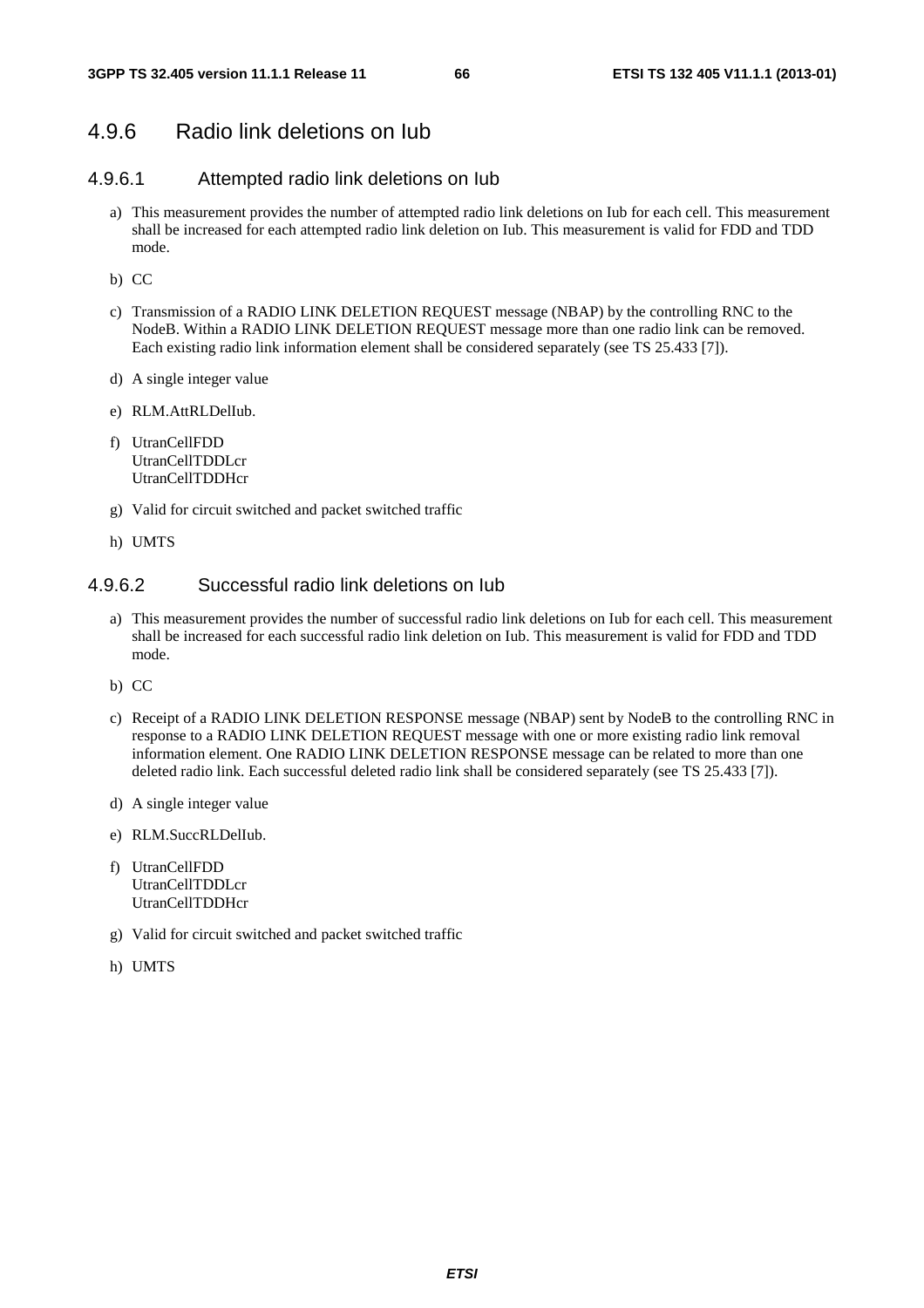## 4.9.6 Radio link deletions on Iub

### 4.9.6.1 Attempted radio link deletions on Iub

a) This measurement provides the number of attempted radio link deletions on Iub for each cell. This measurement shall be increased for each attempted radio link deletion on Iub. This measurement is valid for FDD and TDD mode.

b) CC

c) Transmission of a RADIO LINK DELETION REQUEST message (NBAP) by the controlling RNC to the NodeB. Within a RADIO LINK DELETION REQUEST message more than one radio link can be removed. Each existing radio link information element shall be considered separately (see TS 25.433 [7]).

d) A single integer value

e) RLM.AttRLDelIub.

f) UtranCellFDD
UtranCellTDDLcr
UtranCellTDDHcr

g) Valid for circuit switched and packet switched traffic

h) UMTS

### 4.9.6.2 Successful radio link deletions on Iub

a) This measurement provides the number of successful radio link deletions on Iub for each cell. This measurement shall be increased for each successful radio link deletion on Iub. This measurement is valid for FDD and TDD mode.

b) CC

c) Receipt of a RADIO LINK DELETION RESPONSE message (NBAP) sent by NodeB to the controlling RNC in response to a RADIO LINK DELETION REQUEST message with one or more existing radio link removal information element. One RADIO LINK DELETION RESPONSE message can be related to more than one deleted radio link. Each successful deleted radio link shall be considered separately (see TS 25.433 [7]).

d) A single integer value

e) RLM.SuccRLDelIub.

f) UtranCellFDD
UtranCellTDDLcr
UtranCellTDDHcr

g) Valid for circuit switched and packet switched traffic

h) UMTS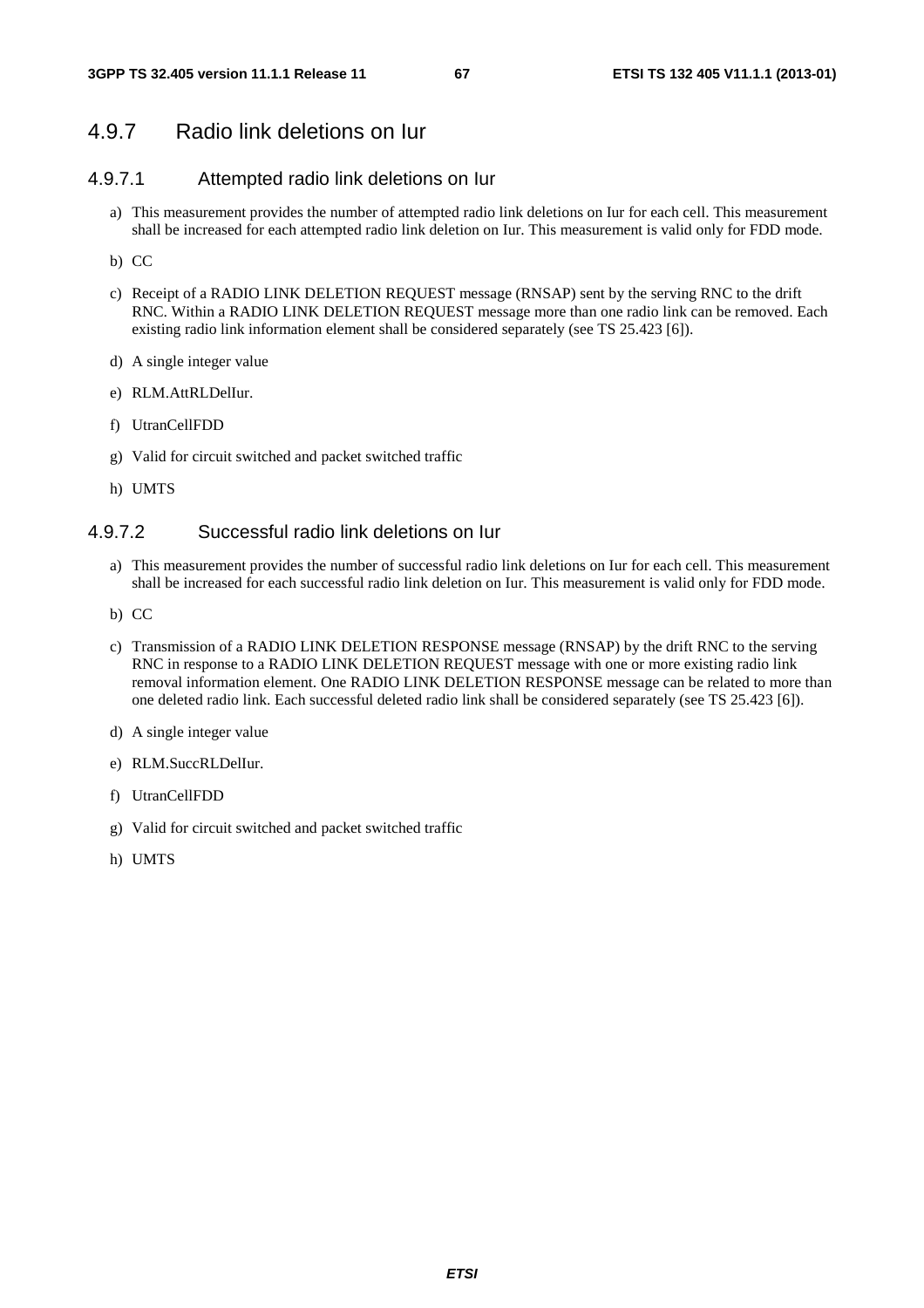### 4.9.7 Radio link deletions on Iur

#### 4.9.7.1 Attempted radio link deletions on Iur

a) This measurement provides the number of attempted radio link deletions on Iur for each cell. This measurement shall be increased for each attempted radio link deletion on Iur. This measurement is valid only for FDD mode.

b) CC

c) Receipt of a RADIO LINK DELETION REQUEST message (RNSAP) sent by the serving RNC to the drift RNC. Within a RADIO LINK DELETION REQUEST message more than one radio link can be removed. Each existing radio link information element shall be considered separately (see TS 25.423 [6]).

d) A single integer value

e) RLM.AttRLDelIur.

f) UtranCellFDD

g) Valid for circuit switched and packet switched traffic

h) UMTS

#### 4.9.7.2 Successful radio link deletions on Iur

a) This measurement provides the number of successful radio link deletions on Iur for each cell. This measurement shall be increased for each successful radio link deletion on Iur. This measurement is valid only for FDD mode.

b) CC

c) Transmission of a RADIO LINK DELETION RESPONSE message (RNSAP) by the drift RNC to the serving RNC in response to a RADIO LINK DELETION REQUEST message with one or more existing radio link removal information element. One RADIO LINK DELETION RESPONSE message can be related to more than one deleted radio link. Each successful deleted radio link shall be considered separately (see TS 25.423 [6]).

d) A single integer value

e) RLM.SuccRLDelIur.

f) UtranCellFDD

g) Valid for circuit switched and packet switched traffic

h) UMTS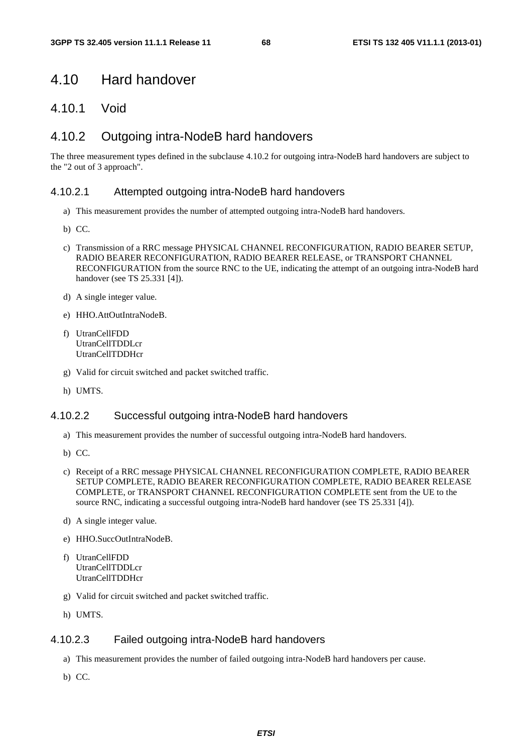# 4.10 Hard handover

## 4.10.1 Void

## 4.10.2 Outgoing intra-NodeB hard handovers

The three measurement types defined in the subclause 4.10.2 for outgoing intra-NodeB hard handovers are subject to the "2 out of 3 approach".

### 4.10.2.1 Attempted outgoing intra-NodeB hard handovers

a) This measurement provides the number of attempted outgoing intra-NodeB hard handovers.

b) CC.

c) Transmission of a RRC message PHYSICAL CHANNEL RECONFIGURATION, RADIO BEARER SETUP, RADIO BEARER RECONFIGURATION, RADIO BEARER RELEASE, or TRANSPORT CHANNEL RECONFIGURATION from the source RNC to the UE, indicating the attempt of an outgoing intra-NodeB hard handover (see TS 25.331 [4]).

d) A single integer value.

e) HHO.AttOutIntraNodeB.

f) UtranCellFDD
UtranCellTDDLcr
UtranCellTDDHcr

g) Valid for circuit switched and packet switched traffic.

h) UMTS.

### 4.10.2.2 Successful outgoing intra-NodeB hard handovers

a) This measurement provides the number of successful outgoing intra-NodeB hard handovers.

b) CC.

c) Receipt of a RRC message PHYSICAL CHANNEL RECONFIGURATION COMPLETE, RADIO BEARER SETUP COMPLETE, RADIO BEARER RECONFIGURATION COMPLETE, RADIO BEARER RELEASE COMPLETE, or TRANSPORT CHANNEL RECONFIGURATION COMPLETE sent from the UE to the source RNC, indicating a successful outgoing intra-NodeB hard handover (see TS 25.331 [4]).

d) A single integer value.

e) HHO.SuccOutIntraNodeB.

f) UtranCellFDD
UtranCellTDDLcr
UtranCellTDDHcr

g) Valid for circuit switched and packet switched traffic.

h) UMTS.

### 4.10.2.3 Failed outgoing intra-NodeB hard handovers

a) This measurement provides the number of failed outgoing intra-NodeB hard handovers per cause.

b) CC.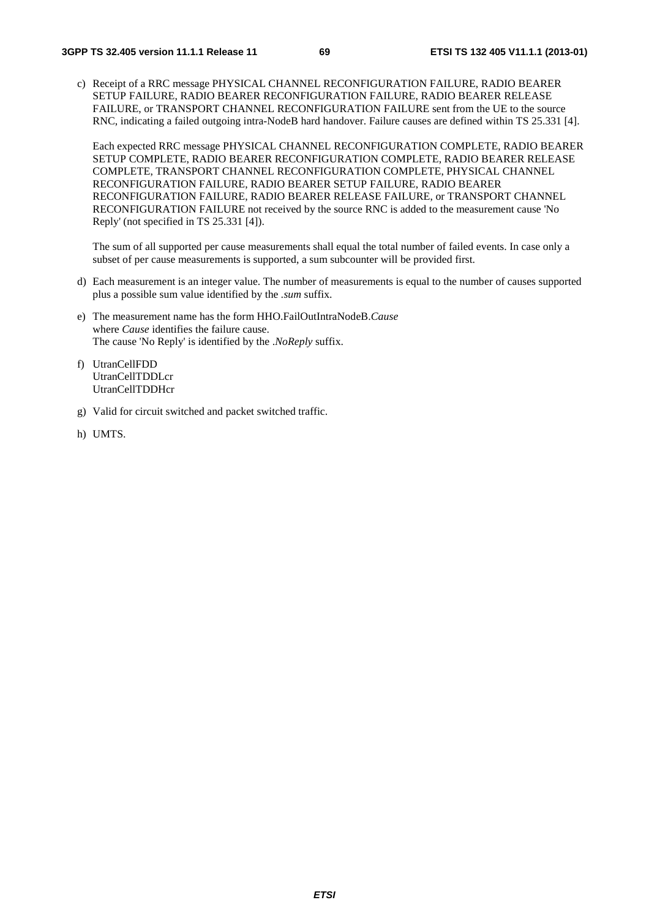c) Receipt of a RRC message PHYSICAL CHANNEL RECONFIGURATION FAILURE, RADIO BEARER SETUP FAILURE, RADIO BEARER RECONFIGURATION FAILURE, RADIO BEARER RELEASE FAILURE, or TRANSPORT CHANNEL RECONFIGURATION FAILURE sent from the UE to the source RNC, indicating a failed outgoing intra-NodeB hard handover. Failure causes are defined within TS 25.331 [4].

   Each expected RRC message PHYSICAL CHANNEL RECONFIGURATION COMPLETE, RADIO BEARER SETUP COMPLETE, RADIO BEARER RECONFIGURATION COMPLETE, RADIO BEARER RELEASE COMPLETE, TRANSPORT CHANNEL RECONFIGURATION COMPLETE, PHYSICAL CHANNEL RECONFIGURATION FAILURE, RADIO BEARER SETUP FAILURE, RADIO BEARER RECONFIGURATION FAILURE, RADIO BEARER RELEASE FAILURE, or TRANSPORT CHANNEL RECONFIGURATION FAILURE not received by the source RNC is added to the measurement cause 'No Reply' (not specified in TS 25.331 [4]).

   The sum of all supported per cause measurements shall equal the total number of failed events. In case only a subset of per cause measurements is supported, a sum subcounter will be provided first.

d) Each measurement is an integer value. The number of measurements is equal to the number of causes supported plus a possible sum value identified by the *.sum* suffix.

e) The measurement name has the form HHO.FailOutIntraNodeB.*Cause*
   where *Cause* identifies the failure cause.
   The cause 'No Reply' is identified by the *.NoReply* suffix.

f) UtranCellFDD
   UtranCellTDDLcr
   UtranCellTDDHcr

g) Valid for circuit switched and packet switched traffic.

h) UMTS.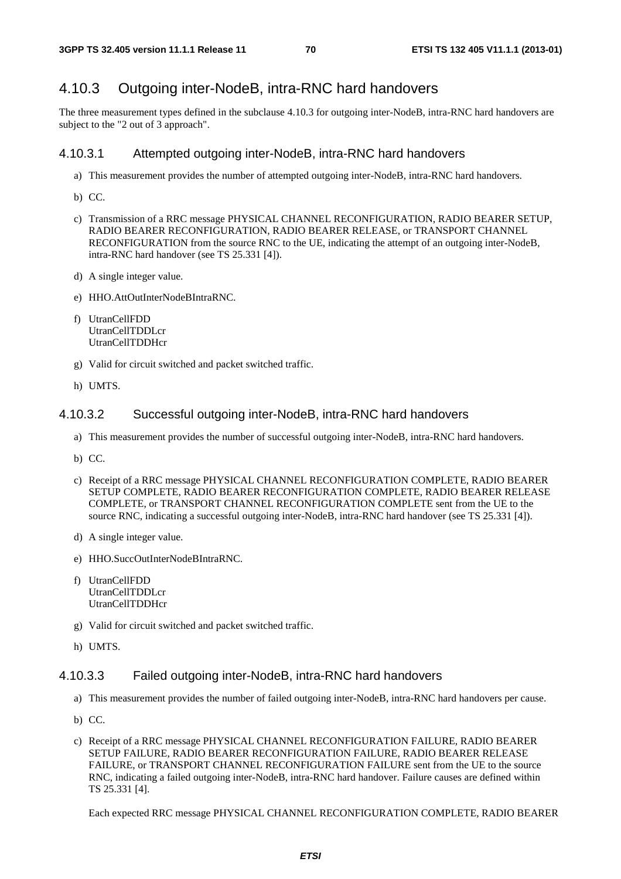## 4.10.3 Outgoing inter-NodeB, intra-RNC hard handovers

The three measurement types defined in the subclause 4.10.3 for outgoing inter-NodeB, intra-RNC hard handovers are subject to the "2 out of 3 approach".

### 4.10.3.1 Attempted outgoing inter-NodeB, intra-RNC hard handovers

a) This measurement provides the number of attempted outgoing inter-NodeB, intra-RNC hard handovers.

b) CC.

c) Transmission of a RRC message PHYSICAL CHANNEL RECONFIGURATION, RADIO BEARER SETUP, RADIO BEARER RECONFIGURATION, RADIO BEARER RELEASE, or TRANSPORT CHANNEL RECONFIGURATION from the source RNC to the UE, indicating the attempt of an outgoing inter-NodeB, intra-RNC hard handover (see TS 25.331 [4]).

d) A single integer value.

e) HHO.AttOutInterNodeBIntraRNC.

f) UtranCellFDD
UtranCellTDDLcr
UtranCellTDDHcr

g) Valid for circuit switched and packet switched traffic.

h) UMTS.

### 4.10.3.2 Successful outgoing inter-NodeB, intra-RNC hard handovers

a) This measurement provides the number of successful outgoing inter-NodeB, intra-RNC hard handovers.

b) CC.

c) Receipt of a RRC message PHYSICAL CHANNEL RECONFIGURATION COMPLETE, RADIO BEARER SETUP COMPLETE, RADIO BEARER RECONFIGURATION COMPLETE, RADIO BEARER RELEASE COMPLETE, or TRANSPORT CHANNEL RECONFIGURATION COMPLETE sent from the UE to the source RNC, indicating a successful outgoing inter-NodeB, intra-RNC hard handover (see TS 25.331 [4]).

d) A single integer value.

e) HHO.SuccOutInterNodeBIntraRNC.

f) UtranCellFDD
UtranCellTDDLcr
UtranCellTDDHcr

g) Valid for circuit switched and packet switched traffic.

h) UMTS.

### 4.10.3.3 Failed outgoing inter-NodeB, intra-RNC hard handovers

a) This measurement provides the number of failed outgoing inter-NodeB, intra-RNC hard handovers per cause.

b) CC.

c) Receipt of a RRC message PHYSICAL CHANNEL RECONFIGURATION FAILURE, RADIO BEARER SETUP FAILURE, RADIO BEARER RECONFIGURATION FAILURE, RADIO BEARER RELEASE FAILURE, or TRANSPORT CHANNEL RECONFIGURATION FAILURE sent from the UE to the source RNC, indicating a failed outgoing inter-NodeB, intra-RNC hard handover. Failure causes are defined within TS 25.331 [4].

Each expected RRC message PHYSICAL CHANNEL RECONFIGURATION COMPLETE, RADIO BEARER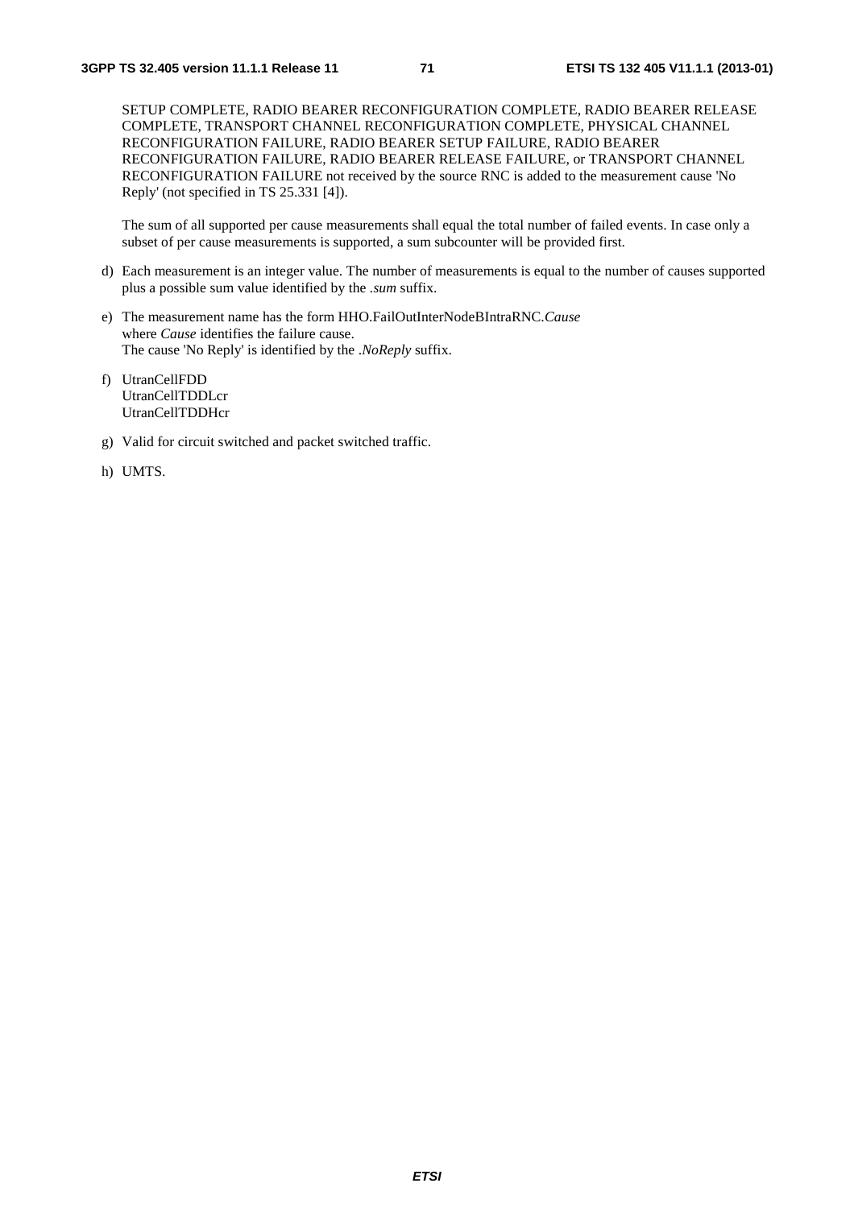SETUP COMPLETE, RADIO BEARER RECONFIGURATION COMPLETE, RADIO BEARER RELEASE COMPLETE, TRANSPORT CHANNEL RECONFIGURATION COMPLETE, PHYSICAL CHANNEL RECONFIGURATION FAILURE, RADIO BEARER SETUP FAILURE, RADIO BEARER RECONFIGURATION FAILURE, RADIO BEARER RELEASE FAILURE, or TRANSPORT CHANNEL RECONFIGURATION FAILURE not received by the source RNC is added to the measurement cause 'No Reply' (not specified in TS 25.331 [4]).

The sum of all supported per cause measurements shall equal the total number of failed events. In case only a subset of per cause measurements is supported, a sum subcounter will be provided first.

d) Each measurement is an integer value. The number of measurements is equal to the number of causes supported plus a possible sum value identified by the *.sum* suffix.

e) The measurement name has the form HHO.FailOutInterNodeBIntraRNC.*Cause*
where *Cause* identifies the failure cause.
The cause 'No Reply' is identified by the *.NoReply* suffix.

f) UtranCellFDD
UtranCellTDDLcr
UtranCellTDDHcr

g) Valid for circuit switched and packet switched traffic.

h) UMTS.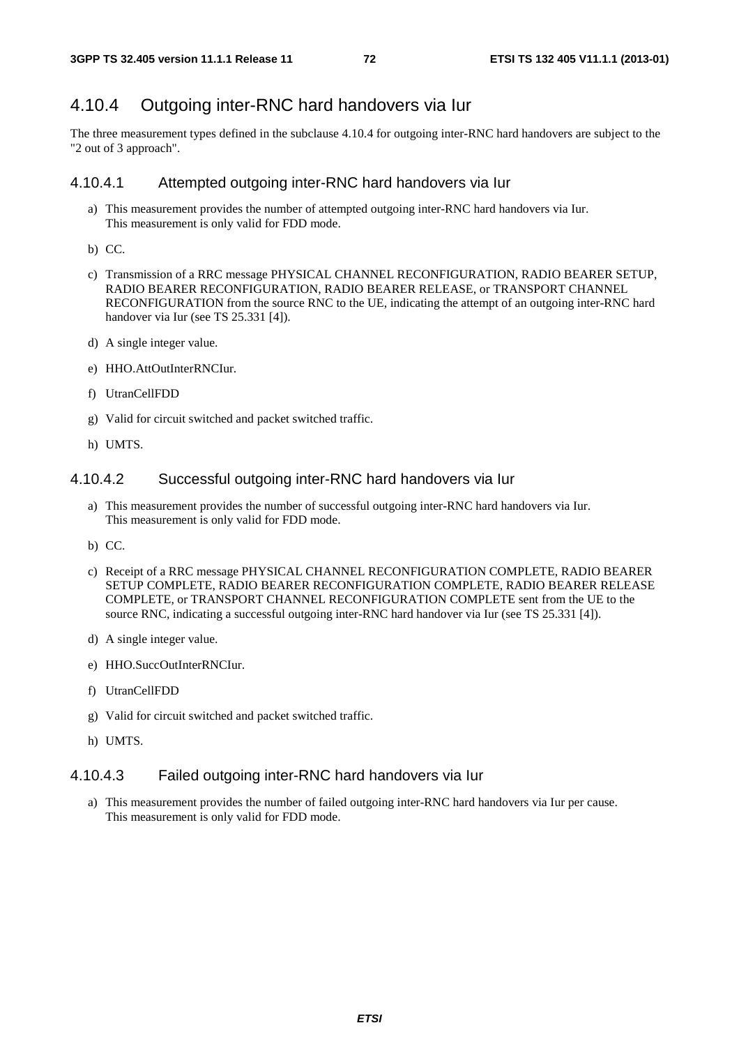### 4.10.4 Outgoing inter-RNC hard handovers via Iur

The three measurement types defined in the subclause 4.10.4 for outgoing inter-RNC hard handovers are subject to the "2 out of 3 approach".

#### 4.10.4.1 Attempted outgoing inter-RNC hard handovers via Iur

a) This measurement provides the number of attempted outgoing inter-RNC hard handovers via Iur.
   This measurement is only valid for FDD mode.

b) CC.

c) Transmission of a RRC message PHYSICAL CHANNEL RECONFIGURATION, RADIO BEARER SETUP, RADIO BEARER RECONFIGURATION, RADIO BEARER RELEASE, or TRANSPORT CHANNEL RECONFIGURATION from the source RNC to the UE, indicating the attempt of an outgoing inter-RNC hard handover via Iur (see TS 25.331 [4]).

d) A single integer value.

e) HHO.AttOutInterRNCIur.

f) UtranCellFDD

g) Valid for circuit switched and packet switched traffic.

h) UMTS.

#### 4.10.4.2 Successful outgoing inter-RNC hard handovers via Iur

a) This measurement provides the number of successful outgoing inter-RNC hard handovers via Iur.
   This measurement is only valid for FDD mode.

b) CC.

c) Receipt of a RRC message PHYSICAL CHANNEL RECONFIGURATION COMPLETE, RADIO BEARER SETUP COMPLETE, RADIO BEARER RECONFIGURATION COMPLETE, RADIO BEARER RELEASE COMPLETE, or TRANSPORT CHANNEL RECONFIGURATION COMPLETE sent from the UE to the source RNC, indicating a successful outgoing inter-RNC hard handover via Iur (see TS 25.331 [4]).

d) A single integer value.

e) HHO.SuccOutInterRNCIur.

f) UtranCellFDD

g) Valid for circuit switched and packet switched traffic.

h) UMTS.

#### 4.10.4.3 Failed outgoing inter-RNC hard handovers via Iur

a) This measurement provides the number of failed outgoing inter-RNC hard handovers via Iur per cause.
   This measurement is only valid for FDD mode.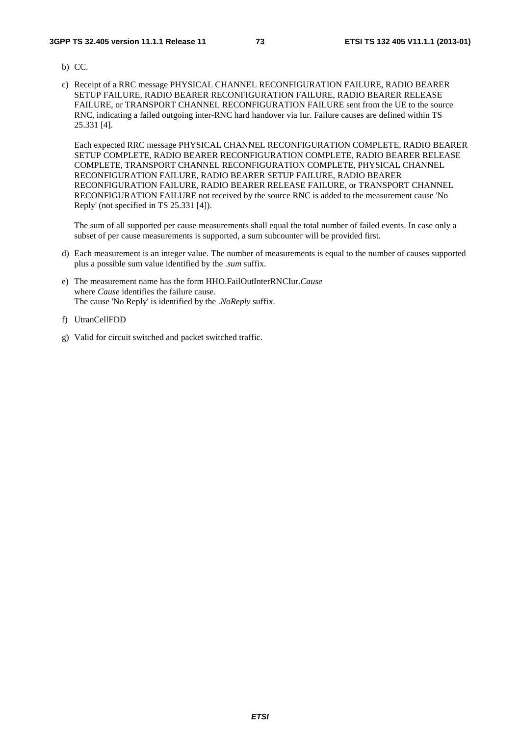b) CC.

c) Receipt of a RRC message PHYSICAL CHANNEL RECONFIGURATION FAILURE, RADIO BEARER SETUP FAILURE, RADIO BEARER RECONFIGURATION FAILURE, RADIO BEARER RELEASE FAILURE, or TRANSPORT CHANNEL RECONFIGURATION FAILURE sent from the UE to the source RNC, indicating a failed outgoing inter-RNC hard handover via Iur. Failure causes are defined within TS 25.331 [4].

   Each expected RRC message PHYSICAL CHANNEL RECONFIGURATION COMPLETE, RADIO BEARER SETUP COMPLETE, RADIO BEARER RECONFIGURATION COMPLETE, RADIO BEARER RELEASE COMPLETE, TRANSPORT CHANNEL RECONFIGURATION COMPLETE, PHYSICAL CHANNEL RECONFIGURATION FAILURE, RADIO BEARER SETUP FAILURE, RADIO BEARER RECONFIGURATION FAILURE, RADIO BEARER RELEASE FAILURE, or TRANSPORT CHANNEL RECONFIGURATION FAILURE not received by the source RNC is added to the measurement cause 'No Reply' (not specified in TS 25.331 [4]).

   The sum of all supported per cause measurements shall equal the total number of failed events. In case only a subset of per cause measurements is supported, a sum subcounter will be provided first.

d) Each measurement is an integer value. The number of measurements is equal to the number of causes supported plus a possible sum value identified by the *.sum* suffix.

e) The measurement name has the form HHO.FailOutInterRNCIur.*Cause*
   where *Cause* identifies the failure cause.
   The cause 'No Reply' is identified by the *.NoReply* suffix.

f) UtranCellFDD

g) Valid for circuit switched and packet switched traffic.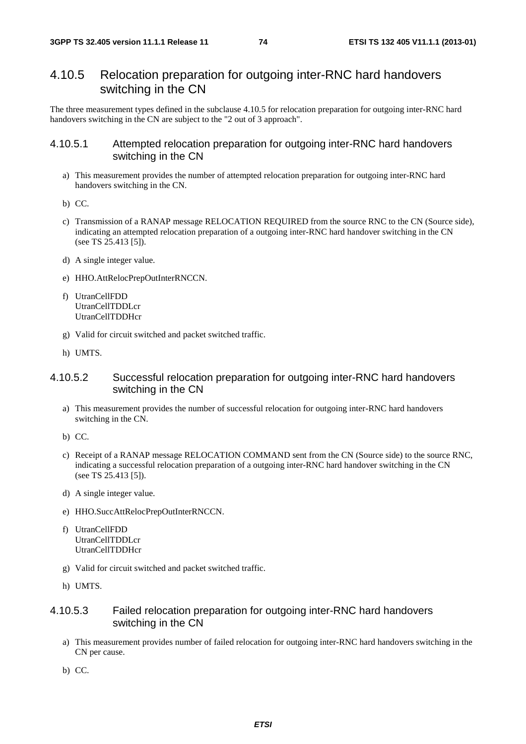## 4.10.5 Relocation preparation for outgoing inter-RNC hard handovers switching in the CN

The three measurement types defined in the subclause 4.10.5 for relocation preparation for outgoing inter-RNC hard handovers switching in the CN are subject to the "2 out of 3 approach".

### 4.10.5.1 Attempted relocation preparation for outgoing inter-RNC hard handovers switching in the CN

a) This measurement provides the number of attempted relocation preparation for outgoing inter-RNC hard handovers switching in the CN.

b) CC.

c) Transmission of a RANAP message RELOCATION REQUIRED from the source RNC to the CN (Source side), indicating an attempted relocation preparation of a outgoing inter-RNC hard handover switching in the CN (see TS 25.413 [5]).

d) A single integer value.

e) HHO.AttRelocPrepOutInterRNCCN.

f) UtranCellFDD
UtranCellTDDLcr
UtranCellTDDHcr

g) Valid for circuit switched and packet switched traffic.

h) UMTS.

### 4.10.5.2 Successful relocation preparation for outgoing inter-RNC hard handovers switching in the CN

a) This measurement provides the number of successful relocation for outgoing inter-RNC hard handovers switching in the CN.

b) CC.

c) Receipt of a RANAP message RELOCATION COMMAND sent from the CN (Source side) to the source RNC, indicating a successful relocation preparation of a outgoing inter-RNC hard handover switching in the CN (see TS 25.413 [5]).

d) A single integer value.

e) HHO.SuccAttRelocPrepOutInterRNCCN.

f) UtranCellFDD
UtranCellTDDLcr
UtranCellTDDHcr

g) Valid for circuit switched and packet switched traffic.

h) UMTS.

### 4.10.5.3 Failed relocation preparation for outgoing inter-RNC hard handovers switching in the CN

a) This measurement provides number of failed relocation for outgoing inter-RNC hard handovers switching in the CN per cause.

b) CC.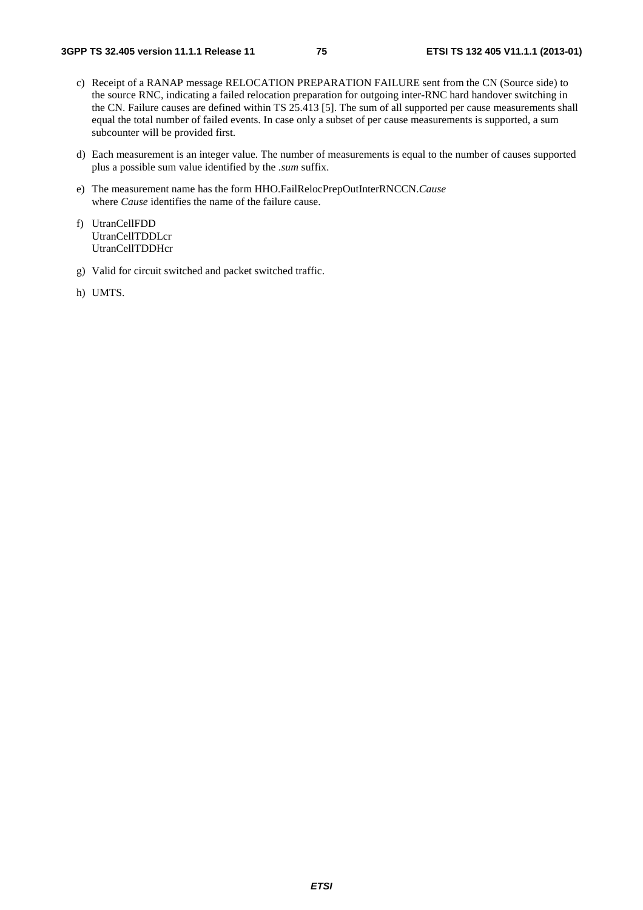c) Receipt of a RANAP message RELOCATION PREPARATION FAILURE sent from the CN (Source side) to the source RNC, indicating a failed relocation preparation for outgoing inter-RNC hard handover switching in the CN. Failure causes are defined within TS 25.413 [5]. The sum of all supported per cause measurements shall equal the total number of failed events. In case only a subset of per cause measurements is supported, a sum subcounter will be provided first.

d) Each measurement is an integer value. The number of measurements is equal to the number of causes supported plus a possible sum value identified by the *.sum* suffix.

e) The measurement name has the form HHO.FailRelocPrepOutInterRNCCN.*Cause*
where *Cause* identifies the name of the failure cause.

f) UtranCellFDD
UtranCellTDDLcr
UtranCellTDDHcr

g) Valid for circuit switched and packet switched traffic.

h) UMTS.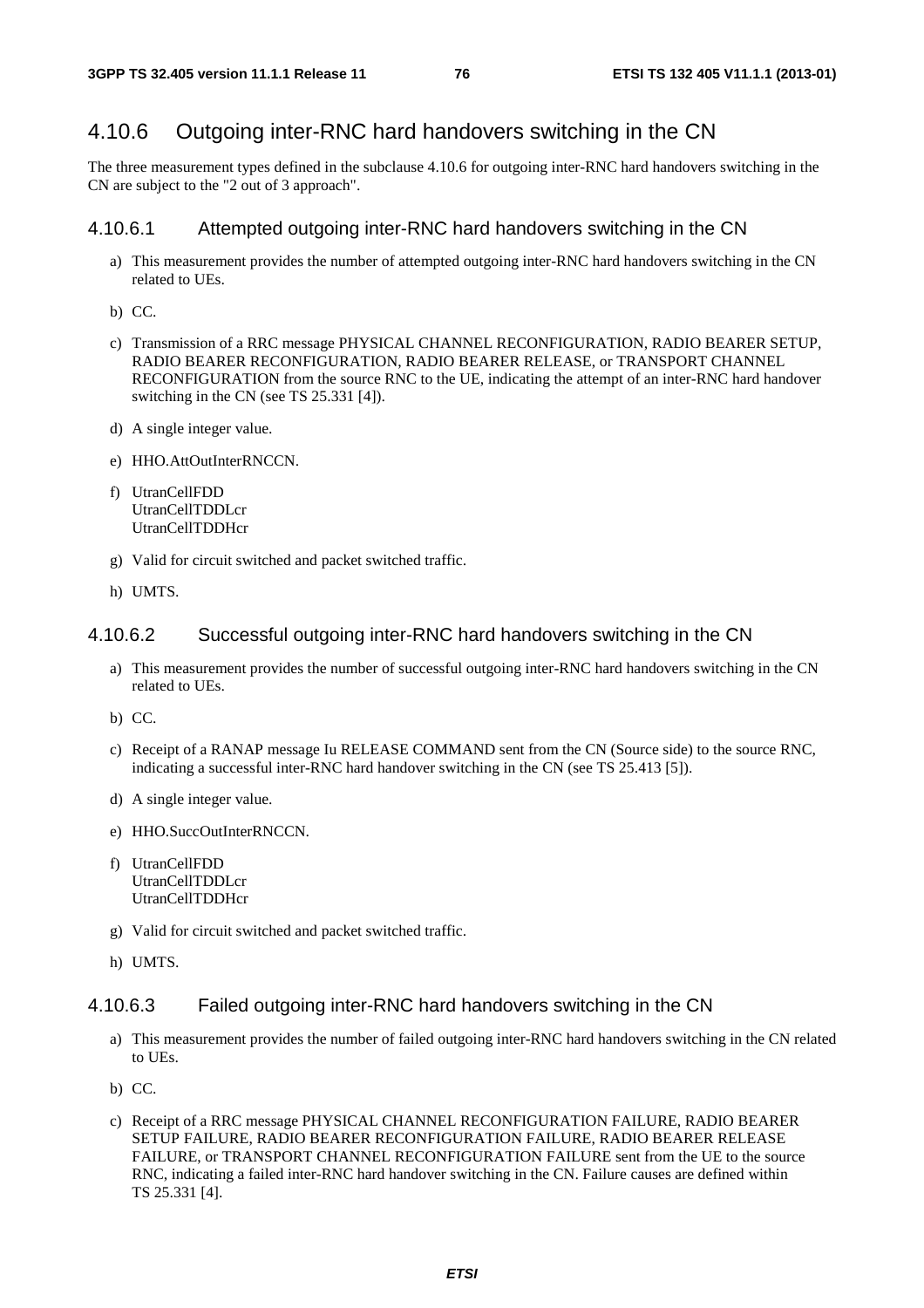### 4.10.6 Outgoing inter-RNC hard handovers switching in the CN

The three measurement types defined in the subclause 4.10.6 for outgoing inter-RNC hard handovers switching in the CN are subject to the "2 out of 3 approach".

#### 4.10.6.1 Attempted outgoing inter-RNC hard handovers switching in the CN

a) This measurement provides the number of attempted outgoing inter-RNC hard handovers switching in the CN related to UEs.

b) CC.

c) Transmission of a RRC message PHYSICAL CHANNEL RECONFIGURATION, RADIO BEARER SETUP, RADIO BEARER RECONFIGURATION, RADIO BEARER RELEASE, or TRANSPORT CHANNEL RECONFIGURATION from the source RNC to the UE, indicating the attempt of an inter-RNC hard handover switching in the CN (see TS 25.331 [4]).

d) A single integer value.

e) HHO.AttOutInterRNCCN.

f) UtranCellFDD
UtranCellTDDLcr
UtranCellTDDHcr

g) Valid for circuit switched and packet switched traffic.

h) UMTS.

#### 4.10.6.2 Successful outgoing inter-RNC hard handovers switching in the CN

a) This measurement provides the number of successful outgoing inter-RNC hard handovers switching in the CN related to UEs.

b) CC.

c) Receipt of a RANAP message Iu RELEASE COMMAND sent from the CN (Source side) to the source RNC, indicating a successful inter-RNC hard handover switching in the CN (see TS 25.413 [5]).

d) A single integer value.

e) HHO.SuccOutInterRNCCN.

f) UtranCellFDD
UtranCellTDDLcr
UtranCellTDDHcr

g) Valid for circuit switched and packet switched traffic.

h) UMTS.

#### 4.10.6.3 Failed outgoing inter-RNC hard handovers switching in the CN

a) This measurement provides the number of failed outgoing inter-RNC hard handovers switching in the CN related to UEs.

b) CC.

c) Receipt of a RRC message PHYSICAL CHANNEL RECONFIGURATION FAILURE, RADIO BEARER SETUP FAILURE, RADIO BEARER RECONFIGURATION FAILURE, RADIO BEARER RELEASE FAILURE, or TRANSPORT CHANNEL RECONFIGURATION FAILURE sent from the UE to the source RNC, indicating a failed inter-RNC hard handover switching in the CN. Failure causes are defined within TS 25.331 [4].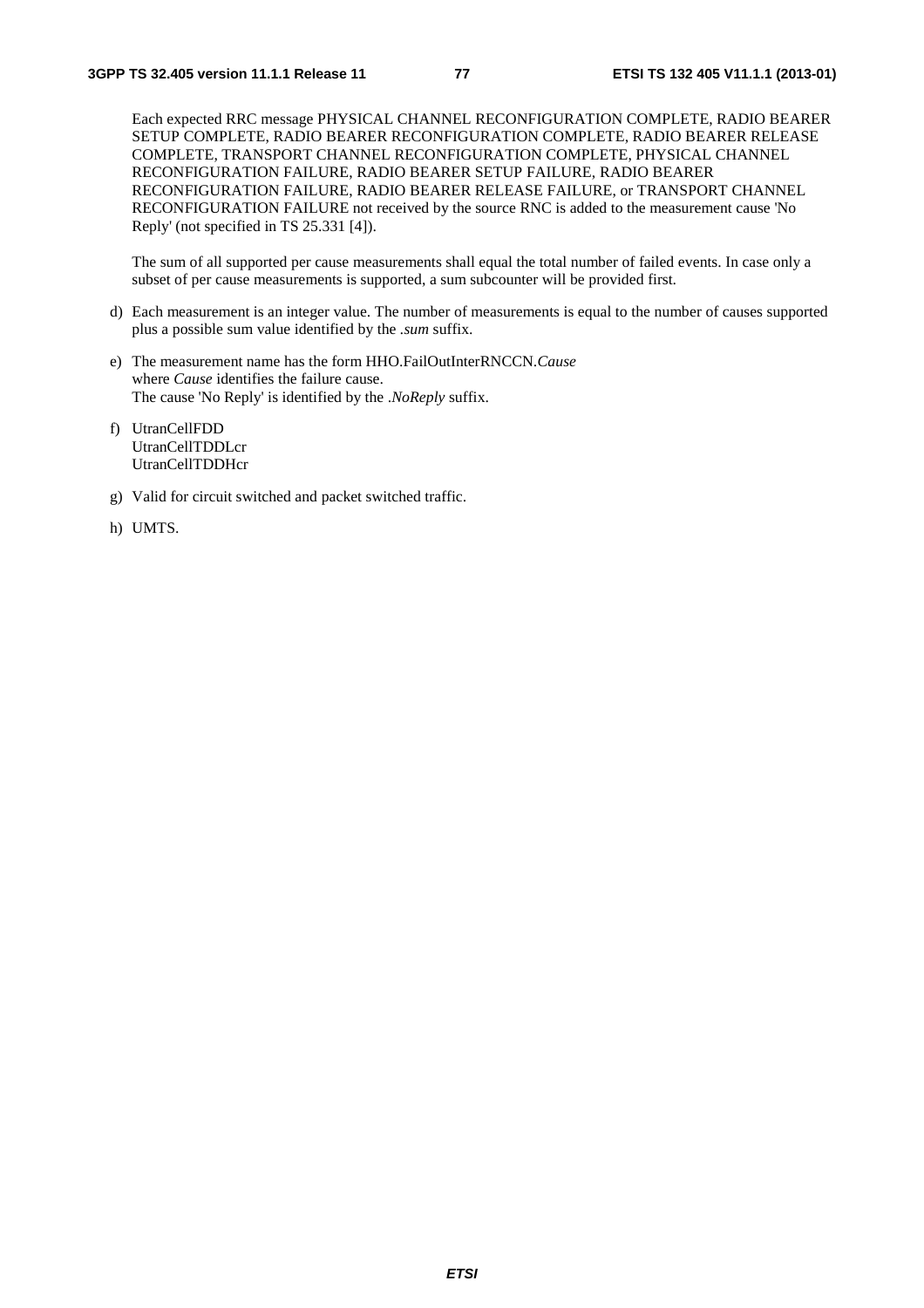Each expected RRC message PHYSICAL CHANNEL RECONFIGURATION COMPLETE, RADIO BEARER SETUP COMPLETE, RADIO BEARER RECONFIGURATION COMPLETE, RADIO BEARER RELEASE COMPLETE, TRANSPORT CHANNEL RECONFIGURATION COMPLETE, PHYSICAL CHANNEL RECONFIGURATION FAILURE, RADIO BEARER SETUP FAILURE, RADIO BEARER RECONFIGURATION FAILURE, RADIO BEARER RELEASE FAILURE, or TRANSPORT CHANNEL RECONFIGURATION FAILURE not received by the source RNC is added to the measurement cause 'No Reply' (not specified in TS 25.331 [4]).

The sum of all supported per cause measurements shall equal the total number of failed events. In case only a subset of per cause measurements is supported, a sum subcounter will be provided first.

d) Each measurement is an integer value. The number of measurements is equal to the number of causes supported plus a possible sum value identified by the *.sum* suffix.

e) The measurement name has the form HHO.FailOutInterRNCCN.*Cause*
   where *Cause* identifies the failure cause.
   The cause 'No Reply' is identified by the *.NoReply* suffix.

f) UtranCellFDD
   UtranCellTDDLcr
   UtranCellTDDHcr

g) Valid for circuit switched and packet switched traffic.

h) UMTS.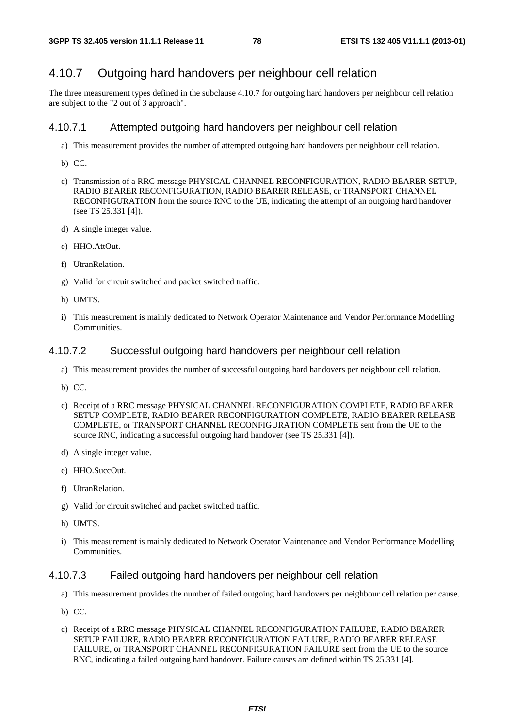## 4.10.7 Outgoing hard handovers per neighbour cell relation

The three measurement types defined in the subclause 4.10.7 for outgoing hard handovers per neighbour cell relation are subject to the "2 out of 3 approach".

### 4.10.7.1 Attempted outgoing hard handovers per neighbour cell relation

a) This measurement provides the number of attempted outgoing hard handovers per neighbour cell relation.

b) CC.

c) Transmission of a RRC message PHYSICAL CHANNEL RECONFIGURATION, RADIO BEARER SETUP, RADIO BEARER RECONFIGURATION, RADIO BEARER RELEASE, or TRANSPORT CHANNEL RECONFIGURATION from the source RNC to the UE, indicating the attempt of an outgoing hard handover (see TS 25.331 [4]).

d) A single integer value.

e) HHO.AttOut.

f) UtranRelation.

g) Valid for circuit switched and packet switched traffic.

h) UMTS.

i) This measurement is mainly dedicated to Network Operator Maintenance and Vendor Performance Modelling Communities.

### 4.10.7.2 Successful outgoing hard handovers per neighbour cell relation

a) This measurement provides the number of successful outgoing hard handovers per neighbour cell relation.

b) CC.

c) Receipt of a RRC message PHYSICAL CHANNEL RECONFIGURATION COMPLETE, RADIO BEARER SETUP COMPLETE, RADIO BEARER RECONFIGURATION COMPLETE, RADIO BEARER RELEASE COMPLETE, or TRANSPORT CHANNEL RECONFIGURATION COMPLETE sent from the UE to the source RNC, indicating a successful outgoing hard handover (see TS 25.331 [4]).

d) A single integer value.

e) HHO.SuccOut.

f) UtranRelation.

g) Valid for circuit switched and packet switched traffic.

h) UMTS.

i) This measurement is mainly dedicated to Network Operator Maintenance and Vendor Performance Modelling Communities.

### 4.10.7.3 Failed outgoing hard handovers per neighbour cell relation

a) This measurement provides the number of failed outgoing hard handovers per neighbour cell relation per cause.

b) CC.

c) Receipt of a RRC message PHYSICAL CHANNEL RECONFIGURATION FAILURE, RADIO BEARER SETUP FAILURE, RADIO BEARER RECONFIGURATION FAILURE, RADIO BEARER RELEASE FAILURE, or TRANSPORT CHANNEL RECONFIGURATION FAILURE sent from the UE to the source RNC, indicating a failed outgoing hard handover. Failure causes are defined within TS 25.331 [4].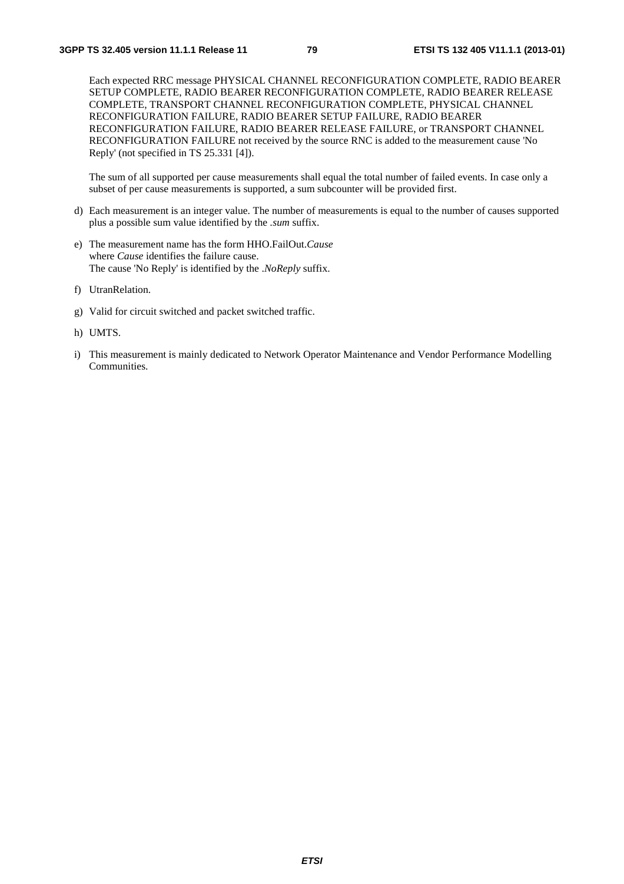Each expected RRC message PHYSICAL CHANNEL RECONFIGURATION COMPLETE, RADIO BEARER SETUP COMPLETE, RADIO BEARER RECONFIGURATION COMPLETE, RADIO BEARER RELEASE COMPLETE, TRANSPORT CHANNEL RECONFIGURATION COMPLETE, PHYSICAL CHANNEL RECONFIGURATION FAILURE, RADIO BEARER SETUP FAILURE, RADIO BEARER RECONFIGURATION FAILURE, RADIO BEARER RELEASE FAILURE, or TRANSPORT CHANNEL RECONFIGURATION FAILURE not received by the source RNC is added to the measurement cause 'No Reply' (not specified in TS 25.331 [4]).

The sum of all supported per cause measurements shall equal the total number of failed events. In case only a subset of per cause measurements is supported, a sum subcounter will be provided first.

d) Each measurement is an integer value. The number of measurements is equal to the number of causes supported plus a possible sum value identified by the *.sum* suffix.

e) The measurement name has the form HHO.FailOut.*Cause*
where *Cause* identifies the failure cause.
The cause 'No Reply' is identified by the *.NoReply* suffix.

f) UtranRelation.

g) Valid for circuit switched and packet switched traffic.

h) UMTS.

i) This measurement is mainly dedicated to Network Operator Maintenance and Vendor Performance Modelling Communities.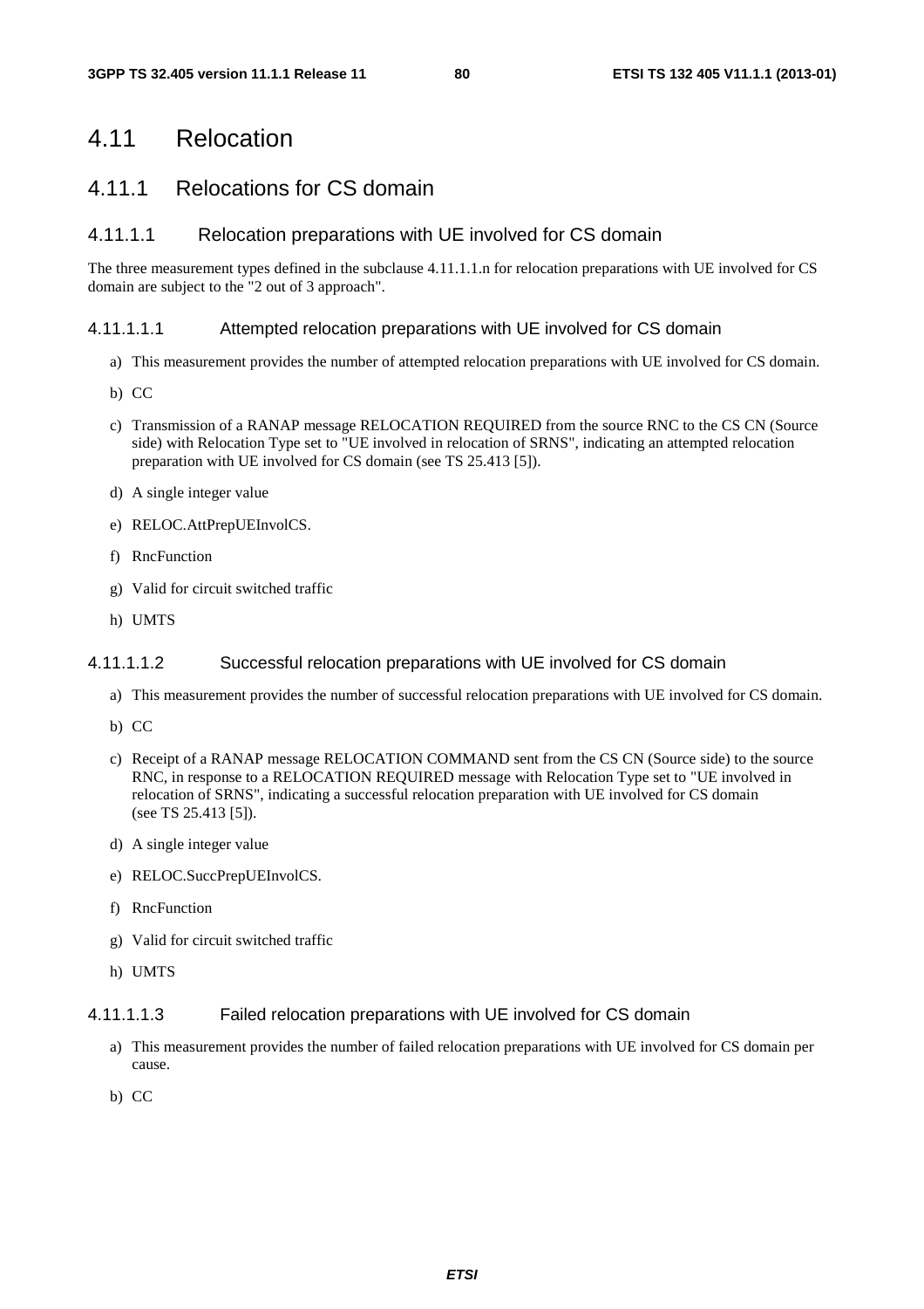# 4.11 Relocation

## 4.11.1 Relocations for CS domain

### 4.11.1.1 Relocation preparations with UE involved for CS domain

The three measurement types defined in the subclause 4.11.1.1.n for relocation preparations with UE involved for CS domain are subject to the "2 out of 3 approach".

#### 4.11.1.1.1 Attempted relocation preparations with UE involved for CS domain

a) This measurement provides the number of attempted relocation preparations with UE involved for CS domain.

b) CC

c) Transmission of a RANAP message RELOCATION REQUIRED from the source RNC to the CS CN (Source side) with Relocation Type set to "UE involved in relocation of SRNS", indicating an attempted relocation preparation with UE involved for CS domain (see TS 25.413 [5]).

d) A single integer value

e) RELOC.AttPrepUEInvolCS.

f) RncFunction

g) Valid for circuit switched traffic

h) UMTS

#### 4.11.1.1.2 Successful relocation preparations with UE involved for CS domain

a) This measurement provides the number of successful relocation preparations with UE involved for CS domain.

b) CC

c) Receipt of a RANAP message RELOCATION COMMAND sent from the CS CN (Source side) to the source RNC, in response to a RELOCATION REQUIRED message with Relocation Type set to "UE involved in relocation of SRNS", indicating a successful relocation preparation with UE involved for CS domain (see TS 25.413 [5]).

d) A single integer value

e) RELOC.SuccPrepUEInvolCS.

f) RncFunction

g) Valid for circuit switched traffic

h) UMTS

#### 4.11.1.1.3 Failed relocation preparations with UE involved for CS domain

a) This measurement provides the number of failed relocation preparations with UE involved for CS domain per cause.

b) CC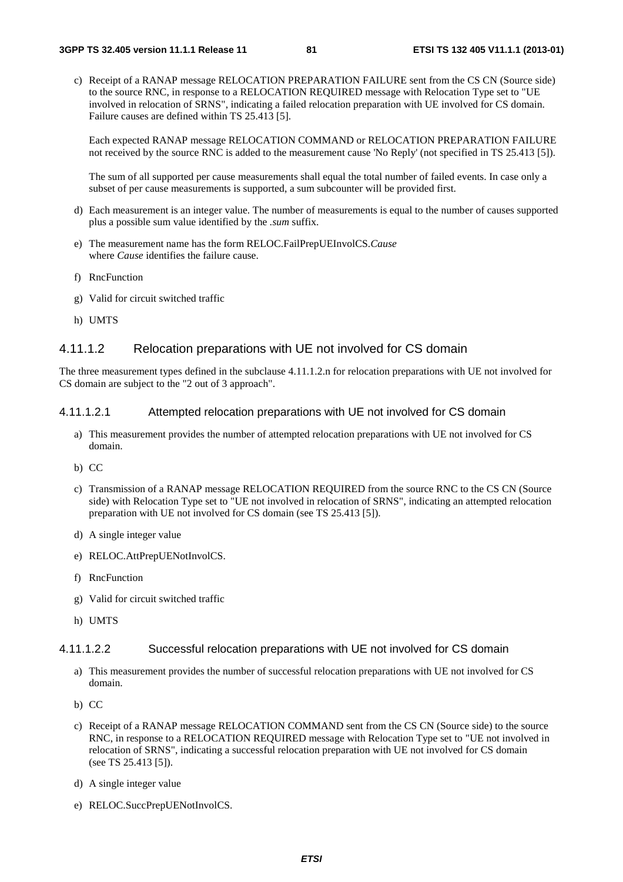c) Receipt of a RANAP message RELOCATION PREPARATION FAILURE sent from the CS CN (Source side) to the source RNC, in response to a RELOCATION REQUIRED message with Relocation Type set to "UE involved in relocation of SRNS", indicating a failed relocation preparation with UE involved for CS domain. Failure causes are defined within TS 25.413 [5].

   Each expected RANAP message RELOCATION COMMAND or RELOCATION PREPARATION FAILURE not received by the source RNC is added to the measurement cause 'No Reply' (not specified in TS 25.413 [5]).

   The sum of all supported per cause measurements shall equal the total number of failed events. In case only a subset of per cause measurements is supported, a sum subcounter will be provided first.

d) Each measurement is an integer value. The number of measurements is equal to the number of causes supported plus a possible sum value identified by the *.sum* suffix.

e) The measurement name has the form RELOC.FailPrepUEInvolCS.*Cause*
   where *Cause* identifies the failure cause.

f) RncFunction

g) Valid for circuit switched traffic

h) UMTS

#### 4.11.1.2 Relocation preparations with UE not involved for CS domain

The three measurement types defined in the subclause 4.11.1.2.n for relocation preparations with UE not involved for CS domain are subject to the "2 out of 3 approach".

##### 4.11.1.2.1 Attempted relocation preparations with UE not involved for CS domain

a) This measurement provides the number of attempted relocation preparations with UE not involved for CS domain.

b) CC

c) Transmission of a RANAP message RELOCATION REQUIRED from the source RNC to the CS CN (Source side) with Relocation Type set to "UE not involved in relocation of SRNS", indicating an attempted relocation preparation with UE not involved for CS domain (see TS 25.413 [5]).

d) A single integer value

e) RELOC.AttPrepUENotInvolCS.

f) RncFunction

g) Valid for circuit switched traffic

h) UMTS

##### 4.11.1.2.2 Successful relocation preparations with UE not involved for CS domain

a) This measurement provides the number of successful relocation preparations with UE not involved for CS domain.

b) CC

c) Receipt of a RANAP message RELOCATION COMMAND sent from the CS CN (Source side) to the source RNC, in response to a RELOCATION REQUIRED message with Relocation Type set to "UE not involved in relocation of SRNS", indicating a successful relocation preparation with UE not involved for CS domain (see TS 25.413 [5]).

d) A single integer value

e) RELOC.SuccPrepUENotInvolCS.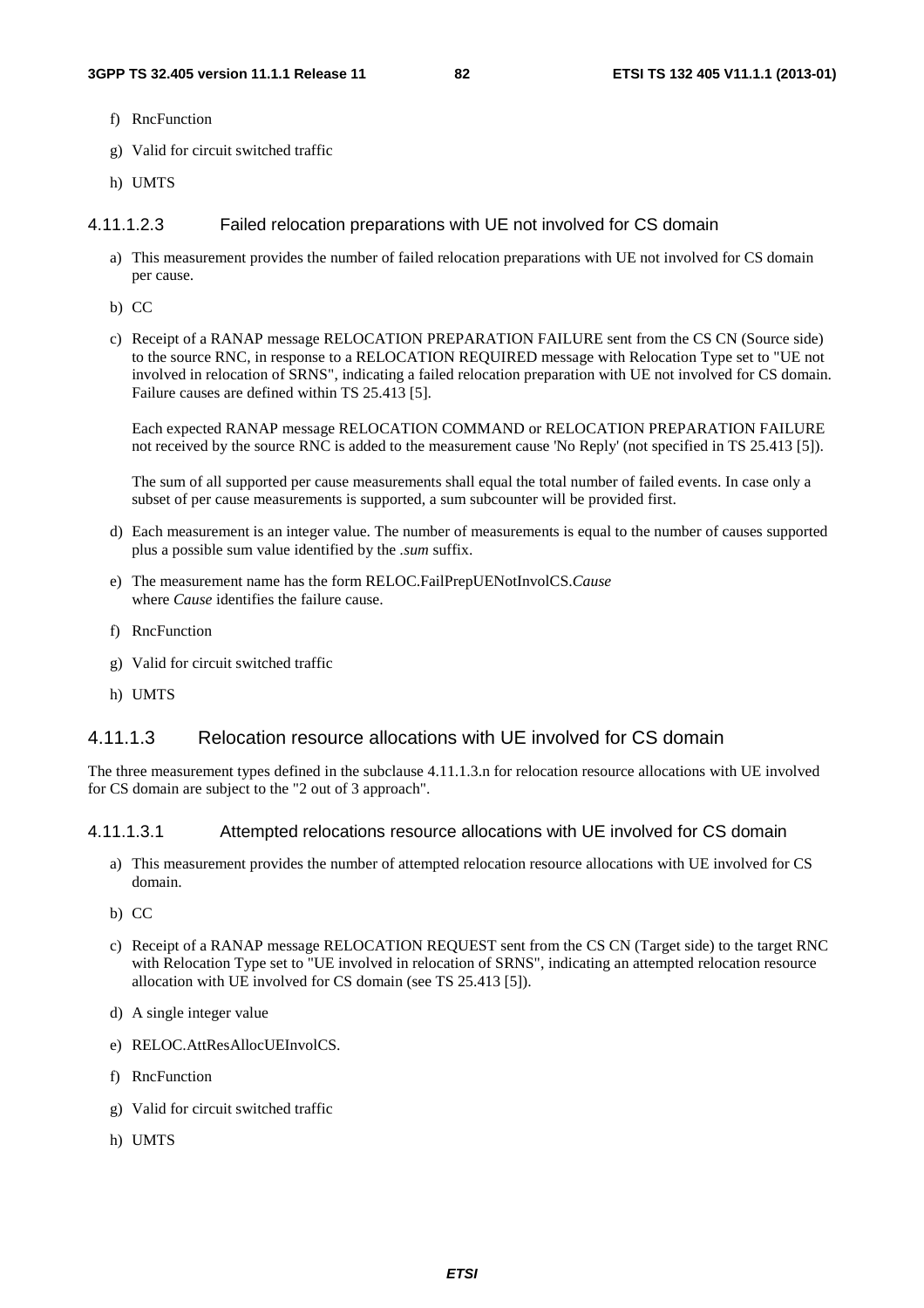f) RncFunction

g) Valid for circuit switched traffic

h) UMTS

#### 4.11.1.2.3 Failed relocation preparations with UE not involved for CS domain

a) This measurement provides the number of failed relocation preparations with UE not involved for CS domain per cause.

b) CC

c) Receipt of a RANAP message RELOCATION PREPARATION FAILURE sent from the CS CN (Source side) to the source RNC, in response to a RELOCATION REQUIRED message with Relocation Type set to "UE not involved in relocation of SRNS", indicating a failed relocation preparation with UE not involved for CS domain. Failure causes are defined within TS 25.413 [5].

   Each expected RANAP message RELOCATION COMMAND or RELOCATION PREPARATION FAILURE not received by the source RNC is added to the measurement cause 'No Reply' (not specified in TS 25.413 [5]).

   The sum of all supported per cause measurements shall equal the total number of failed events. In case only a subset of per cause measurements is supported, a sum subcounter will be provided first.

d) Each measurement is an integer value. The number of measurements is equal to the number of causes supported plus a possible sum value identified by the *.sum* suffix.

e) The measurement name has the form RELOC.FailPrepUENotInvolCS.*Cause*
   where *Cause* identifies the failure cause.

f) RncFunction

g) Valid for circuit switched traffic

h) UMTS

### 4.11.1.3 Relocation resource allocations with UE involved for CS domain

The three measurement types defined in the subclause 4.11.1.3.n for relocation resource allocations with UE involved for CS domain are subject to the "2 out of 3 approach".

#### 4.11.1.3.1 Attempted relocations resource allocations with UE involved for CS domain

a) This measurement provides the number of attempted relocation resource allocations with UE involved for CS domain.

b) CC

c) Receipt of a RANAP message RELOCATION REQUEST sent from the CS CN (Target side) to the target RNC with Relocation Type set to "UE involved in relocation of SRNS", indicating an attempted relocation resource allocation with UE involved for CS domain (see TS 25.413 [5]).

d) A single integer value

e) RELOC.AttResAllocUEInvolCS.

f) RncFunction

g) Valid for circuit switched traffic

h) UMTS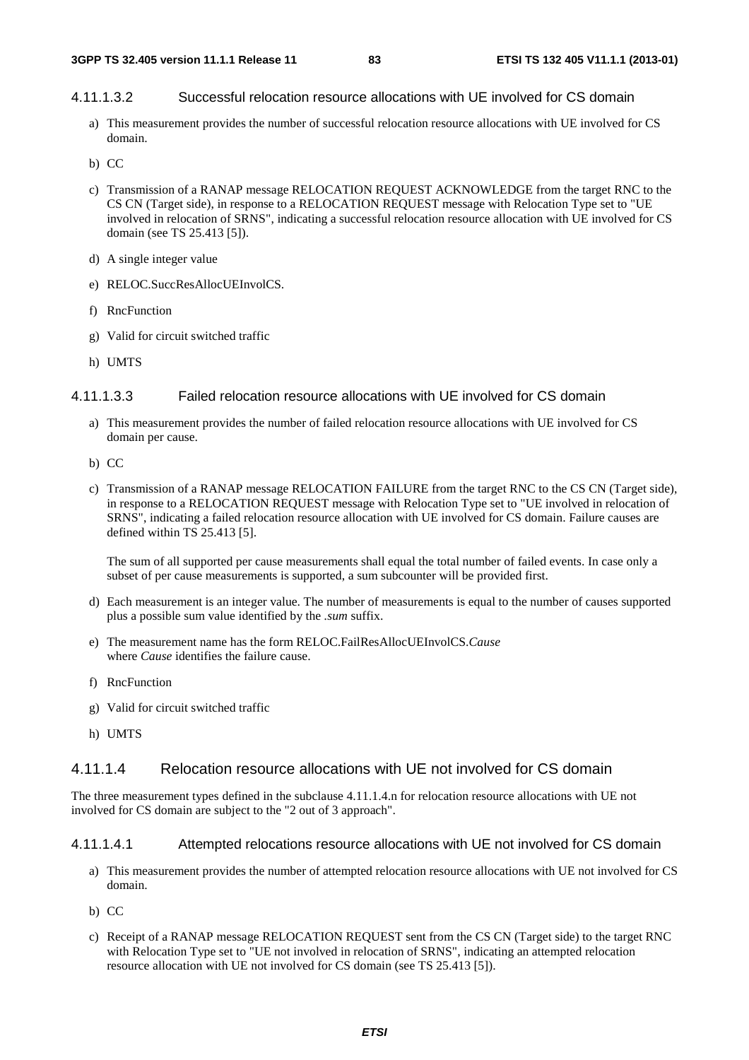#### 4.11.1.3.2 Successful relocation resource allocations with UE involved for CS domain

a) This measurement provides the number of successful relocation resource allocations with UE involved for CS domain.

b) CC

c) Transmission of a RANAP message RELOCATION REQUEST ACKNOWLEDGE from the target RNC to the CS CN (Target side), in response to a RELOCATION REQUEST message with Relocation Type set to "UE involved in relocation of SRNS", indicating a successful relocation resource allocation with UE involved for CS domain (see TS 25.413 [5]).

d) A single integer value

e) RELOC.SuccResAllocUEInvolCS.

f) RncFunction

g) Valid for circuit switched traffic

h) UMTS

#### 4.11.1.3.3 Failed relocation resource allocations with UE involved for CS domain

a) This measurement provides the number of failed relocation resource allocations with UE involved for CS domain per cause.

b) CC

c) Transmission of a RANAP message RELOCATION FAILURE from the target RNC to the CS CN (Target side), in response to a RELOCATION REQUEST message with Relocation Type set to "UE involved in relocation of SRNS", indicating a failed relocation resource allocation with UE involved for CS domain. Failure causes are defined within TS 25.413 [5].

   The sum of all supported per cause measurements shall equal the total number of failed events. In case only a subset of per cause measurements is supported, a sum subcounter will be provided first.

d) Each measurement is an integer value. The number of measurements is equal to the number of causes supported plus a possible sum value identified by the *.sum* suffix.

e) The measurement name has the form RELOC.FailResAllocUEInvolCS.*Cause*
   where *Cause* identifies the failure cause.

f) RncFunction

g) Valid for circuit switched traffic

h) UMTS

### 4.11.1.4 Relocation resource allocations with UE not involved for CS domain

The three measurement types defined in the subclause 4.11.1.4.n for relocation resource allocations with UE not involved for CS domain are subject to the "2 out of 3 approach".

#### 4.11.1.4.1 Attempted relocations resource allocations with UE not involved for CS domain

a) This measurement provides the number of attempted relocation resource allocations with UE not involved for CS domain.

b) CC

c) Receipt of a RANAP message RELOCATION REQUEST sent from the CS CN (Target side) to the target RNC with Relocation Type set to "UE not involved in relocation of SRNS", indicating an attempted relocation resource allocation with UE not involved for CS domain (see TS 25.413 [5]).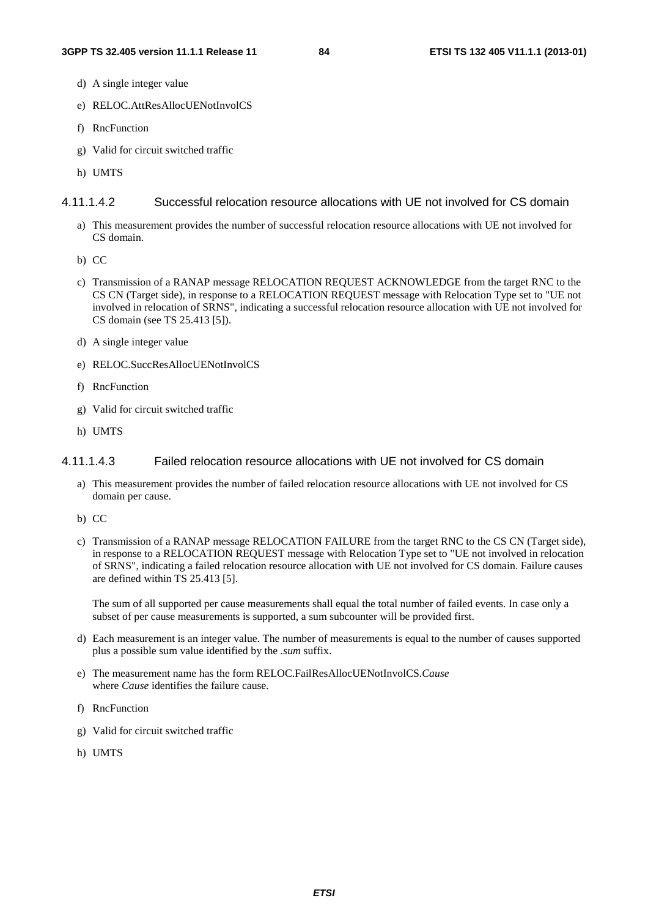d) A single integer value

e) RELOC.AttResAllocUENotInvolCS

f) RncFunction

g) Valid for circuit switched traffic

h) UMTS

#### 4.11.1.4.2 Successful relocation resource allocations with UE not involved for CS domain

a) This measurement provides the number of successful relocation resource allocations with UE not involved for CS domain.

b) CC

c) Transmission of a RANAP message RELOCATION REQUEST ACKNOWLEDGE from the target RNC to the CS CN (Target side), in response to a RELOCATION REQUEST message with Relocation Type set to "UE not involved in relocation of SRNS", indicating a successful relocation resource allocation with UE not involved for CS domain (see TS 25.413 [5]).

d) A single integer value

e) RELOC.SuccResAllocUENotInvolCS

f) RncFunction

g) Valid for circuit switched traffic

h) UMTS

#### 4.11.1.4.3 Failed relocation resource allocations with UE not involved for CS domain

a) This measurement provides the number of failed relocation resource allocations with UE not involved for CS domain per cause.

b) CC

c) Transmission of a RANAP message RELOCATION FAILURE from the target RNC to the CS CN (Target side), in response to a RELOCATION REQUEST message with Relocation Type set to "UE not involved in relocation of SRNS", indicating a failed relocation resource allocation with UE not involved for CS domain. Failure causes are defined within TS 25.413 [5].

   The sum of all supported per cause measurements shall equal the total number of failed events. In case only a subset of per cause measurements is supported, a sum subcounter will be provided first.

d) Each measurement is an integer value. The number of measurements is equal to the number of causes supported plus a possible sum value identified by the *.sum* suffix.

e) The measurement name has the form RELOC.FailResAllocUENotInvolCS.*Cause* where *Cause* identifies the failure cause.

f) RncFunction

g) Valid for circuit switched traffic

h) UMTS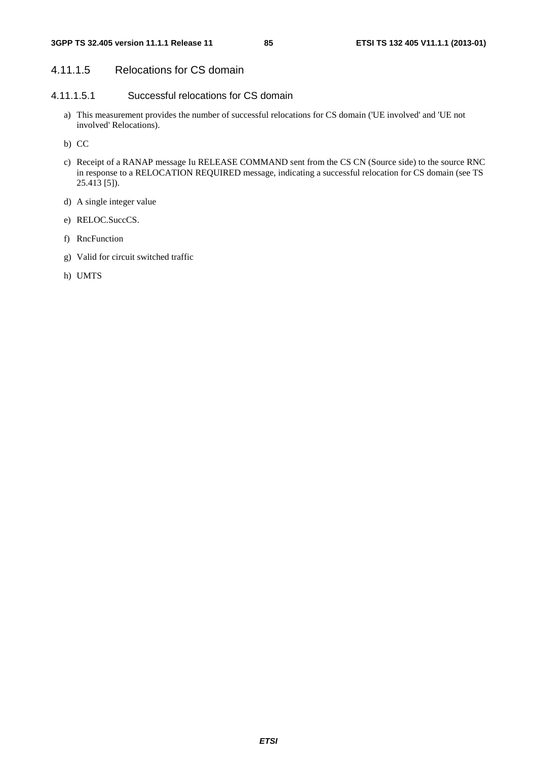#### 4.11.1.5 Relocations for CS domain

##### 4.11.1.5.1 Successful relocations for CS domain

a) This measurement provides the number of successful relocations for CS domain ('UE involved' and 'UE not involved' Relocations).

b) CC

c) Receipt of a RANAP message Iu RELEASE COMMAND sent from the CS CN (Source side) to the source RNC in response to a RELOCATION REQUIRED message, indicating a successful relocation for CS domain (see TS 25.413 [5]).

d) A single integer value

e) RELOC.SuccCS.

f) RncFunction

g) Valid for circuit switched traffic

h) UMTS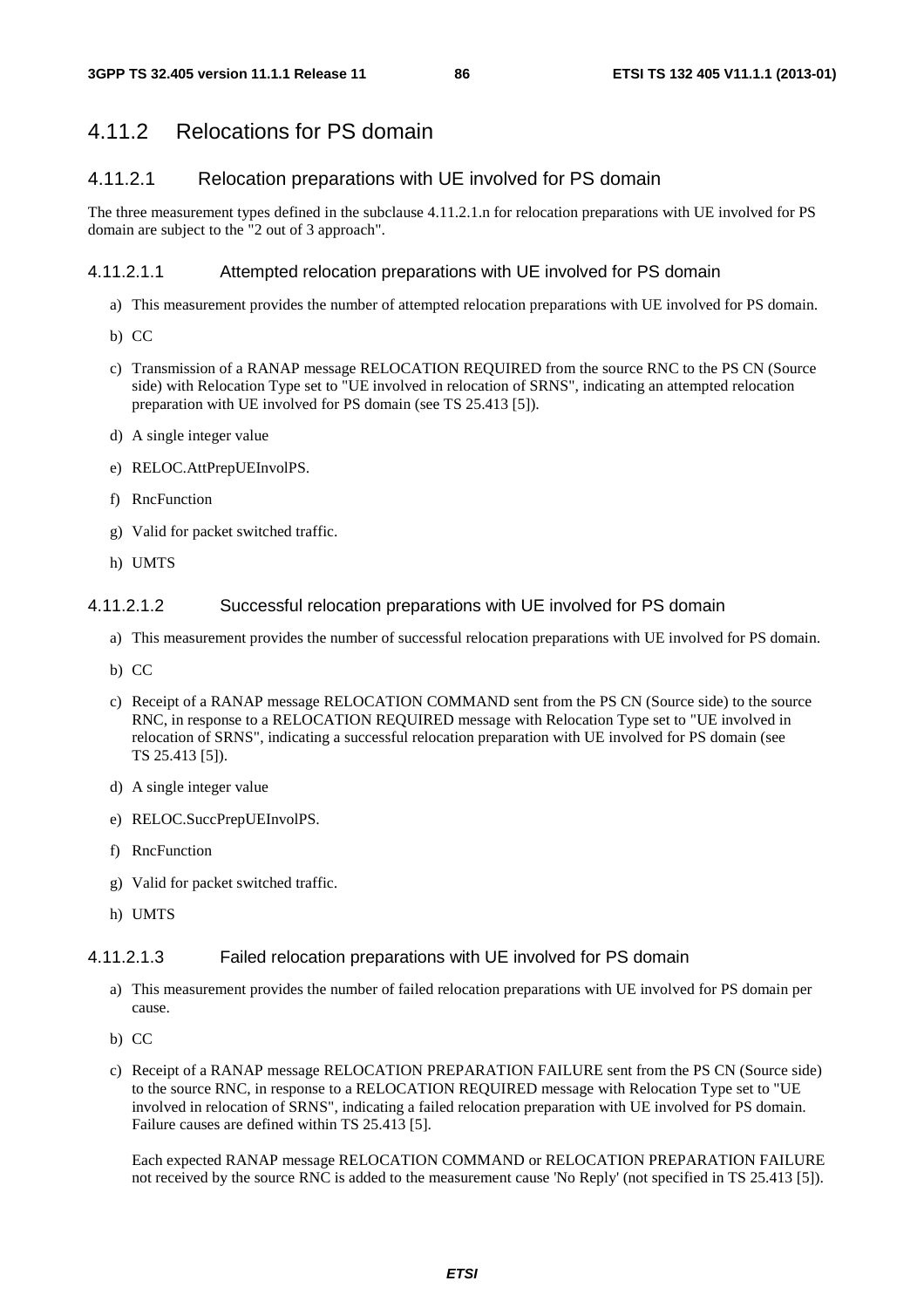## 4.11.2 Relocations for PS domain

### 4.11.2.1 Relocation preparations with UE involved for PS domain

The three measurement types defined in the subclause 4.11.2.1.n for relocation preparations with UE involved for PS domain are subject to the "2 out of 3 approach".

#### 4.11.2.1.1 Attempted relocation preparations with UE involved for PS domain

a) This measurement provides the number of attempted relocation preparations with UE involved for PS domain.

b) CC

c) Transmission of a RANAP message RELOCATION REQUIRED from the source RNC to the PS CN (Source side) with Relocation Type set to "UE involved in relocation of SRNS", indicating an attempted relocation preparation with UE involved for PS domain (see TS 25.413 [5]).

d) A single integer value

e) RELOC.AttPrepUEInvolPS.

f) RncFunction

g) Valid for packet switched traffic.

h) UMTS

#### 4.11.2.1.2 Successful relocation preparations with UE involved for PS domain

a) This measurement provides the number of successful relocation preparations with UE involved for PS domain.

b) CC

c) Receipt of a RANAP message RELOCATION COMMAND sent from the PS CN (Source side) to the source RNC, in response to a RELOCATION REQUIRED message with Relocation Type set to "UE involved in relocation of SRNS", indicating a successful relocation preparation with UE involved for PS domain (see TS 25.413 [5]).

d) A single integer value

e) RELOC.SuccPrepUEInvolPS.

f) RncFunction

g) Valid for packet switched traffic.

h) UMTS

#### 4.11.2.1.3 Failed relocation preparations with UE involved for PS domain

a) This measurement provides the number of failed relocation preparations with UE involved for PS domain per cause.

b) CC

c) Receipt of a RANAP message RELOCATION PREPARATION FAILURE sent from the PS CN (Source side) to the source RNC, in response to a RELOCATION REQUIRED message with Relocation Type set to "UE involved in relocation of SRNS", indicating a failed relocation preparation with UE involved for PS domain. Failure causes are defined within TS 25.413 [5].

   Each expected RANAP message RELOCATION COMMAND or RELOCATION PREPARATION FAILURE not received by the source RNC is added to the measurement cause 'No Reply' (not specified in TS 25.413 [5]).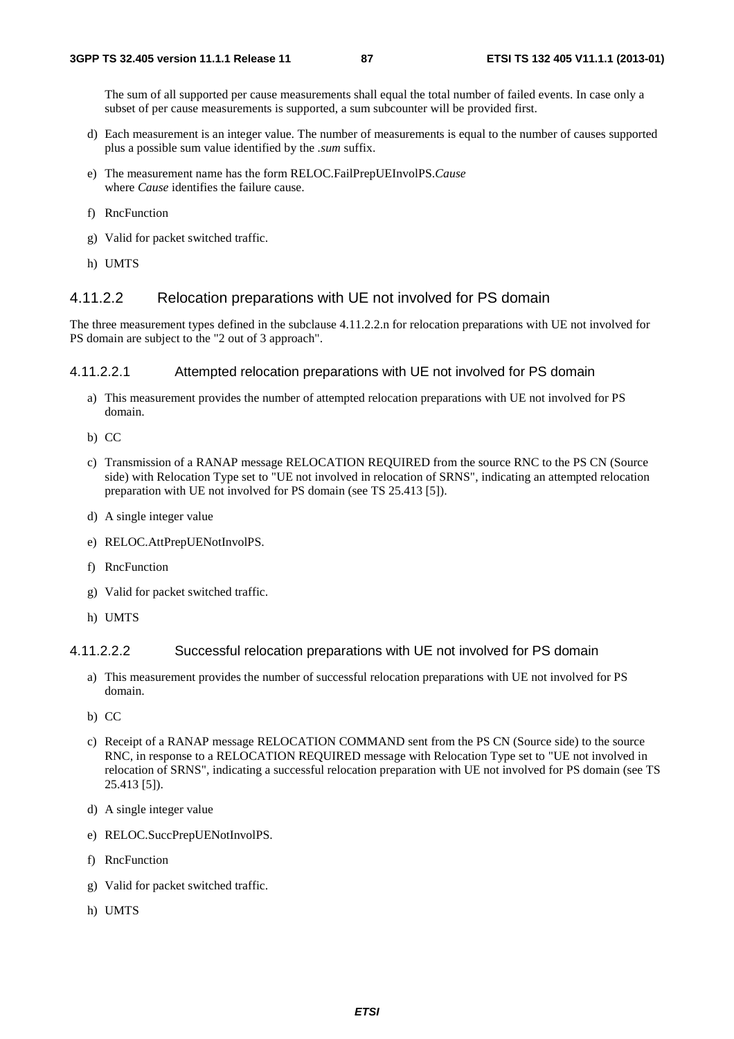The sum of all supported per cause measurements shall equal the total number of failed events. In case only a subset of per cause measurements is supported, a sum subcounter will be provided first.

d) Each measurement is an integer value. The number of measurements is equal to the number of causes supported plus a possible sum value identified by the *.sum* suffix.

e) The measurement name has the form RELOC.FailPrepUEInvolPS.*Cause* where *Cause* identifies the failure cause.

f) RncFunction

g) Valid for packet switched traffic.

h) UMTS

### 4.11.2.2 Relocation preparations with UE not involved for PS domain

The three measurement types defined in the subclause 4.11.2.2.n for relocation preparations with UE not involved for PS domain are subject to the "2 out of 3 approach".

#### 4.11.2.2.1 Attempted relocation preparations with UE not involved for PS domain

a) This measurement provides the number of attempted relocation preparations with UE not involved for PS domain.

b) CC

c) Transmission of a RANAP message RELOCATION REQUIRED from the source RNC to the PS CN (Source side) with Relocation Type set to "UE not involved in relocation of SRNS", indicating an attempted relocation preparation with UE not involved for PS domain (see TS 25.413 [5]).

d) A single integer value

e) RELOC.AttPrepUENotInvolPS.

f) RncFunction

g) Valid for packet switched traffic.

h) UMTS

#### 4.11.2.2.2 Successful relocation preparations with UE not involved for PS domain

a) This measurement provides the number of successful relocation preparations with UE not involved for PS domain.

b) CC

c) Receipt of a RANAP message RELOCATION COMMAND sent from the PS CN (Source side) to the source RNC, in response to a RELOCATION REQUIRED message with Relocation Type set to "UE not involved in relocation of SRNS", indicating a successful relocation preparation with UE not involved for PS domain (see TS 25.413 [5]).

d) A single integer value

e) RELOC.SuccPrepUENotInvolPS.

f) RncFunction

g) Valid for packet switched traffic.

h) UMTS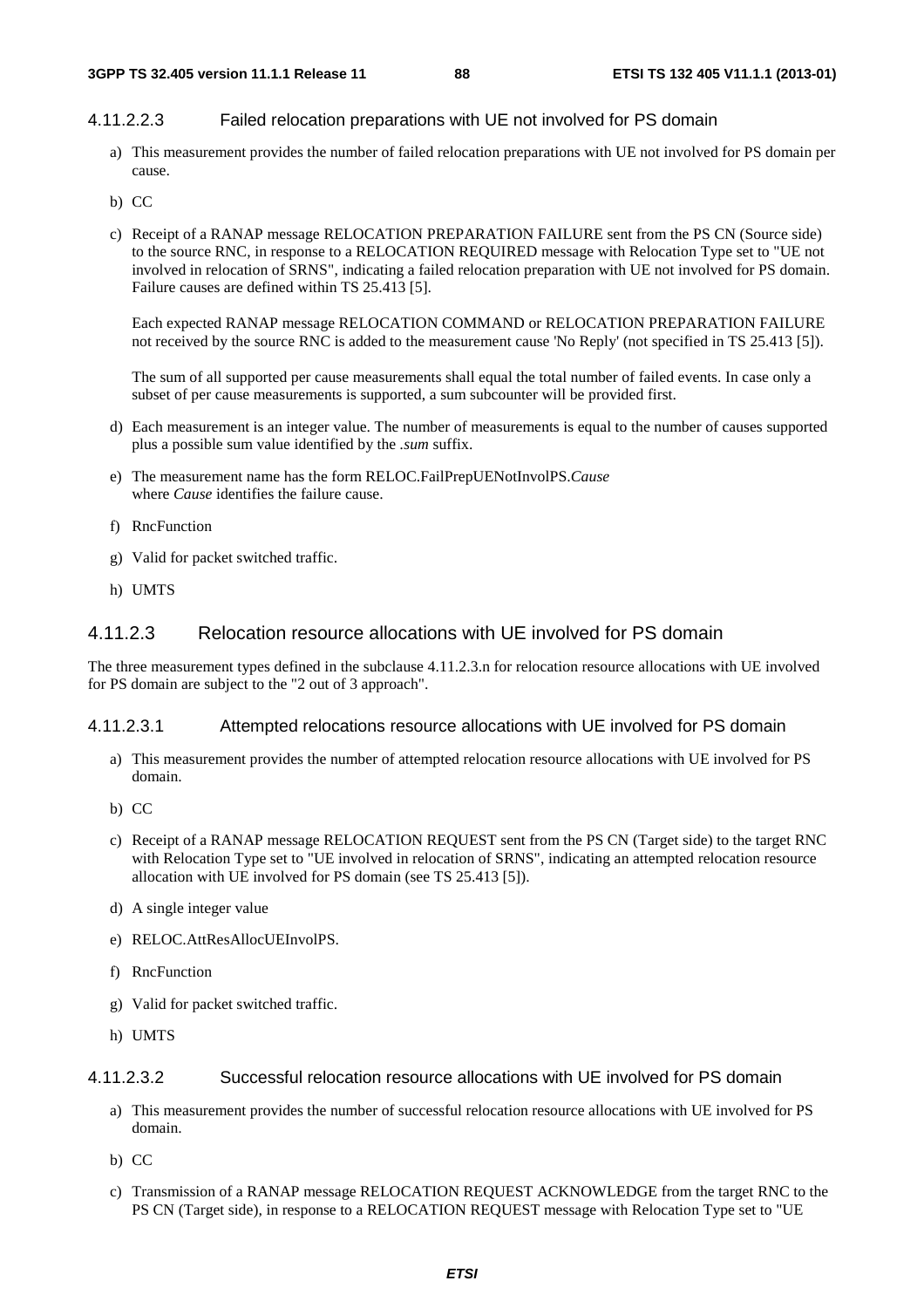#### 4.11.2.2.3 Failed relocation preparations with UE not involved for PS domain

a) This measurement provides the number of failed relocation preparations with UE not involved for PS domain per cause.

b) CC

c) Receipt of a RANAP message RELOCATION PREPARATION FAILURE sent from the PS CN (Source side) to the source RNC, in response to a RELOCATION REQUIRED message with Relocation Type set to "UE not involved in relocation of SRNS", indicating a failed relocation preparation with UE not involved for PS domain. Failure causes are defined within TS 25.413 [5].

   Each expected RANAP message RELOCATION COMMAND or RELOCATION PREPARATION FAILURE not received by the source RNC is added to the measurement cause 'No Reply' (not specified in TS 25.413 [5]).

   The sum of all supported per cause measurements shall equal the total number of failed events. In case only a subset of per cause measurements is supported, a sum subcounter will be provided first.

d) Each measurement is an integer value. The number of measurements is equal to the number of causes supported plus a possible sum value identified by the *.sum* suffix.

e) The measurement name has the form RELOC.FailPrepUENotInvolPS.*Cause*
   where *Cause* identifies the failure cause.

f) RncFunction

g) Valid for packet switched traffic.

h) UMTS

### 4.11.2.3 Relocation resource allocations with UE involved for PS domain

The three measurement types defined in the subclause 4.11.2.3.n for relocation resource allocations with UE involved for PS domain are subject to the "2 out of 3 approach".

#### 4.11.2.3.1 Attempted relocations resource allocations with UE involved for PS domain

a) This measurement provides the number of attempted relocation resource allocations with UE involved for PS domain.

b) CC

c) Receipt of a RANAP message RELOCATION REQUEST sent from the PS CN (Target side) to the target RNC with Relocation Type set to "UE involved in relocation of SRNS", indicating an attempted relocation resource allocation with UE involved for PS domain (see TS 25.413 [5]).

d) A single integer value

e) RELOC.AttResAllocUEInvolPS.

f) RncFunction

g) Valid for packet switched traffic.

h) UMTS

#### 4.11.2.3.2 Successful relocation resource allocations with UE involved for PS domain

a) This measurement provides the number of successful relocation resource allocations with UE involved for PS domain.

b) CC

c) Transmission of a RANAP message RELOCATION REQUEST ACKNOWLEDGE from the target RNC to the PS CN (Target side), in response to a RELOCATION REQUEST message with Relocation Type set to "UE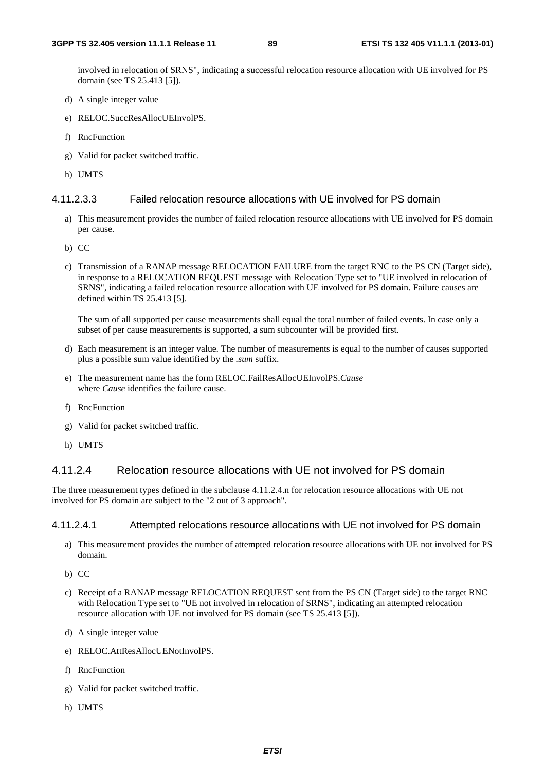involved in relocation of SRNS", indicating a successful relocation resource allocation with UE involved for PS domain (see TS 25.413 [5]).

d) A single integer value

e) RELOC.SuccResAllocUEInvolPS.

f) RncFunction

g) Valid for packet switched traffic.

h) UMTS

##### 4.11.2.3.3 Failed relocation resource allocations with UE involved for PS domain

a) This measurement provides the number of failed relocation resource allocations with UE involved for PS domain per cause.

b) CC

c) Transmission of a RANAP message RELOCATION FAILURE from the target RNC to the PS CN (Target side), in response to a RELOCATION REQUEST message with Relocation Type set to "UE involved in relocation of SRNS", indicating a failed relocation resource allocation with UE involved for PS domain. Failure causes are defined within TS 25.413 [5].

   The sum of all supported per cause measurements shall equal the total number of failed events. In case only a subset of per cause measurements is supported, a sum subcounter will be provided first.

d) Each measurement is an integer value. The number of measurements is equal to the number of causes supported plus a possible sum value identified by the *.sum* suffix.

e) The measurement name has the form RELOC.FailResAllocUEInvolPS.*Cause*
   where *Cause* identifies the failure cause.

f) RncFunction

g) Valid for packet switched traffic.

h) UMTS

#### 4.11.2.4 Relocation resource allocations with UE not involved for PS domain

The three measurement types defined in the subclause 4.11.2.4.n for relocation resource allocations with UE not involved for PS domain are subject to the "2 out of 3 approach".

##### 4.11.2.4.1 Attempted relocations resource allocations with UE not involved for PS domain

a) This measurement provides the number of attempted relocation resource allocations with UE not involved for PS domain.

b) CC

c) Receipt of a RANAP message RELOCATION REQUEST sent from the PS CN (Target side) to the target RNC with Relocation Type set to "UE not involved in relocation of SRNS", indicating an attempted relocation resource allocation with UE not involved for PS domain (see TS 25.413 [5]).

d) A single integer value

e) RELOC.AttResAllocUENotInvolPS.

f) RncFunction

g) Valid for packet switched traffic.

h) UMTS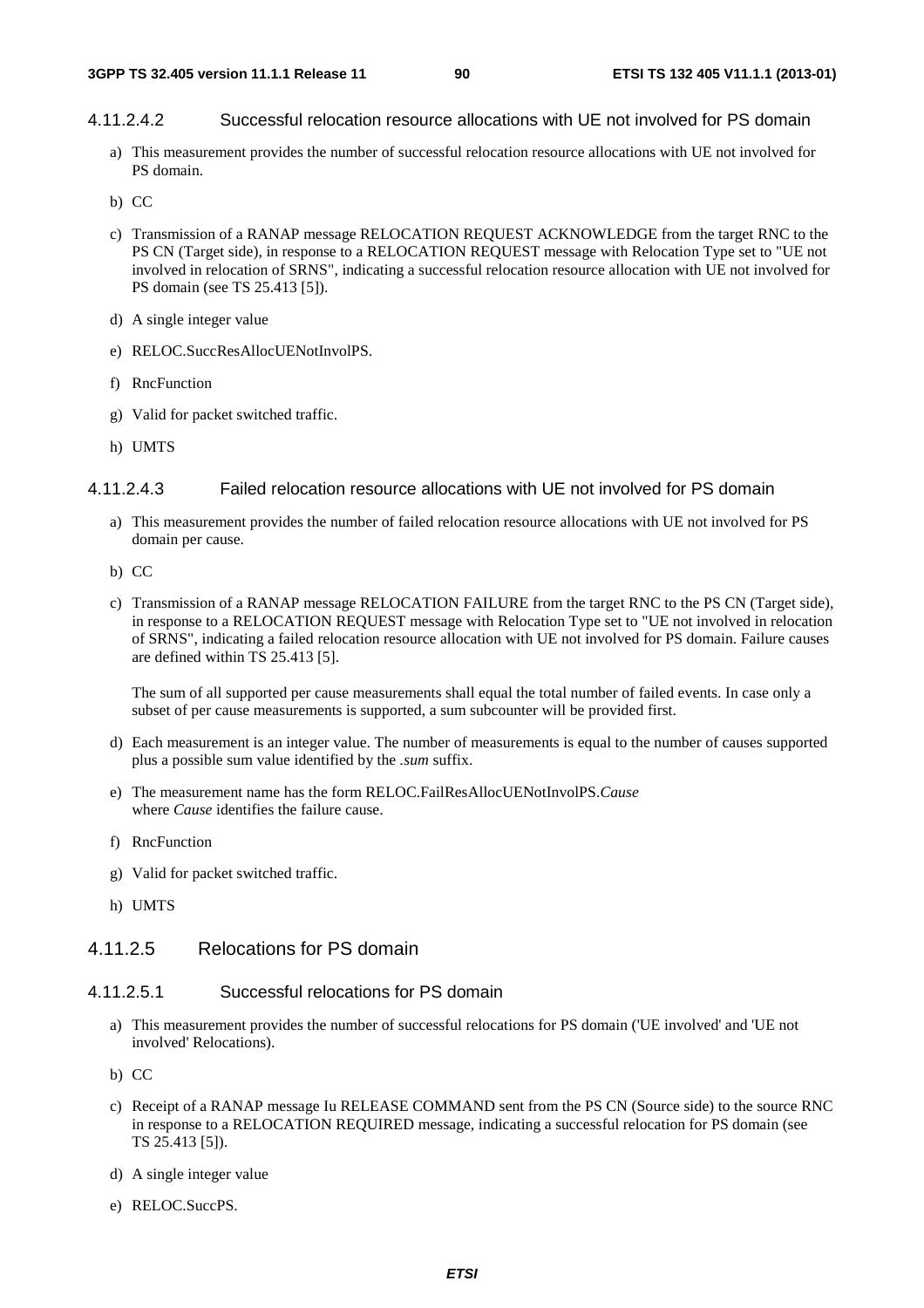#### 4.11.2.4.2 Successful relocation resource allocations with UE not involved for PS domain

a) This measurement provides the number of successful relocation resource allocations with UE not involved for PS domain.

b) CC

c) Transmission of a RANAP message RELOCATION REQUEST ACKNOWLEDGE from the target RNC to the PS CN (Target side), in response to a RELOCATION REQUEST message with Relocation Type set to "UE not involved in relocation of SRNS", indicating a successful relocation resource allocation with UE not involved for PS domain (see TS 25.413 [5]).

d) A single integer value

e) RELOC.SuccResAllocUENotInvolPS.

f) RncFunction

g) Valid for packet switched traffic.

h) UMTS

#### 4.11.2.4.3 Failed relocation resource allocations with UE not involved for PS domain

a) This measurement provides the number of failed relocation resource allocations with UE not involved for PS domain per cause.

b) CC

c) Transmission of a RANAP message RELOCATION FAILURE from the target RNC to the PS CN (Target side), in response to a RELOCATION REQUEST message with Relocation Type set to "UE not involved in relocation of SRNS", indicating a failed relocation resource allocation with UE not involved for PS domain. Failure causes are defined within TS 25.413 [5].

   The sum of all supported per cause measurements shall equal the total number of failed events. In case only a subset of per cause measurements is supported, a sum subcounter will be provided first.

d) Each measurement is an integer value. The number of measurements is equal to the number of causes supported plus a possible sum value identified by the *.sum* suffix.

e) The measurement name has the form RELOC.FailResAllocUENotInvolPS.*Cause*
   where *Cause* identifies the failure cause.

f) RncFunction

g) Valid for packet switched traffic.

h) UMTS

### 4.11.2.5 Relocations for PS domain

#### 4.11.2.5.1 Successful relocations for PS domain

a) This measurement provides the number of successful relocations for PS domain ('UE involved' and 'UE not involved' Relocations).

b) CC

c) Receipt of a RANAP message Iu RELEASE COMMAND sent from the PS CN (Source side) to the source RNC in response to a RELOCATION REQUIRED message, indicating a successful relocation for PS domain (see TS 25.413 [5]).

d) A single integer value

e) RELOC.SuccPS.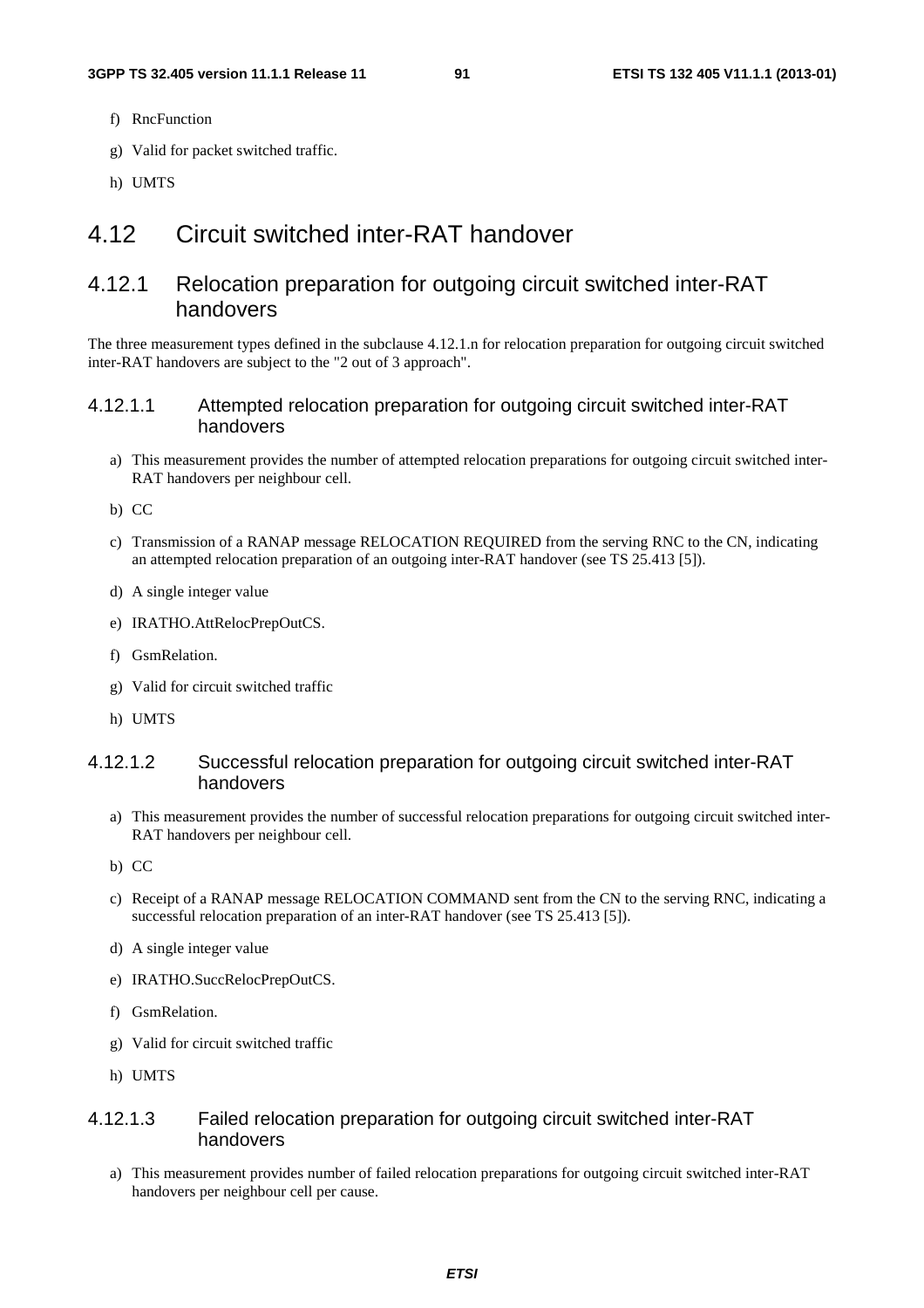f) RncFunction

g) Valid for packet switched traffic.

h) UMTS

# 4.12 Circuit switched inter-RAT handover

## 4.12.1 Relocation preparation for outgoing circuit switched inter-RAT handovers

The three measurement types defined in the subclause 4.12.1.n for relocation preparation for outgoing circuit switched inter-RAT handovers are subject to the "2 out of 3 approach".

### 4.12.1.1 Attempted relocation preparation for outgoing circuit switched inter-RAT handovers

a) This measurement provides the number of attempted relocation preparations for outgoing circuit switched inter-RAT handovers per neighbour cell.

b) CC

c) Transmission of a RANAP message RELOCATION REQUIRED from the serving RNC to the CN, indicating an attempted relocation preparation of an outgoing inter-RAT handover (see TS 25.413 [5]).

d) A single integer value

e) IRATHO.AttRelocPrepOutCS.

f) GsmRelation.

g) Valid for circuit switched traffic

h) UMTS

### 4.12.1.2 Successful relocation preparation for outgoing circuit switched inter-RAT handovers

a) This measurement provides the number of successful relocation preparations for outgoing circuit switched inter-RAT handovers per neighbour cell.

b) CC

c) Receipt of a RANAP message RELOCATION COMMAND sent from the CN to the serving RNC, indicating a successful relocation preparation of an inter-RAT handover (see TS 25.413 [5]).

d) A single integer value

e) IRATHO.SuccRelocPrepOutCS.

f) GsmRelation.

g) Valid for circuit switched traffic

h) UMTS

### 4.12.1.3 Failed relocation preparation for outgoing circuit switched inter-RAT handovers

a) This measurement provides number of failed relocation preparations for outgoing circuit switched inter-RAT handovers per neighbour cell per cause.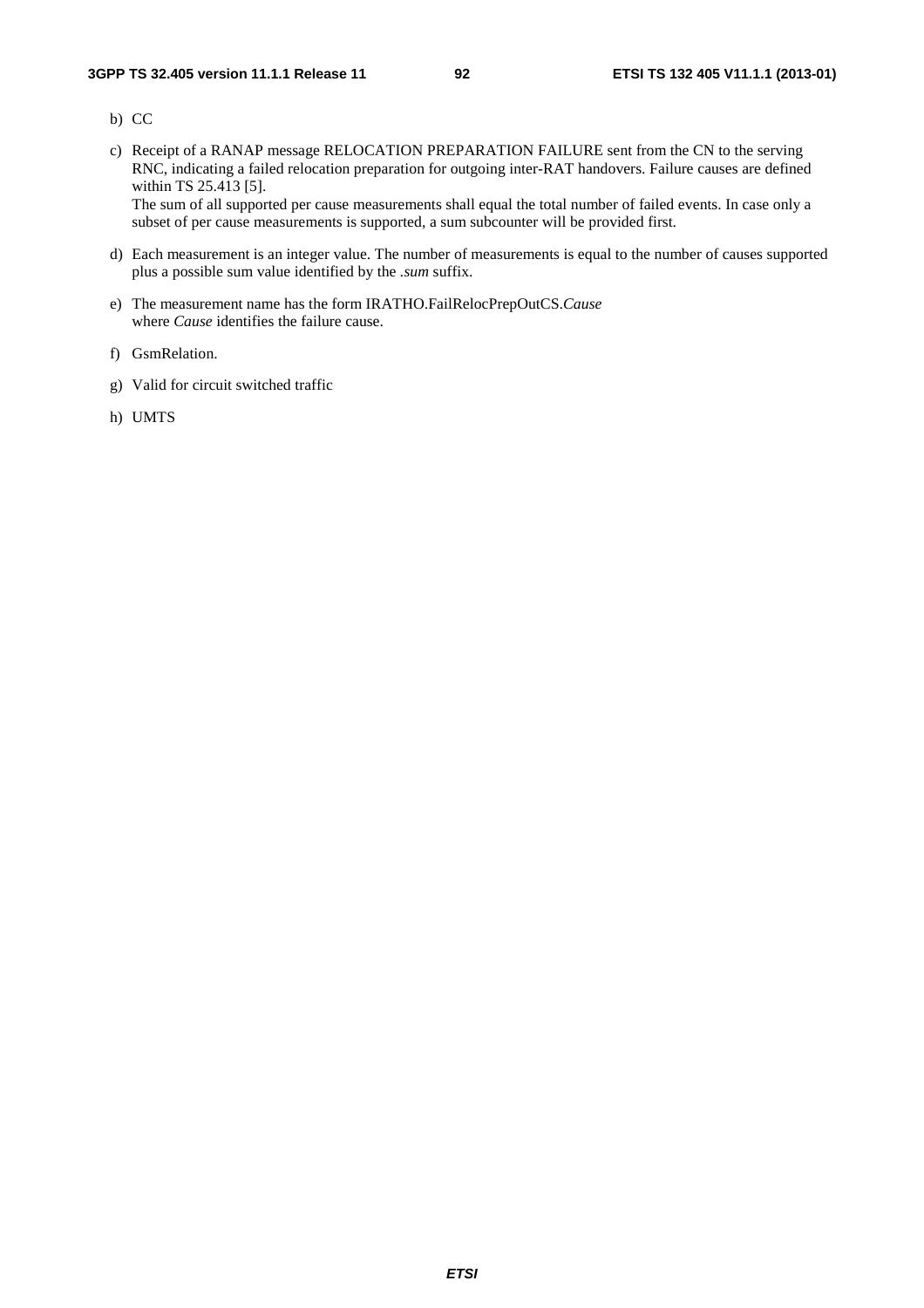b) CC

c) Receipt of a RANAP message RELOCATION PREPARATION FAILURE sent from the CN to the serving RNC, indicating a failed relocation preparation for outgoing inter-RAT handovers. Failure causes are defined within TS 25.413 [5].
The sum of all supported per cause measurements shall equal the total number of failed events. In case only a subset of per cause measurements is supported, a sum subcounter will be provided first.

d) Each measurement is an integer value. The number of measurements is equal to the number of causes supported plus a possible sum value identified by the *.sum* suffix.

e) The measurement name has the form IRATHO.FailRelocPrepOutCS.*Cause*
where *Cause* identifies the failure cause.

f) GsmRelation.

g) Valid for circuit switched traffic

h) UMTS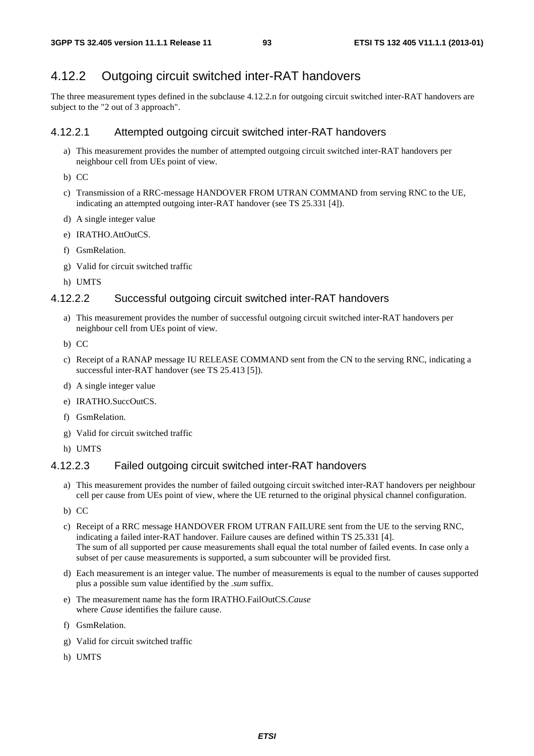## 4.12.2 Outgoing circuit switched inter-RAT handovers

The three measurement types defined in the subclause 4.12.2.n for outgoing circuit switched inter-RAT handovers are subject to the "2 out of 3 approach".

### 4.12.2.1 Attempted outgoing circuit switched inter-RAT handovers

a) This measurement provides the number of attempted outgoing circuit switched inter-RAT handovers per neighbour cell from UEs point of view.

b) CC

c) Transmission of a RRC-message HANDOVER FROM UTRAN COMMAND from serving RNC to the UE, indicating an attempted outgoing inter-RAT handover (see TS 25.331 [4]).

d) A single integer value

e) IRATHO.AttOutCS.

f) GsmRelation.

g) Valid for circuit switched traffic

h) UMTS

### 4.12.2.2 Successful outgoing circuit switched inter-RAT handovers

a) This measurement provides the number of successful outgoing circuit switched inter-RAT handovers per neighbour cell from UEs point of view.

b) CC

c) Receipt of a RANAP message IU RELEASE COMMAND sent from the CN to the serving RNC, indicating a successful inter-RAT handover (see TS 25.413 [5]).

d) A single integer value

e) IRATHO.SuccOutCS.

f) GsmRelation.

g) Valid for circuit switched traffic

h) UMTS

### 4.12.2.3 Failed outgoing circuit switched inter-RAT handovers

a) This measurement provides the number of failed outgoing circuit switched inter-RAT handovers per neighbour cell per cause from UEs point of view, where the UE returned to the original physical channel configuration.

b) CC

c) Receipt of a RRC message HANDOVER FROM UTRAN FAILURE sent from the UE to the serving RNC, indicating a failed inter-RAT handover. Failure causes are defined within TS 25.331 [4].
The sum of all supported per cause measurements shall equal the total number of failed events. In case only a subset of per cause measurements is supported, a sum subcounter will be provided first.

d) Each measurement is an integer value. The number of measurements is equal to the number of causes supported plus a possible sum value identified by the *.sum* suffix.

e) The measurement name has the form IRATHO.FailOutCS.*Cause*
where *Cause* identifies the failure cause.

f) GsmRelation.

g) Valid for circuit switched traffic

h) UMTS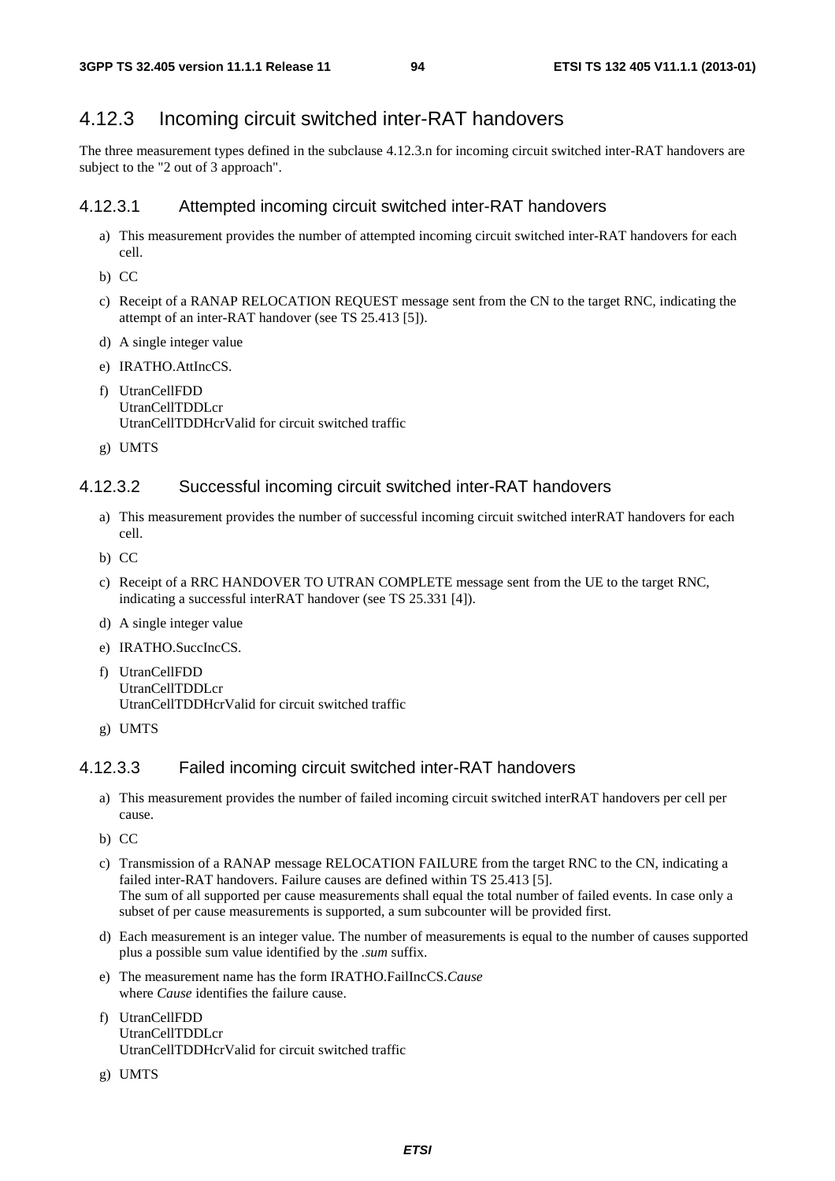## 4.12.3 Incoming circuit switched inter-RAT handovers

The three measurement types defined in the subclause 4.12.3.n for incoming circuit switched inter-RAT handovers are subject to the "2 out of 3 approach".

### 4.12.3.1 Attempted incoming circuit switched inter-RAT handovers

a) This measurement provides the number of attempted incoming circuit switched inter-RAT handovers for each cell.

b) CC

c) Receipt of a RANAP RELOCATION REQUEST message sent from the CN to the target RNC, indicating the attempt of an inter-RAT handover (see TS 25.413 [5]).

d) A single integer value

e) IRATHO.AttIncCS.

f) UtranCellFDD
UtranCellTDDLcr
UtranCellTDDHcrValid for circuit switched traffic

g) UMTS

### 4.12.3.2 Successful incoming circuit switched inter-RAT handovers

a) This measurement provides the number of successful incoming circuit switched interRAT handovers for each cell.

b) CC

c) Receipt of a RRC HANDOVER TO UTRAN COMPLETE message sent from the UE to the target RNC, indicating a successful interRAT handover (see TS 25.331 [4]).

d) A single integer value

e) IRATHO.SuccIncCS.

f) UtranCellFDD
UtranCellTDDLcr
UtranCellTDDHcrValid for circuit switched traffic

g) UMTS

### 4.12.3.3 Failed incoming circuit switched inter-RAT handovers

a) This measurement provides the number of failed incoming circuit switched interRAT handovers per cell per cause.

b) CC

c) Transmission of a RANAP message RELOCATION FAILURE from the target RNC to the CN, indicating a failed inter-RAT handovers. Failure causes are defined within TS 25.413 [5].
The sum of all supported per cause measurements shall equal the total number of failed events. In case only a subset of per cause measurements is supported, a sum subcounter will be provided first.

d) Each measurement is an integer value. The number of measurements is equal to the number of causes supported plus a possible sum value identified by the *.sum* suffix.

e) The measurement name has the form IRATHO.FailIncCS.*Cause*
where *Cause* identifies the failure cause.

f) UtranCellFDD
UtranCellTDDLcr
UtranCellTDDHcrValid for circuit switched traffic

g) UMTS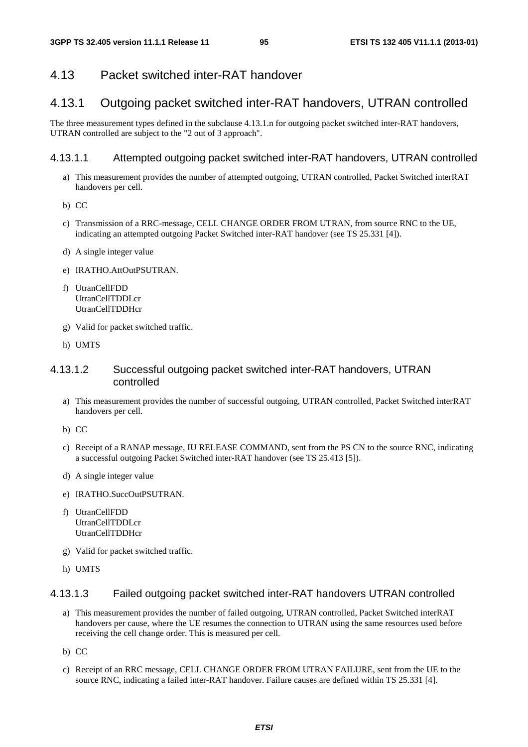## 4.13 Packet switched inter-RAT handover

### 4.13.1 Outgoing packet switched inter-RAT handovers, UTRAN controlled

The three measurement types defined in the subclause 4.13.1.n for outgoing packet switched inter-RAT handovers, UTRAN controlled are subject to the "2 out of 3 approach".

#### 4.13.1.1 Attempted outgoing packet switched inter-RAT handovers, UTRAN controlled

a) This measurement provides the number of attempted outgoing, UTRAN controlled, Packet Switched interRAT handovers per cell.

b) CC

c) Transmission of a RRC-message, CELL CHANGE ORDER FROM UTRAN, from source RNC to the UE, indicating an attempted outgoing Packet Switched inter-RAT handover (see TS 25.331 [4]).

d) A single integer value

e) IRATHO.AttOutPSUTRAN.

f) UtranCellFDD
UtranCellTDDLcr
UtranCellTDDHcr

g) Valid for packet switched traffic.

h) UMTS

#### 4.13.1.2 Successful outgoing packet switched inter-RAT handovers, UTRAN controlled

a) This measurement provides the number of successful outgoing, UTRAN controlled, Packet Switched interRAT handovers per cell.

b) CC

c) Receipt of a RANAP message, IU RELEASE COMMAND, sent from the PS CN to the source RNC, indicating a successful outgoing Packet Switched inter-RAT handover (see TS 25.413 [5]).

d) A single integer value

e) IRATHO.SuccOutPSUTRAN.

f) UtranCellFDD
UtranCellTDDLcr
UtranCellTDDHcr

g) Valid for packet switched traffic.

h) UMTS

#### 4.13.1.3 Failed outgoing packet switched inter-RAT handovers UTRAN controlled

a) This measurement provides the number of failed outgoing, UTRAN controlled, Packet Switched interRAT handovers per cause, where the UE resumes the connection to UTRAN using the same resources used before receiving the cell change order. This is measured per cell.

b) CC

c) Receipt of an RRC message, CELL CHANGE ORDER FROM UTRAN FAILURE, sent from the UE to the source RNC, indicating a failed inter-RAT handover. Failure causes are defined within TS 25.331 [4].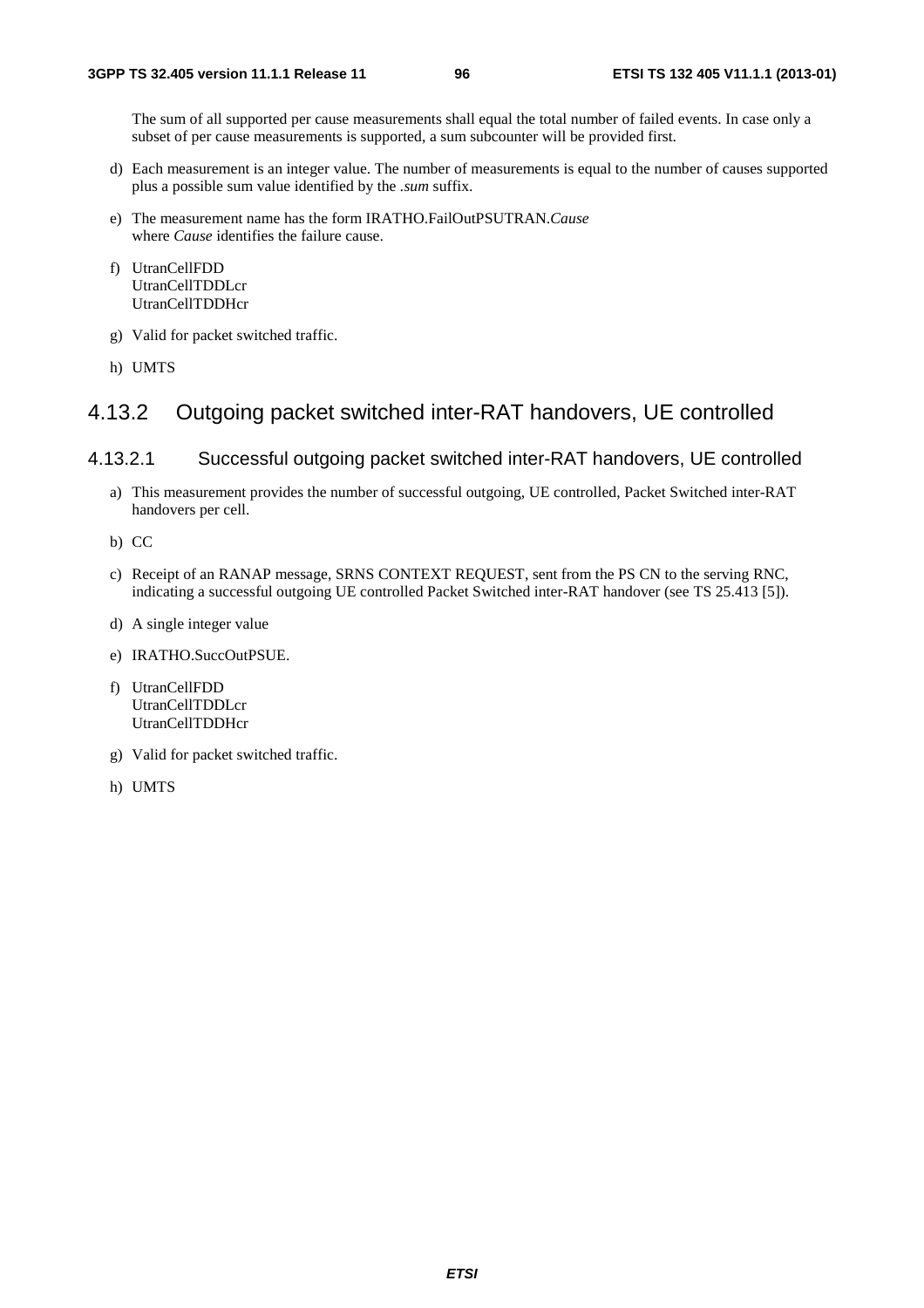The sum of all supported per cause measurements shall equal the total number of failed events. In case only a subset of per cause measurements is supported, a sum subcounter will be provided first.

d) Each measurement is an integer value. The number of measurements is equal to the number of causes supported plus a possible sum value identified by the *.sum* suffix.

e) The measurement name has the form IRATHO.FailOutPSUTRAN.*Cause*
where *Cause* identifies the failure cause.

f) UtranCellFDD
UtranCellTDDLcr
UtranCellTDDHcr

g) Valid for packet switched traffic.

h) UMTS

### 4.13.2 Outgoing packet switched inter-RAT handovers, UE controlled

#### 4.13.2.1 Successful outgoing packet switched inter-RAT handovers, UE controlled

a) This measurement provides the number of successful outgoing, UE controlled, Packet Switched inter-RAT handovers per cell.

b) CC

c) Receipt of an RANAP message, SRNS CONTEXT REQUEST, sent from the PS CN to the serving RNC, indicating a successful outgoing UE controlled Packet Switched inter-RAT handover (see TS 25.413 [5]).

d) A single integer value

e) IRATHO.SuccOutPSUE.

f) UtranCellFDD
UtranCellTDDLcr
UtranCellTDDHcr

g) Valid for packet switched traffic.

h) UMTS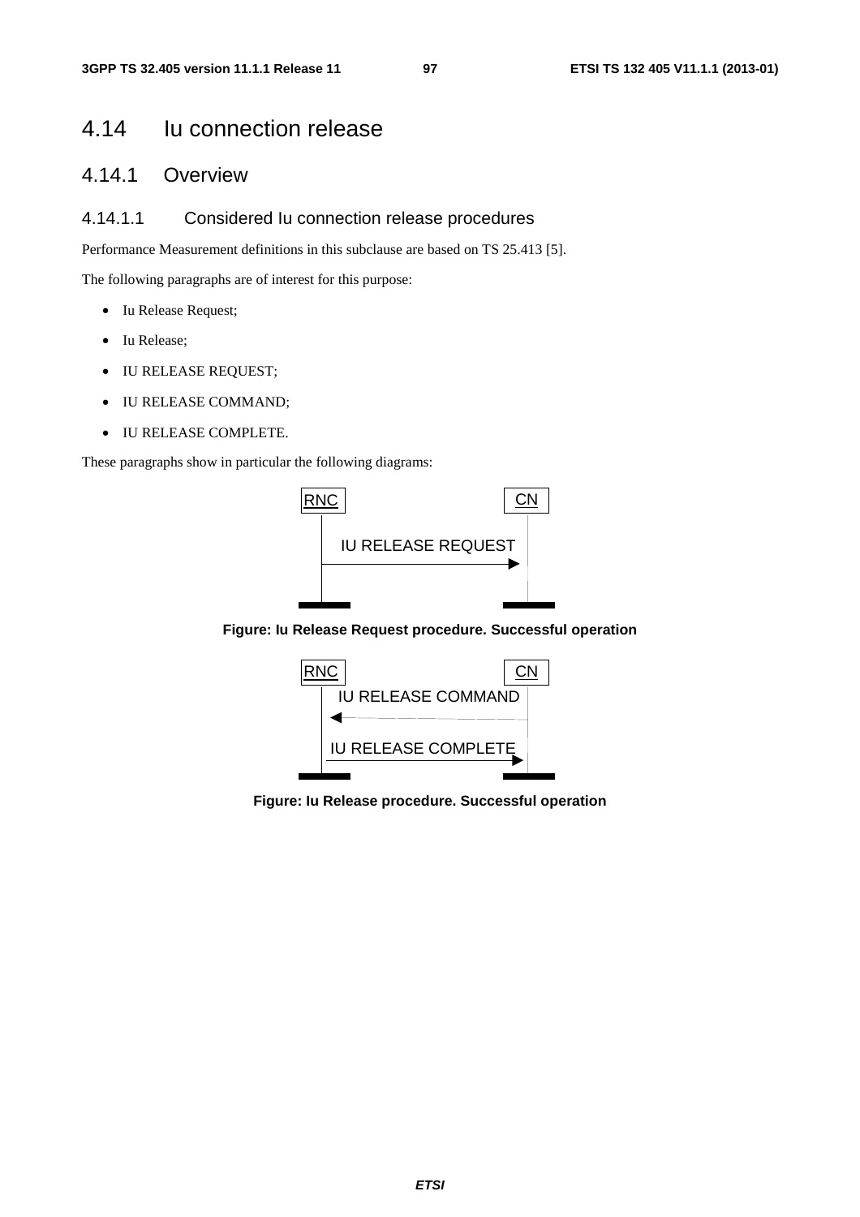# 4.14 Iu connection release

## 4.14.1 Overview

### 4.14.1.1 Considered Iu connection release procedures

Performance Measurement definitions in this subclause are based on TS 25.413 [5].

The following paragraphs are of interest for this purpose:

- Iu Release Request;
- Iu Release;
- IU RELEASE REQUEST;
- IU RELEASE COMMAND;
- IU RELEASE COMPLETE.

These paragraphs show in particular the following diagrams:

RNC → CN: IU RELEASE REQUEST

**Figure: Iu Release Request procedure. Successful operation**

CN → RNC: IU RELEASE COMMAND

RNC → CN: IU RELEASE COMPLETE

**Figure: Iu Release procedure. Successful operation**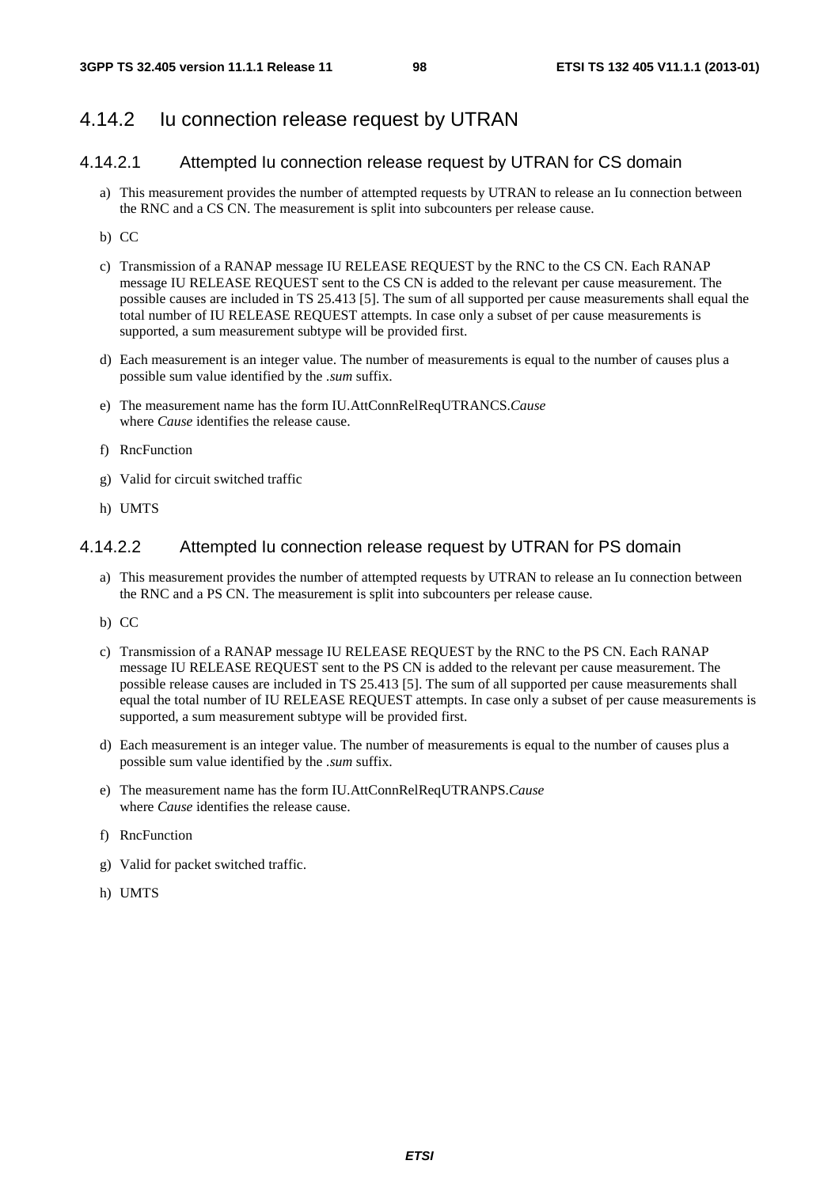## 4.14.2 Iu connection release request by UTRAN

### 4.14.2.1 Attempted Iu connection release request by UTRAN for CS domain

a) This measurement provides the number of attempted requests by UTRAN to release an Iu connection between the RNC and a CS CN. The measurement is split into subcounters per release cause.

b) CC

c) Transmission of a RANAP message IU RELEASE REQUEST by the RNC to the CS CN. Each RANAP message IU RELEASE REQUEST sent to the CS CN is added to the relevant per cause measurement. The possible causes are included in TS 25.413 [5]. The sum of all supported per cause measurements shall equal the total number of IU RELEASE REQUEST attempts. In case only a subset of per cause measurements is supported, a sum measurement subtype will be provided first.

d) Each measurement is an integer value. The number of measurements is equal to the number of causes plus a possible sum value identified by the *.sum* suffix.

e) The measurement name has the form IU.AttConnRelReqUTRANCS.*Cause*
where *Cause* identifies the release cause.

f) RncFunction

g) Valid for circuit switched traffic

h) UMTS

### 4.14.2.2 Attempted Iu connection release request by UTRAN for PS domain

a) This measurement provides the number of attempted requests by UTRAN to release an Iu connection between the RNC and a PS CN. The measurement is split into subcounters per release cause.

b) CC

c) Transmission of a RANAP message IU RELEASE REQUEST by the RNC to the PS CN. Each RANAP message IU RELEASE REQUEST sent to the PS CN is added to the relevant per cause measurement. The possible release causes are included in TS 25.413 [5]. The sum of all supported per cause measurements shall equal the total number of IU RELEASE REQUEST attempts. In case only a subset of per cause measurements is supported, a sum measurement subtype will be provided first.

d) Each measurement is an integer value. The number of measurements is equal to the number of causes plus a possible sum value identified by the *.sum* suffix.

e) The measurement name has the form IU.AttConnRelReqUTRANPS.*Cause*
where *Cause* identifies the release cause.

f) RncFunction

g) Valid for packet switched traffic.

h) UMTS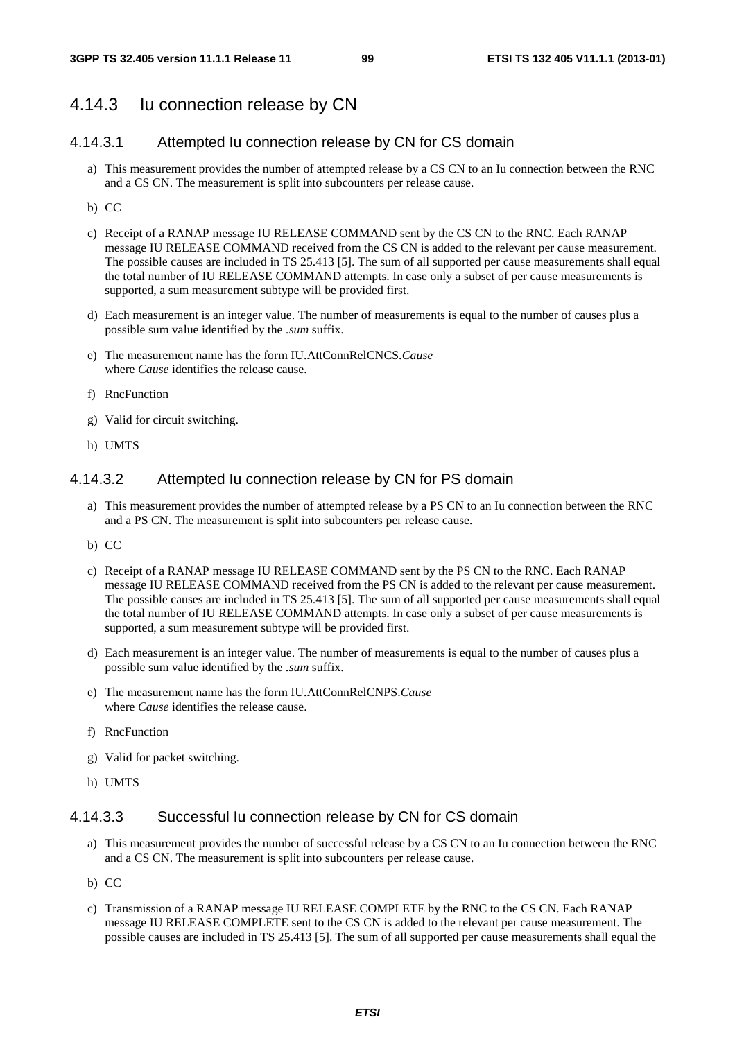### 4.14.3 Iu connection release by CN

#### 4.14.3.1 Attempted Iu connection release by CN for CS domain

a) This measurement provides the number of attempted release by a CS CN to an Iu connection between the RNC and a CS CN. The measurement is split into subcounters per release cause.

b) CC

c) Receipt of a RANAP message IU RELEASE COMMAND sent by the CS CN to the RNC. Each RANAP message IU RELEASE COMMAND received from the CS CN is added to the relevant per cause measurement. The possible causes are included in TS 25.413 [5]. The sum of all supported per cause measurements shall equal the total number of IU RELEASE COMMAND attempts. In case only a subset of per cause measurements is supported, a sum measurement subtype will be provided first.

d) Each measurement is an integer value. The number of measurements is equal to the number of causes plus a possible sum value identified by the *.sum* suffix.

e) The measurement name has the form IU.AttConnRelCNCS.*Cause*
where *Cause* identifies the release cause.

f) RncFunction

g) Valid for circuit switching.

h) UMTS

#### 4.14.3.2 Attempted Iu connection release by CN for PS domain

a) This measurement provides the number of attempted release by a PS CN to an Iu connection between the RNC and a PS CN. The measurement is split into subcounters per release cause.

b) CC

c) Receipt of a RANAP message IU RELEASE COMMAND sent by the PS CN to the RNC. Each RANAP message IU RELEASE COMMAND received from the PS CN is added to the relevant per cause measurement. The possible causes are included in TS 25.413 [5]. The sum of all supported per cause measurements shall equal the total number of IU RELEASE COMMAND attempts. In case only a subset of per cause measurements is supported, a sum measurement subtype will be provided first.

d) Each measurement is an integer value. The number of measurements is equal to the number of causes plus a possible sum value identified by the *.sum* suffix.

e) The measurement name has the form IU.AttConnRelCNPS.*Cause*
where *Cause* identifies the release cause.

f) RncFunction

g) Valid for packet switching.

h) UMTS

#### 4.14.3.3 Successful Iu connection release by CN for CS domain

a) This measurement provides the number of successful release by a CS CN to an Iu connection between the RNC and a CS CN. The measurement is split into subcounters per release cause.

b) CC

c) Transmission of a RANAP message IU RELEASE COMPLETE by the RNC to the CS CN. Each RANAP message IU RELEASE COMPLETE sent to the CS CN is added to the relevant per cause measurement. The possible causes are included in TS 25.413 [5]. The sum of all supported per cause measurements shall equal the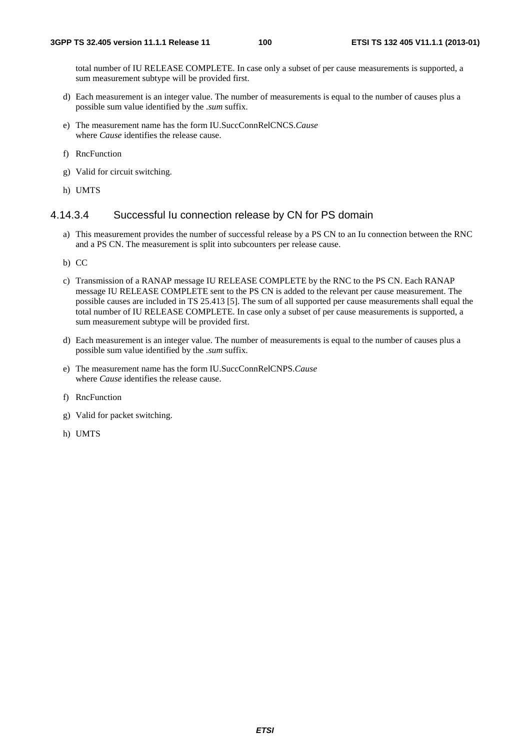total number of IU RELEASE COMPLETE. In case only a subset of per cause measurements is supported, a sum measurement subtype will be provided first.

d) Each measurement is an integer value. The number of measurements is equal to the number of causes plus a possible sum value identified by the *.sum* suffix.

e) The measurement name has the form IU.SuccConnRelCNCS.*Cause*
where *Cause* identifies the release cause.

f) RncFunction

g) Valid for circuit switching.

h) UMTS

#### 4.14.3.4 Successful Iu connection release by CN for PS domain

a) This measurement provides the number of successful release by a PS CN to an Iu connection between the RNC and a PS CN. The measurement is split into subcounters per release cause.

b) CC

c) Transmission of a RANAP message IU RELEASE COMPLETE by the RNC to the PS CN. Each RANAP message IU RELEASE COMPLETE sent to the PS CN is added to the relevant per cause measurement. The possible causes are included in TS 25.413 [5]. The sum of all supported per cause measurements shall equal the total number of IU RELEASE COMPLETE. In case only a subset of per cause measurements is supported, a sum measurement subtype will be provided first.

d) Each measurement is an integer value. The number of measurements is equal to the number of causes plus a possible sum value identified by the *.sum* suffix.

e) The measurement name has the form IU.SuccConnRelCNPS.*Cause*
where *Cause* identifies the release cause.

f) RncFunction

g) Valid for packet switching.

h) UMTS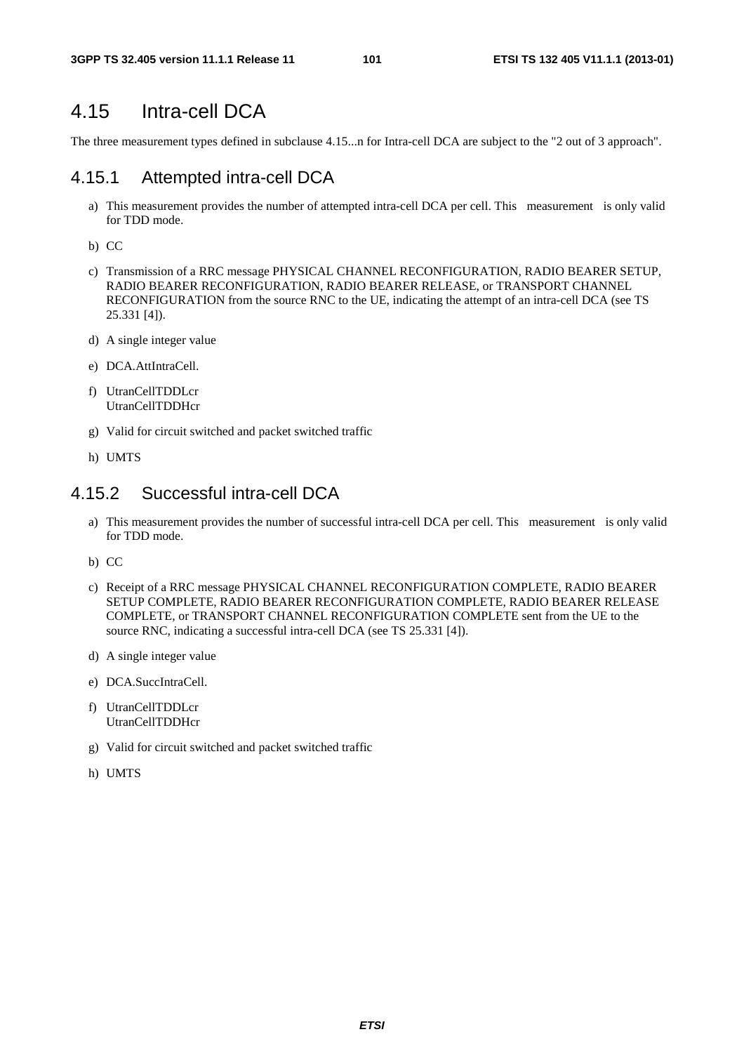# 4.15 Intra-cell DCA

The three measurement types defined in subclause 4.15...n for Intra-cell DCA are subject to the "2 out of 3 approach".

## 4.15.1 Attempted intra-cell DCA

a) This measurement provides the number of attempted intra-cell DCA per cell. This measurement is only valid for TDD mode.

b) CC

c) Transmission of a RRC message PHYSICAL CHANNEL RECONFIGURATION, RADIO BEARER SETUP, RADIO BEARER RECONFIGURATION, RADIO BEARER RELEASE, or TRANSPORT CHANNEL RECONFIGURATION from the source RNC to the UE, indicating the attempt of an intra-cell DCA (see TS 25.331 [4]).

d) A single integer value

e) DCA.AttIntraCell.

f) UtranCellTDDLcr
UtranCellTDDHcr

g) Valid for circuit switched and packet switched traffic

h) UMTS

## 4.15.2 Successful intra-cell DCA

a) This measurement provides the number of successful intra-cell DCA per cell. This measurement is only valid for TDD mode.

b) CC

c) Receipt of a RRC message PHYSICAL CHANNEL RECONFIGURATION COMPLETE, RADIO BEARER SETUP COMPLETE, RADIO BEARER RECONFIGURATION COMPLETE, RADIO BEARER RELEASE COMPLETE, or TRANSPORT CHANNEL RECONFIGURATION COMPLETE sent from the UE to the source RNC, indicating a successful intra-cell DCA (see TS 25.331 [4]).

d) A single integer value

e) DCA.SuccIntraCell.

f) UtranCellTDDLcr
UtranCellTDDHcr

g) Valid for circuit switched and packet switched traffic

h) UMTS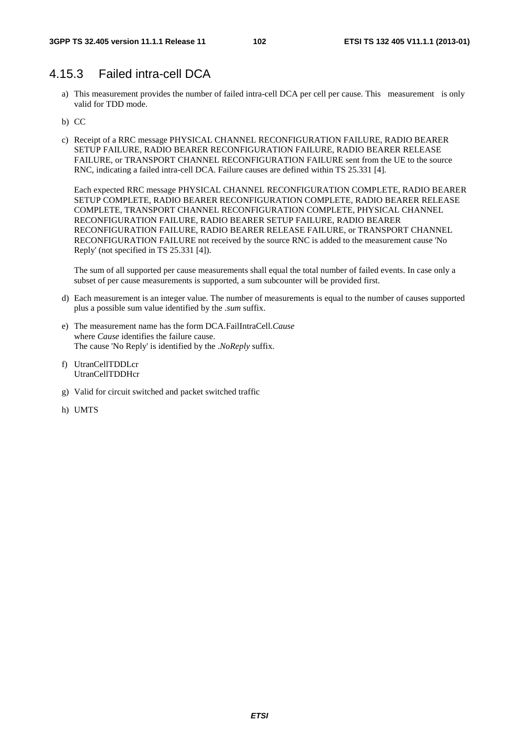### 4.15.3 Failed intra-cell DCA

a) This measurement provides the number of failed intra-cell DCA per cell per cause. This measurement is only valid for TDD mode.

b) CC

c) Receipt of a RRC message PHYSICAL CHANNEL RECONFIGURATION FAILURE, RADIO BEARER SETUP FAILURE, RADIO BEARER RECONFIGURATION FAILURE, RADIO BEARER RELEASE FAILURE, or TRANSPORT CHANNEL RECONFIGURATION FAILURE sent from the UE to the source RNC, indicating a failed intra-cell DCA. Failure causes are defined within TS 25.331 [4].

   Each expected RRC message PHYSICAL CHANNEL RECONFIGURATION COMPLETE, RADIO BEARER SETUP COMPLETE, RADIO BEARER RECONFIGURATION COMPLETE, RADIO BEARER RELEASE COMPLETE, TRANSPORT CHANNEL RECONFIGURATION COMPLETE, PHYSICAL CHANNEL RECONFIGURATION FAILURE, RADIO BEARER SETUP FAILURE, RADIO BEARER RECONFIGURATION FAILURE, RADIO BEARER RELEASE FAILURE, or TRANSPORT CHANNEL RECONFIGURATION FAILURE not received by the source RNC is added to the measurement cause 'No Reply' (not specified in TS 25.331 [4]).

   The sum of all supported per cause measurements shall equal the total number of failed events. In case only a subset of per cause measurements is supported, a sum subcounter will be provided first.

d) Each measurement is an integer value. The number of measurements is equal to the number of causes supported plus a possible sum value identified by the *.sum* suffix.

e) The measurement name has the form DCA.FailIntraCell.*Cause*
   where *Cause* identifies the failure cause.
   The cause 'No Reply' is identified by the *.NoReply* suffix.

f) UtranCellTDDLcr
   UtranCellTDDHcr

g) Valid for circuit switched and packet switched traffic

h) UMTS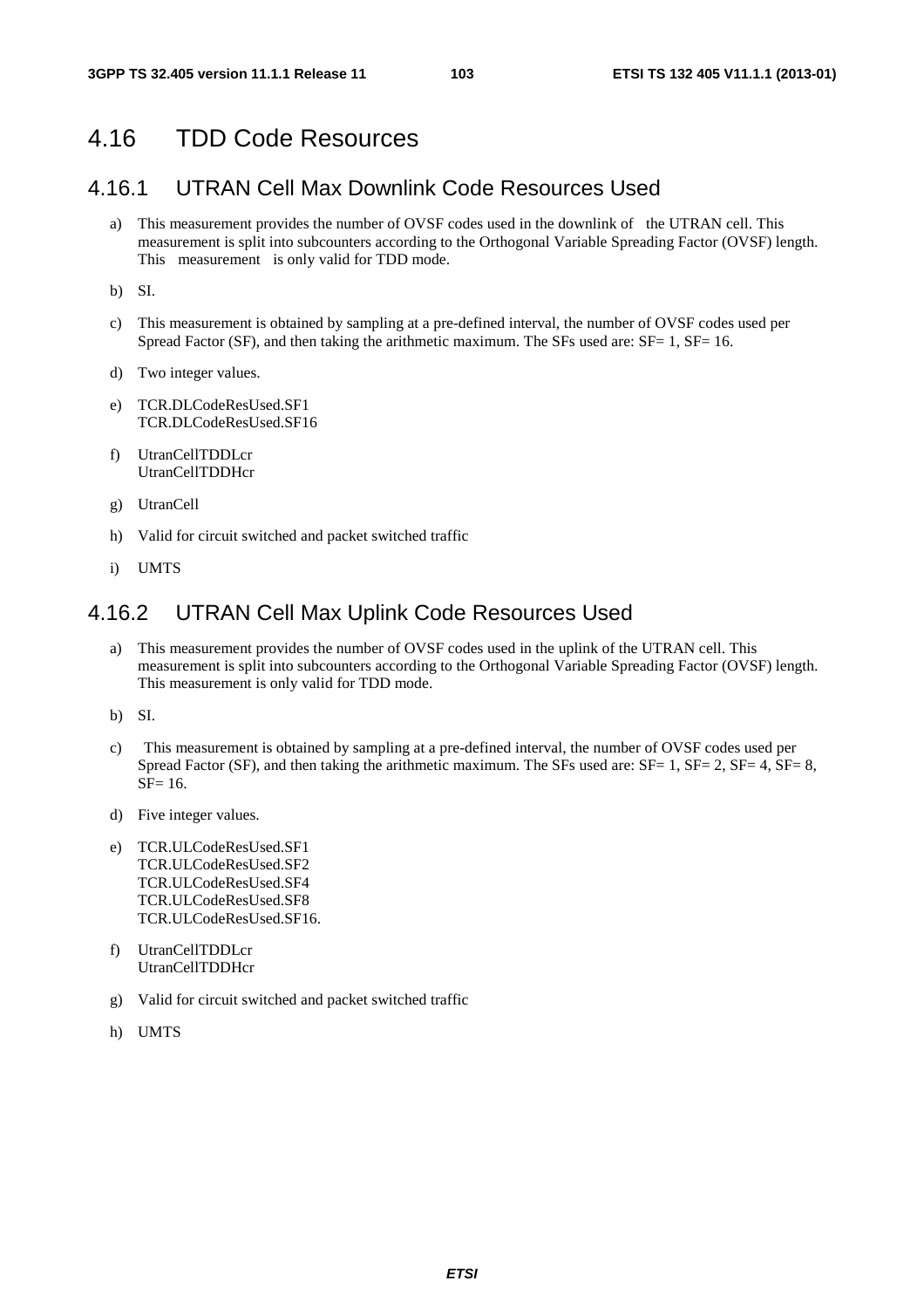# 4.16 TDD Code Resources

## 4.16.1 UTRAN Cell Max Downlink Code Resources Used

a) This measurement provides the number of OVSF codes used in the downlink of the UTRAN cell. This measurement is split into subcounters according to the Orthogonal Variable Spreading Factor (OVSF) length. This measurement is only valid for TDD mode.

b) SI.

c) This measurement is obtained by sampling at a pre-defined interval, the number of OVSF codes used per Spread Factor (SF), and then taking the arithmetic maximum. The SFs used are: SF= 1, SF= 16.

d) Two integer values.

e) TCR.DLCodeResUsed.SF1
TCR.DLCodeResUsed.SF16

f) UtranCellTDDLcr
UtranCellTDDHcr

g) UtranCell

h) Valid for circuit switched and packet switched traffic

i) UMTS

## 4.16.2 UTRAN Cell Max Uplink Code Resources Used

a) This measurement provides the number of OVSF codes used in the uplink of the UTRAN cell. This measurement is split into subcounters according to the Orthogonal Variable Spreading Factor (OVSF) length. This measurement is only valid for TDD mode.

b) SI.

c) This measurement is obtained by sampling at a pre-defined interval, the number of OVSF codes used per Spread Factor (SF), and then taking the arithmetic maximum. The SFs used are: SF= 1, SF= 2, SF= 4, SF= 8, SF= 16.

d) Five integer values.

e) TCR.ULCodeResUsed.SF1
TCR.ULCodeResUsed.SF2
TCR.ULCodeResUsed.SF4
TCR.ULCodeResUsed.SF8
TCR.ULCodeResUsed.SF16.

f) UtranCellTDDLcr
UtranCellTDDHcr

g) Valid for circuit switched and packet switched traffic

h) UMTS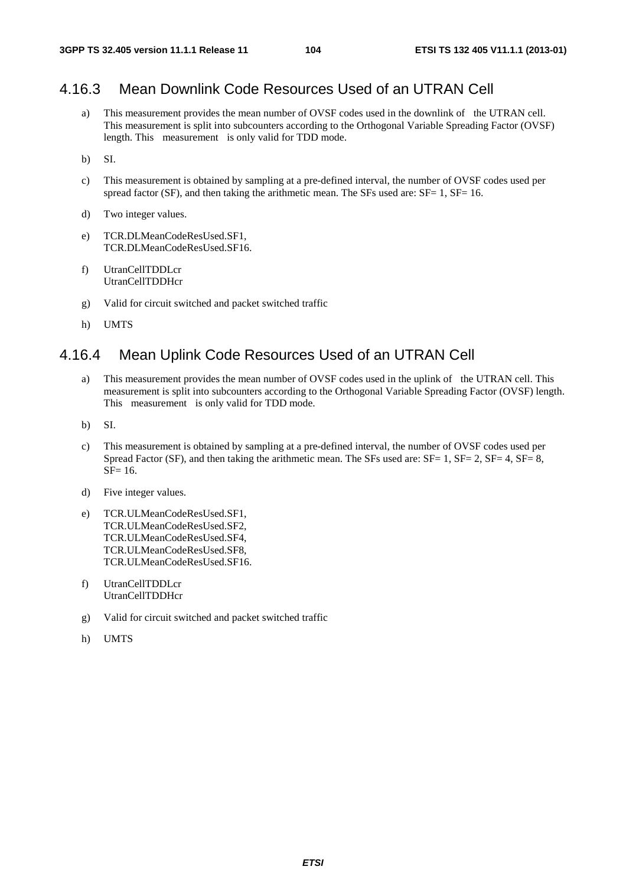### 4.16.3 Mean Downlink Code Resources Used of an UTRAN Cell

a) This measurement provides the mean number of OVSF codes used in the downlink of the UTRAN cell. This measurement is split into subcounters according to the Orthogonal Variable Spreading Factor (OVSF) length. This measurement is only valid for TDD mode.

b) SI.

c) This measurement is obtained by sampling at a pre-defined interval, the number of OVSF codes used per spread factor (SF), and then taking the arithmetic mean. The SFs used are: SF= 1, SF= 16.

d) Two integer values.

e) TCR.DLMeanCodeResUsed.SF1,
TCR.DLMeanCodeResUsed.SF16.

f) UtranCellTDDLcr
UtranCellTDDHcr

g) Valid for circuit switched and packet switched traffic

h) UMTS

### 4.16.4 Mean Uplink Code Resources Used of an UTRAN Cell

a) This measurement provides the mean number of OVSF codes used in the uplink of the UTRAN cell. This measurement is split into subcounters according to the Orthogonal Variable Spreading Factor (OVSF) length. This measurement is only valid for TDD mode.

b) SI.

c) This measurement is obtained by sampling at a pre-defined interval, the number of OVSF codes used per Spread Factor (SF), and then taking the arithmetic mean. The SFs used are: SF= 1, SF= 2, SF= 4, SF= 8, SF= 16.

d) Five integer values.

e) TCR.ULMeanCodeResUsed.SF1,
TCR.ULMeanCodeResUsed.SF2,
TCR.ULMeanCodeResUsed.SF4,
TCR.ULMeanCodeResUsed.SF8,
TCR.ULMeanCodeResUsed.SF16.

f) UtranCellTDDLcr
UtranCellTDDHcr

g) Valid for circuit switched and packet switched traffic

h) UMTS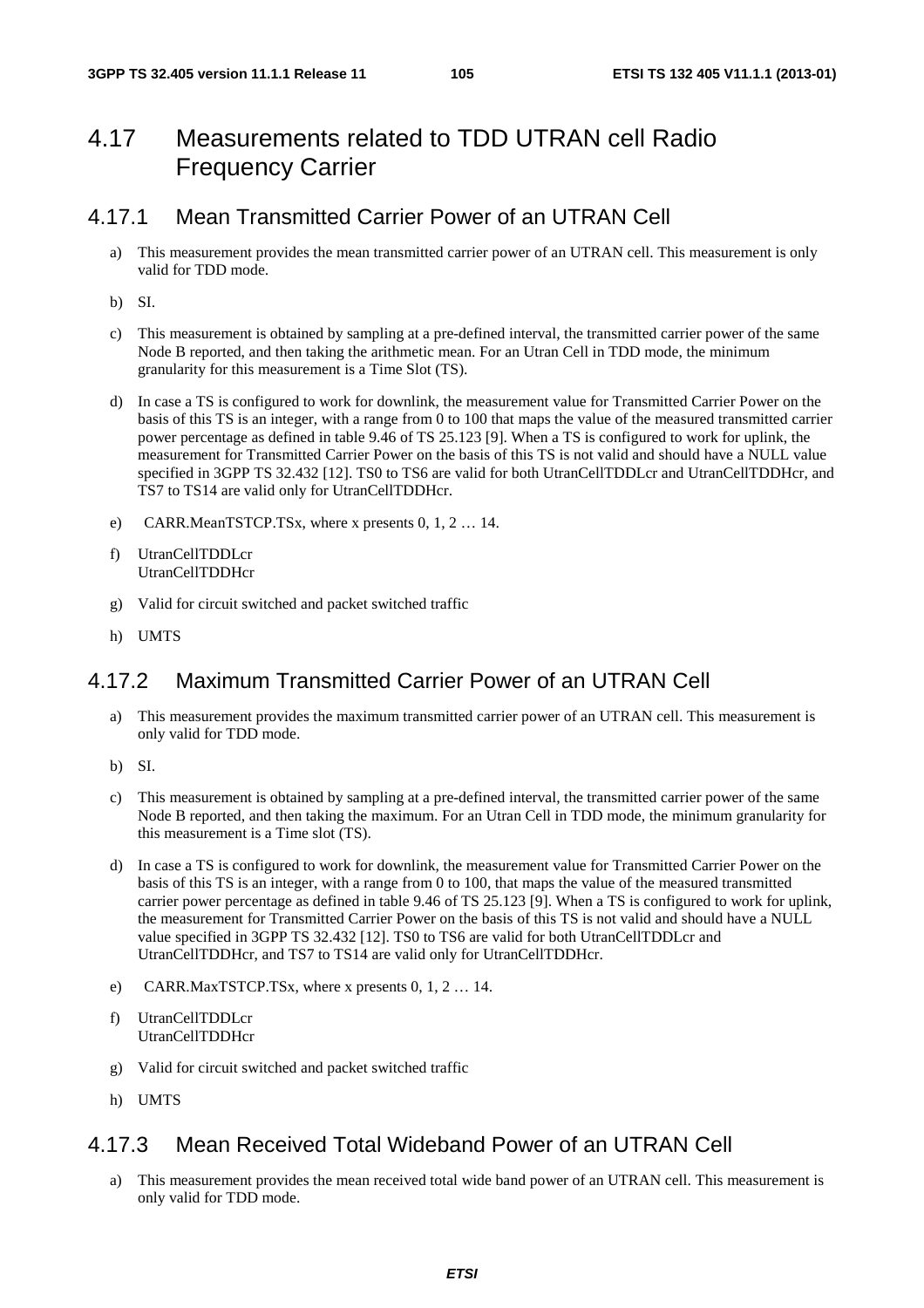## 4.17 Measurements related to TDD UTRAN cell Radio Frequency Carrier

### 4.17.1 Mean Transmitted Carrier Power of an UTRAN Cell

a) This measurement provides the mean transmitted carrier power of an UTRAN cell. This measurement is only valid for TDD mode.

b) SI.

c) This measurement is obtained by sampling at a pre-defined interval, the transmitted carrier power of the same Node B reported, and then taking the arithmetic mean. For an Utran Cell in TDD mode, the minimum granularity for this measurement is a Time Slot (TS).

d) In case a TS is configured to work for downlink, the measurement value for Transmitted Carrier Power on the basis of this TS is an integer, with a range from 0 to 100 that maps the value of the measured transmitted carrier power percentage as defined in table 9.46 of TS 25.123 [9]. When a TS is configured to work for uplink, the measurement for Transmitted Carrier Power on the basis of this TS is not valid and should have a NULL value specified in 3GPP TS 32.432 [12]. TS0 to TS6 are valid for both UtranCellTDDLcr and UtranCellTDDHcr, and TS7 to TS14 are valid only for UtranCellTDDHcr.

e) CARR.MeanTSTCP.TSx, where x presents 0, 1, 2 … 14.

f) UtranCellTDDLcr
UtranCellTDDHcr

g) Valid for circuit switched and packet switched traffic

h) UMTS

### 4.17.2 Maximum Transmitted Carrier Power of an UTRAN Cell

a) This measurement provides the maximum transmitted carrier power of an UTRAN cell. This measurement is only valid for TDD mode.

b) SI.

c) This measurement is obtained by sampling at a pre-defined interval, the transmitted carrier power of the same Node B reported, and then taking the maximum. For an Utran Cell in TDD mode, the minimum granularity for this measurement is a Time slot (TS).

d) In case a TS is configured to work for downlink, the measurement value for Transmitted Carrier Power on the basis of this TS is an integer, with a range from 0 to 100, that maps the value of the measured transmitted carrier power percentage as defined in table 9.46 of TS 25.123 [9]. When a TS is configured to work for uplink, the measurement for Transmitted Carrier Power on the basis of this TS is not valid and should have a NULL value specified in 3GPP TS 32.432 [12]. TS0 to TS6 are valid for both UtranCellTDDLcr and UtranCellTDDHcr, and TS7 to TS14 are valid only for UtranCellTDDHcr.

e) CARR.MaxTSTCP.TSx, where x presents 0, 1, 2 … 14.

f) UtranCellTDDLcr
UtranCellTDDHcr

g) Valid for circuit switched and packet switched traffic

h) UMTS

### 4.17.3 Mean Received Total Wideband Power of an UTRAN Cell

a) This measurement provides the mean received total wide band power of an UTRAN cell. This measurement is only valid for TDD mode.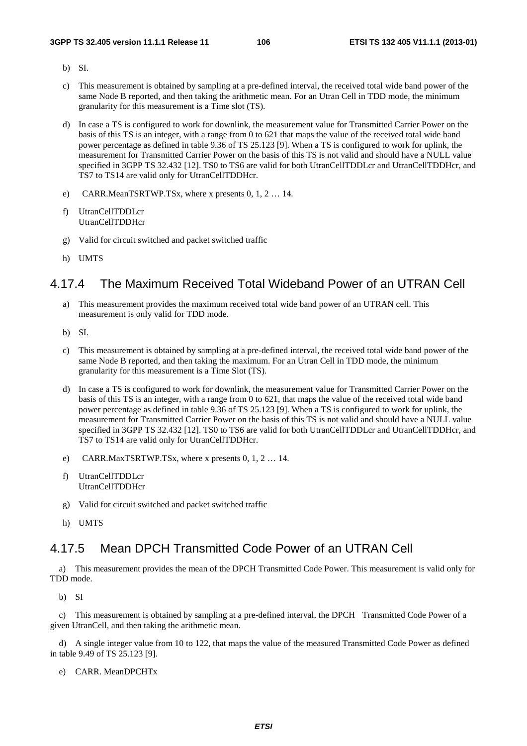b) SI.

c) This measurement is obtained by sampling at a pre-defined interval, the received total wide band power of the same Node B reported, and then taking the arithmetic mean. For an Utran Cell in TDD mode, the minimum granularity for this measurement is a Time slot (TS).

d) In case a TS is configured to work for downlink, the measurement value for Transmitted Carrier Power on the basis of this TS is an integer, with a range from 0 to 621 that maps the value of the received total wide band power percentage as defined in table 9.36 of TS 25.123 [9]. When a TS is configured to work for uplink, the measurement for Transmitted Carrier Power on the basis of this TS is not valid and should have a NULL value specified in 3GPP TS 32.432 [12]. TS0 to TS6 are valid for both UtranCellTDDLcr and UtranCellTDDHcr, and TS7 to TS14 are valid only for UtranCellTDDHcr.

e) CARR.MeanTSRTWP.TSx, where x presents 0, 1, 2 … 14.

f) UtranCellTDDLcr
UtranCellTDDHcr

g) Valid for circuit switched and packet switched traffic

h) UMTS

### 4.17.4 The Maximum Received Total Wideband Power of an UTRAN Cell

a) This measurement provides the maximum received total wide band power of an UTRAN cell. This measurement is only valid for TDD mode.

b) SI.

c) This measurement is obtained by sampling at a pre-defined interval, the received total wide band power of the same Node B reported, and then taking the maximum. For an Utran Cell in TDD mode, the minimum granularity for this measurement is a Time Slot (TS).

d) In case a TS is configured to work for downlink, the measurement value for Transmitted Carrier Power on the basis of this TS is an integer, with a range from 0 to 621, that maps the value of the received total wide band power percentage as defined in table 9.36 of TS 25.123 [9]. When a TS is configured to work for uplink, the measurement for Transmitted Carrier Power on the basis of this TS is not valid and should have a NULL value specified in 3GPP TS 32.432 [12]. TS0 to TS6 are valid for both UtranCellTDDLcr and UtranCellTDDHcr, and TS7 to TS14 are valid only for UtranCellTDDHcr.

e) CARR.MaxTSRTWP.TSx, where x presents 0, 1, 2 … 14.

f) UtranCellTDDLcr
UtranCellTDDHcr

g) Valid for circuit switched and packet switched traffic

h) UMTS

### 4.17.5 Mean DPCH Transmitted Code Power of an UTRAN Cell

a) This measurement provides the mean of the DPCH Transmitted Code Power. This measurement is valid only for TDD mode.

b) SI

c) This measurement is obtained by sampling at a pre-defined interval, the DPCH Transmitted Code Power of a given UtranCell, and then taking the arithmetic mean.

d) A single integer value from 10 to 122, that maps the value of the measured Transmitted Code Power as defined in table 9.49 of TS 25.123 [9].

e) CARR. MeanDPCHTx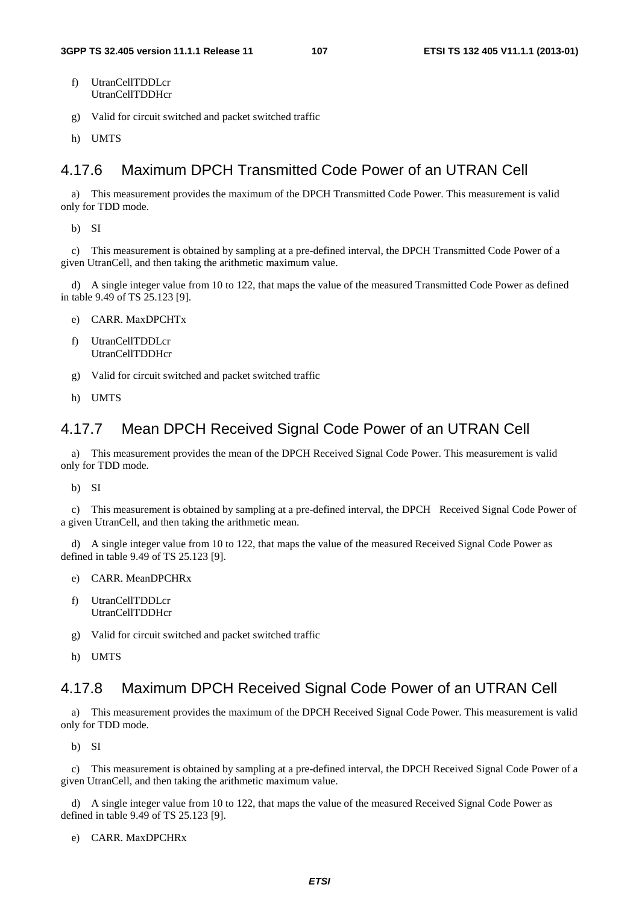f) UtranCellTDDLcr
 UtranCellTDDHcr

g) Valid for circuit switched and packet switched traffic

h) UMTS

### 4.17.6 Maximum DPCH Transmitted Code Power of an UTRAN Cell

a) This measurement provides the maximum of the DPCH Transmitted Code Power. This measurement is valid only for TDD mode.

b) SI

c) This measurement is obtained by sampling at a pre-defined interval, the DPCH Transmitted Code Power of a given UtranCell, and then taking the arithmetic maximum value.

d) A single integer value from 10 to 122, that maps the value of the measured Transmitted Code Power as defined in table 9.49 of TS 25.123 [9].

e) CARR. MaxDPCHTx

f) UtranCellTDDLcr
 UtranCellTDDHcr

g) Valid for circuit switched and packet switched traffic

h) UMTS

### 4.17.7 Mean DPCH Received Signal Code Power of an UTRAN Cell

a) This measurement provides the mean of the DPCH Received Signal Code Power. This measurement is valid only for TDD mode.

b) SI

c) This measurement is obtained by sampling at a pre-defined interval, the DPCH Received Signal Code Power of a given UtranCell, and then taking the arithmetic mean.

d) A single integer value from 10 to 122, that maps the value of the measured Received Signal Code Power as defined in table 9.49 of TS 25.123 [9].

e) CARR. MeanDPCHRx

f) UtranCellTDDLcr
 UtranCellTDDHcr

g) Valid for circuit switched and packet switched traffic

h) UMTS

### 4.17.8 Maximum DPCH Received Signal Code Power of an UTRAN Cell

a) This measurement provides the maximum of the DPCH Received Signal Code Power. This measurement is valid only for TDD mode.

b) SI

c) This measurement is obtained by sampling at a pre-defined interval, the DPCH Received Signal Code Power of a given UtranCell, and then taking the arithmetic maximum value.

d) A single integer value from 10 to 122, that maps the value of the measured Received Signal Code Power as defined in table 9.49 of TS 25.123 [9].

e) CARR. MaxDPCHRx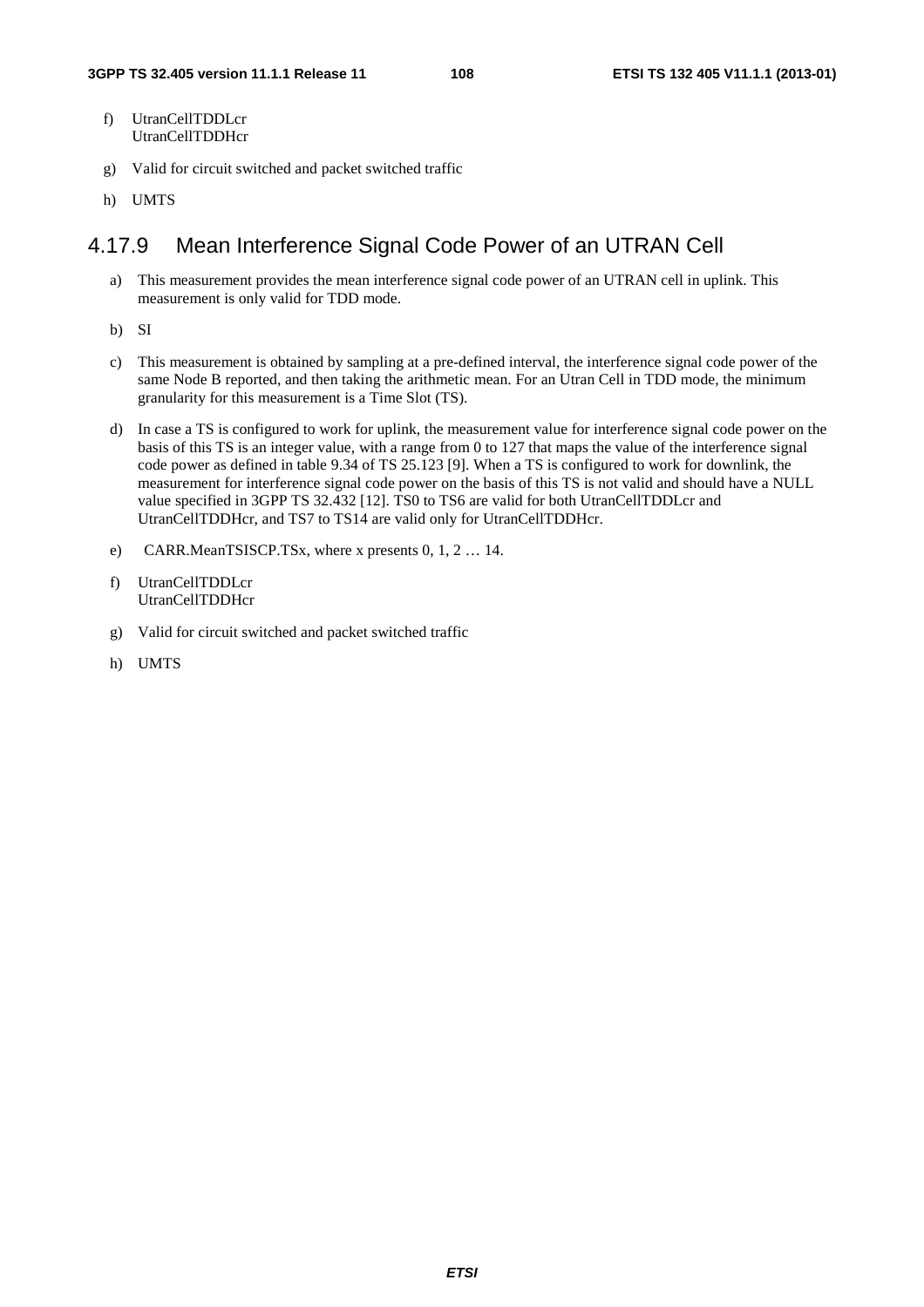f) UtranCellTDDLcr
   UtranCellTDDHcr

g) Valid for circuit switched and packet switched traffic

h) UMTS

### 4.17.9 Mean Interference Signal Code Power of an UTRAN Cell

a) This measurement provides the mean interference signal code power of an UTRAN cell in uplink. This measurement is only valid for TDD mode.

b) SI

c) This measurement is obtained by sampling at a pre-defined interval, the interference signal code power of the same Node B reported, and then taking the arithmetic mean. For an Utran Cell in TDD mode, the minimum granularity for this measurement is a Time Slot (TS).

d) In case a TS is configured to work for uplink, the measurement value for interference signal code power on the basis of this TS is an integer value, with a range from 0 to 127 that maps the value of the interference signal code power as defined in table 9.34 of TS 25.123 [9]. When a TS is configured to work for downlink, the measurement for interference signal code power on the basis of this TS is not valid and should have a NULL value specified in 3GPP TS 32.432 [12]. TS0 to TS6 are valid for both UtranCellTDDLcr and UtranCellTDDHcr, and TS7 to TS14 are valid only for UtranCellTDDHcr.

e) CARR.MeanTSISCP.TSx, where x presents 0, 1, 2 … 14.

f) UtranCellTDDLcr
   UtranCellTDDHcr

g) Valid for circuit switched and packet switched traffic

h) UMTS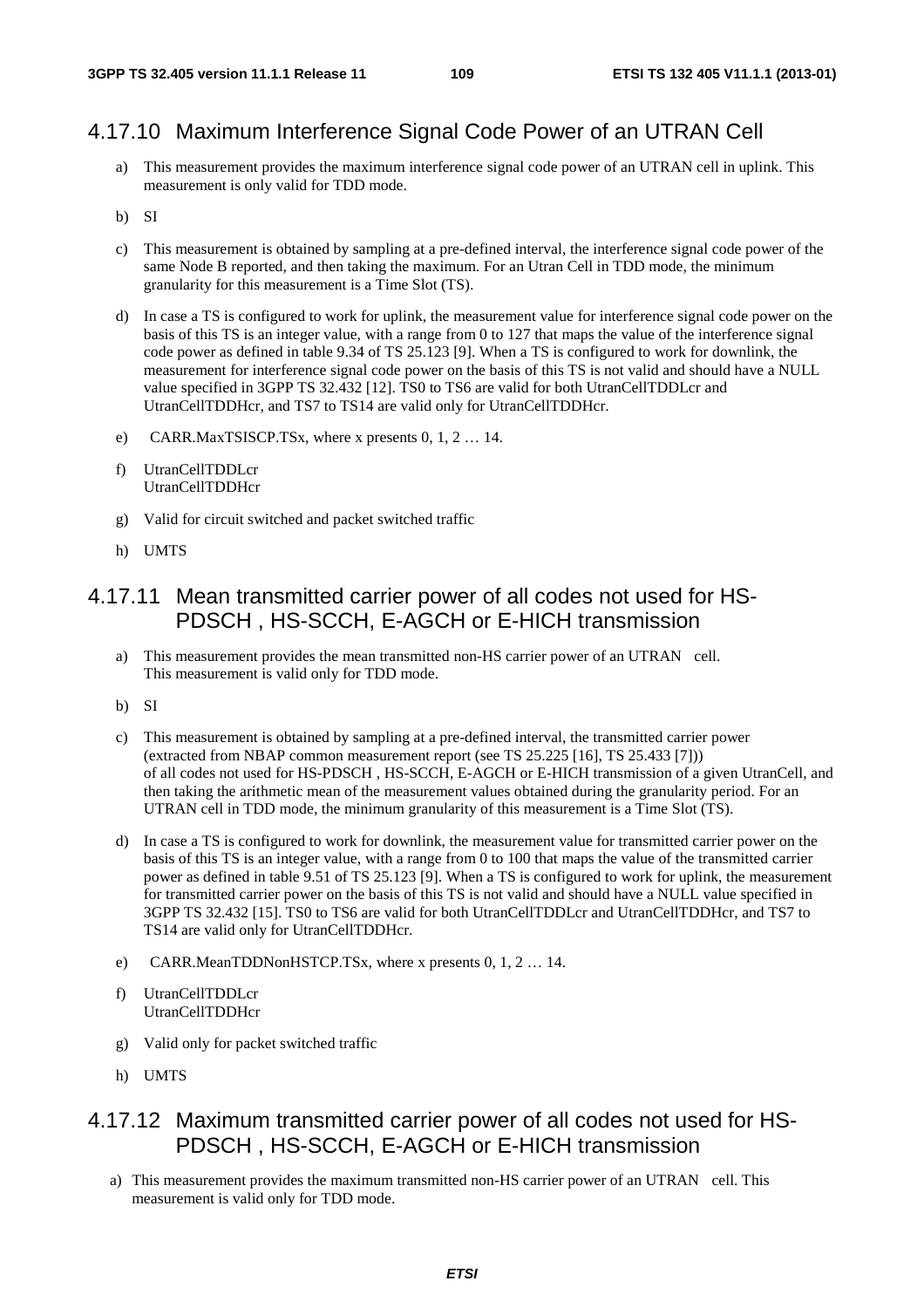### 4.17.10 Maximum Interference Signal Code Power of an UTRAN Cell

a) This measurement provides the maximum interference signal code power of an UTRAN cell in uplink. This measurement is only valid for TDD mode.

b) SI

c) This measurement is obtained by sampling at a pre-defined interval, the interference signal code power of the same Node B reported, and then taking the maximum. For an Utran Cell in TDD mode, the minimum granularity for this measurement is a Time Slot (TS).

d) In case a TS is configured to work for uplink, the measurement value for interference signal code power on the basis of this TS is an integer value, with a range from 0 to 127 that maps the value of the interference signal code power as defined in table 9.34 of TS 25.123 [9]. When a TS is configured to work for downlink, the measurement for interference signal code power on the basis of this TS is not valid and should have a NULL value specified in 3GPP TS 32.432 [12]. TS0 to TS6 are valid for both UtranCellTDDLcr and UtranCellTDDHcr, and TS7 to TS14 are valid only for UtranCellTDDHcr.

e) CARR.MaxTSISCP.TSx, where x presents 0, 1, 2 … 14.

f) UtranCellTDDLcr
UtranCellTDDHcr

g) Valid for circuit switched and packet switched traffic

h) UMTS

### 4.17.11 Mean transmitted carrier power of all codes not used for HS-PDSCH , HS-SCCH, E-AGCH or E-HICH transmission

a) This measurement provides the mean transmitted non-HS carrier power of an UTRAN cell.
This measurement is valid only for TDD mode.

b) SI

c) This measurement is obtained by sampling at a pre-defined interval, the transmitted carrier power (extracted from NBAP common measurement report (see TS 25.225 [16], TS 25.433 [7])) of all codes not used for HS-PDSCH , HS-SCCH, E-AGCH or E-HICH transmission of a given UtranCell, and then taking the arithmetic mean of the measurement values obtained during the granularity period. For an UTRAN cell in TDD mode, the minimum granularity of this measurement is a Time Slot (TS).

d) In case a TS is configured to work for downlink, the measurement value for transmitted carrier power on the basis of this TS is an integer value, with a range from 0 to 100 that maps the value of the transmitted carrier power as defined in table 9.51 of TS 25.123 [9]. When a TS is configured to work for uplink, the measurement for transmitted carrier power on the basis of this TS is not valid and should have a NULL value specified in 3GPP TS 32.432 [15]. TS0 to TS6 are valid for both UtranCellTDDLcr and UtranCellTDDHcr, and TS7 to TS14 are valid only for UtranCellTDDHcr.

e) CARR.MeanTDDNonHSTCP.TSx, where x presents 0, 1, 2 … 14.

f) UtranCellTDDLcr
UtranCellTDDHcr

g) Valid only for packet switched traffic

h) UMTS

### 4.17.12 Maximum transmitted carrier power of all codes not used for HS-PDSCH , HS-SCCH, E-AGCH or E-HICH transmission

a) This measurement provides the maximum transmitted non-HS carrier power of an UTRAN cell. This measurement is valid only for TDD mode.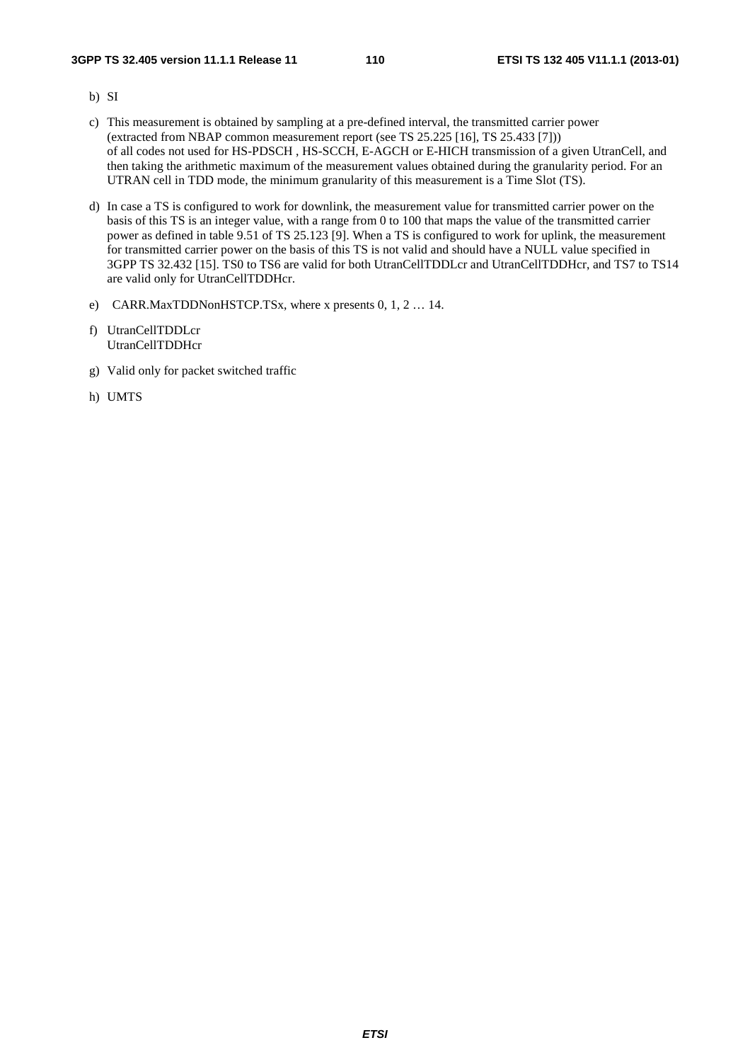b) SI

c) This measurement is obtained by sampling at a pre-defined interval, the transmitted carrier power (extracted from NBAP common measurement report (see TS 25.225 [16], TS 25.433 [7])) of all codes not used for HS-PDSCH , HS-SCCH, E-AGCH or E-HICH transmission of a given UtranCell, and then taking the arithmetic maximum of the measurement values obtained during the granularity period. For an UTRAN cell in TDD mode, the minimum granularity of this measurement is a Time Slot (TS).

d) In case a TS is configured to work for downlink, the measurement value for transmitted carrier power on the basis of this TS is an integer value, with a range from 0 to 100 that maps the value of the transmitted carrier power as defined in table 9.51 of TS 25.123 [9]. When a TS is configured to work for uplink, the measurement for transmitted carrier power on the basis of this TS is not valid and should have a NULL value specified in 3GPP TS 32.432 [15]. TS0 to TS6 are valid for both UtranCellTDDLcr and UtranCellTDDHcr, and TS7 to TS14 are valid only for UtranCellTDDHcr.

e) CARR.MaxTDDNonHSTCP.TSx, where x presents 0, 1, 2 … 14.

f) UtranCellTDDLcr
UtranCellTDDHcr

g) Valid only for packet switched traffic

h) UMTS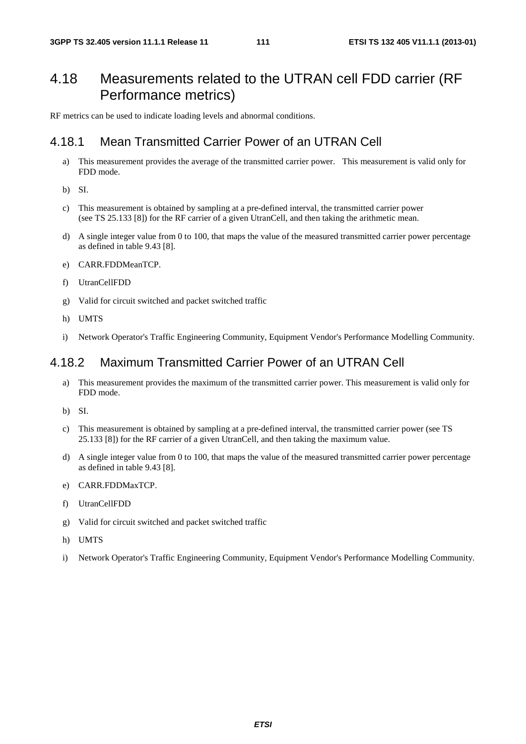## 4.18 Measurements related to the UTRAN cell FDD carrier (RF Performance metrics)

RF metrics can be used to indicate loading levels and abnormal conditions.

### 4.18.1 Mean Transmitted Carrier Power of an UTRAN Cell

a) This measurement provides the average of the transmitted carrier power. This measurement is valid only for FDD mode.

b) SI.

c) This measurement is obtained by sampling at a pre-defined interval, the transmitted carrier power (see TS 25.133 [8]) for the RF carrier of a given UtranCell, and then taking the arithmetic mean.

d) A single integer value from 0 to 100, that maps the value of the measured transmitted carrier power percentage as defined in table 9.43 [8].

e) CARR.FDDMeanTCP.

f) UtranCellFDD

g) Valid for circuit switched and packet switched traffic

h) UMTS

i) Network Operator's Traffic Engineering Community, Equipment Vendor's Performance Modelling Community.

### 4.18.2 Maximum Transmitted Carrier Power of an UTRAN Cell

a) This measurement provides the maximum of the transmitted carrier power. This measurement is valid only for FDD mode.

b) SI.

c) This measurement is obtained by sampling at a pre-defined interval, the transmitted carrier power (see TS 25.133 [8]) for the RF carrier of a given UtranCell, and then taking the maximum value.

d) A single integer value from 0 to 100, that maps the value of the measured transmitted carrier power percentage as defined in table 9.43 [8].

e) CARR.FDDMaxTCP.

f) UtranCellFDD

g) Valid for circuit switched and packet switched traffic

h) UMTS

i) Network Operator's Traffic Engineering Community, Equipment Vendor's Performance Modelling Community.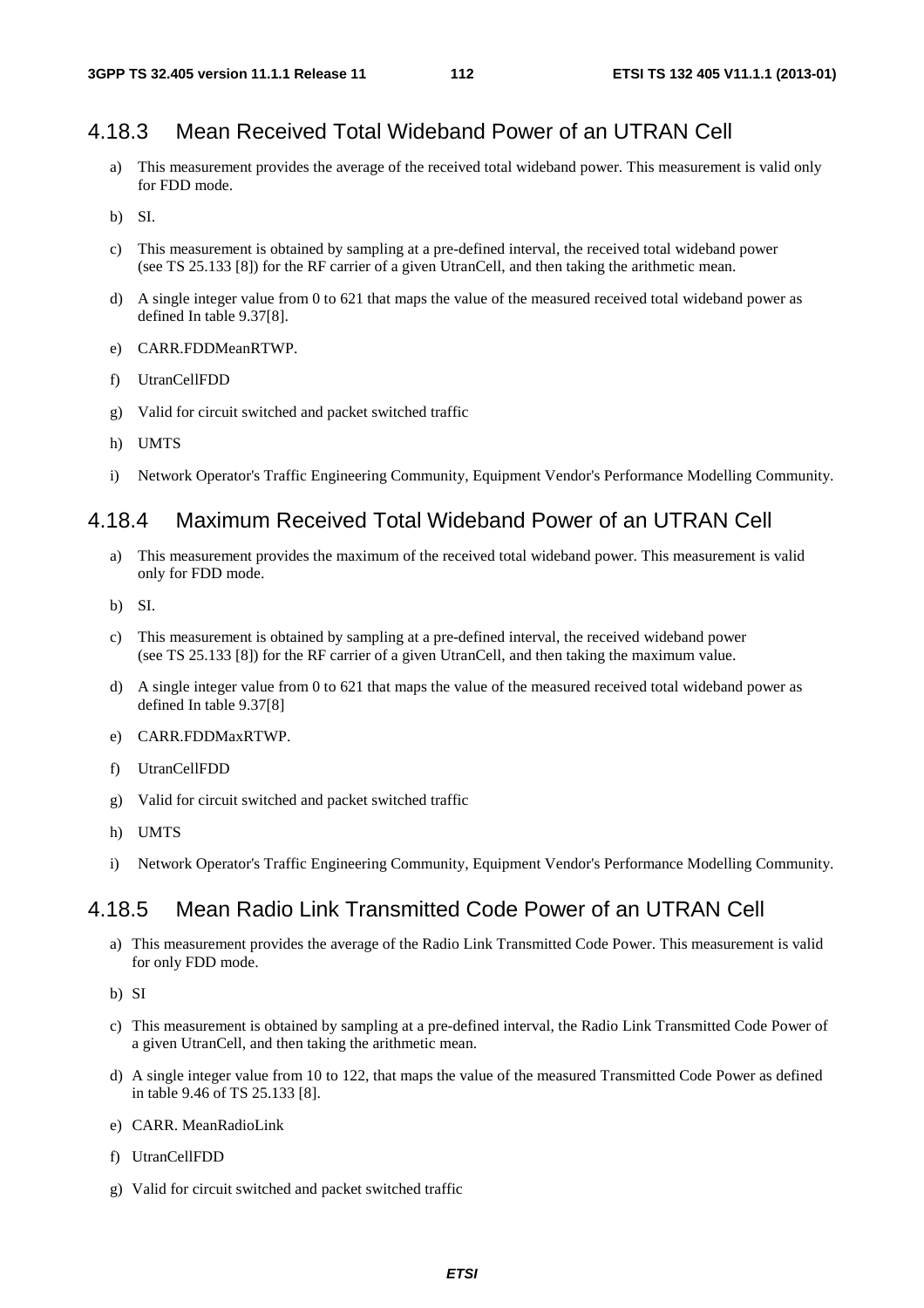### 4.18.3 Mean Received Total Wideband Power of an UTRAN Cell

a) This measurement provides the average of the received total wideband power. This measurement is valid only for FDD mode.

b) SI.

c) This measurement is obtained by sampling at a pre-defined interval, the received total wideband power (see TS 25.133 [8]) for the RF carrier of a given UtranCell, and then taking the arithmetic mean.

d) A single integer value from 0 to 621 that maps the value of the measured received total wideband power as defined In table 9.37[8].

e) CARR.FDDMeanRTWP.

f) UtranCellFDD

g) Valid for circuit switched and packet switched traffic

h) UMTS

i) Network Operator's Traffic Engineering Community, Equipment Vendor's Performance Modelling Community.

### 4.18.4 Maximum Received Total Wideband Power of an UTRAN Cell

a) This measurement provides the maximum of the received total wideband power. This measurement is valid only for FDD mode.

b) SI.

c) This measurement is obtained by sampling at a pre-defined interval, the received wideband power (see TS 25.133 [8]) for the RF carrier of a given UtranCell, and then taking the maximum value.

d) A single integer value from 0 to 621 that maps the value of the measured received total wideband power as defined In table 9.37[8]

e) CARR.FDDMaxRTWP.

f) UtranCellFDD

g) Valid for circuit switched and packet switched traffic

h) UMTS

i) Network Operator's Traffic Engineering Community, Equipment Vendor's Performance Modelling Community.

### 4.18.5 Mean Radio Link Transmitted Code Power of an UTRAN Cell

a) This measurement provides the average of the Radio Link Transmitted Code Power. This measurement is valid for only FDD mode.

b) SI

c) This measurement is obtained by sampling at a pre-defined interval, the Radio Link Transmitted Code Power of a given UtranCell, and then taking the arithmetic mean.

d) A single integer value from 10 to 122, that maps the value of the measured Transmitted Code Power as defined in table 9.46 of TS 25.133 [8].

e) CARR. MeanRadioLink

f) UtranCellFDD

g) Valid for circuit switched and packet switched traffic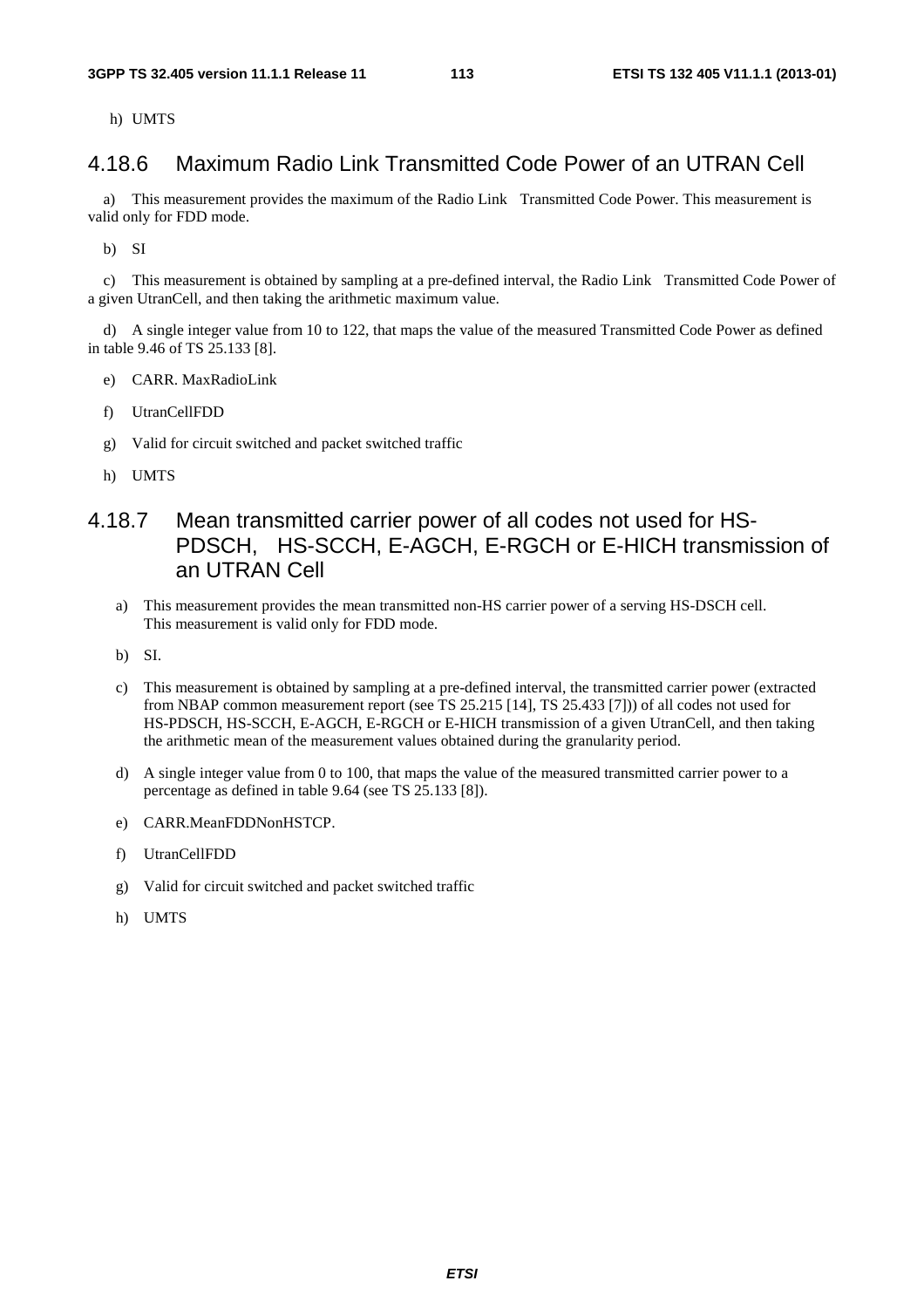h) UMTS

### 4.18.6 Maximum Radio Link Transmitted Code Power of an UTRAN Cell

a) This measurement provides the maximum of the Radio Link Transmitted Code Power. This measurement is valid only for FDD mode.

b) SI

c) This measurement is obtained by sampling at a pre-defined interval, the Radio Link Transmitted Code Power of a given UtranCell, and then taking the arithmetic maximum value.

d) A single integer value from 10 to 122, that maps the value of the measured Transmitted Code Power as defined in table 9.46 of TS 25.133 [8].

e) CARR. MaxRadioLink

f) UtranCellFDD

g) Valid for circuit switched and packet switched traffic

h) UMTS

### 4.18.7 Mean transmitted carrier power of all codes not used for HS-PDSCH, HS-SCCH, E-AGCH, E-RGCH or E-HICH transmission of an UTRAN Cell

a) This measurement provides the mean transmitted non-HS carrier power of a serving HS-DSCH cell. This measurement is valid only for FDD mode.

b) SI.

c) This measurement is obtained by sampling at a pre-defined interval, the transmitted carrier power (extracted from NBAP common measurement report (see TS 25.215 [14], TS 25.433 [7])) of all codes not used for HS-PDSCH, HS-SCCH, E-AGCH, E-RGCH or E-HICH transmission of a given UtranCell, and then taking the arithmetic mean of the measurement values obtained during the granularity period.

d) A single integer value from 0 to 100, that maps the value of the measured transmitted carrier power to a percentage as defined in table 9.64 (see TS 25.133 [8]).

e) CARR.MeanFDDNonHSTCP.

f) UtranCellFDD

g) Valid for circuit switched and packet switched traffic

h) UMTS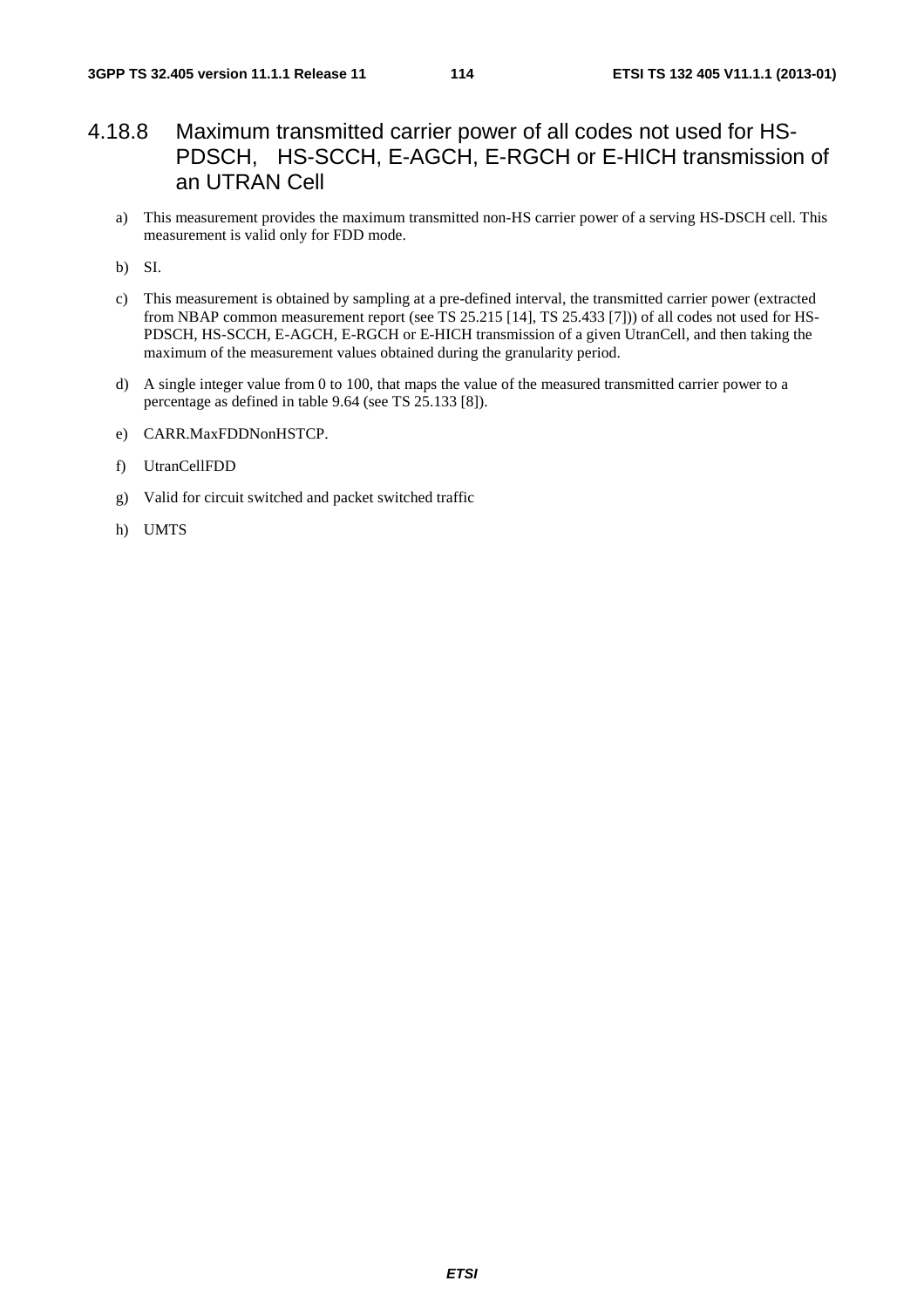### 4.18.8 Maximum transmitted carrier power of all codes not used for HS-PDSCH, HS-SCCH, E-AGCH, E-RGCH or E-HICH transmission of an UTRAN Cell

a) This measurement provides the maximum transmitted non-HS carrier power of a serving HS-DSCH cell. This measurement is valid only for FDD mode.

b) SI.

c) This measurement is obtained by sampling at a pre-defined interval, the transmitted carrier power (extracted from NBAP common measurement report (see TS 25.215 [14], TS 25.433 [7])) of all codes not used for HS-PDSCH, HS-SCCH, E-AGCH, E-RGCH or E-HICH transmission of a given UtranCell, and then taking the maximum of the measurement values obtained during the granularity period.

d) A single integer value from 0 to 100, that maps the value of the measured transmitted carrier power to a percentage as defined in table 9.64 (see TS 25.133 [8]).

e) CARR.MaxFDDNonHSTCP.

f) UtranCellFDD

g) Valid for circuit switched and packet switched traffic

h) UMTS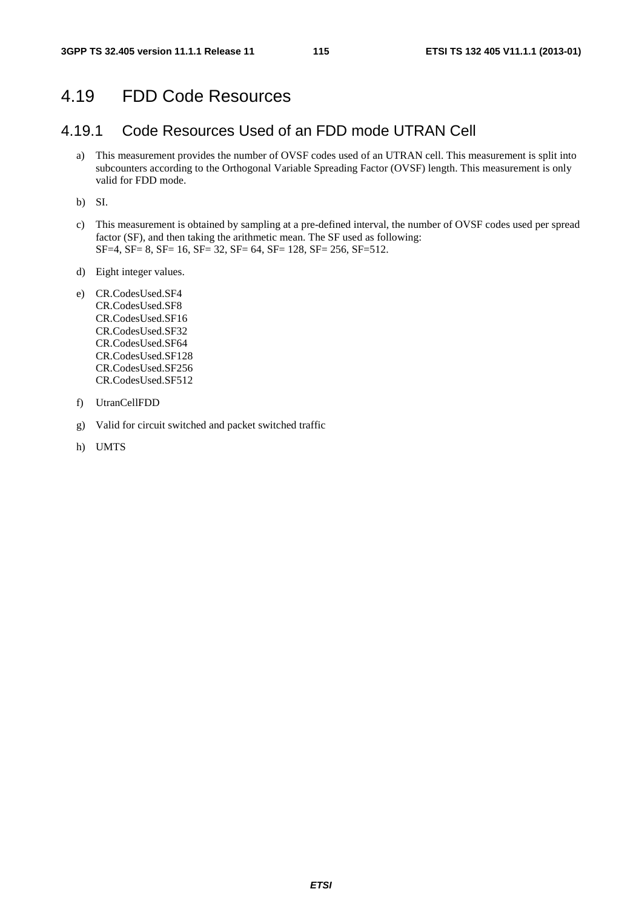## 4.19 FDD Code Resources

### 4.19.1 Code Resources Used of an FDD mode UTRAN Cell

a) This measurement provides the number of OVSF codes used of an UTRAN cell. This measurement is split into subcounters according to the Orthogonal Variable Spreading Factor (OVSF) length. This measurement is only valid for FDD mode.

b) SI.

c) This measurement is obtained by sampling at a pre-defined interval, the number of OVSF codes used per spread factor (SF), and then taking the arithmetic mean. The SF used as following:
SF=4, SF= 8, SF= 16, SF= 32, SF= 64, SF= 128, SF= 256, SF=512.

d) Eight integer values.

e) CR.CodesUsed.SF4
CR.CodesUsed.SF8
CR.CodesUsed.SF16
CR.CodesUsed.SF32
CR.CodesUsed.SF64
CR.CodesUsed.SF128
CR.CodesUsed.SF256
CR.CodesUsed.SF512

f) UtranCellFDD

g) Valid for circuit switched and packet switched traffic

h) UMTS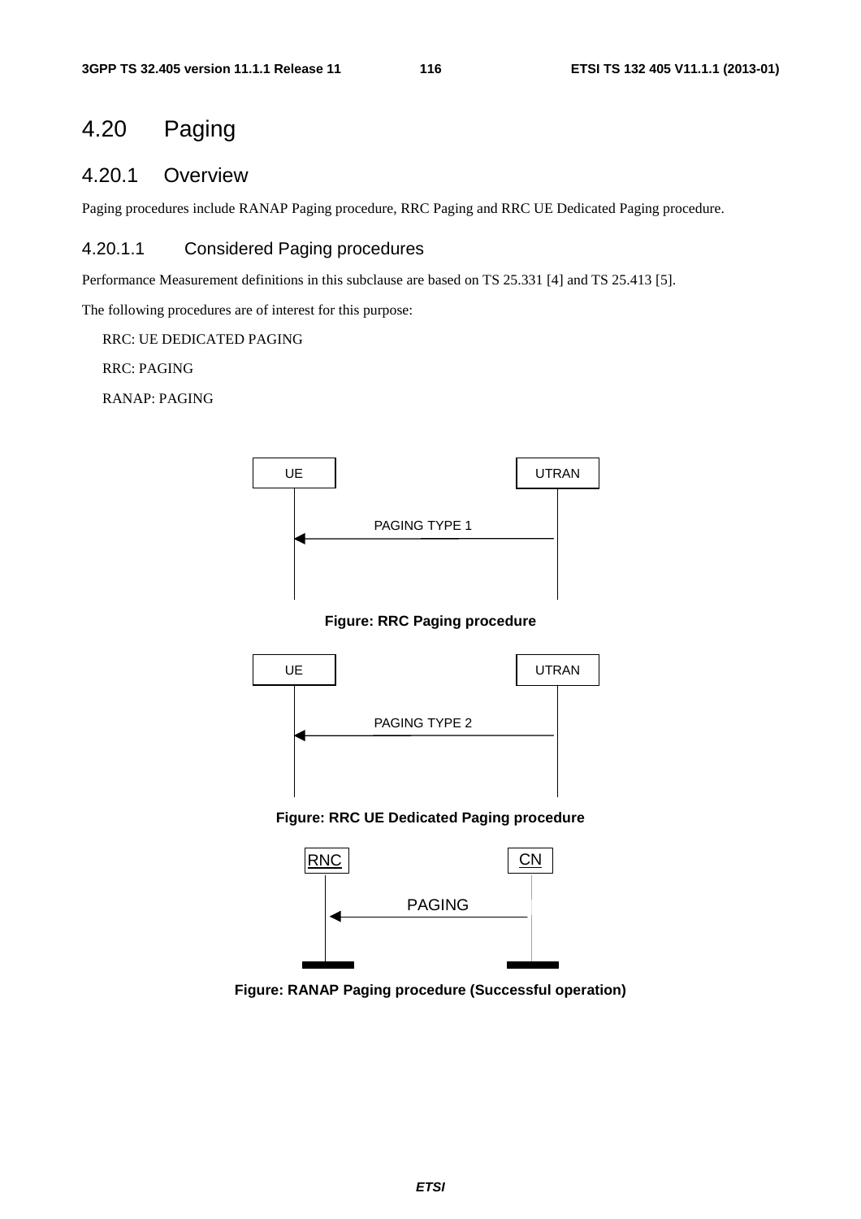# 4.20 Paging

## 4.20.1 Overview

Paging procedures include RANAP Paging procedure, RRC Paging and RRC UE Dedicated Paging procedure.

### 4.20.1.1 Considered Paging procedures

Performance Measurement definitions in this subclause are based on TS 25.331 [4] and TS 25.413 [5].

The following procedures are of interest for this purpose:

RRC: UE DEDICATED PAGING

RRC: PAGING

RANAP: PAGING

**Figure: RRC Paging procedure**

**Figure: RRC UE Dedicated Paging procedure**

**Figure: RANAP Paging procedure (Successful operation)**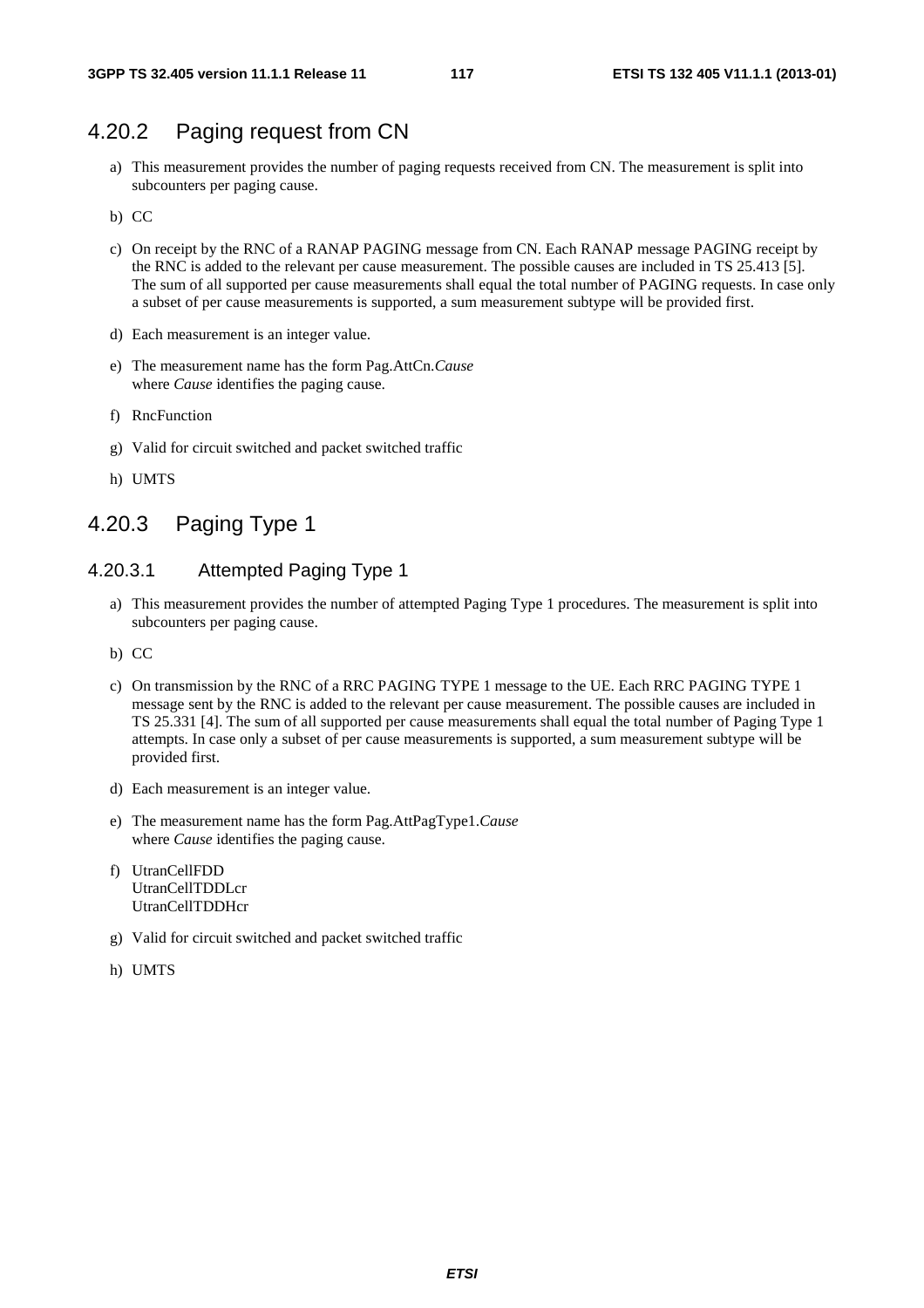## 4.20.2 Paging request from CN

a) This measurement provides the number of paging requests received from CN. The measurement is split into subcounters per paging cause.

b) CC

c) On receipt by the RNC of a RANAP PAGING message from CN. Each RANAP message PAGING receipt by the RNC is added to the relevant per cause measurement. The possible causes are included in TS 25.413 [5]. The sum of all supported per cause measurements shall equal the total number of PAGING requests. In case only a subset of per cause measurements is supported, a sum measurement subtype will be provided first.

d) Each measurement is an integer value.

e) The measurement name has the form Pag.AttCn.*Cause*
where *Cause* identifies the paging cause.

f) RncFunction

g) Valid for circuit switched and packet switched traffic

h) UMTS

## 4.20.3 Paging Type 1

### 4.20.3.1 Attempted Paging Type 1

a) This measurement provides the number of attempted Paging Type 1 procedures. The measurement is split into subcounters per paging cause.

b) CC

c) On transmission by the RNC of a RRC PAGING TYPE 1 message to the UE. Each RRC PAGING TYPE 1 message sent by the RNC is added to the relevant per cause measurement. The possible causes are included in TS 25.331 [4]. The sum of all supported per cause measurements shall equal the total number of Paging Type 1 attempts. In case only a subset of per cause measurements is supported, a sum measurement subtype will be provided first.

d) Each measurement is an integer value.

e) The measurement name has the form Pag.AttPagType1.*Cause*
where *Cause* identifies the paging cause.

f) UtranCellFDD
UtranCellTDDLcr
UtranCellTDDHcr

g) Valid for circuit switched and packet switched traffic

h) UMTS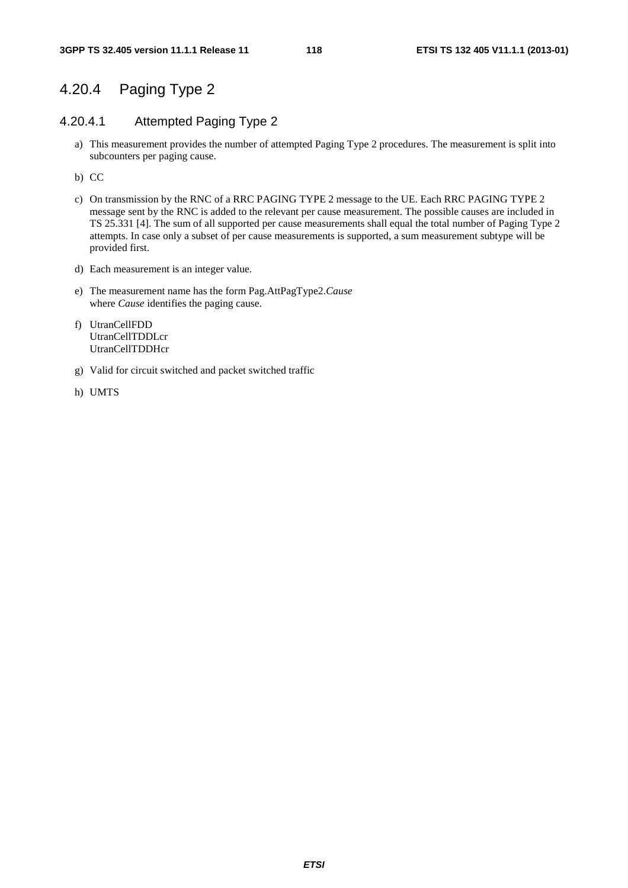# 4.20.4 Paging Type 2

## 4.20.4.1 Attempted Paging Type 2

a) This measurement provides the number of attempted Paging Type 2 procedures. The measurement is split into subcounters per paging cause.

b) CC

c) On transmission by the RNC of a RRC PAGING TYPE 2 message to the UE. Each RRC PAGING TYPE 2 message sent by the RNC is added to the relevant per cause measurement. The possible causes are included in TS 25.331 [4]. The sum of all supported per cause measurements shall equal the total number of Paging Type 2 attempts. In case only a subset of per cause measurements is supported, a sum measurement subtype will be provided first.

d) Each measurement is an integer value.

e) The measurement name has the form Pag.AttPagType2.*Cause*
where *Cause* identifies the paging cause.

f) UtranCellFDD
UtranCellTDDLcr
UtranCellTDDHcr

g) Valid for circuit switched and packet switched traffic

h) UMTS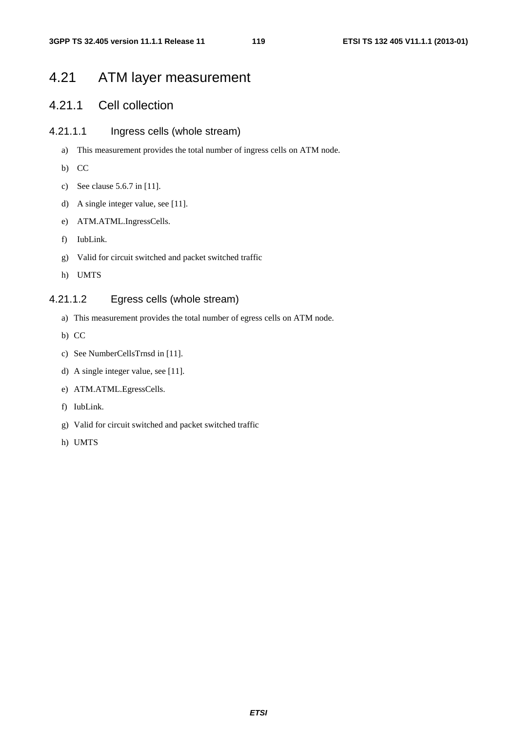# 4.21 ATM layer measurement

## 4.21.1 Cell collection

### 4.21.1.1 Ingress cells (whole stream)

a) This measurement provides the total number of ingress cells on ATM node.

b) CC

c) See clause 5.6.7 in [11].

d) A single integer value, see [11].

e) ATM.ATML.IngressCells.

f) IubLink.

g) Valid for circuit switched and packet switched traffic

h) UMTS

### 4.21.1.2 Egress cells (whole stream)

a) This measurement provides the total number of egress cells on ATM node.

b) CC

c) See NumberCellsTrnsd in [11].

d) A single integer value, see [11].

e) ATM.ATML.EgressCells.

f) IubLink.

g) Valid for circuit switched and packet switched traffic

h) UMTS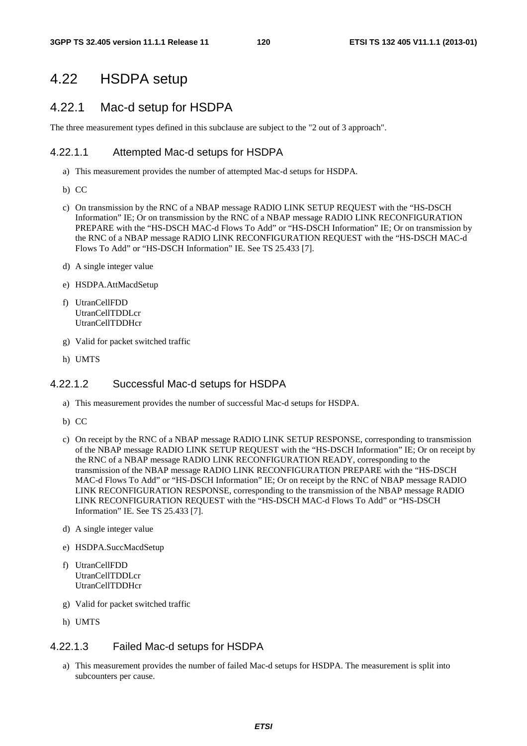# 4.22 HSDPA setup

## 4.22.1 Mac-d setup for HSDPA

The three measurement types defined in this subclause are subject to the "2 out of 3 approach".

### 4.22.1.1 Attempted Mac-d setups for HSDPA

a) This measurement provides the number of attempted Mac-d setups for HSDPA.

b) CC

c) On transmission by the RNC of a NBAP message RADIO LINK SETUP REQUEST with the “HS-DSCH Information” IE; Or on transmission by the RNC of a NBAP message RADIO LINK RECONFIGURATION PREPARE with the “HS-DSCH MAC-d Flows To Add” or “HS-DSCH Information” IE; Or on transmission by the RNC of a NBAP message RADIO LINK RECONFIGURATION REQUEST with the “HS-DSCH MAC-d Flows To Add” or “HS-DSCH Information” IE. See TS 25.433 [7].

d) A single integer value

e) HSDPA.AttMacdSetup

f) UtranCellFDD
UtranCellTDDLcr
UtranCellTDDHcr

g) Valid for packet switched traffic

h) UMTS

### 4.22.1.2 Successful Mac-d setups for HSDPA

a) This measurement provides the number of successful Mac-d setups for HSDPA.

b) CC

c) On receipt by the RNC of a NBAP message RADIO LINK SETUP RESPONSE, corresponding to transmission of the NBAP message RADIO LINK SETUP REQUEST with the “HS-DSCH Information” IE; Or on receipt by the RNC of a NBAP message RADIO LINK RECONFIGURATION READY, corresponding to the transmission of the NBAP message RADIO LINK RECONFIGURATION PREPARE with the “HS-DSCH MAC-d Flows To Add” or “HS-DSCH Information” IE; Or on receipt by the RNC of NBAP message RADIO LINK RECONFIGURATION RESPONSE, corresponding to the transmission of the NBAP message RADIO LINK RECONFIGURATION REQUEST with the “HS-DSCH MAC-d Flows To Add” or “HS-DSCH Information” IE. See TS 25.433 [7].

d) A single integer value

e) HSDPA.SuccMacdSetup

f) UtranCellFDD
UtranCellTDDLcr
UtranCellTDDHcr

g) Valid for packet switched traffic

h) UMTS

### 4.22.1.3 Failed Mac-d setups for HSDPA

a) This measurement provides the number of failed Mac-d setups for HSDPA. The measurement is split into subcounters per cause.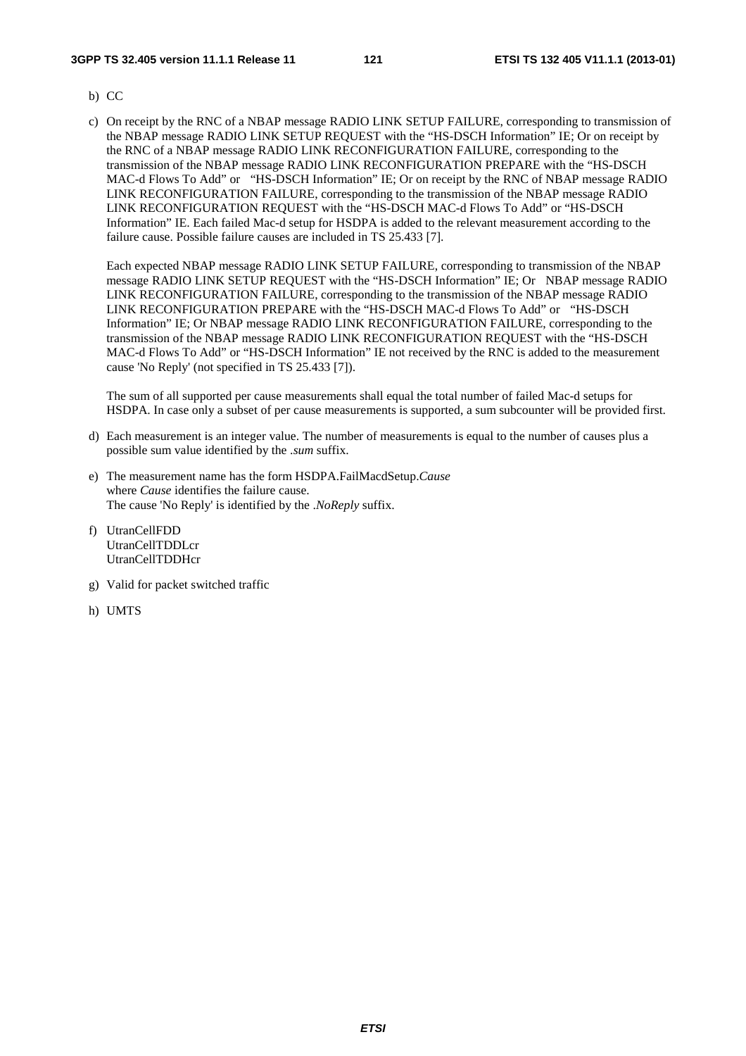b) CC

c) On receipt by the RNC of a NBAP message RADIO LINK SETUP FAILURE, corresponding to transmission of the NBAP message RADIO LINK SETUP REQUEST with the "HS-DSCH Information" IE; Or on receipt by the RNC of a NBAP message RADIO LINK RECONFIGURATION FAILURE, corresponding to the transmission of the NBAP message RADIO LINK RECONFIGURATION PREPARE with the "HS-DSCH MAC-d Flows To Add" or "HS-DSCH Information" IE; Or on receipt by the RNC of NBAP message RADIO LINK RECONFIGURATION FAILURE, corresponding to the transmission of the NBAP message RADIO LINK RECONFIGURATION REQUEST with the "HS-DSCH MAC-d Flows To Add" or "HS-DSCH Information" IE. Each failed Mac-d setup for HSDPA is added to the relevant measurement according to the failure cause. Possible failure causes are included in TS 25.433 [7].

   Each expected NBAP message RADIO LINK SETUP FAILURE, corresponding to transmission of the NBAP message RADIO LINK SETUP REQUEST with the "HS-DSCH Information" IE; Or NBAP message RADIO LINK RECONFIGURATION FAILURE, corresponding to the transmission of the NBAP message RADIO LINK RECONFIGURATION PREPARE with the "HS-DSCH MAC-d Flows To Add" or "HS-DSCH Information" IE; Or NBAP message RADIO LINK RECONFIGURATION FAILURE, corresponding to the transmission of the NBAP message RADIO LINK RECONFIGURATION REQUEST with the "HS-DSCH MAC-d Flows To Add" or "HS-DSCH Information" IE not received by the RNC is added to the measurement cause 'No Reply' (not specified in TS 25.433 [7]).

   The sum of all supported per cause measurements shall equal the total number of failed Mac-d setups for HSDPA. In case only a subset of per cause measurements is supported, a sum subcounter will be provided first.

d) Each measurement is an integer value. The number of measurements is equal to the number of causes plus a possible sum value identified by the *.sum* suffix.

e) The measurement name has the form HSDPA.FailMacdSetup.*Cause*
   where *Cause* identifies the failure cause.
   The cause 'No Reply' is identified by the *.NoReply* suffix.

f) UtranCellFDD
   UtranCellTDDLcr
   UtranCellTDDHcr

g) Valid for packet switched traffic

h) UMTS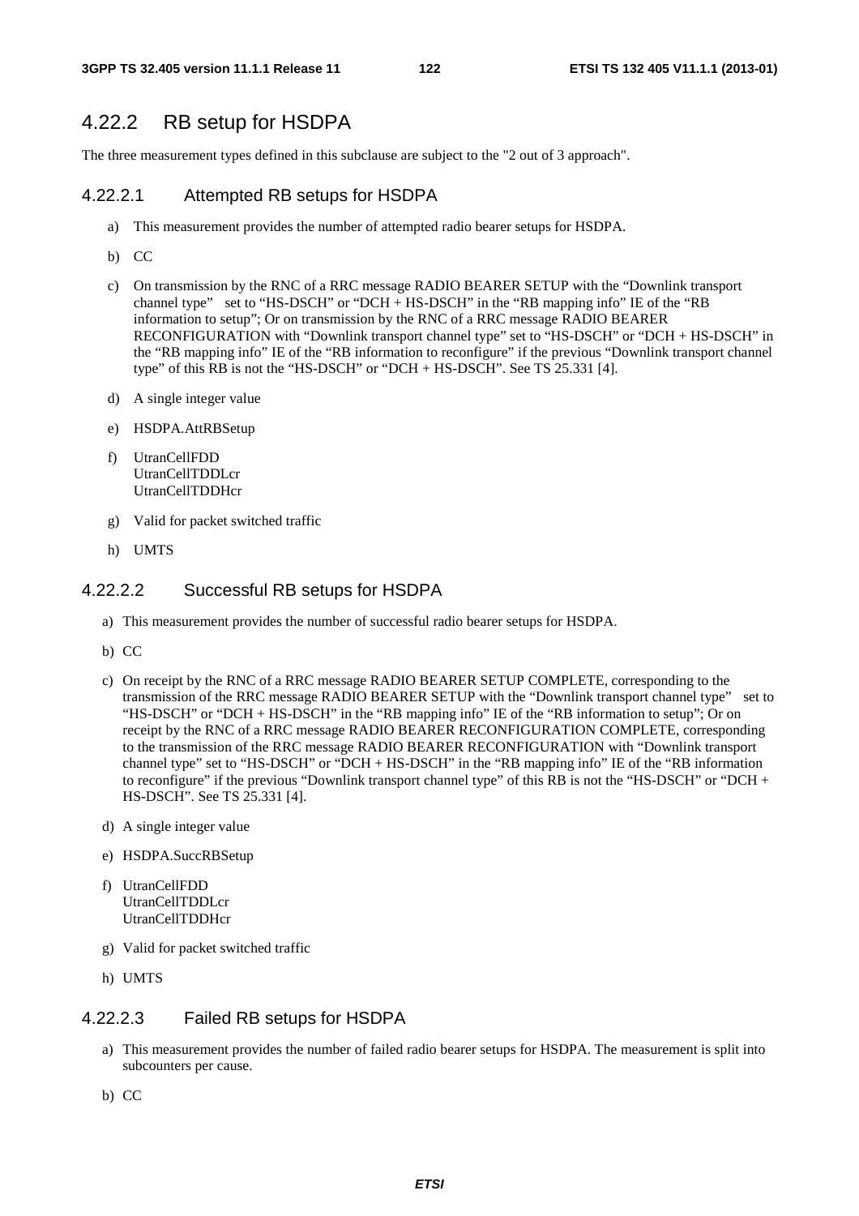## 4.22.2 RB setup for HSDPA

The three measurement types defined in this subclause are subject to the "2 out of 3 approach".

### 4.22.2.1 Attempted RB setups for HSDPA

a) This measurement provides the number of attempted radio bearer setups for HSDPA.

b) CC

c) On transmission by the RNC of a RRC message RADIO BEARER SETUP with the "Downlink transport channel type" set to "HS-DSCH" or "DCH + HS-DSCH" in the "RB mapping info" IE of the "RB information to setup"; Or on transmission by the RNC of a RRC message RADIO BEARER RECONFIGURATION with "Downlink transport channel type" set to "HS-DSCH" or "DCH + HS-DSCH" in the "RB mapping info" IE of the "RB information to reconfigure" if the previous "Downlink transport channel type" of this RB is not the "HS-DSCH" or "DCH + HS-DSCH". See TS 25.331 [4].

d) A single integer value

e) HSDPA.AttRBSetup

f) UtranCellFDD
UtranCellTDDLcr
UtranCellTDDHcr

g) Valid for packet switched traffic

h) UMTS

### 4.22.2.2 Successful RB setups for HSDPA

a) This measurement provides the number of successful radio bearer setups for HSDPA.

b) CC

c) On receipt by the RNC of a RRC message RADIO BEARER SETUP COMPLETE, corresponding to the transmission of the RRC message RADIO BEARER SETUP with the "Downlink transport channel type" set to "HS-DSCH" or "DCH + HS-DSCH" in the "RB mapping info" IE of the "RB information to setup"; Or on receipt by the RNC of a RRC message RADIO BEARER RECONFIGURATION COMPLETE, corresponding to the transmission of the RRC message RADIO BEARER RECONFIGURATION with "Downlink transport channel type" set to "HS-DSCH" or "DCH + HS-DSCH" in the "RB mapping info" IE of the "RB information to reconfigure" if the previous "Downlink transport channel type" of this RB is not the "HS-DSCH" or "DCH + HS-DSCH". See TS 25.331 [4].

d) A single integer value

e) HSDPA.SuccRBSetup

f) UtranCellFDD
UtranCellTDDLcr
UtranCellTDDHcr

g) Valid for packet switched traffic

h) UMTS

### 4.22.2.3 Failed RB setups for HSDPA

a) This measurement provides the number of failed radio bearer setups for HSDPA. The measurement is split into subcounters per cause.

b) CC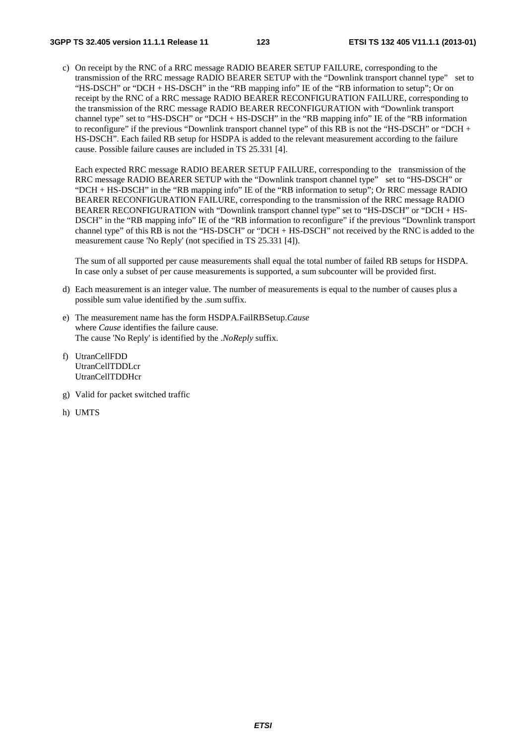c) On receipt by the RNC of a RRC message RADIO BEARER SETUP FAILURE, corresponding to the transmission of the RRC message RADIO BEARER SETUP with the "Downlink transport channel type" set to "HS-DSCH" or "DCH + HS-DSCH" in the "RB mapping info" IE of the "RB information to setup"; Or on receipt by the RNC of a RRC message RADIO BEARER RECONFIGURATION FAILURE, corresponding to the transmission of the RRC message RADIO BEARER RECONFIGURATION with "Downlink transport channel type" set to "HS-DSCH" or "DCH + HS-DSCH" in the "RB mapping info" IE of the "RB information to reconfigure" if the previous "Downlink transport channel type" of this RB is not the "HS-DSCH" or "DCH + HS-DSCH". Each failed RB setup for HSDPA is added to the relevant measurement according to the failure cause. Possible failure causes are included in TS 25.331 [4].

   Each expected RRC message RADIO BEARER SETUP FAILURE, corresponding to the transmission of the RRC message RADIO BEARER SETUP with the "Downlink transport channel type" set to "HS-DSCH" or "DCH + HS-DSCH" in the "RB mapping info" IE of the "RB information to setup"; Or RRC message RADIO BEARER RECONFIGURATION FAILURE, corresponding to the transmission of the RRC message RADIO BEARER RECONFIGURATION with "Downlink transport channel type" set to "HS-DSCH" or "DCH + HS-DSCH" in the "RB mapping info" IE of the "RB information to reconfigure" if the previous "Downlink transport channel type" of this RB is not the "HS-DSCH" or "DCH + HS-DSCH" not received by the RNC is added to the measurement cause 'No Reply' (not specified in TS 25.331 [4]).

   The sum of all supported per cause measurements shall equal the total number of failed RB setups for HSDPA. In case only a subset of per cause measurements is supported, a sum subcounter will be provided first.

d) Each measurement is an integer value. The number of measurements is equal to the number of causes plus a possible sum value identified by the .sum suffix.

e) The measurement name has the form HSDPA.FailRBSetup.*Cause*
   where *Cause* identifies the failure cause.
   The cause 'No Reply' is identified by the *.NoReply* suffix.

f) UtranCellFDD
   UtranCellTDDLcr
   UtranCellTDDHcr

g) Valid for packet switched traffic

h) UMTS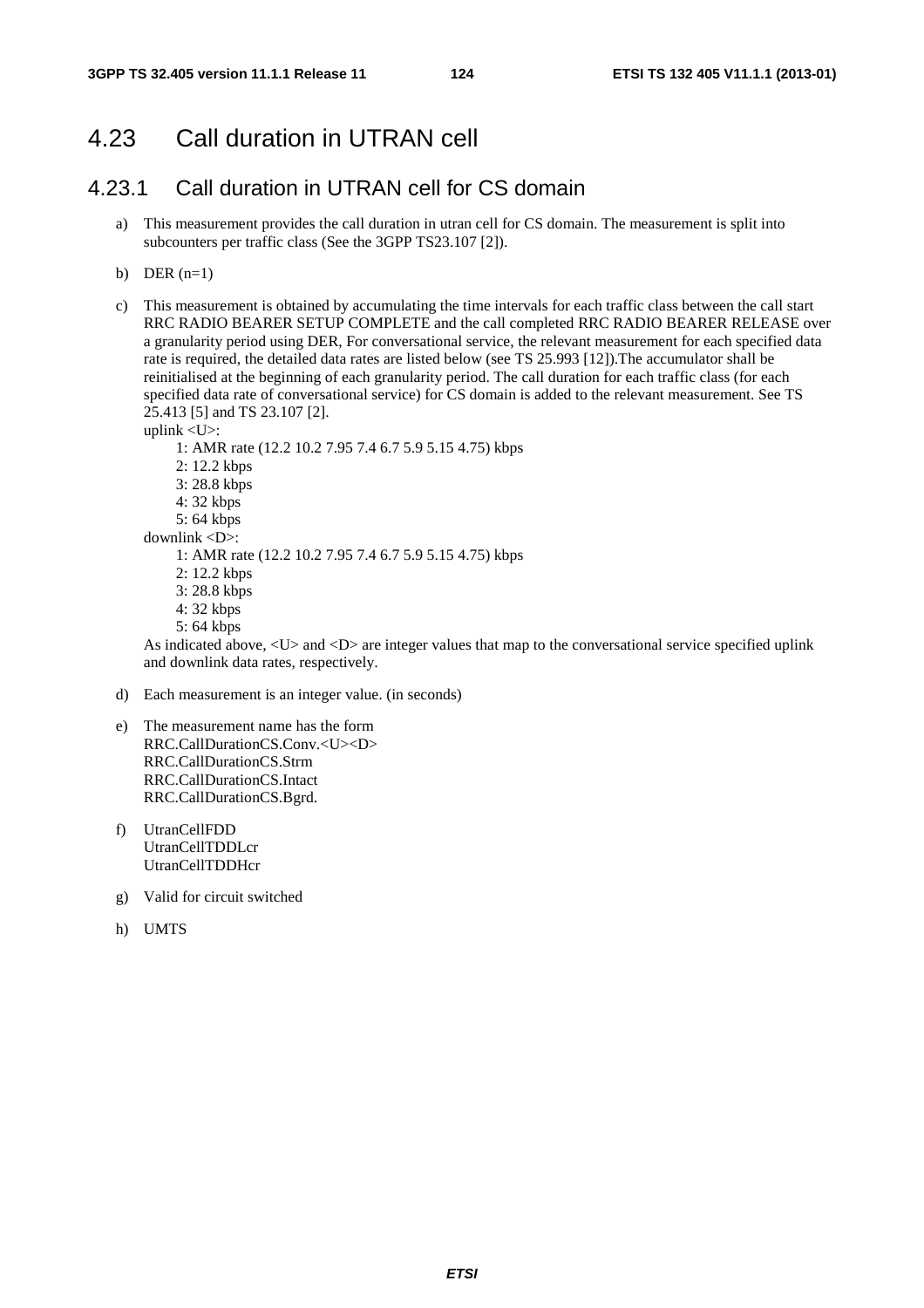# 4.23 Call duration in UTRAN cell

## 4.23.1 Call duration in UTRAN cell for CS domain

a) This measurement provides the call duration in utran cell for CS domain. The measurement is split into subcounters per traffic class (See the 3GPP TS23.107 [2]).

b) DER (n=1)

c) This measurement is obtained by accumulating the time intervals for each traffic class between the call start RRC RADIO BEARER SETUP COMPLETE and the call completed RRC RADIO BEARER RELEASE over a granularity period using DER, For conversational service, the relevant measurement for each specified data rate is required, the detailed data rates are listed below (see TS 25.993 [12]).The accumulator shall be reinitialised at the beginning of each granularity period. The call duration for each traffic class (for each specified data rate of conversational service) for CS domain is added to the relevant measurement. See TS 25.413 [5] and TS 23.107 [2].
uplink <U>:
    1: AMR rate (12.2 10.2 7.95 7.4 6.7 5.9 5.15 4.75) kbps
    2: 12.2 kbps
    3: 28.8 kbps
    4: 32 kbps
    5: 64 kbps
downlink <D>:
    1: AMR rate (12.2 10.2 7.95 7.4 6.7 5.9 5.15 4.75) kbps
    2: 12.2 kbps
    3: 28.8 kbps
    4: 32 kbps
    5: 64 kbps
As indicated above, <U> and <D> are integer values that map to the conversational service specified uplink and downlink data rates, respectively.

d) Each measurement is an integer value. (in seconds)

e) The measurement name has the form
RRC.CallDurationCS.Conv.<U><D>
RRC.CallDurationCS.Strm
RRC.CallDurationCS.Intact
RRC.CallDurationCS.Bgrd.

f) UtranCellFDD
UtranCellTDDLcr
UtranCellTDDHcr

g) Valid for circuit switched

h) UMTS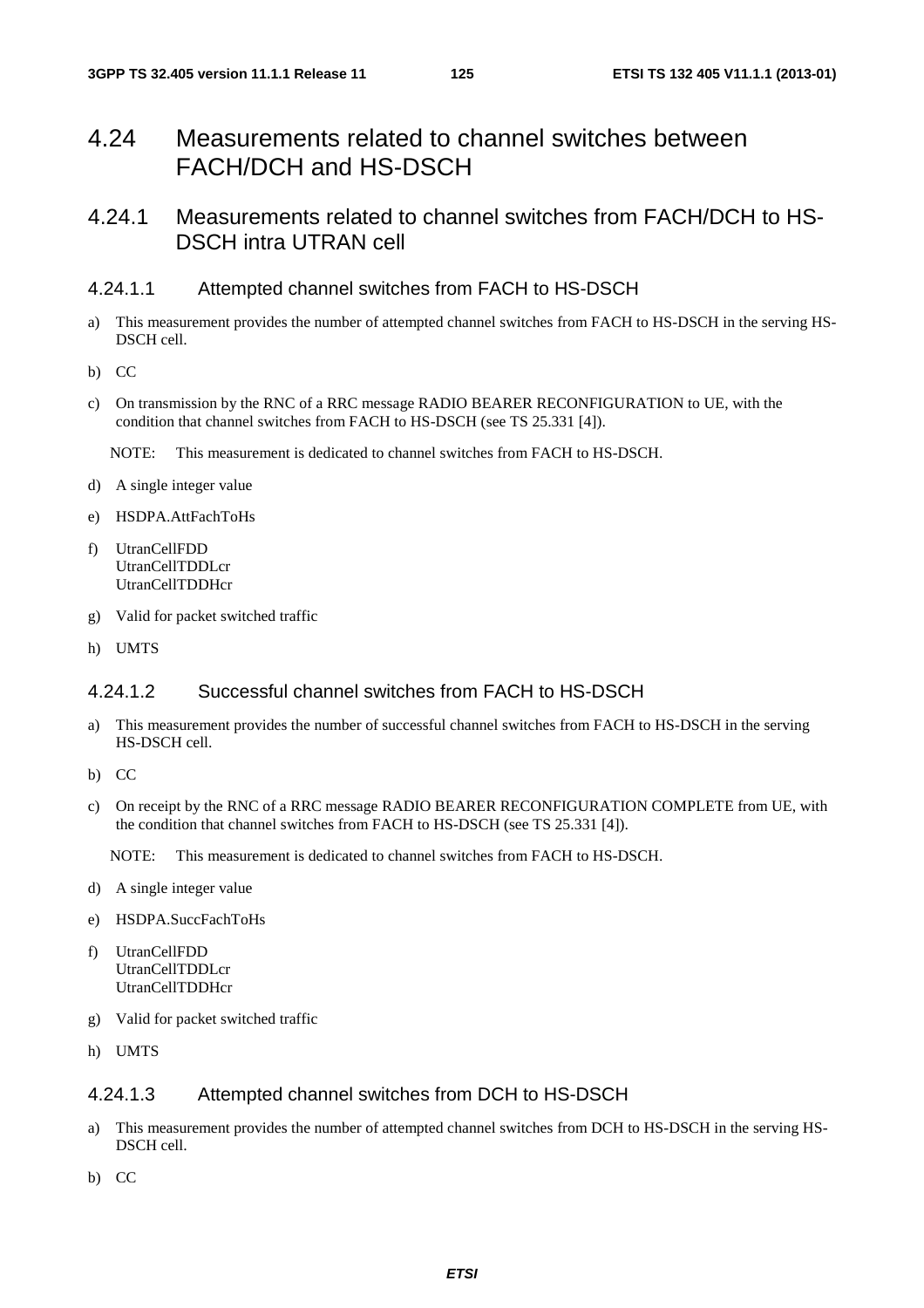# 4.24 Measurements related to channel switches between FACH/DCH and HS-DSCH

## 4.24.1 Measurements related to channel switches from FACH/DCH to HS-DSCH intra UTRAN cell

### 4.24.1.1 Attempted channel switches from FACH to HS-DSCH

a) This measurement provides the number of attempted channel switches from FACH to HS-DSCH in the serving HS-DSCH cell.

b) CC

c) On transmission by the RNC of a RRC message RADIO BEARER RECONFIGURATION to UE, with the condition that channel switches from FACH to HS-DSCH (see TS 25.331 [4]).

   NOTE: This measurement is dedicated to channel switches from FACH to HS-DSCH.

d) A single integer value

e) HSDPA.AttFachToHs

f) UtranCellFDD
   UtranCellTDDLcr
   UtranCellTDDHcr

g) Valid for packet switched traffic

h) UMTS

### 4.24.1.2 Successful channel switches from FACH to HS-DSCH

a) This measurement provides the number of successful channel switches from FACH to HS-DSCH in the serving HS-DSCH cell.

b) CC

c) On receipt by the RNC of a RRC message RADIO BEARER RECONFIGURATION COMPLETE from UE, with the condition that channel switches from FACH to HS-DSCH (see TS 25.331 [4]).

   NOTE: This measurement is dedicated to channel switches from FACH to HS-DSCH.

d) A single integer value

e) HSDPA.SuccFachToHs

f) UtranCellFDD
   UtranCellTDDLcr
   UtranCellTDDHcr

g) Valid for packet switched traffic

h) UMTS

### 4.24.1.3 Attempted channel switches from DCH to HS-DSCH

a) This measurement provides the number of attempted channel switches from DCH to HS-DSCH in the serving HS-DSCH cell.

b) CC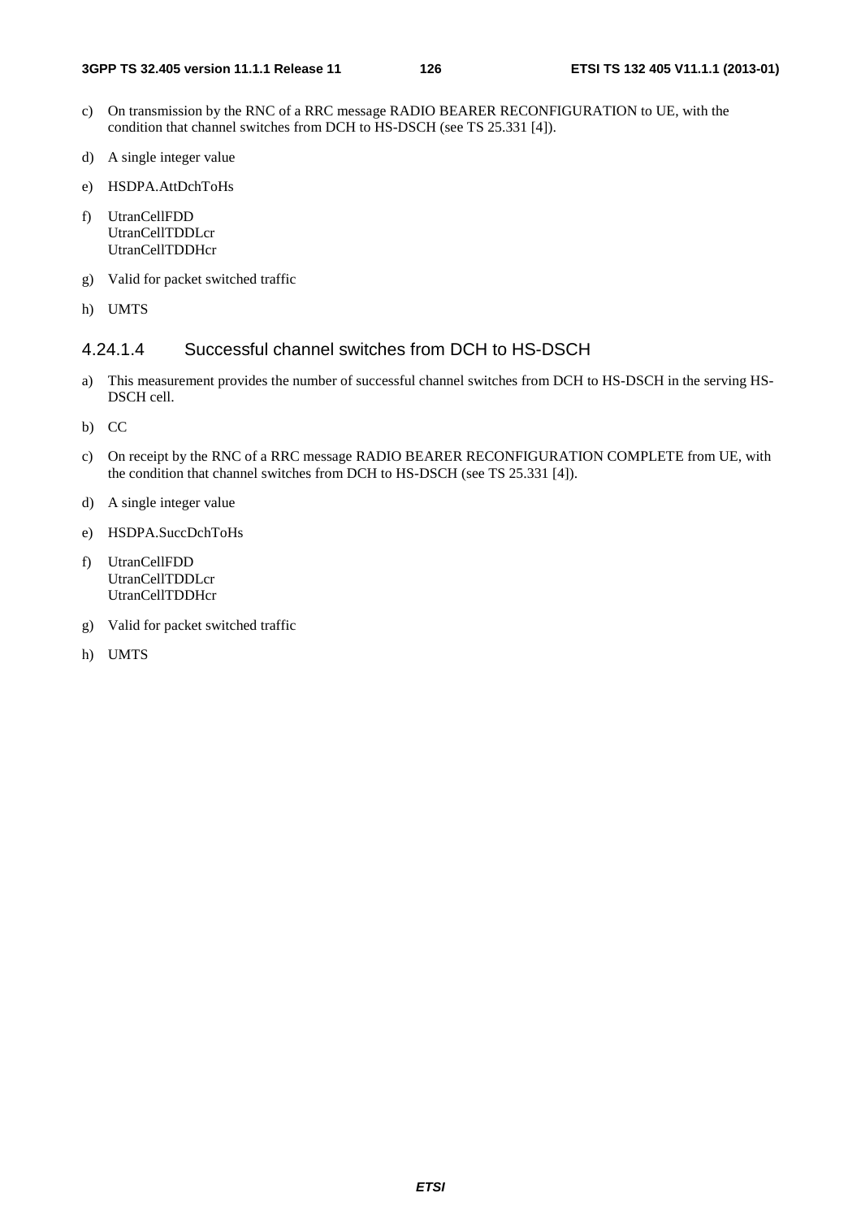c) On transmission by the RNC of a RRC message RADIO BEARER RECONFIGURATION to UE, with the condition that channel switches from DCH to HS-DSCH (see TS 25.331 [4]).

d) A single integer value

e) HSDPA.AttDchToHs

f) UtranCellFDD
UtranCellTDDLcr
UtranCellTDDHcr

g) Valid for packet switched traffic

h) UMTS

### 4.24.1.4 Successful channel switches from DCH to HS-DSCH

a) This measurement provides the number of successful channel switches from DCH to HS-DSCH in the serving HS-DSCH cell.

b) CC

c) On receipt by the RNC of a RRC message RADIO BEARER RECONFIGURATION COMPLETE from UE, with the condition that channel switches from DCH to HS-DSCH (see TS 25.331 [4]).

d) A single integer value

e) HSDPA.SuccDchToHs

f) UtranCellFDD
UtranCellTDDLcr
UtranCellTDDHcr

g) Valid for packet switched traffic

h) UMTS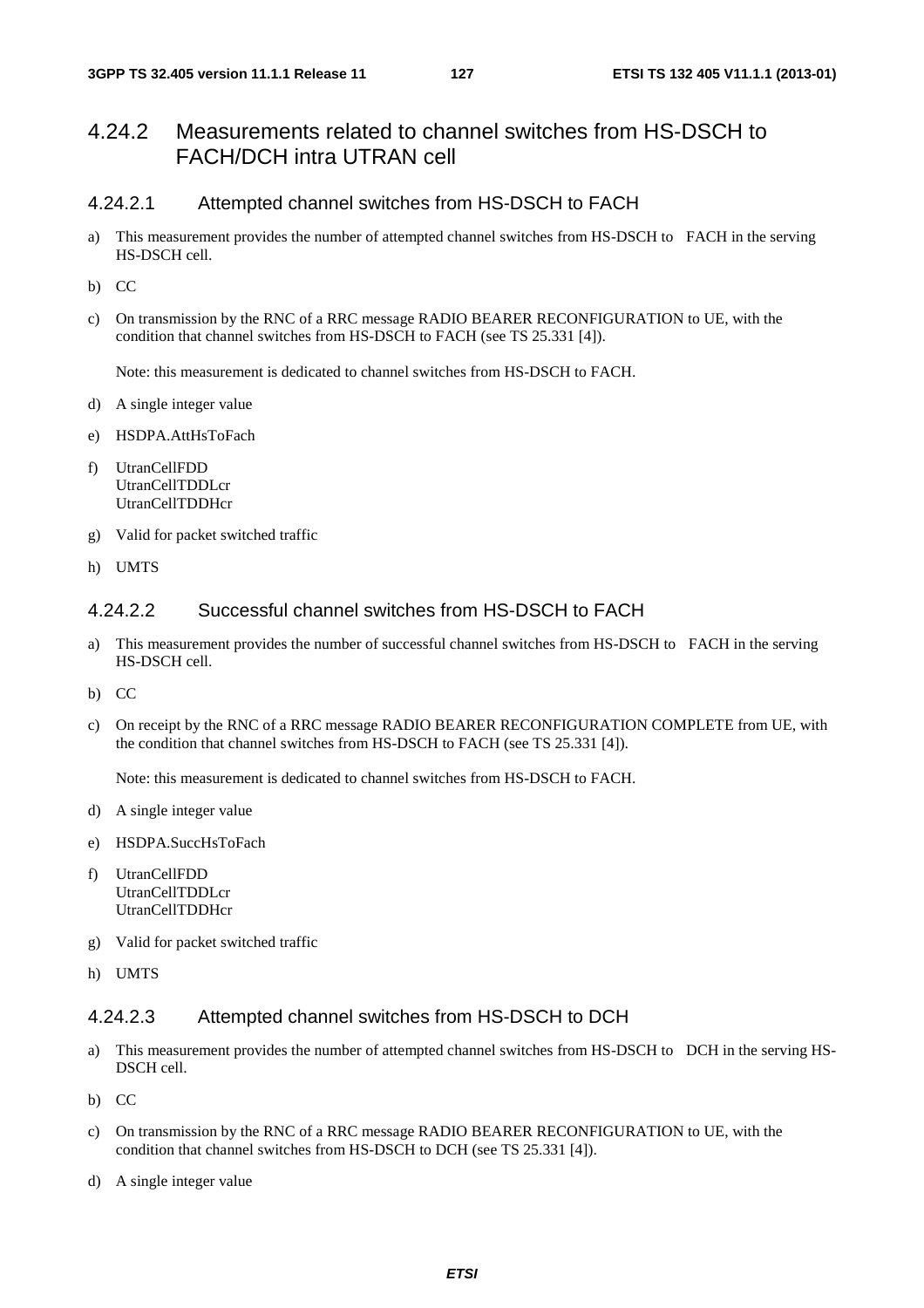## 4.24.2 Measurements related to channel switches from HS-DSCH to FACH/DCH intra UTRAN cell

### 4.24.2.1 Attempted channel switches from HS-DSCH to FACH

a) This measurement provides the number of attempted channel switches from HS-DSCH to FACH in the serving HS-DSCH cell.

b) CC

c) On transmission by the RNC of a RRC message RADIO BEARER RECONFIGURATION to UE, with the condition that channel switches from HS-DSCH to FACH (see TS 25.331 [4]).

   Note: this measurement is dedicated to channel switches from HS-DSCH to FACH.

d) A single integer value

e) HSDPA.AttHsToFach

f) UtranCellFDD
   UtranCellTDDLcr
   UtranCellTDDHcr

g) Valid for packet switched traffic

h) UMTS

### 4.24.2.2 Successful channel switches from HS-DSCH to FACH

a) This measurement provides the number of successful channel switches from HS-DSCH to FACH in the serving HS-DSCH cell.

b) CC

c) On receipt by the RNC of a RRC message RADIO BEARER RECONFIGURATION COMPLETE from UE, with the condition that channel switches from HS-DSCH to FACH (see TS 25.331 [4]).

   Note: this measurement is dedicated to channel switches from HS-DSCH to FACH.

d) A single integer value

e) HSDPA.SuccHsToFach

f) UtranCellFDD
   UtranCellTDDLcr
   UtranCellTDDHcr

g) Valid for packet switched traffic

h) UMTS

### 4.24.2.3 Attempted channel switches from HS-DSCH to DCH

a) This measurement provides the number of attempted channel switches from HS-DSCH to DCH in the serving HS-DSCH cell.

b) CC

c) On transmission by the RNC of a RRC message RADIO BEARER RECONFIGURATION to UE, with the condition that channel switches from HS-DSCH to DCH (see TS 25.331 [4]).

d) A single integer value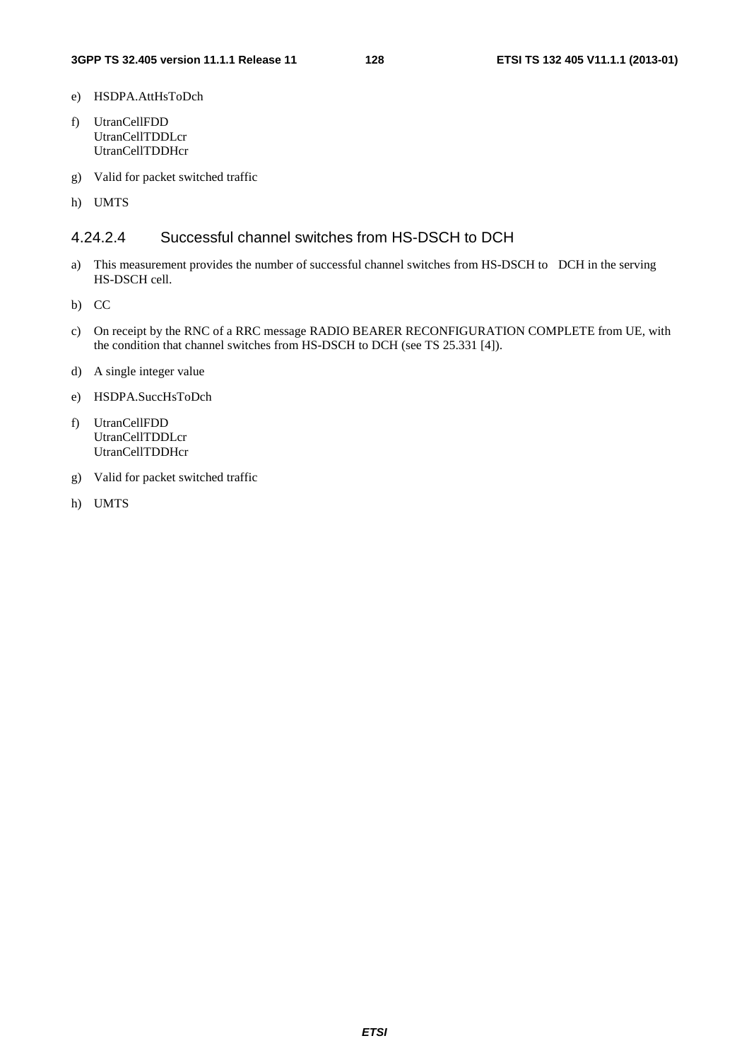e) HSDPA.AttHsToDch

f) UtranCellFDD
   UtranCellTDDLcr
   UtranCellTDDHcr

g) Valid for packet switched traffic

h) UMTS

#### 4.24.2.4 Successful channel switches from HS-DSCH to DCH

a) This measurement provides the number of successful channel switches from HS-DSCH to DCH in the serving HS-DSCH cell.

b) CC

c) On receipt by the RNC of a RRC message RADIO BEARER RECONFIGURATION COMPLETE from UE, with the condition that channel switches from HS-DSCH to DCH (see TS 25.331 [4]).

d) A single integer value

e) HSDPA.SuccHsToDch

f) UtranCellFDD
   UtranCellTDDLcr
   UtranCellTDDHcr

g) Valid for packet switched traffic

h) UMTS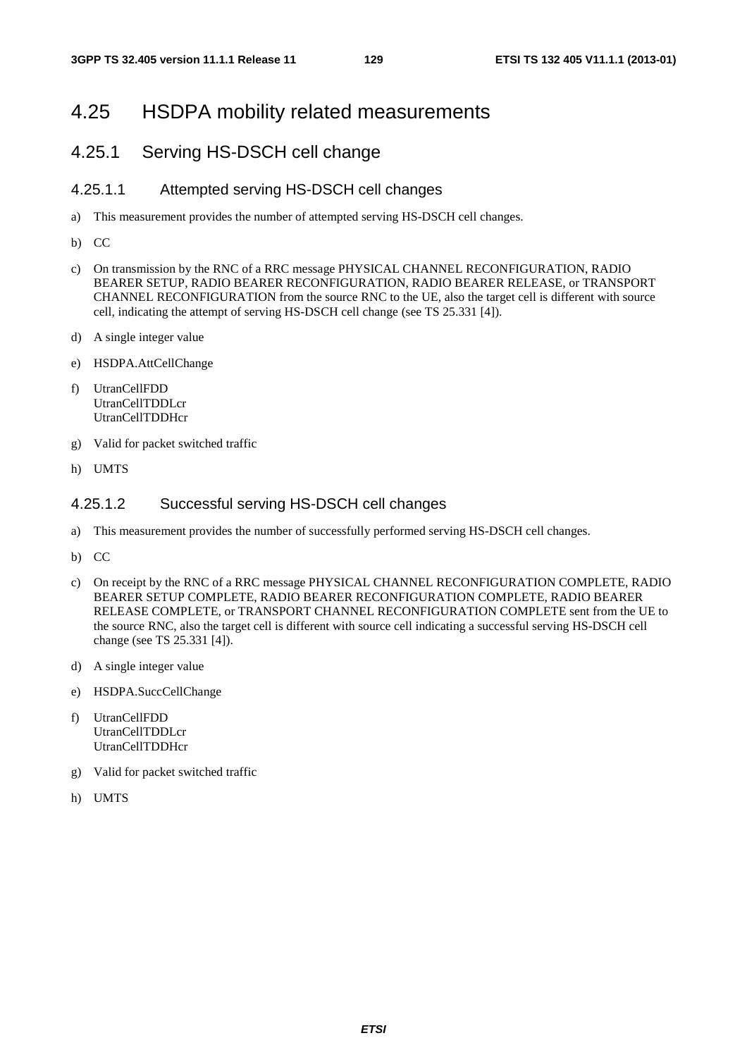# 4.25 HSDPA mobility related measurements

## 4.25.1 Serving HS-DSCH cell change

### 4.25.1.1 Attempted serving HS-DSCH cell changes

a) This measurement provides the number of attempted serving HS-DSCH cell changes.

b) CC

c) On transmission by the RNC of a RRC message PHYSICAL CHANNEL RECONFIGURATION, RADIO BEARER SETUP, RADIO BEARER RECONFIGURATION, RADIO BEARER RELEASE, or TRANSPORT CHANNEL RECONFIGURATION from the source RNC to the UE, also the target cell is different with source cell, indicating the attempt of serving HS-DSCH cell change (see TS 25.331 [4]).

d) A single integer value

e) HSDPA.AttCellChange

f) UtranCellFDD
UtranCellTDDLcr
UtranCellTDDHcr

g) Valid for packet switched traffic

h) UMTS

### 4.25.1.2 Successful serving HS-DSCH cell changes

a) This measurement provides the number of successfully performed serving HS-DSCH cell changes.

b) CC

c) On receipt by the RNC of a RRC message PHYSICAL CHANNEL RECONFIGURATION COMPLETE, RADIO BEARER SETUP COMPLETE, RADIO BEARER RECONFIGURATION COMPLETE, RADIO BEARER RELEASE COMPLETE, or TRANSPORT CHANNEL RECONFIGURATION COMPLETE sent from the UE to the source RNC, also the target cell is different with source cell indicating a successful serving HS-DSCH cell change (see TS 25.331 [4]).

d) A single integer value

e) HSDPA.SuccCellChange

f) UtranCellFDD
UtranCellTDDLcr
UtranCellTDDHcr

g) Valid for packet switched traffic

h) UMTS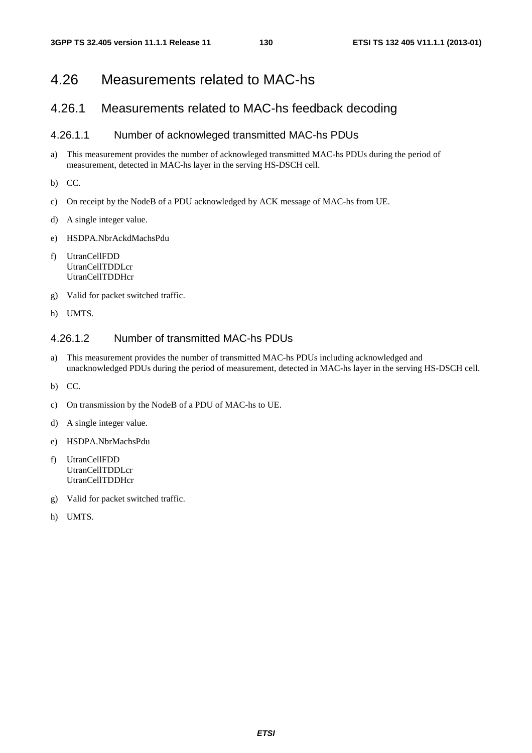# 4.26 Measurements related to MAC-hs

## 4.26.1 Measurements related to MAC-hs feedback decoding

### 4.26.1.1 Number of acknowleged transmitted MAC-hs PDUs

a) This measurement provides the number of acknowleged transmitted MAC-hs PDUs during the period of measurement, detected in MAC-hs layer in the serving HS-DSCH cell.

b) CC.

c) On receipt by the NodeB of a PDU acknowledged by ACK message of MAC-hs from UE.

d) A single integer value.

e) HSDPA.NbrAckdMachsPdu

f) UtranCellFDD
   UtranCellTDDLcr
   UtranCellTDDHcr

g) Valid for packet switched traffic.

h) UMTS.

### 4.26.1.2 Number of transmitted MAC-hs PDUs

a) This measurement provides the number of transmitted MAC-hs PDUs including acknowledged and unacknowledged PDUs during the period of measurement, detected in MAC-hs layer in the serving HS-DSCH cell.

b) CC.

c) On transmission by the NodeB of a PDU of MAC-hs to UE.

d) A single integer value.

e) HSDPA.NbrMachsPdu

f) UtranCellFDD
   UtranCellTDDLcr
   UtranCellTDDHcr

g) Valid for packet switched traffic.

h) UMTS.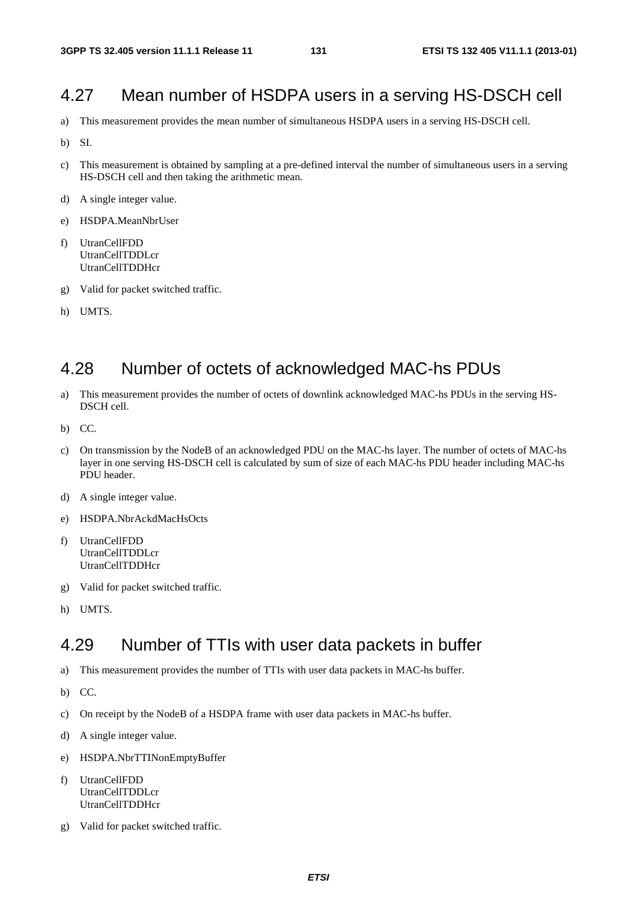## 4.27 Mean number of HSDPA users in a serving HS-DSCH cell

a) This measurement provides the mean number of simultaneous HSDPA users in a serving HS-DSCH cell.

b) SI.

c) This measurement is obtained by sampling at a pre-defined interval the number of simultaneous users in a serving HS-DSCH cell and then taking the arithmetic mean.

d) A single integer value.

e) HSDPA.MeanNbrUser

f) UtranCellFDD
UtranCellTDDLcr
UtranCellTDDHcr

g) Valid for packet switched traffic.

h) UMTS.

## 4.28 Number of octets of acknowledged MAC-hs PDUs

a) This measurement provides the number of octets of downlink acknowledged MAC-hs PDUs in the serving HS-DSCH cell.

b) CC.

c) On transmission by the NodeB of an acknowledged PDU on the MAC-hs layer. The number of octets of MAC-hs layer in one serving HS-DSCH cell is calculated by sum of size of each MAC-hs PDU header including MAC-hs PDU header.

d) A single integer value.

e) HSDPA.NbrAckdMacHsOcts

f) UtranCellFDD
UtranCellTDDLcr
UtranCellTDDHcr

g) Valid for packet switched traffic.

h) UMTS.

## 4.29 Number of TTIs with user data packets in buffer

a) This measurement provides the number of TTIs with user data packets in MAC-hs buffer.

b) CC.

c) On receipt by the NodeB of a HSDPA frame with user data packets in MAC-hs buffer.

d) A single integer value.

e) HSDPA.NbrTTINonEmptyBuffer

f) UtranCellFDD
UtranCellTDDLcr
UtranCellTDDHcr

g) Valid for packet switched traffic.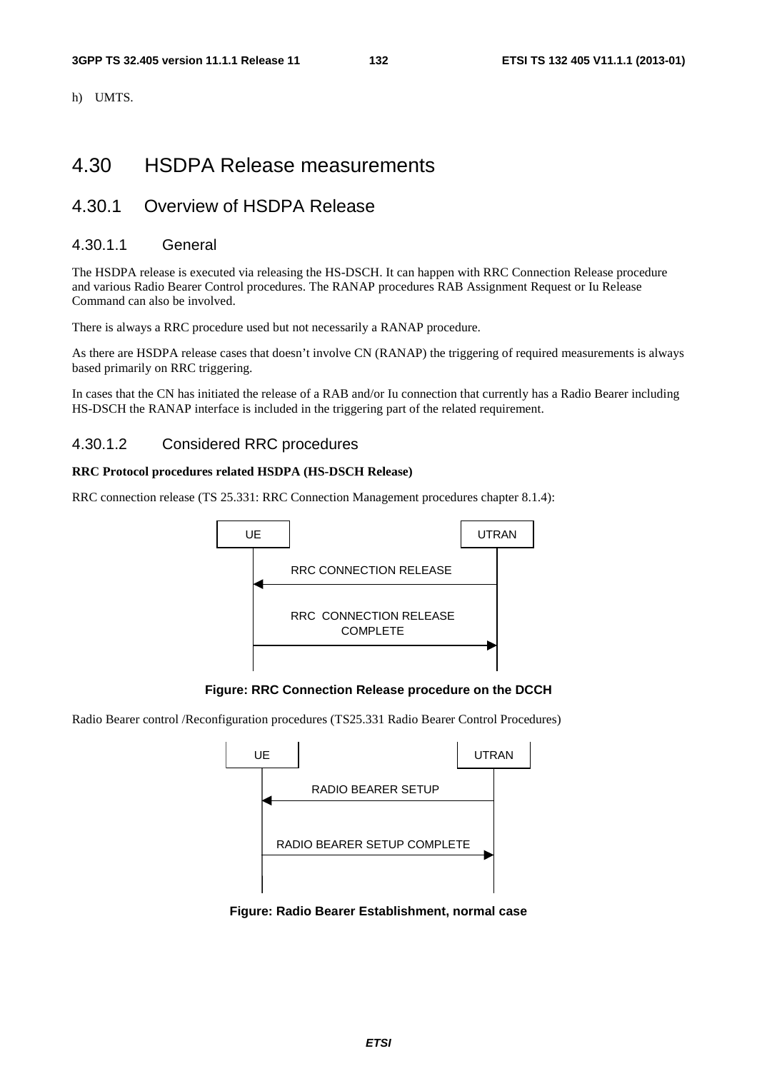h) UMTS.

# 4.30 HSDPA Release measurements

## 4.30.1 Overview of HSDPA Release

### 4.30.1.1 General

The HSDPA release is executed via releasing the HS-DSCH. It can happen with RRC Connection Release procedure and various Radio Bearer Control procedures. The RANAP procedures RAB Assignment Request or Iu Release Command can also be involved.

There is always a RRC procedure used but not necessarily a RANAP procedure.

As there are HSDPA release cases that doesn't involve CN (RANAP) the triggering of required measurements is always based primarily on RRC triggering.

In cases that the CN has initiated the release of a RAB and/or Iu connection that currently has a Radio Bearer including HS-DSCH the RANAP interface is included in the triggering part of the related requirement.

### 4.30.1.2 Considered RRC procedures

**RRC Protocol procedures related HSDPA (HS-DSCH Release)**

RRC connection release (TS 25.331: RRC Connection Management procedures chapter 8.1.4):

UE | UTRAN

RRC CONNECTION RELEASE

RRC CONNECTION RELEASE COMPLETE

**Figure: RRC Connection Release procedure on the DCCH**

Radio Bearer control /Reconfiguration procedures (TS25.331 Radio Bearer Control Procedures)

UE | UTRAN

RADIO BEARER SETUP

RADIO BEARER SETUP COMPLETE

**Figure: Radio Bearer Establishment, normal case**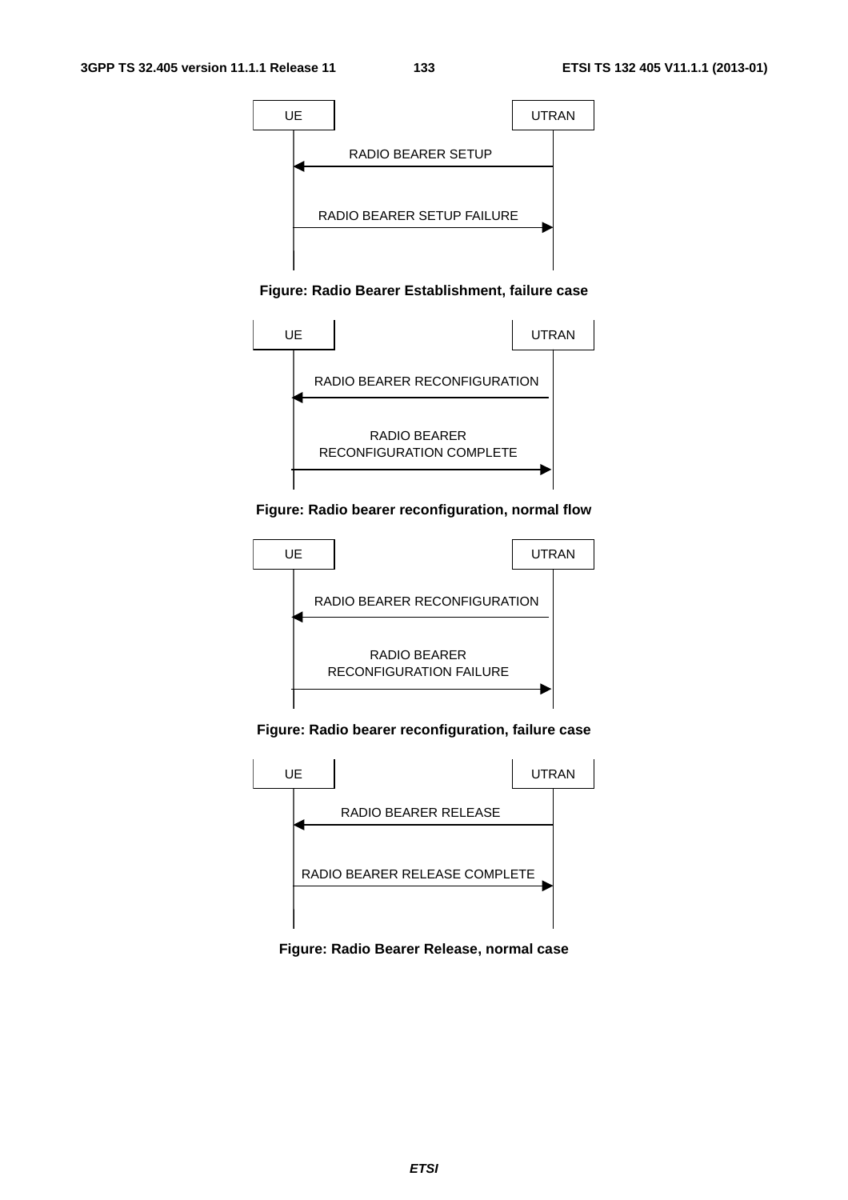UE | UTRAN

RADIO BEARER SETUP

RADIO BEARER SETUP FAILURE

**Figure: Radio Bearer Establishment, failure case**

UE | UTRAN

RADIO BEARER RECONFIGURATION

RADIO BEARER RECONFIGURATION COMPLETE

**Figure: Radio bearer reconfiguration, normal flow**

UE | UTRAN

RADIO BEARER RECONFIGURATION

RADIO BEARER RECONFIGURATION FAILURE

**Figure: Radio bearer reconfiguration, failure case**

UE | UTRAN

RADIO BEARER RELEASE

RADIO BEARER RELEASE COMPLETE

**Figure: Radio Bearer Release, normal case**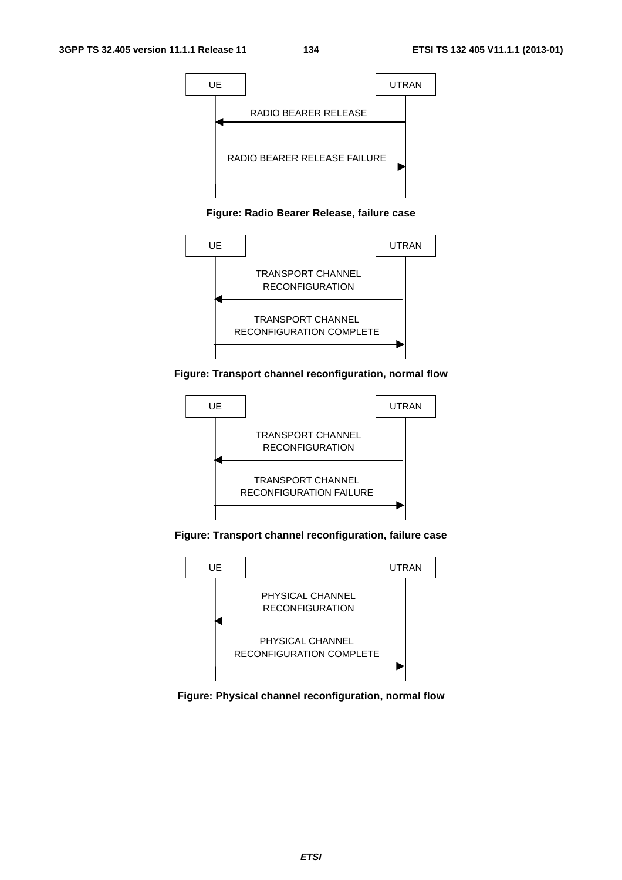UE | UTRAN

RADIO BEARER RELEASE (UTRAN → UE)

RADIO BEARER RELEASE FAILURE (UE → UTRAN)

**Figure: Radio Bearer Release, failure case**

UE | UTRAN

TRANSPORT CHANNEL RECONFIGURATION (UTRAN → UE)

TRANSPORT CHANNEL RECONFIGURATION COMPLETE (UE → UTRAN)

**Figure: Transport channel reconfiguration, normal flow**

UE | UTRAN

TRANSPORT CHANNEL RECONFIGURATION (UTRAN → UE)

TRANSPORT CHANNEL RECONFIGURATION FAILURE (UE → UTRAN)

**Figure: Transport channel reconfiguration, failure case**

UE | UTRAN

PHYSICAL CHANNEL RECONFIGURATION (UTRAN → UE)

PHYSICAL CHANNEL RECONFIGURATION COMPLETE (UE → UTRAN)

**Figure: Physical channel reconfiguration, normal flow**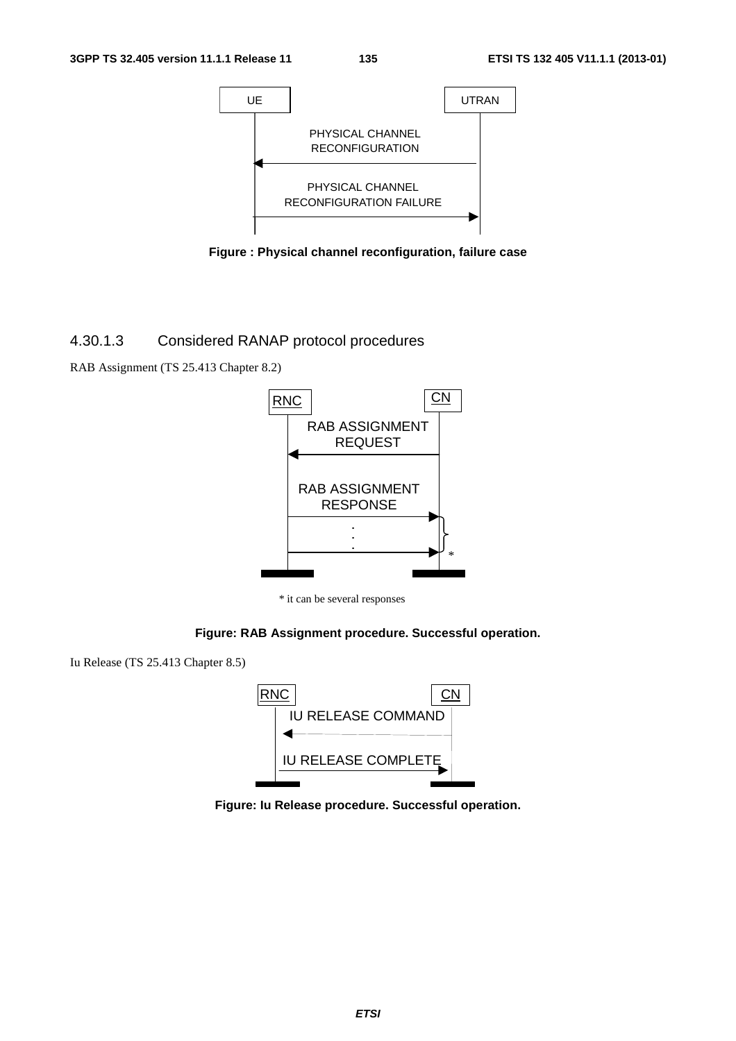UE → UTRAN sequence diagram: PHYSICAL CHANNEL RECONFIGURATION (UTRAN → UE); PHYSICAL CHANNEL RECONFIGURATION FAILURE (UE → UTRAN)

**Figure : Physical channel reconfiguration, failure case**

### 4.30.1.3 Considered RANAP protocol procedures

RAB Assignment (TS 25.413 Chapter 8.2)

RNC / CN sequence diagram: RAB ASSIGNMENT REQUEST (CN → RNC); RAB ASSIGNMENT RESPONSE (RNC → CN), repeated * 

\* it can be several responses

**Figure: RAB Assignment procedure. Successful operation.**

Iu Release (TS 25.413 Chapter 8.5)

RNC / CN sequence diagram: IU RELEASE COMMAND (CN → RNC); IU RELEASE COMPLETE (RNC → CN)

**Figure: Iu Release procedure. Successful operation.**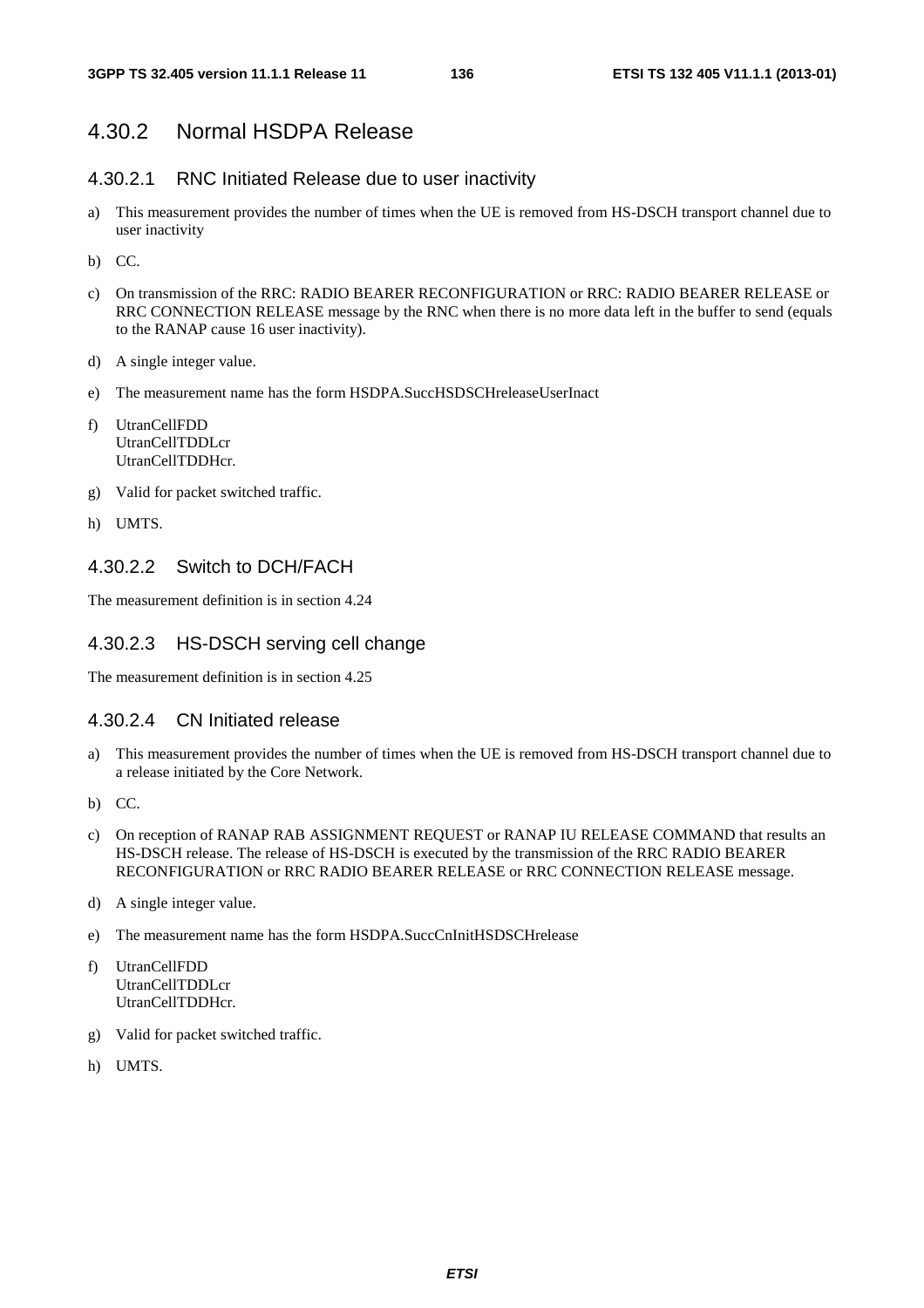## 4.30.2 Normal HSDPA Release

### 4.30.2.1 RNC Initiated Release due to user inactivity

a) This measurement provides the number of times when the UE is removed from HS-DSCH transport channel due to user inactivity

b) CC.

c) On transmission of the RRC: RADIO BEARER RECONFIGURATION or RRC: RADIO BEARER RELEASE or RRC CONNECTION RELEASE message by the RNC when there is no more data left in the buffer to send (equals to the RANAP cause 16 user inactivity).

d) A single integer value.

e) The measurement name has the form HSDPA.SuccHSDSCHreleaseUserInact

f) UtranCellFDD
UtranCellTDDLcr
UtranCellTDDHcr.

g) Valid for packet switched traffic.

h) UMTS.

### 4.30.2.2 Switch to DCH/FACH

The measurement definition is in section 4.24

### 4.30.2.3 HS-DSCH serving cell change

The measurement definition is in section 4.25

### 4.30.2.4 CN Initiated release

a) This measurement provides the number of times when the UE is removed from HS-DSCH transport channel due to a release initiated by the Core Network.

b) CC.

c) On reception of RANAP RAB ASSIGNMENT REQUEST or RANAP IU RELEASE COMMAND that results an HS-DSCH release. The release of HS-DSCH is executed by the transmission of the RRC RADIO BEARER RECONFIGURATION or RRC RADIO BEARER RELEASE or RRC CONNECTION RELEASE message.

d) A single integer value.

e) The measurement name has the form HSDPA.SuccCnInitHSDSCHrelease

f) UtranCellFDD
UtranCellTDDLcr
UtranCellTDDHcr.

g) Valid for packet switched traffic.

h) UMTS.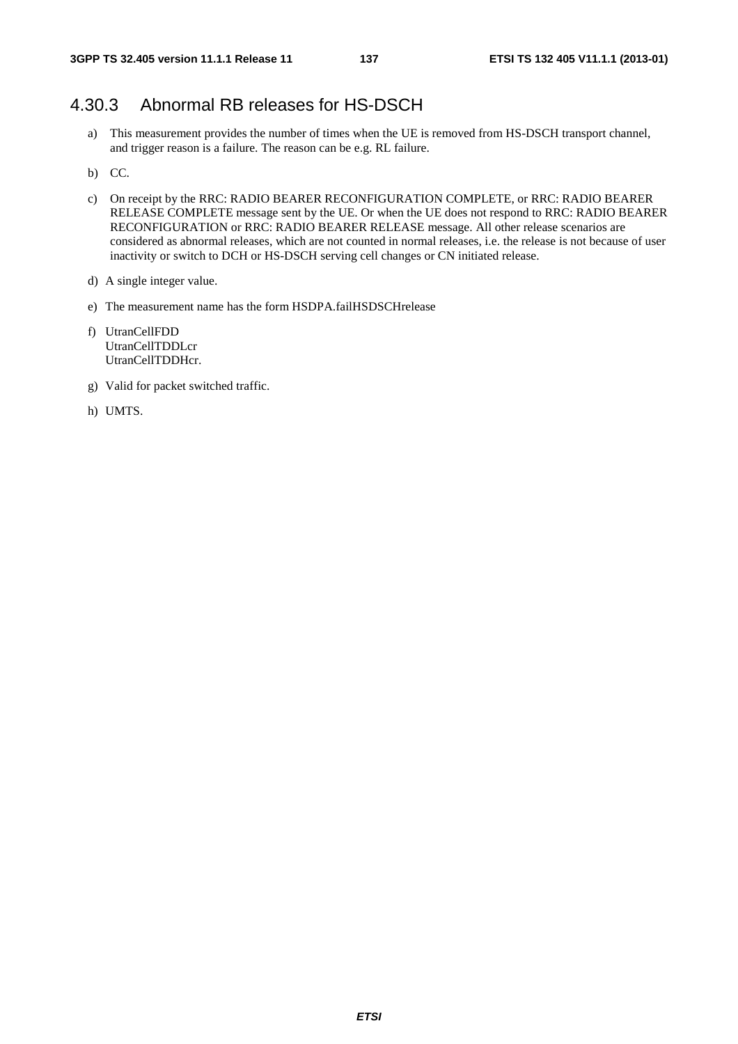### 4.30.3 Abnormal RB releases for HS-DSCH

a) This measurement provides the number of times when the UE is removed from HS-DSCH transport channel, and trigger reason is a failure. The reason can be e.g. RL failure.

b) CC.

c) On receipt by the RRC: RADIO BEARER RECONFIGURATION COMPLETE, or RRC: RADIO BEARER RELEASE COMPLETE message sent by the UE. Or when the UE does not respond to RRC: RADIO BEARER RECONFIGURATION or RRC: RADIO BEARER RELEASE message. All other release scenarios are considered as abnormal releases, which are not counted in normal releases, i.e. the release is not because of user inactivity or switch to DCH or HS-DSCH serving cell changes or CN initiated release.

d) A single integer value.

e) The measurement name has the form HSDPA.failHSDSCHrelease

f) UtranCellFDD
UtranCellTDDLcr
UtranCellTDDHcr.

g) Valid for packet switched traffic.

h) UMTS.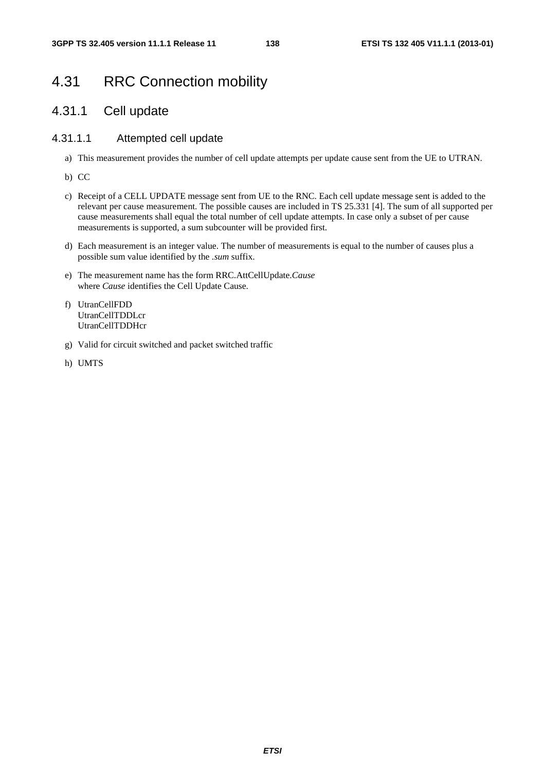# 4.31 RRC Connection mobility

## 4.31.1 Cell update

### 4.31.1.1 Attempted cell update

a) This measurement provides the number of cell update attempts per update cause sent from the UE to UTRAN.

b) CC

c) Receipt of a CELL UPDATE message sent from UE to the RNC. Each cell update message sent is added to the relevant per cause measurement. The possible causes are included in TS 25.331 [4]. The sum of all supported per cause measurements shall equal the total number of cell update attempts. In case only a subset of per cause measurements is supported, a sum subcounter will be provided first.

d) Each measurement is an integer value. The number of measurements is equal to the number of causes plus a possible sum value identified by the *.sum* suffix.

e) The measurement name has the form RRC.AttCellUpdate.*Cause*
where *Cause* identifies the Cell Update Cause.

f) UtranCellFDD
UtranCellTDDLcr
UtranCellTDDHcr

g) Valid for circuit switched and packet switched traffic

h) UMTS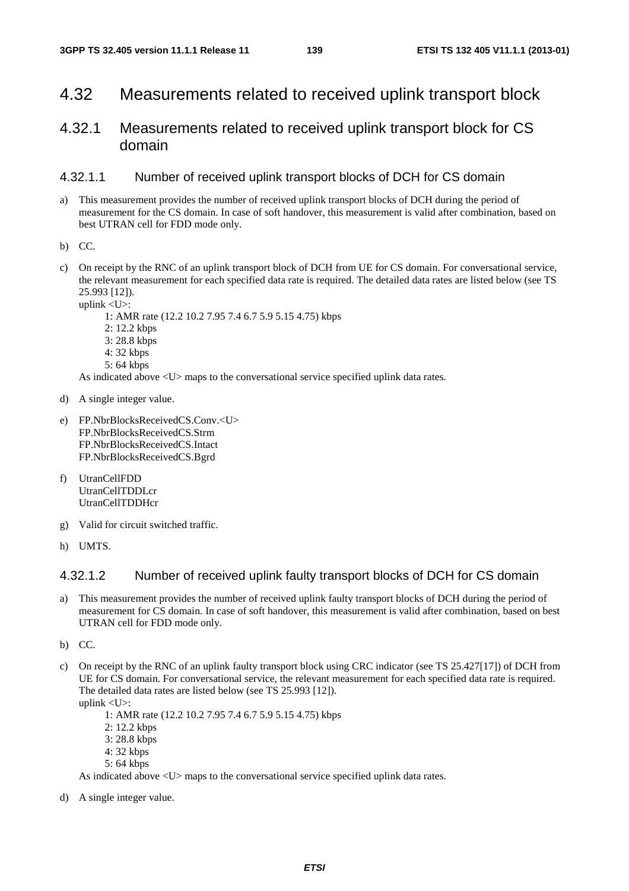# 4.32 Measurements related to received uplink transport block

## 4.32.1 Measurements related to received uplink transport block for CS domain

### 4.32.1.1 Number of received uplink transport blocks of DCH for CS domain

a) This measurement provides the number of received uplink transport blocks of DCH during the period of measurement for the CS domain. In case of soft handover, this measurement is valid after combination, based on best UTRAN cell for FDD mode only.

b) CC.

c) On receipt by the RNC of an uplink transport block of DCH from UE for CS domain. For conversational service, the relevant measurement for each specified data rate is required. The detailed data rates are listed below (see TS 25.993 [12]).
   uplink <U>:
   - 1: AMR rate (12.2 10.2 7.95 7.4 6.7 5.9 5.15 4.75) kbps
   - 2: 12.2 kbps
   - 3: 28.8 kbps
   - 4: 32 kbps
   - 5: 64 kbps

   As indicated above <U> maps to the conversational service specified uplink data rates.

d) A single integer value.

e) FP.NbrBlocksReceivedCS.Conv.<U>
   FP.NbrBlocksReceivedCS.Strm
   FP.NbrBlocksReceivedCS.Intact
   FP.NbrBlocksReceivedCS.Bgrd

f) UtranCellFDD
   UtranCellTDDLcr
   UtranCellTDDHcr

g) Valid for circuit switched traffic.

h) UMTS.

### 4.32.1.2 Number of received uplink faulty transport blocks of DCH for CS domain

a) This measurement provides the number of received uplink faulty transport blocks of DCH during the period of measurement for CS domain. In case of soft handover, this measurement is valid after combination, based on best UTRAN cell for FDD mode only.

b) CC.

c) On receipt by the RNC of an uplink faulty transport block using CRC indicator (see TS 25.427[17]) of DCH from UE for CS domain. For conversational service, the relevant measurement for each specified data rate is required. The detailed data rates are listed below (see TS 25.993 [12]).
   uplink <U>:
   - 1: AMR rate (12.2 10.2 7.95 7.4 6.7 5.9 5.15 4.75) kbps
   - 2: 12.2 kbps
   - 3: 28.8 kbps
   - 4: 32 kbps
   - 5: 64 kbps

   As indicated above <U> maps to the conversational service specified uplink data rates.

d) A single integer value.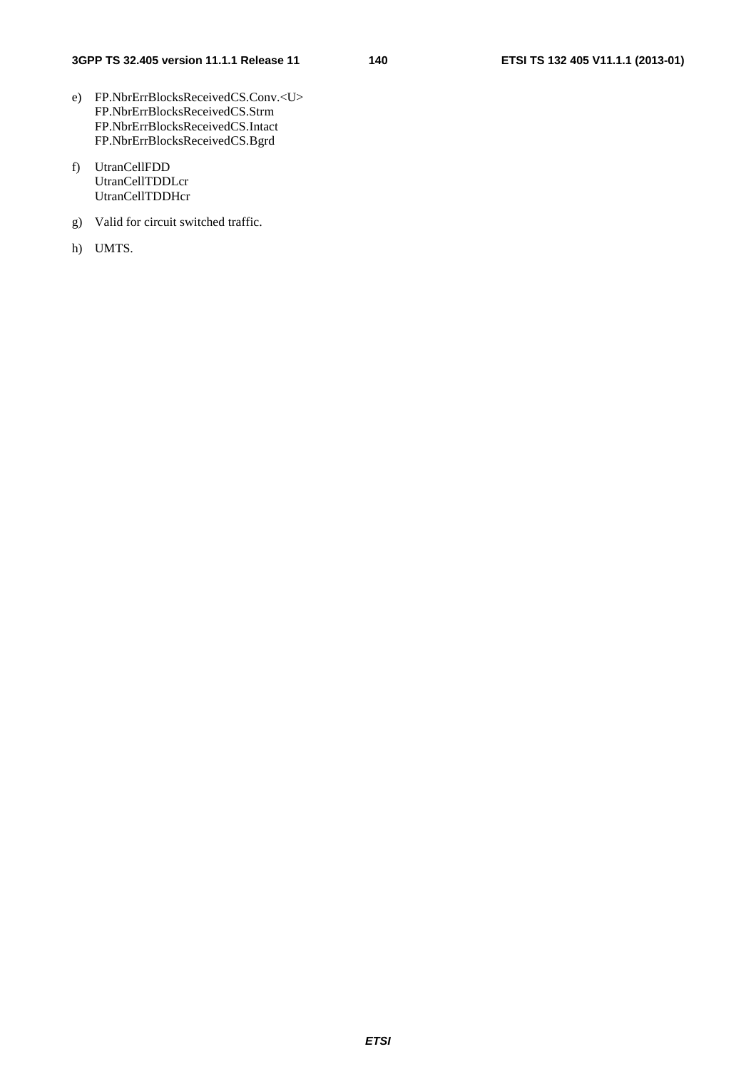e) FP.NbrErrBlocksReceivedCS.Conv.<U>
   FP.NbrErrBlocksReceivedCS.Strm
   FP.NbrErrBlocksReceivedCS.Intact
   FP.NbrErrBlocksReceivedCS.Bgrd

f) UtranCellFDD
   UtranCellTDDLcr
   UtranCellTDDHcr

g) Valid for circuit switched traffic.

h) UMTS.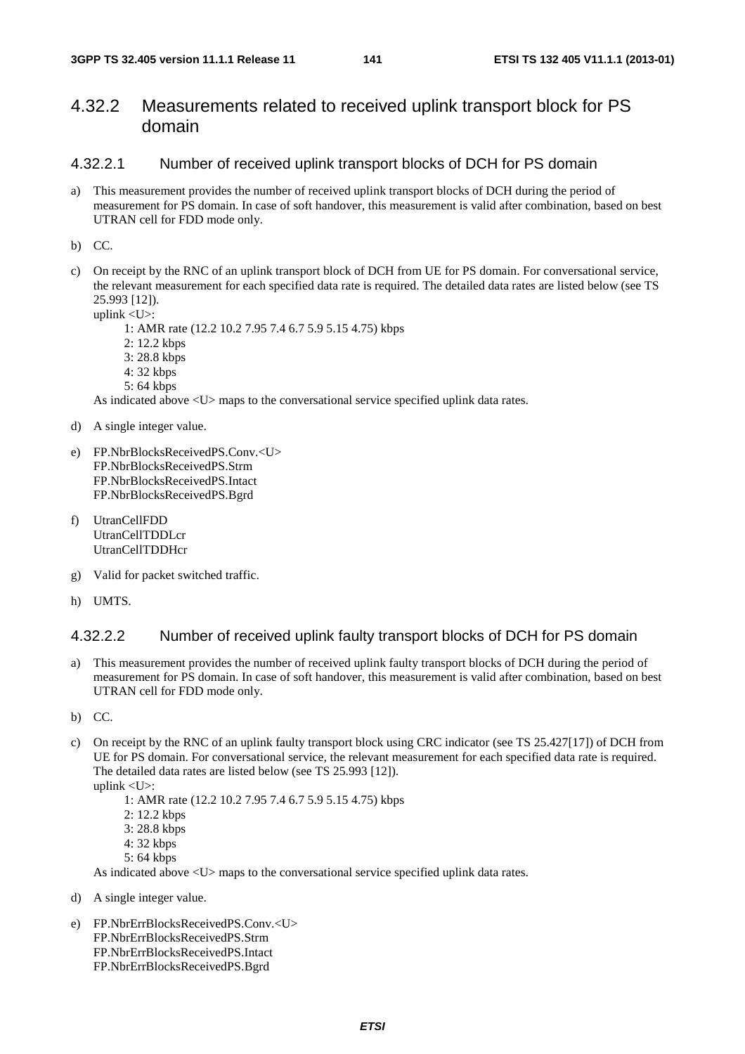## 4.32.2 Measurements related to received uplink transport block for PS domain

### 4.32.2.1 Number of received uplink transport blocks of DCH for PS domain

a) This measurement provides the number of received uplink transport blocks of DCH during the period of measurement for PS domain. In case of soft handover, this measurement is valid after combination, based on best UTRAN cell for FDD mode only.

b) CC.

c) On receipt by the RNC of an uplink transport block of DCH from UE for PS domain. For conversational service, the relevant measurement for each specified data rate is required. The detailed data rates are listed below (see TS 25.993 [12]).
uplink <U>:
    1: AMR rate (12.2 10.2 7.95 7.4 6.7 5.9 5.15 4.75) kbps
    2: 12.2 kbps
    3: 28.8 kbps
    4: 32 kbps
    5: 64 kbps
As indicated above <U> maps to the conversational service specified uplink data rates.

d) A single integer value.

e) FP.NbrBlocksReceivedPS.Conv.<U>
FP.NbrBlocksReceivedPS.Strm
FP.NbrBlocksReceivedPS.Intact
FP.NbrBlocksReceivedPS.Bgrd

f) UtranCellFDD
UtranCellTDDLcr
UtranCellTDDHcr

g) Valid for packet switched traffic.

h) UMTS.

### 4.32.2.2 Number of received uplink faulty transport blocks of DCH for PS domain

a) This measurement provides the number of received uplink faulty transport blocks of DCH during the period of measurement for PS domain. In case of soft handover, this measurement is valid after combination, based on best UTRAN cell for FDD mode only.

b) CC.

c) On receipt by the RNC of an uplink faulty transport block using CRC indicator (see TS 25.427[17]) of DCH from UE for PS domain. For conversational service, the relevant measurement for each specified data rate is required. The detailed data rates are listed below (see TS 25.993 [12]).
uplink <U>:
    1: AMR rate (12.2 10.2 7.95 7.4 6.7 5.9 5.15 4.75) kbps
    2: 12.2 kbps
    3: 28.8 kbps
    4: 32 kbps
    5: 64 kbps
As indicated above <U> maps to the conversational service specified uplink data rates.

d) A single integer value.

e) FP.NbrErrBlocksReceivedPS.Conv.<U>
FP.NbrErrBlocksReceivedPS.Strm
FP.NbrErrBlocksReceivedPS.Intact
FP.NbrErrBlocksReceivedPS.Bgrd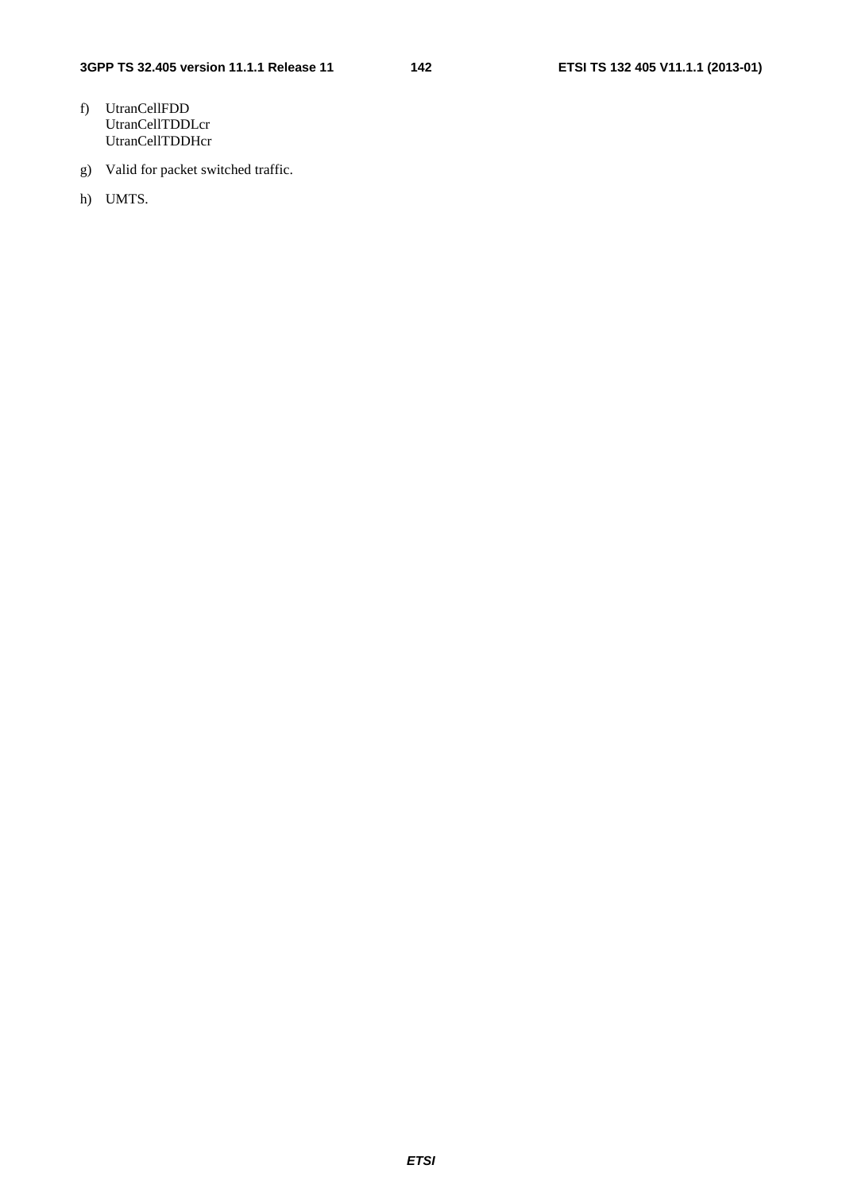f) UtranCellFDD
   UtranCellTDDLcr
   UtranCellTDDHcr

g) Valid for packet switched traffic.

h) UMTS.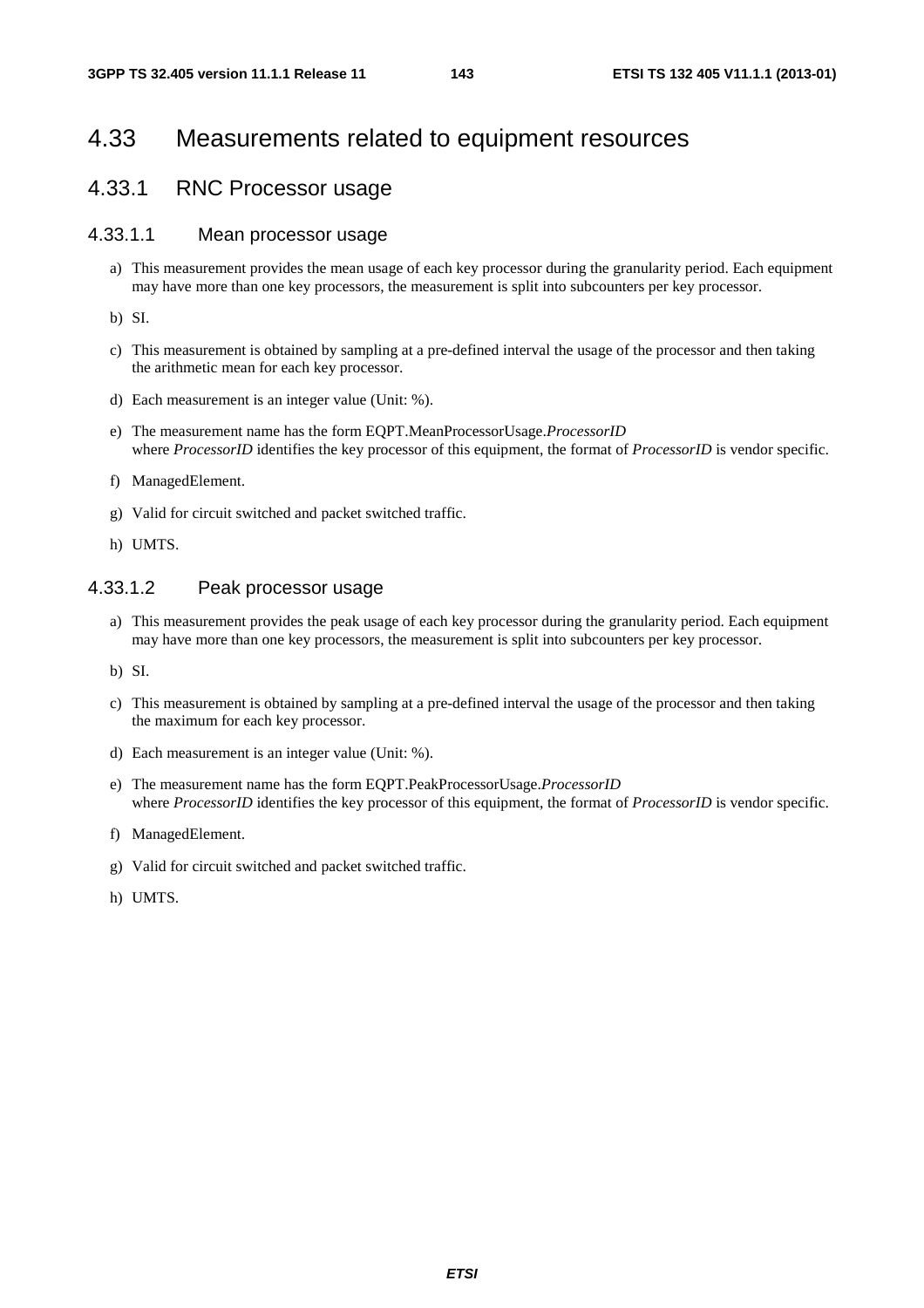# 4.33 Measurements related to equipment resources

## 4.33.1 RNC Processor usage

### 4.33.1.1 Mean processor usage

a) This measurement provides the mean usage of each key processor during the granularity period. Each equipment may have more than one key processors, the measurement is split into subcounters per key processor.

b) SI.

c) This measurement is obtained by sampling at a pre-defined interval the usage of the processor and then taking the arithmetic mean for each key processor.

d) Each measurement is an integer value (Unit: %).

e) The measurement name has the form EQPT.MeanProcessorUsage.*ProcessorID*
where *ProcessorID* identifies the key processor of this equipment, the format of *ProcessorID* is vendor specific.

f) ManagedElement.

g) Valid for circuit switched and packet switched traffic.

h) UMTS.

### 4.33.1.2 Peak processor usage

a) This measurement provides the peak usage of each key processor during the granularity period. Each equipment may have more than one key processors, the measurement is split into subcounters per key processor.

b) SI.

c) This measurement is obtained by sampling at a pre-defined interval the usage of the processor and then taking the maximum for each key processor.

d) Each measurement is an integer value (Unit: %).

e) The measurement name has the form EQPT.PeakProcessorUsage.*ProcessorID*
where *ProcessorID* identifies the key processor of this equipment, the format of *ProcessorID* is vendor specific.

f) ManagedElement.

g) Valid for circuit switched and packet switched traffic.

h) UMTS.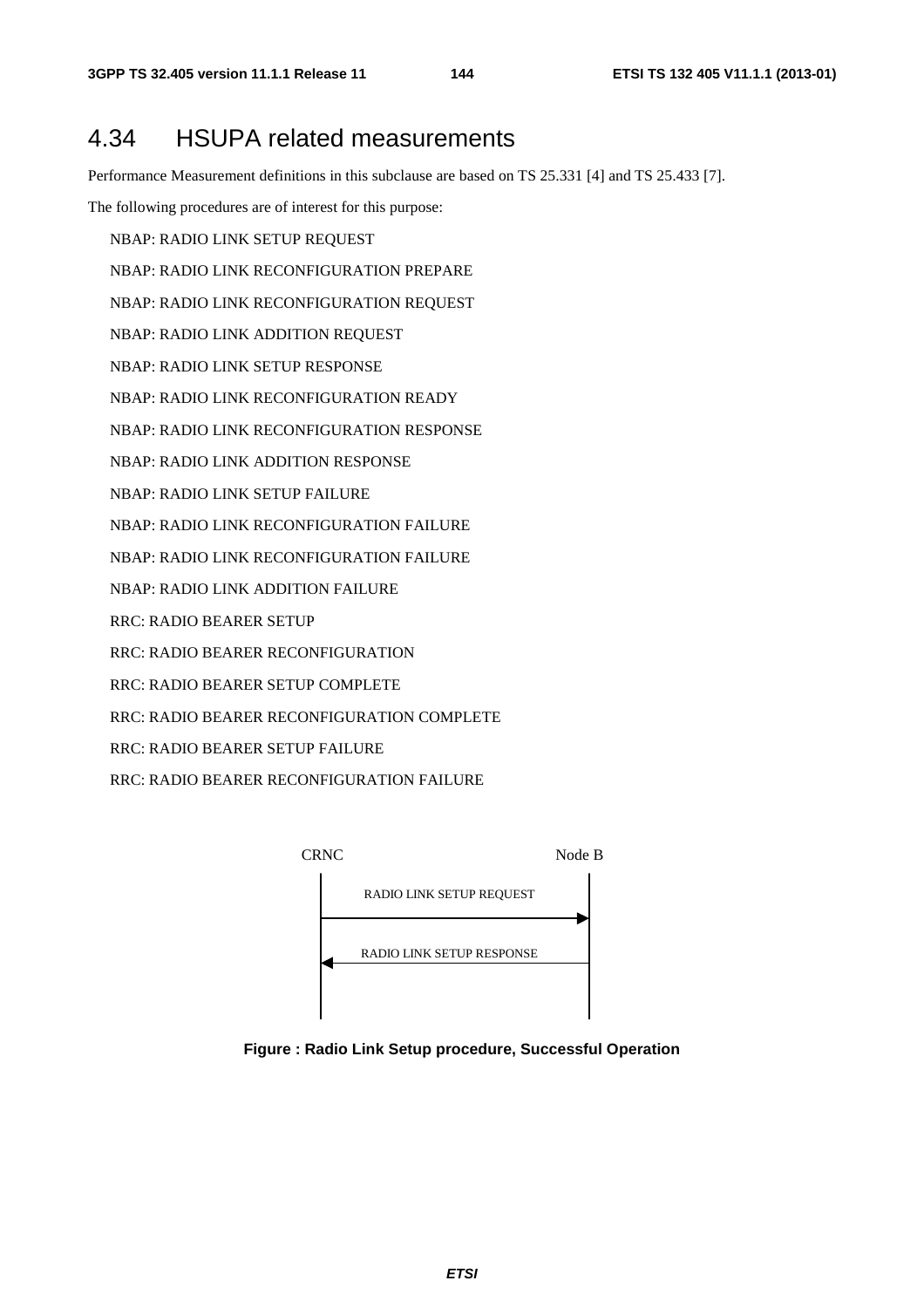## 4.34 HSUPA related measurements

Performance Measurement definitions in this subclause are based on TS 25.331 [4] and TS 25.433 [7].

The following procedures are of interest for this purpose:

NBAP: RADIO LINK SETUP REQUEST

NBAP: RADIO LINK RECONFIGURATION PREPARE

NBAP: RADIO LINK RECONFIGURATION REQUEST

NBAP: RADIO LINK ADDITION REQUEST

NBAP: RADIO LINK SETUP RESPONSE

NBAP: RADIO LINK RECONFIGURATION READY

NBAP: RADIO LINK RECONFIGURATION RESPONSE

NBAP: RADIO LINK ADDITION RESPONSE

NBAP: RADIO LINK SETUP FAILURE

NBAP: RADIO LINK RECONFIGURATION FAILURE

NBAP: RADIO LINK RECONFIGURATION FAILURE

NBAP: RADIO LINK ADDITION FAILURE

RRC: RADIO BEARER SETUP

RRC: RADIO BEARER RECONFIGURATION

RRC: RADIO BEARER SETUP COMPLETE

RRC: RADIO BEARER RECONFIGURATION COMPLETE

RRC: RADIO BEARER SETUP FAILURE

RRC: RADIO BEARER RECONFIGURATION FAILURE

CRNC Node B

RADIO LINK SETUP REQUEST

RADIO LINK SETUP RESPONSE

**Figure : Radio Link Setup procedure, Successful Operation**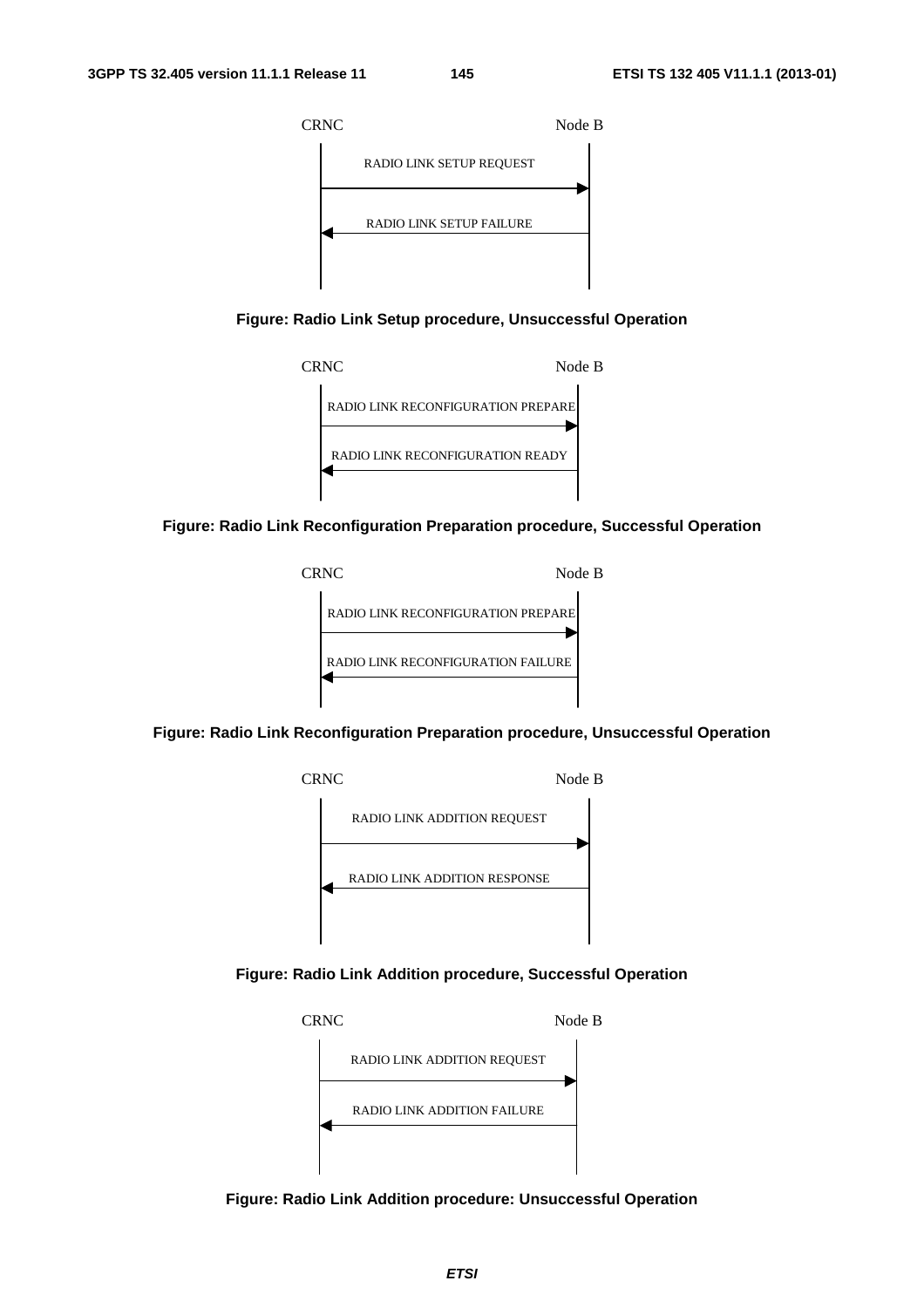CRNC Node B

RADIO LINK SETUP REQUEST

RADIO LINK SETUP FAILURE

**Figure: Radio Link Setup procedure, Unsuccessful Operation**

CRNC Node B

RADIO LINK RECONFIGURATION PREPARE

RADIO LINK RECONFIGURATION READY

**Figure: Radio Link Reconfiguration Preparation procedure, Successful Operation**

CRNC Node B

RADIO LINK RECONFIGURATION PREPARE

RADIO LINK RECONFIGURATION FAILURE

**Figure: Radio Link Reconfiguration Preparation procedure, Unsuccessful Operation**

CRNC Node B

RADIO LINK ADDITION REQUEST

RADIO LINK ADDITION RESPONSE

**Figure: Radio Link Addition procedure, Successful Operation**

CRNC Node B

RADIO LINK ADDITION REQUEST

RADIO LINK ADDITION FAILURE

**Figure: Radio Link Addition procedure: Unsuccessful Operation**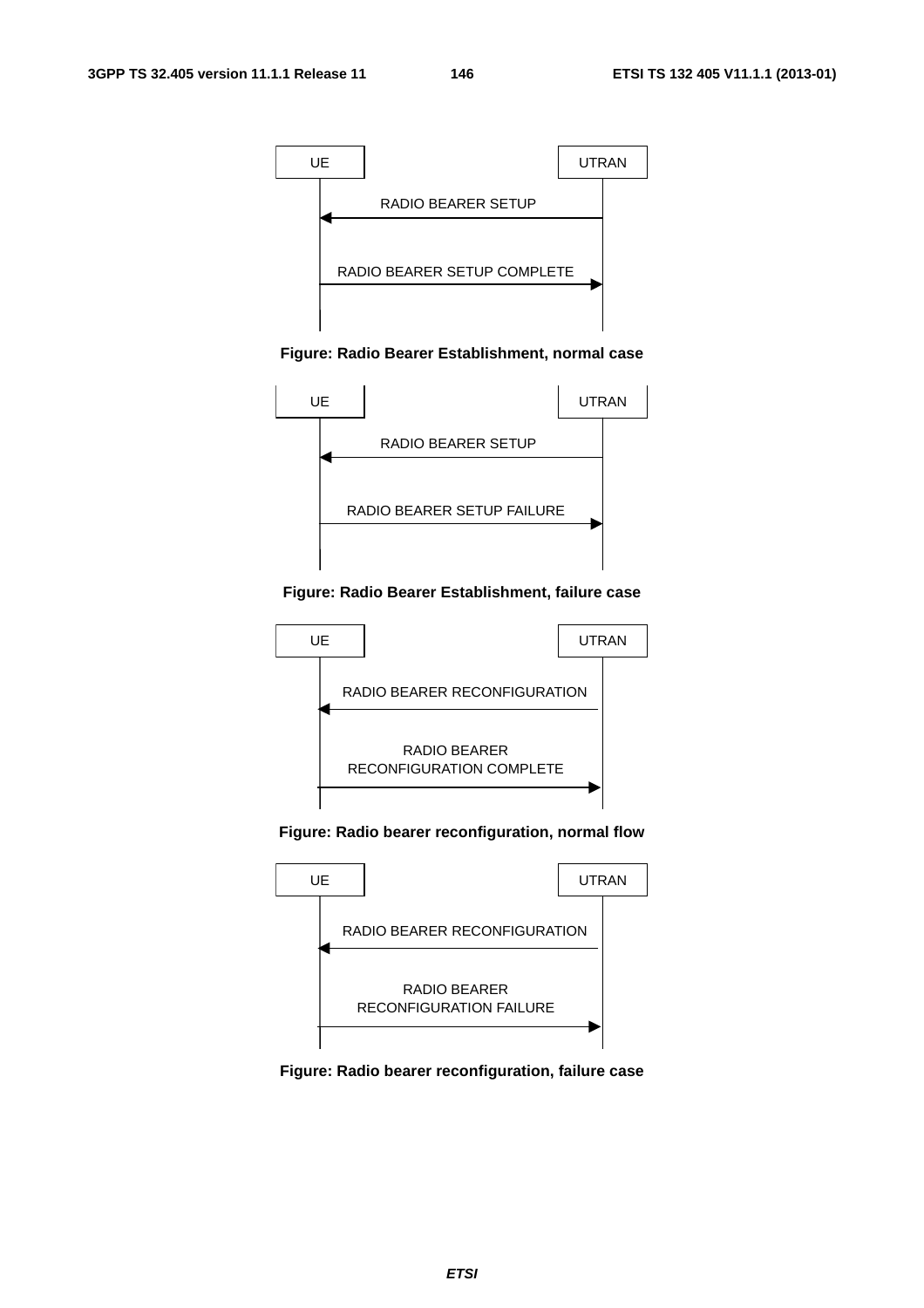UE | UTRAN

RADIO BEARER SETUP (UTRAN → UE)

RADIO BEARER SETUP COMPLETE (UE → UTRAN)

**Figure: Radio Bearer Establishment, normal case**

UE | UTRAN

RADIO BEARER SETUP (UTRAN → UE)

RADIO BEARER SETUP FAILURE (UE → UTRAN)

**Figure: Radio Bearer Establishment, failure case**

UE | UTRAN

RADIO BEARER RECONFIGURATION (UTRAN → UE)

RADIO BEARER RECONFIGURATION COMPLETE (UE → UTRAN)

**Figure: Radio bearer reconfiguration, normal flow**

UE | UTRAN

RADIO BEARER RECONFIGURATION (UTRAN → UE)

RADIO BEARER RECONFIGURATION FAILURE (UE → UTRAN)

**Figure: Radio bearer reconfiguration, failure case**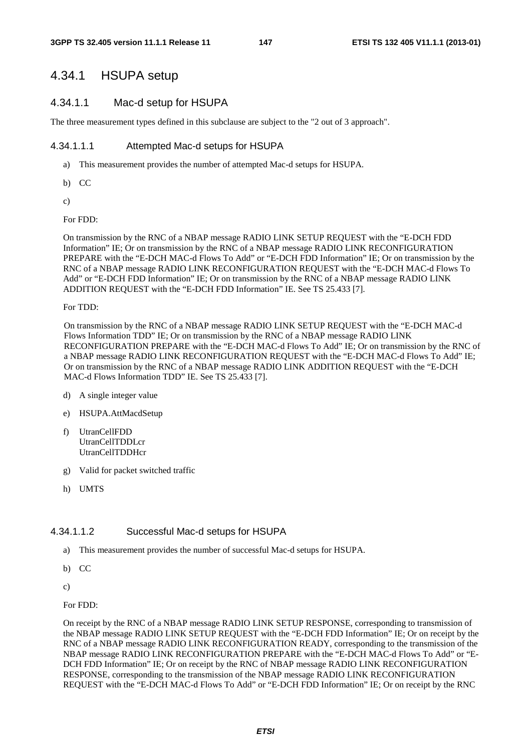## 4.34.1 HSUPA setup

### 4.34.1.1 Mac-d setup for HSUPA

The three measurement types defined in this subclause are subject to the "2 out of 3 approach".

#### 4.34.1.1.1 Attempted Mac-d setups for HSUPA

a) This measurement provides the number of attempted Mac-d setups for HSUPA.

b) CC

c)

For FDD:

On transmission by the RNC of a NBAP message RADIO LINK SETUP REQUEST with the "E-DCH FDD Information" IE; Or on transmission by the RNC of a NBAP message RADIO LINK RECONFIGURATION PREPARE with the "E-DCH MAC-d Flows To Add" or "E-DCH FDD Information" IE; Or on transmission by the RNC of a NBAP message RADIO LINK RECONFIGURATION REQUEST with the "E-DCH MAC-d Flows To Add" or "E-DCH FDD Information" IE; Or on transmission by the RNC of a NBAP message RADIO LINK ADDITION REQUEST with the "E-DCH FDD Information" IE. See TS 25.433 [7].

For TDD:

On transmission by the RNC of a NBAP message RADIO LINK SETUP REQUEST with the "E-DCH MAC-d Flows Information TDD" IE; Or on transmission by the RNC of a NBAP message RADIO LINK RECONFIGURATION PREPARE with the "E-DCH MAC-d Flows To Add" IE; Or on transmission by the RNC of a NBAP message RADIO LINK RECONFIGURATION REQUEST with the "E-DCH MAC-d Flows To Add" IE; Or on transmission by the RNC of a NBAP message RADIO LINK ADDITION REQUEST with the "E-DCH MAC-d Flows Information TDD" IE. See TS 25.433 [7].

d) A single integer value

e) HSUPA.AttMacdSetup

f) UtranCellFDD
UtranCellTDDLcr
UtranCellTDDHcr

g) Valid for packet switched traffic

h) UMTS

#### 4.34.1.1.2 Successful Mac-d setups for HSUPA

a) This measurement provides the number of successful Mac-d setups for HSUPA.

b) CC

c)

For FDD:

On receipt by the RNC of a NBAP message RADIO LINK SETUP RESPONSE, corresponding to transmission of the NBAP message RADIO LINK SETUP REQUEST with the "E-DCH FDD Information" IE; Or on receipt by the RNC of a NBAP message RADIO LINK RECONFIGURATION READY, corresponding to the transmission of the NBAP message RADIO LINK RECONFIGURATION PREPARE with the "E-DCH MAC-d Flows To Add" or "E-DCH FDD Information" IE; Or on receipt by the RNC of NBAP message RADIO LINK RECONFIGURATION RESPONSE, corresponding to the transmission of the NBAP message RADIO LINK RECONFIGURATION REQUEST with the "E-DCH MAC-d Flows To Add" or "E-DCH FDD Information" IE; Or on receipt by the RNC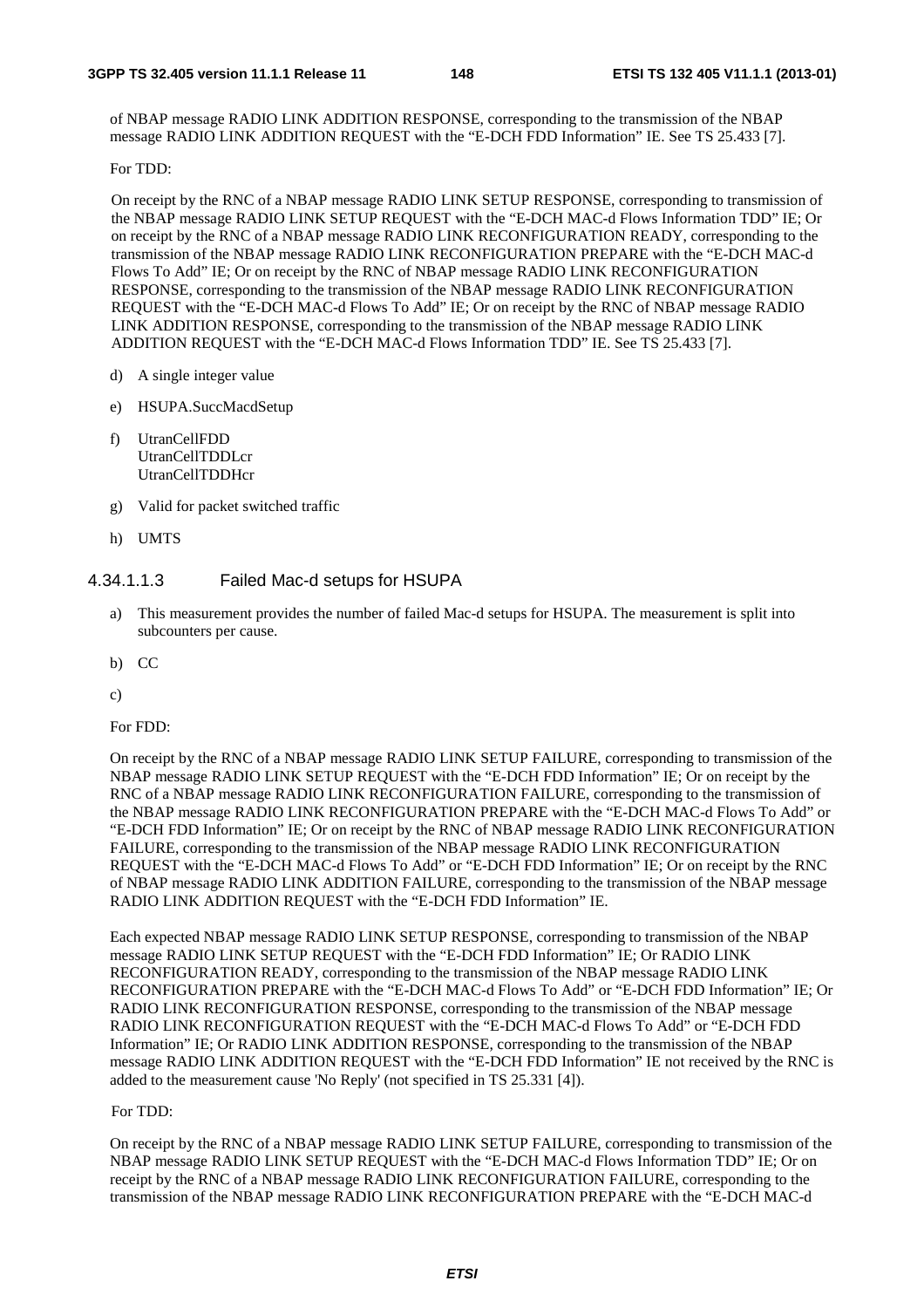of NBAP message RADIO LINK ADDITION RESPONSE, corresponding to the transmission of the NBAP message RADIO LINK ADDITION REQUEST with the "E-DCH FDD Information" IE. See TS 25.433 [7].

For TDD:

On receipt by the RNC of a NBAP message RADIO LINK SETUP RESPONSE, corresponding to transmission of the NBAP message RADIO LINK SETUP REQUEST with the "E-DCH MAC-d Flows Information TDD" IE; Or on receipt by the RNC of a NBAP message RADIO LINK RECONFIGURATION READY, corresponding to the transmission of the NBAP message RADIO LINK RECONFIGURATION PREPARE with the "E-DCH MAC-d Flows To Add" IE; Or on receipt by the RNC of NBAP message RADIO LINK RECONFIGURATION RESPONSE, corresponding to the transmission of the NBAP message RADIO LINK RECONFIGURATION REQUEST with the "E-DCH MAC-d Flows To Add" IE; Or on receipt by the RNC of NBAP message RADIO LINK ADDITION RESPONSE, corresponding to the transmission of the NBAP message RADIO LINK ADDITION REQUEST with the "E-DCH MAC-d Flows Information TDD" IE. See TS 25.433 [7].

d) A single integer value

e) HSUPA.SuccMacdSetup

f) UtranCellFDD
UtranCellTDDLcr
UtranCellTDDHcr

g) Valid for packet switched traffic

h) UMTS

#### 4.34.1.1.3 Failed Mac-d setups for HSUPA

a) This measurement provides the number of failed Mac-d setups for HSUPA. The measurement is split into subcounters per cause.

b) CC

c)

For FDD:

On receipt by the RNC of a NBAP message RADIO LINK SETUP FAILURE, corresponding to transmission of the NBAP message RADIO LINK SETUP REQUEST with the "E-DCH FDD Information" IE; Or on receipt by the RNC of a NBAP message RADIO LINK RECONFIGURATION FAILURE, corresponding to the transmission of the NBAP message RADIO LINK RECONFIGURATION PREPARE with the "E-DCH MAC-d Flows To Add" or "E-DCH FDD Information" IE; Or on receipt by the RNC of NBAP message RADIO LINK RECONFIGURATION FAILURE, corresponding to the transmission of the NBAP message RADIO LINK RECONFIGURATION REQUEST with the "E-DCH MAC-d Flows To Add" or "E-DCH FDD Information" IE; Or on receipt by the RNC of NBAP message RADIO LINK ADDITION FAILURE, corresponding to the transmission of the NBAP message RADIO LINK ADDITION REQUEST with the "E-DCH FDD Information" IE.

Each expected NBAP message RADIO LINK SETUP RESPONSE, corresponding to transmission of the NBAP message RADIO LINK SETUP REQUEST with the "E-DCH FDD Information" IE; Or RADIO LINK RECONFIGURATION READY, corresponding to the transmission of the NBAP message RADIO LINK RECONFIGURATION PREPARE with the "E-DCH MAC-d Flows To Add" or "E-DCH FDD Information" IE; Or RADIO LINK RECONFIGURATION RESPONSE, corresponding to the transmission of the NBAP message RADIO LINK RECONFIGURATION REQUEST with the "E-DCH MAC-d Flows To Add" or "E-DCH FDD Information" IE; Or RADIO LINK ADDITION RESPONSE, corresponding to the transmission of the NBAP message RADIO LINK ADDITION REQUEST with the "E-DCH FDD Information" IE not received by the RNC is added to the measurement cause 'No Reply' (not specified in TS 25.331 [4]).

For TDD:

On receipt by the RNC of a NBAP message RADIO LINK SETUP FAILURE, corresponding to transmission of the NBAP message RADIO LINK SETUP REQUEST with the "E-DCH MAC-d Flows Information TDD" IE; Or on receipt by the RNC of a NBAP message RADIO LINK RECONFIGURATION FAILURE, corresponding to the transmission of the NBAP message RADIO LINK RECONFIGURATION PREPARE with the "E-DCH MAC-d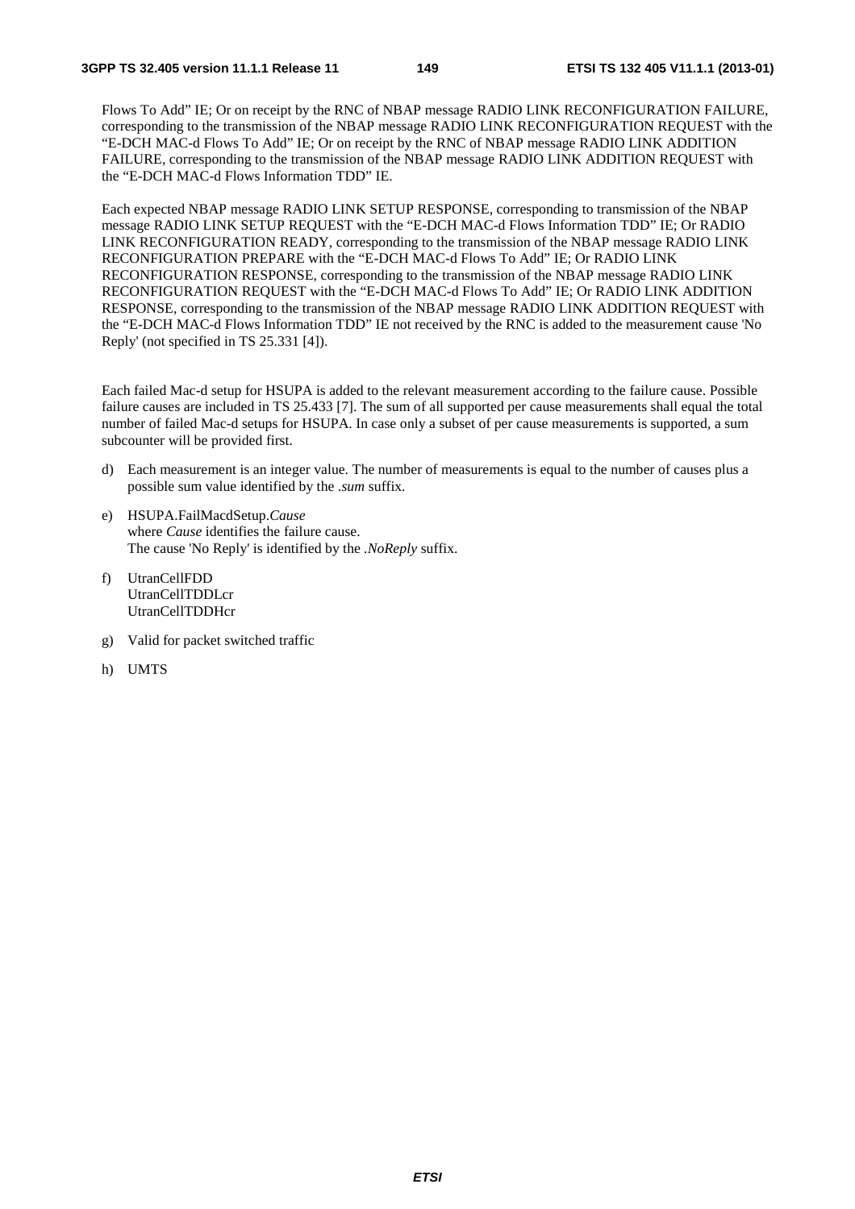Flows To Add" IE; Or on receipt by the RNC of NBAP message RADIO LINK RECONFIGURATION FAILURE, corresponding to the transmission of the NBAP message RADIO LINK RECONFIGURATION REQUEST with the "E-DCH MAC-d Flows To Add" IE; Or on receipt by the RNC of NBAP message RADIO LINK ADDITION FAILURE, corresponding to the transmission of the NBAP message RADIO LINK ADDITION REQUEST with the "E-DCH MAC-d Flows Information TDD" IE.

Each expected NBAP message RADIO LINK SETUP RESPONSE, corresponding to transmission of the NBAP message RADIO LINK SETUP REQUEST with the "E-DCH MAC-d Flows Information TDD" IE; Or RADIO LINK RECONFIGURATION READY, corresponding to the transmission of the NBAP message RADIO LINK RECONFIGURATION PREPARE with the "E-DCH MAC-d Flows To Add" IE; Or RADIO LINK RECONFIGURATION RESPONSE, corresponding to the transmission of the NBAP message RADIO LINK RECONFIGURATION REQUEST with the "E-DCH MAC-d Flows To Add" IE; Or RADIO LINK ADDITION RESPONSE, corresponding to the transmission of the NBAP message RADIO LINK ADDITION REQUEST with the "E-DCH MAC-d Flows Information TDD" IE not received by the RNC is added to the measurement cause 'No Reply' (not specified in TS 25.331 [4]).

Each failed Mac-d setup for HSUPA is added to the relevant measurement according to the failure cause. Possible failure causes are included in TS 25.433 [7]. The sum of all supported per cause measurements shall equal the total number of failed Mac-d setups for HSUPA. In case only a subset of per cause measurements is supported, a sum subcounter will be provided first.

d) Each measurement is an integer value. The number of measurements is equal to the number of causes plus a possible sum value identified by the *.sum* suffix.

e) HSUPA.FailMacdSetup.*Cause*
   where *Cause* identifies the failure cause.
   The cause 'No Reply' is identified by the *.NoReply* suffix.

f) UtranCellFDD
   UtranCellTDDLcr
   UtranCellTDDHcr

g) Valid for packet switched traffic

h) UMTS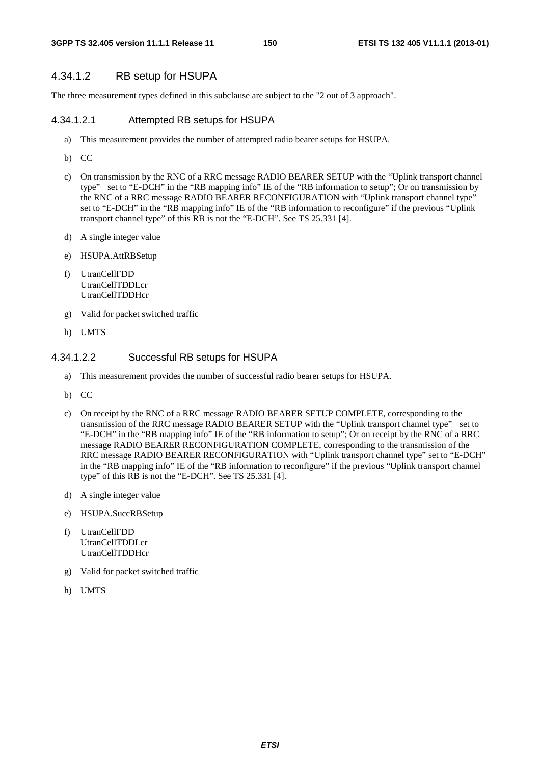### 4.34.1.2 RB setup for HSUPA

The three measurement types defined in this subclause are subject to the "2 out of 3 approach".

#### 4.34.1.2.1 Attempted RB setups for HSUPA

a) This measurement provides the number of attempted radio bearer setups for HSUPA.

b) CC

c) On transmission by the RNC of a RRC message RADIO BEARER SETUP with the "Uplink transport channel type" set to "E-DCH" in the "RB mapping info" IE of the "RB information to setup"; Or on transmission by the RNC of a RRC message RADIO BEARER RECONFIGURATION with "Uplink transport channel type" set to "E-DCH" in the "RB mapping info" IE of the "RB information to reconfigure" if the previous "Uplink transport channel type" of this RB is not the "E-DCH". See TS 25.331 [4].

d) A single integer value

e) HSUPA.AttRBSetup

f) UtranCellFDD
UtranCellTDDLcr
UtranCellTDDHcr

g) Valid for packet switched traffic

h) UMTS

#### 4.34.1.2.2 Successful RB setups for HSUPA

a) This measurement provides the number of successful radio bearer setups for HSUPA.

b) CC

c) On receipt by the RNC of a RRC message RADIO BEARER SETUP COMPLETE, corresponding to the transmission of the RRC message RADIO BEARER SETUP with the "Uplink transport channel type" set to "E-DCH" in the "RB mapping info" IE of the "RB information to setup"; Or on receipt by the RNC of a RRC message RADIO BEARER RECONFIGURATION COMPLETE, corresponding to the transmission of the RRC message RADIO BEARER RECONFIGURATION with "Uplink transport channel type" set to "E-DCH" in the "RB mapping info" IE of the "RB information to reconfigure" if the previous "Uplink transport channel type" of this RB is not the "E-DCH". See TS 25.331 [4].

d) A single integer value

e) HSUPA.SuccRBSetup

f) UtranCellFDD
UtranCellTDDLcr
UtranCellTDDHcr

g) Valid for packet switched traffic

h) UMTS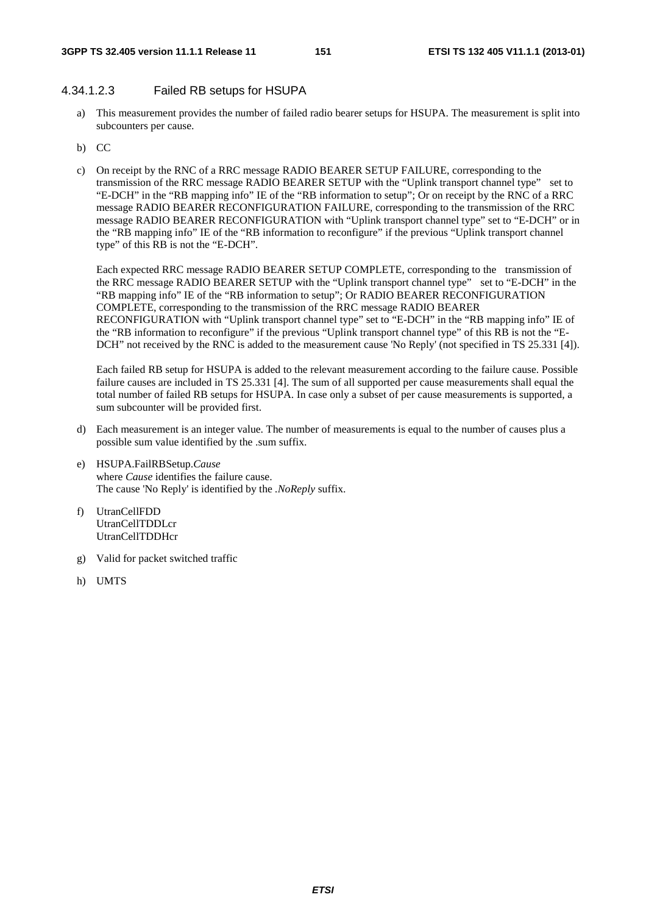#### 4.34.1.2.3 Failed RB setups for HSUPA

a) This measurement provides the number of failed radio bearer setups for HSUPA. The measurement is split into subcounters per cause.

b) CC

c) On receipt by the RNC of a RRC message RADIO BEARER SETUP FAILURE, corresponding to the transmission of the RRC message RADIO BEARER SETUP with the "Uplink transport channel type" set to "E-DCH" in the "RB mapping info" IE of the "RB information to setup"; Or on receipt by the RNC of a RRC message RADIO BEARER RECONFIGURATION FAILURE, corresponding to the transmission of the RRC message RADIO BEARER RECONFIGURATION with "Uplink transport channel type" set to "E-DCH" or in the "RB mapping info" IE of the "RB information to reconfigure" if the previous "Uplink transport channel type" of this RB is not the "E-DCH".

   Each expected RRC message RADIO BEARER SETUP COMPLETE, corresponding to the transmission of the RRC message RADIO BEARER SETUP with the "Uplink transport channel type" set to "E-DCH" in the "RB mapping info" IE of the "RB information to setup"; Or RADIO BEARER RECONFIGURATION COMPLETE, corresponding to the transmission of the RRC message RADIO BEARER RECONFIGURATION with "Uplink transport channel type" set to "E-DCH" in the "RB mapping info" IE of the "RB information to reconfigure" if the previous "Uplink transport channel type" of this RB is not the "E-DCH" not received by the RNC is added to the measurement cause 'No Reply' (not specified in TS 25.331 [4]).

   Each failed RB setup for HSUPA is added to the relevant measurement according to the failure cause. Possible failure causes are included in TS 25.331 [4]. The sum of all supported per cause measurements shall equal the total number of failed RB setups for HSUPA. In case only a subset of per cause measurements is supported, a sum subcounter will be provided first.

d) Each measurement is an integer value. The number of measurements is equal to the number of causes plus a possible sum value identified by the .sum suffix.

e) HSUPA.FailRBSetup.*Cause*
   where *Cause* identifies the failure cause.
   The cause 'No Reply' is identified by the *.NoReply* suffix.

f) UtranCellFDD
   UtranCellTDDLcr
   UtranCellTDDHcr

g) Valid for packet switched traffic

h) UMTS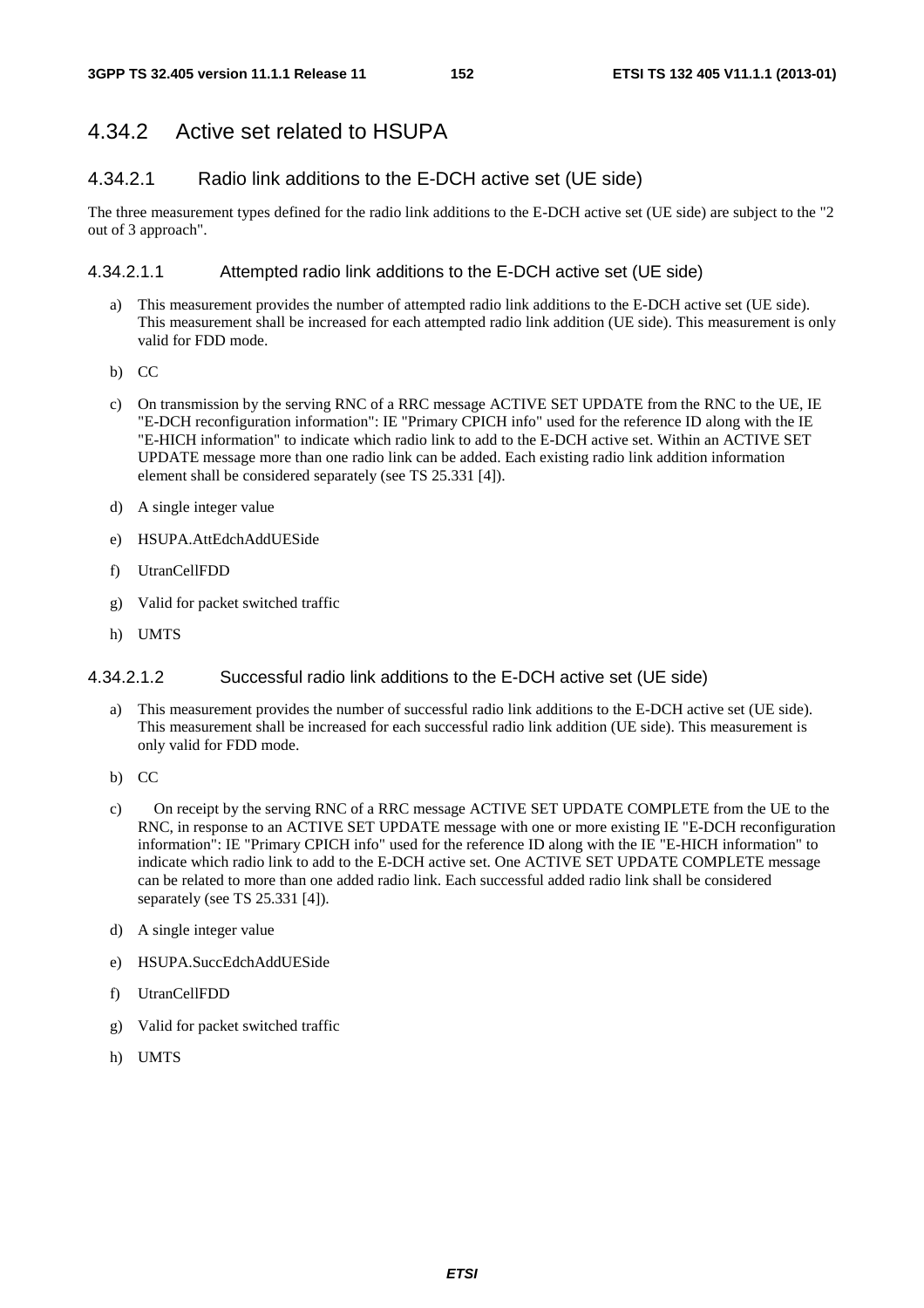### 4.34.2 Active set related to HSUPA

#### 4.34.2.1 Radio link additions to the E-DCH active set (UE side)

The three measurement types defined for the radio link additions to the E-DCH active set (UE side) are subject to the "2 out of 3 approach".

##### 4.34.2.1.1 Attempted radio link additions to the E-DCH active set (UE side)

a) This measurement provides the number of attempted radio link additions to the E-DCH active set (UE side). This measurement shall be increased for each attempted radio link addition (UE side). This measurement is only valid for FDD mode.

b) CC

c) On transmission by the serving RNC of a RRC message ACTIVE SET UPDATE from the RNC to the UE, IE "E-DCH reconfiguration information": IE "Primary CPICH info" used for the reference ID along with the IE "E-HICH information" to indicate which radio link to add to the E-DCH active set. Within an ACTIVE SET UPDATE message more than one radio link can be added. Each existing radio link addition information element shall be considered separately (see TS 25.331 [4]).

d) A single integer value

e) HSUPA.AttEdchAddUESide

f) UtranCellFDD

g) Valid for packet switched traffic

h) UMTS

##### 4.34.2.1.2 Successful radio link additions to the E-DCH active set (UE side)

a) This measurement provides the number of successful radio link additions to the E-DCH active set (UE side). This measurement shall be increased for each successful radio link addition (UE side). This measurement is only valid for FDD mode.

b) CC

c) On receipt by the serving RNC of a RRC message ACTIVE SET UPDATE COMPLETE from the UE to the RNC, in response to an ACTIVE SET UPDATE message with one or more existing IE "E-DCH reconfiguration information": IE "Primary CPICH info" used for the reference ID along with the IE "E-HICH information" to indicate which radio link to add to the E-DCH active set. One ACTIVE SET UPDATE COMPLETE message can be related to more than one added radio link. Each successful added radio link shall be considered separately (see TS 25.331 [4]).

d) A single integer value

e) HSUPA.SuccEdchAddUESide

f) UtranCellFDD

g) Valid for packet switched traffic

h) UMTS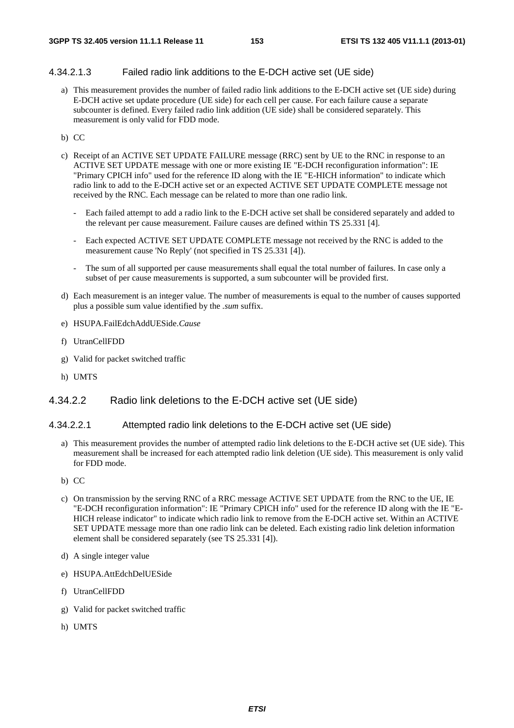#### 4.34.2.1.3 Failed radio link additions to the E-DCH active set (UE side)

a) This measurement provides the number of failed radio link additions to the E-DCH active set (UE side) during E-DCH active set update procedure (UE side) for each cell per cause. For each failure cause a separate subcounter is defined. Every failed radio link addition (UE side) shall be considered separately. This measurement is only valid for FDD mode.

b) CC

c) Receipt of an ACTIVE SET UPDATE FAILURE message (RRC) sent by UE to the RNC in response to an ACTIVE SET UPDATE message with one or more existing IE "E-DCH reconfiguration information": IE "Primary CPICH info" used for the reference ID along with the IE "E-HICH information" to indicate which radio link to add to the E-DCH active set or an expected ACTIVE SET UPDATE COMPLETE message not received by the RNC. Each message can be related to more than one radio link.

   - Each failed attempt to add a radio link to the E-DCH active set shall be considered separately and added to the relevant per cause measurement. Failure causes are defined within TS 25.331 [4].
   - Each expected ACTIVE SET UPDATE COMPLETE message not received by the RNC is added to the measurement cause 'No Reply' (not specified in TS 25.331 [4]).
   - The sum of all supported per cause measurements shall equal the total number of failures. In case only a subset of per cause measurements is supported, a sum subcounter will be provided first.

d) Each measurement is an integer value. The number of measurements is equal to the number of causes supported plus a possible sum value identified by the *.sum* suffix.

e) HSUPA.FailEdchAddUESide.*Cause*

f) UtranCellFDD

g) Valid for packet switched traffic

h) UMTS

### 4.34.2.2 Radio link deletions to the E-DCH active set (UE side)

#### 4.34.2.2.1 Attempted radio link deletions to the E-DCH active set (UE side)

a) This measurement provides the number of attempted radio link deletions to the E-DCH active set (UE side). This measurement shall be increased for each attempted radio link deletion (UE side). This measurement is only valid for FDD mode.

b) CC

c) On transmission by the serving RNC of a RRC message ACTIVE SET UPDATE from the RNC to the UE, IE "E-DCH reconfiguration information": IE "Primary CPICH info" used for the reference ID along with the IE "E-HICH release indicator" to indicate which radio link to remove from the E-DCH active set. Within an ACTIVE SET UPDATE message more than one radio link can be deleted. Each existing radio link deletion information element shall be considered separately (see TS 25.331 [4]).

d) A single integer value

e) HSUPA.AttEdchDelUESide

f) UtranCellFDD

g) Valid for packet switched traffic

h) UMTS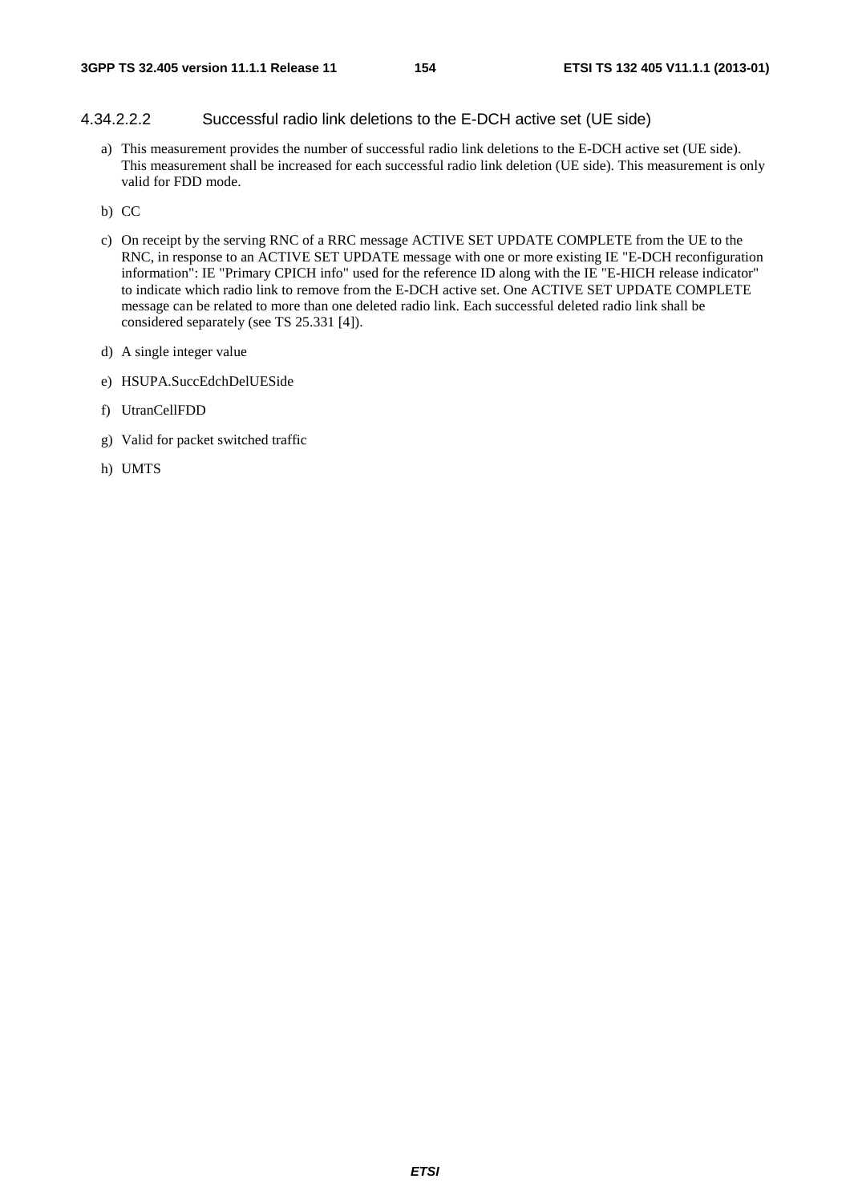#### 4.34.2.2.2 Successful radio link deletions to the E-DCH active set (UE side)

a) This measurement provides the number of successful radio link deletions to the E-DCH active set (UE side). This measurement shall be increased for each successful radio link deletion (UE side). This measurement is only valid for FDD mode.

b) CC

c) On receipt by the serving RNC of a RRC message ACTIVE SET UPDATE COMPLETE from the UE to the RNC, in response to an ACTIVE SET UPDATE message with one or more existing IE "E-DCH reconfiguration information": IE "Primary CPICH info" used for the reference ID along with the IE "E-HICH release indicator" to indicate which radio link to remove from the E-DCH active set. One ACTIVE SET UPDATE COMPLETE message can be related to more than one deleted radio link. Each successful deleted radio link shall be considered separately (see TS 25.331 [4]).

d) A single integer value

e) HSUPA.SuccEdchDelUESide

f) UtranCellFDD

g) Valid for packet switched traffic

h) UMTS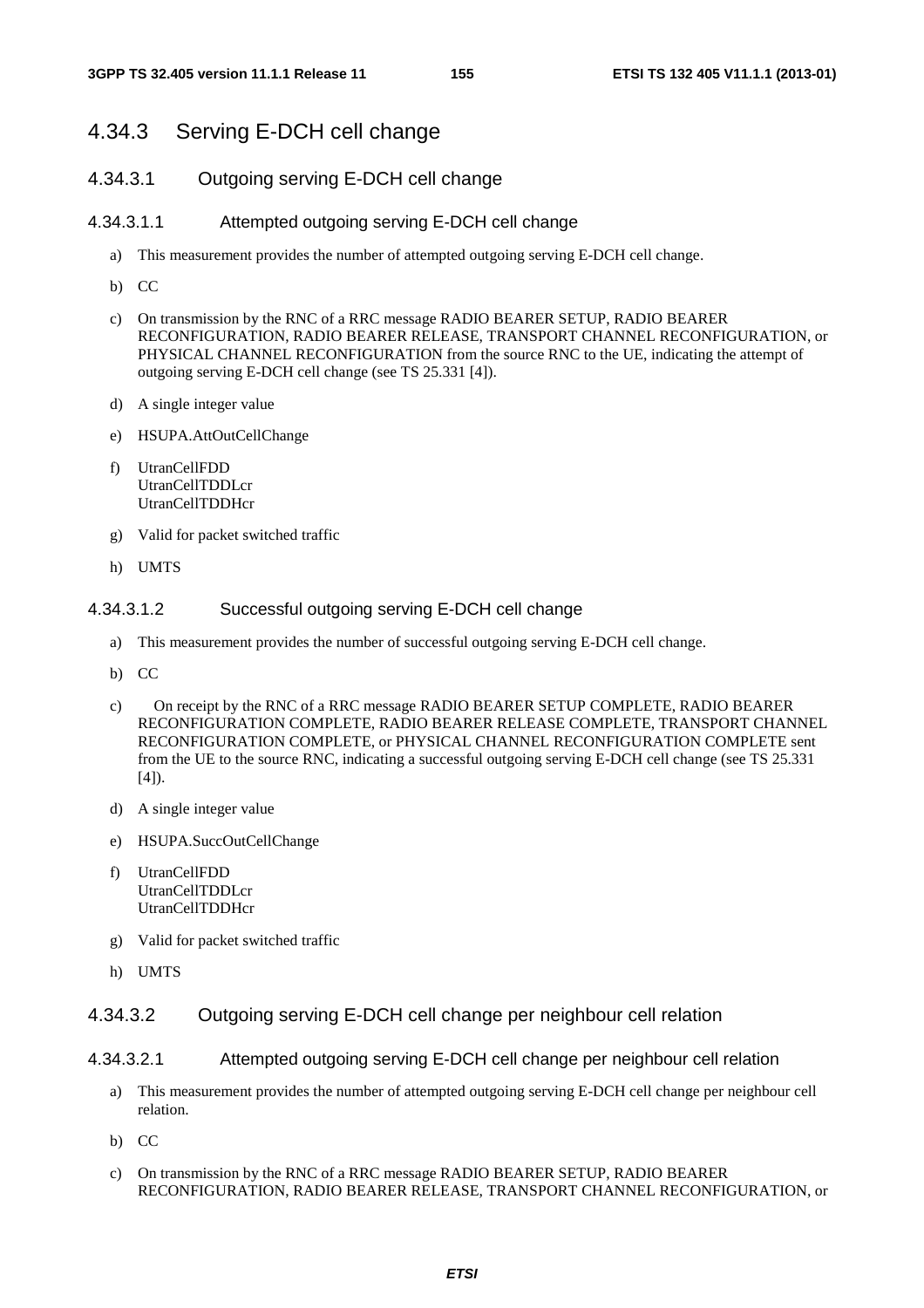## 4.34.3 Serving E-DCH cell change

### 4.34.3.1 Outgoing serving E-DCH cell change

#### 4.34.3.1.1 Attempted outgoing serving E-DCH cell change

a) This measurement provides the number of attempted outgoing serving E-DCH cell change.

b) CC

c) On transmission by the RNC of a RRC message RADIO BEARER SETUP, RADIO BEARER RECONFIGURATION, RADIO BEARER RELEASE, TRANSPORT CHANNEL RECONFIGURATION, or PHYSICAL CHANNEL RECONFIGURATION from the source RNC to the UE, indicating the attempt of outgoing serving E-DCH cell change (see TS 25.331 [4]).

d) A single integer value

e) HSUPA.AttOutCellChange

f) UtranCellFDD
UtranCellTDDLcr
UtranCellTDDHcr

g) Valid for packet switched traffic

h) UMTS

#### 4.34.3.1.2 Successful outgoing serving E-DCH cell change

a) This measurement provides the number of successful outgoing serving E-DCH cell change.

b) CC

c) On receipt by the RNC of a RRC message RADIO BEARER SETUP COMPLETE, RADIO BEARER RECONFIGURATION COMPLETE, RADIO BEARER RELEASE COMPLETE, TRANSPORT CHANNEL RECONFIGURATION COMPLETE, or PHYSICAL CHANNEL RECONFIGURATION COMPLETE sent from the UE to the source RNC, indicating a successful outgoing serving E-DCH cell change (see TS 25.331 [4]).

d) A single integer value

e) HSUPA.SuccOutCellChange

f) UtranCellFDD
UtranCellTDDLcr
UtranCellTDDHcr

g) Valid for packet switched traffic

h) UMTS

### 4.34.3.2 Outgoing serving E-DCH cell change per neighbour cell relation

#### 4.34.3.2.1 Attempted outgoing serving E-DCH cell change per neighbour cell relation

a) This measurement provides the number of attempted outgoing serving E-DCH cell change per neighbour cell relation.

b) CC

c) On transmission by the RNC of a RRC message RADIO BEARER SETUP, RADIO BEARER RECONFIGURATION, RADIO BEARER RELEASE, TRANSPORT CHANNEL RECONFIGURATION, or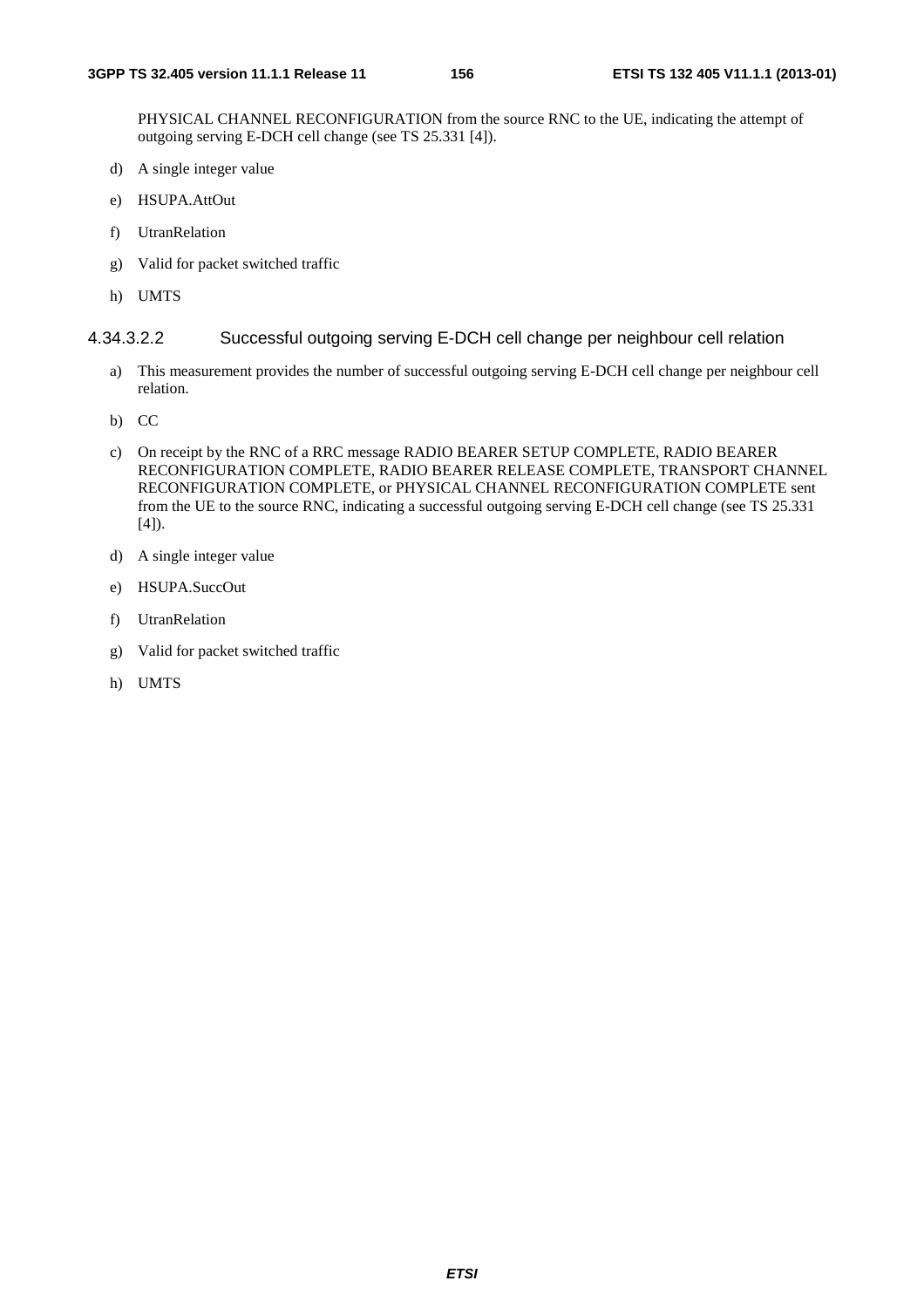PHYSICAL CHANNEL RECONFIGURATION from the source RNC to the UE, indicating the attempt of outgoing serving E-DCH cell change (see TS 25.331 [4]).

d) A single integer value

e) HSUPA.AttOut

f) UtranRelation

g) Valid for packet switched traffic

h) UMTS

#### 4.34.3.2.2 Successful outgoing serving E-DCH cell change per neighbour cell relation

a) This measurement provides the number of successful outgoing serving E-DCH cell change per neighbour cell relation.

b) CC

c) On receipt by the RNC of a RRC message RADIO BEARER SETUP COMPLETE, RADIO BEARER RECONFIGURATION COMPLETE, RADIO BEARER RELEASE COMPLETE, TRANSPORT CHANNEL RECONFIGURATION COMPLETE, or PHYSICAL CHANNEL RECONFIGURATION COMPLETE sent from the UE to the source RNC, indicating a successful outgoing serving E-DCH cell change (see TS 25.331 [4]).

d) A single integer value

e) HSUPA.SuccOut

f) UtranRelation

g) Valid for packet switched traffic

h) UMTS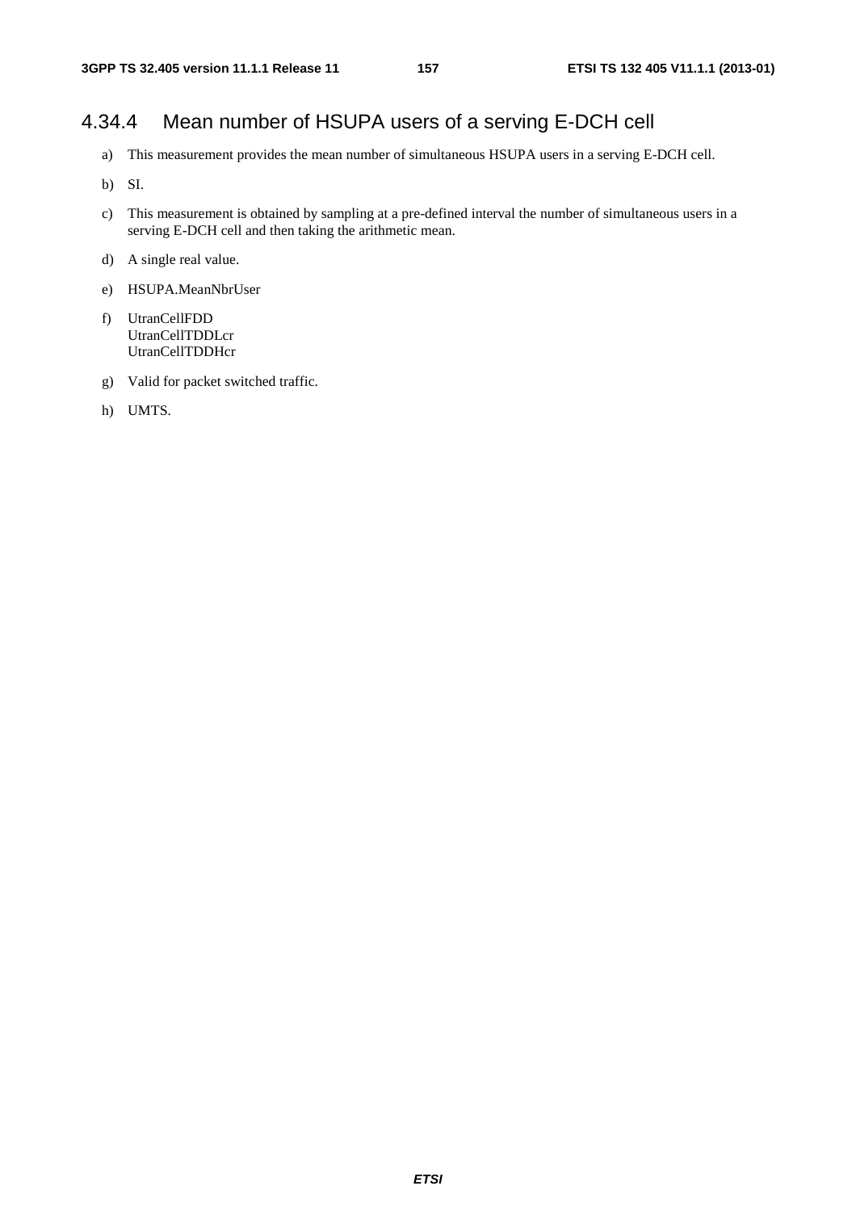### 4.34.4 Mean number of HSUPA users of a serving E-DCH cell

a) This measurement provides the mean number of simultaneous HSUPA users in a serving E-DCH cell.

b) SI.

c) This measurement is obtained by sampling at a pre-defined interval the number of simultaneous users in a serving E-DCH cell and then taking the arithmetic mean.

d) A single real value.

e) HSUPA.MeanNbrUser

f) UtranCellFDD
UtranCellTDDLcr
UtranCellTDDHcr

g) Valid for packet switched traffic.

h) UMTS.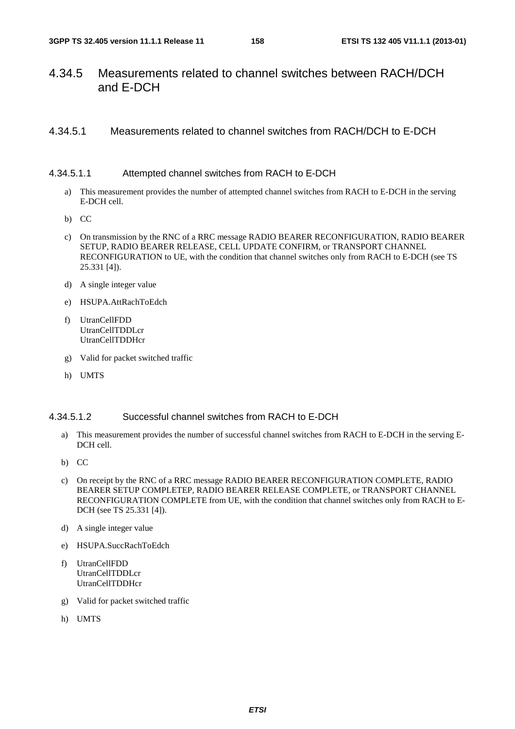## 4.34.5 Measurements related to channel switches between RACH/DCH and E-DCH

### 4.34.5.1 Measurements related to channel switches from RACH/DCH to E-DCH

#### 4.34.5.1.1 Attempted channel switches from RACH to E-DCH

a) This measurement provides the number of attempted channel switches from RACH to E-DCH in the serving E-DCH cell.

b) CC

c) On transmission by the RNC of a RRC message RADIO BEARER RECONFIGURATION, RADIO BEARER SETUP, RADIO BEARER RELEASE, CELL UPDATE CONFIRM, or TRANSPORT CHANNEL RECONFIGURATION to UE, with the condition that channel switches only from RACH to E-DCH (see TS 25.331 [4]).

d) A single integer value

e) HSUPA.AttRachToEdch

f) UtranCellFDD
UtranCellTDDLcr
UtranCellTDDHcr

g) Valid for packet switched traffic

h) UMTS

#### 4.34.5.1.2 Successful channel switches from RACH to E-DCH

a) This measurement provides the number of successful channel switches from RACH to E-DCH in the serving E-DCH cell.

b) CC

c) On receipt by the RNC of a RRC message RADIO BEARER RECONFIGURATION COMPLETE, RADIO BEARER SETUP COMPLETEP, RADIO BEARER RELEASE COMPLETE, or TRANSPORT CHANNEL RECONFIGURATION COMPLETE from UE, with the condition that channel switches only from RACH to E-DCH (see TS 25.331 [4]).

d) A single integer value

e) HSUPA.SuccRachToEdch

f) UtranCellFDD
UtranCellTDDLcr
UtranCellTDDHcr

g) Valid for packet switched traffic

h) UMTS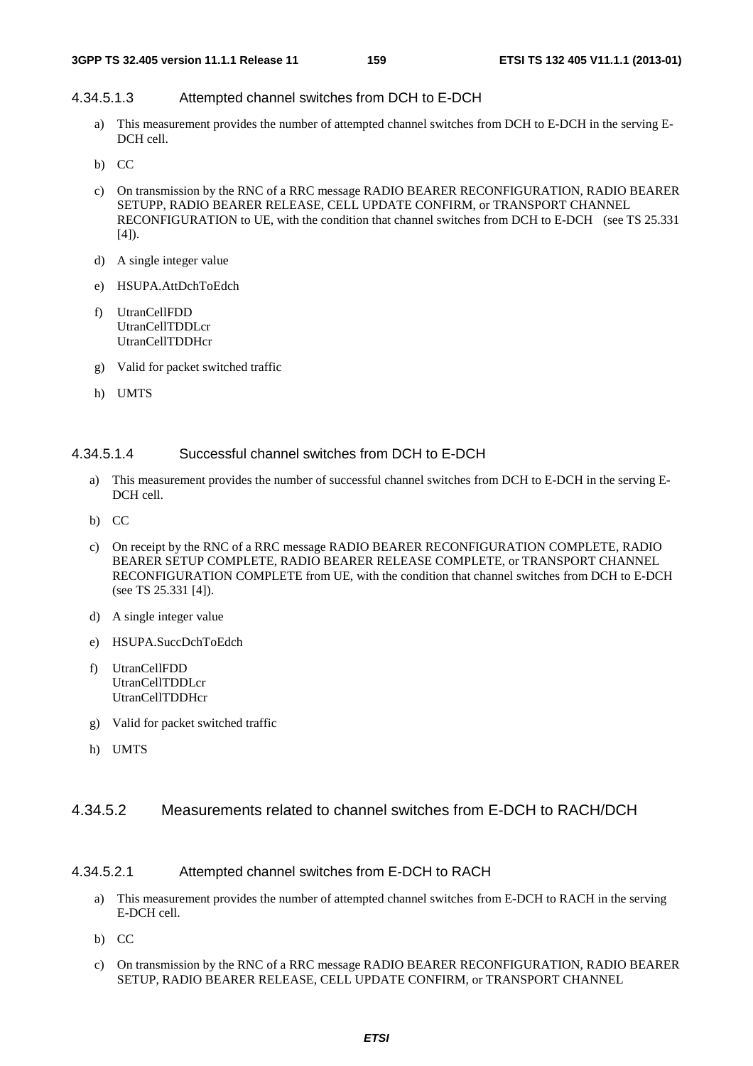#### 4.34.5.1.3 Attempted channel switches from DCH to E-DCH

a) This measurement provides the number of attempted channel switches from DCH to E-DCH in the serving E-DCH cell.

b) CC

c) On transmission by the RNC of a RRC message RADIO BEARER RECONFIGURATION, RADIO BEARER SETUPP, RADIO BEARER RELEASE, CELL UPDATE CONFIRM, or TRANSPORT CHANNEL RECONFIGURATION to UE, with the condition that channel switches from DCH to E-DCH (see TS 25.331 [4]).

d) A single integer value

e) HSUPA.AttDchToEdch

f) UtranCellFDD
UtranCellTDDLcr
UtranCellTDDHcr

g) Valid for packet switched traffic

h) UMTS

#### 4.34.5.1.4 Successful channel switches from DCH to E-DCH

a) This measurement provides the number of successful channel switches from DCH to E-DCH in the serving E-DCH cell.

b) CC

c) On receipt by the RNC of a RRC message RADIO BEARER RECONFIGURATION COMPLETE, RADIO BEARER SETUP COMPLETE, RADIO BEARER RELEASE COMPLETE, or TRANSPORT CHANNEL RECONFIGURATION COMPLETE from UE, with the condition that channel switches from DCH to E-DCH (see TS 25.331 [4]).

d) A single integer value

e) HSUPA.SuccDchToEdch

f) UtranCellFDD
UtranCellTDDLcr
UtranCellTDDHcr

g) Valid for packet switched traffic

h) UMTS

### 4.34.5.2 Measurements related to channel switches from E-DCH to RACH/DCH

#### 4.34.5.2.1 Attempted channel switches from E-DCH to RACH

a) This measurement provides the number of attempted channel switches from E-DCH to RACH in the serving E-DCH cell.

b) CC

c) On transmission by the RNC of a RRC message RADIO BEARER RECONFIGURATION, RADIO BEARER SETUP, RADIO BEARER RELEASE, CELL UPDATE CONFIRM, or TRANSPORT CHANNEL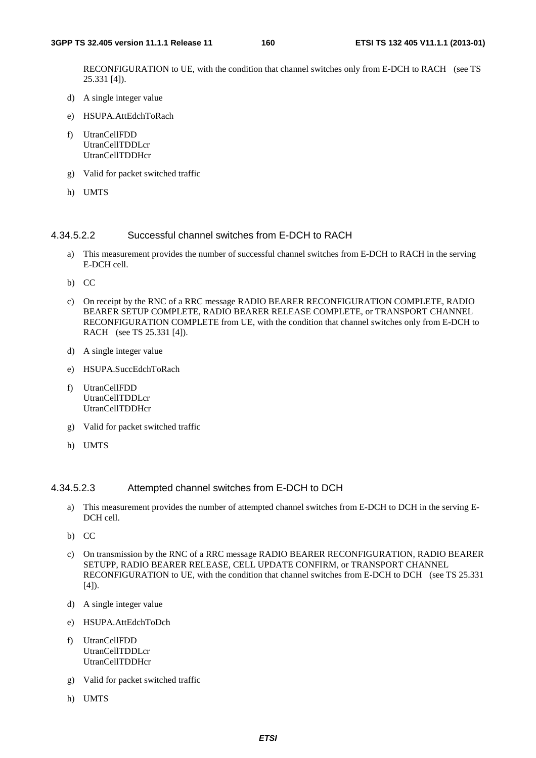RECONFIGURATION to UE, with the condition that channel switches only from E-DCH to RACH (see TS 25.331 [4]).

d) A single integer value

e) HSUPA.AttEdchToRach

f) UtranCellFDD
UtranCellTDDLcr
UtranCellTDDHcr

g) Valid for packet switched traffic

h) UMTS

#### 4.34.5.2.2 Successful channel switches from E-DCH to RACH

a) This measurement provides the number of successful channel switches from E-DCH to RACH in the serving E-DCH cell.

b) CC

c) On receipt by the RNC of a RRC message RADIO BEARER RECONFIGURATION COMPLETE, RADIO BEARER SETUP COMPLETE, RADIO BEARER RELEASE COMPLETE, or TRANSPORT CHANNEL RECONFIGURATION COMPLETE from UE, with the condition that channel switches only from E-DCH to RACH (see TS 25.331 [4]).

d) A single integer value

e) HSUPA.SuccEdchToRach

f) UtranCellFDD
UtranCellTDDLcr
UtranCellTDDHcr

g) Valid for packet switched traffic

h) UMTS

#### 4.34.5.2.3 Attempted channel switches from E-DCH to DCH

a) This measurement provides the number of attempted channel switches from E-DCH to DCH in the serving E-DCH cell.

b) CC

c) On transmission by the RNC of a RRC message RADIO BEARER RECONFIGURATION, RADIO BEARER SETUPP, RADIO BEARER RELEASE, CELL UPDATE CONFIRM, or TRANSPORT CHANNEL RECONFIGURATION to UE, with the condition that channel switches from E-DCH to DCH (see TS 25.331 [4]).

d) A single integer value

e) HSUPA.AttEdchToDch

f) UtranCellFDD
UtranCellTDDLcr
UtranCellTDDHcr

g) Valid for packet switched traffic

h) UMTS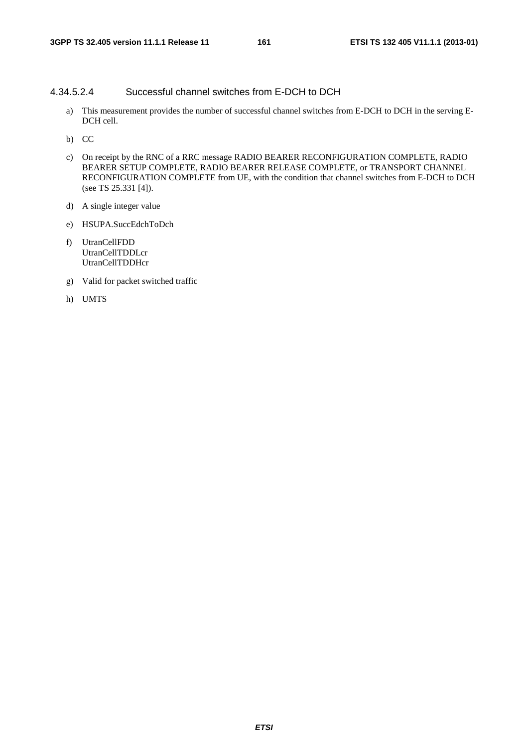#### 4.34.5.2.4 Successful channel switches from E-DCH to DCH

a) This measurement provides the number of successful channel switches from E-DCH to DCH in the serving E-DCH cell.

b) CC

c) On receipt by the RNC of a RRC message RADIO BEARER RECONFIGURATION COMPLETE, RADIO BEARER SETUP COMPLETE, RADIO BEARER RELEASE COMPLETE, or TRANSPORT CHANNEL RECONFIGURATION COMPLETE from UE, with the condition that channel switches from E-DCH to DCH (see TS 25.331 [4]).

d) A single integer value

e) HSUPA.SuccEdchToDch

f) UtranCellFDD
UtranCellTDDLcr
UtranCellTDDHcr

g) Valid for packet switched traffic

h) UMTS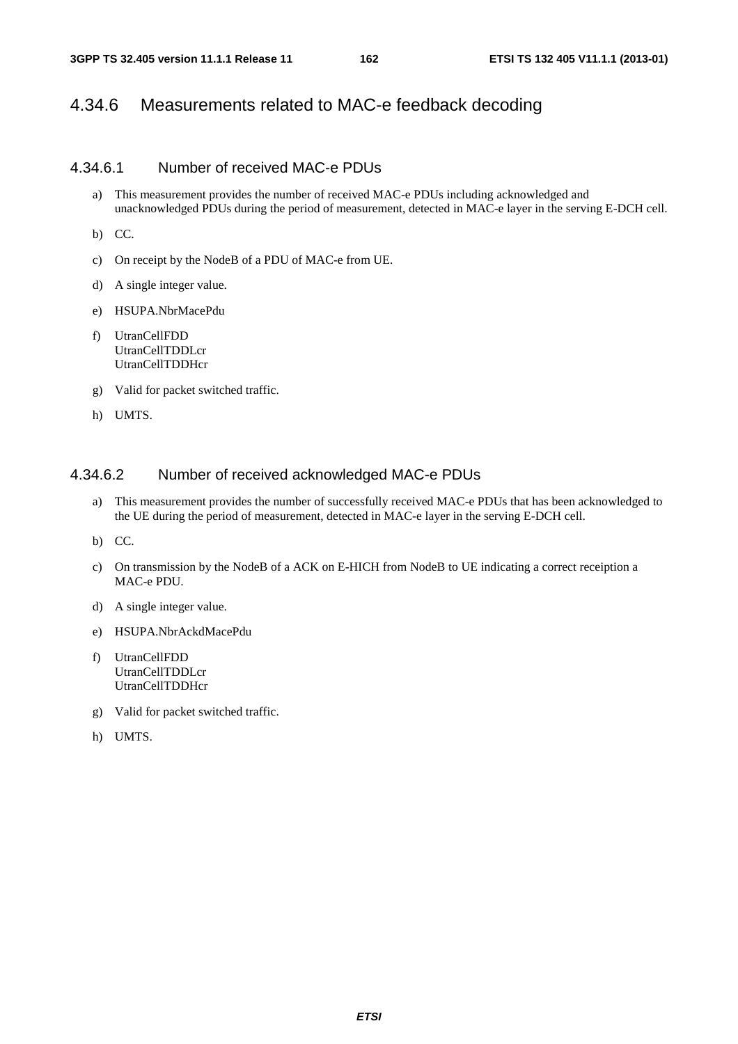## 4.34.6 Measurements related to MAC-e feedback decoding

### 4.34.6.1 Number of received MAC-e PDUs

a) This measurement provides the number of received MAC-e PDUs including acknowledged and unacknowledged PDUs during the period of measurement, detected in MAC-e layer in the serving E-DCH cell.

b) CC.

c) On receipt by the NodeB of a PDU of MAC-e from UE.

d) A single integer value.

e) HSUPA.NbrMacePdu

f) UtranCellFDD
UtranCellTDDLcr
UtranCellTDDHcr

g) Valid for packet switched traffic.

h) UMTS.

### 4.34.6.2 Number of received acknowledged MAC-e PDUs

a) This measurement provides the number of successfully received MAC-e PDUs that has been acknowledged to the UE during the period of measurement, detected in MAC-e layer in the serving E-DCH cell.

b) CC.

c) On transmission by the NodeB of a ACK on E-HICH from NodeB to UE indicating a correct receiption a MAC-e PDU.

d) A single integer value.

e) HSUPA.NbrAckdMacePdu

f) UtranCellFDD
UtranCellTDDLcr
UtranCellTDDHcr

g) Valid for packet switched traffic.

h) UMTS.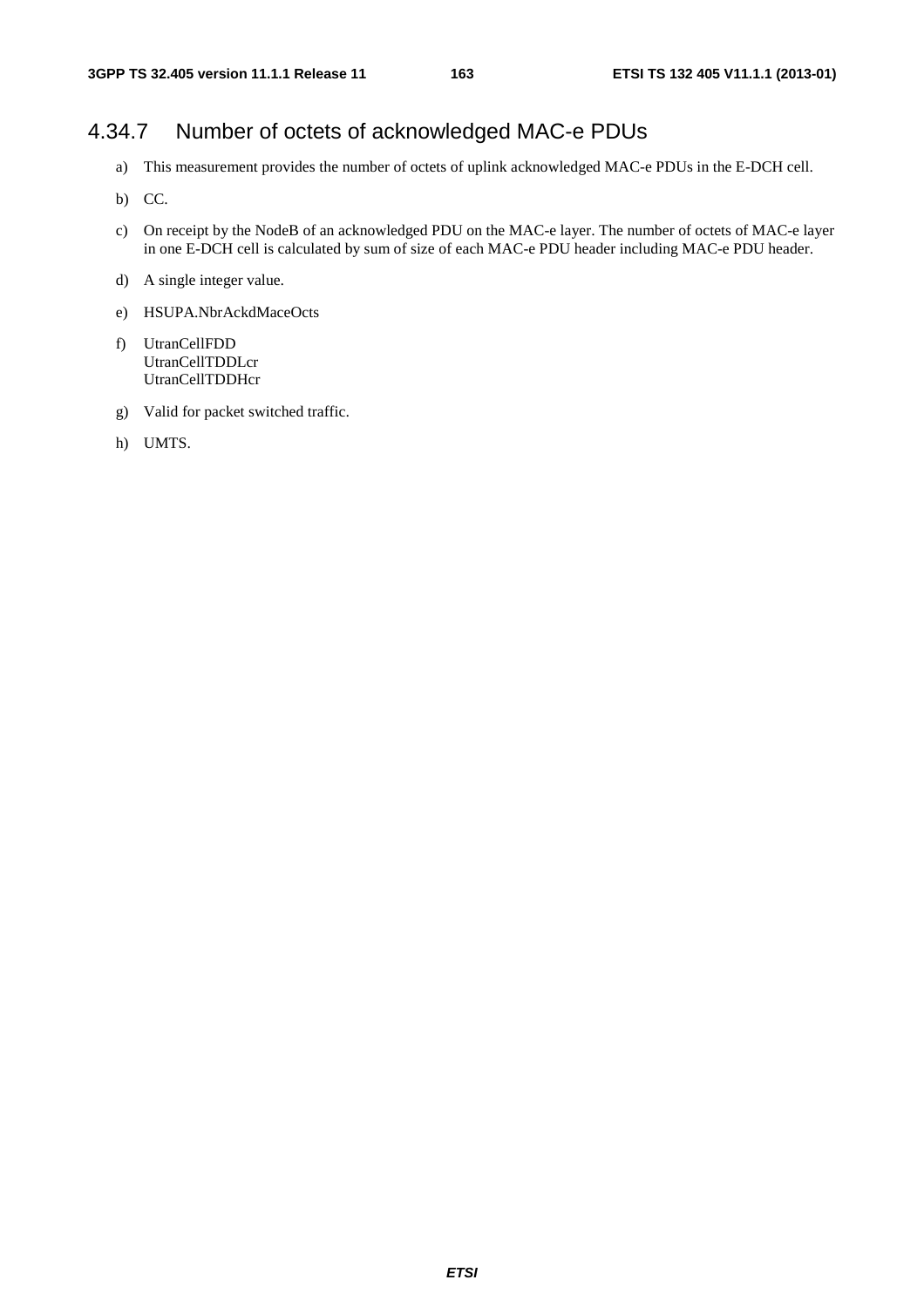## 4.34.7 Number of octets of acknowledged MAC-e PDUs

a) This measurement provides the number of octets of uplink acknowledged MAC-e PDUs in the E-DCH cell.

b) CC.

c) On receipt by the NodeB of an acknowledged PDU on the MAC-e layer. The number of octets of MAC-e layer in one E-DCH cell is calculated by sum of size of each MAC-e PDU header including MAC-e PDU header.

d) A single integer value.

e) HSUPA.NbrAckdMaceOcts

f) UtranCellFDD
UtranCellTDDLcr
UtranCellTDDHcr

g) Valid for packet switched traffic.

h) UMTS.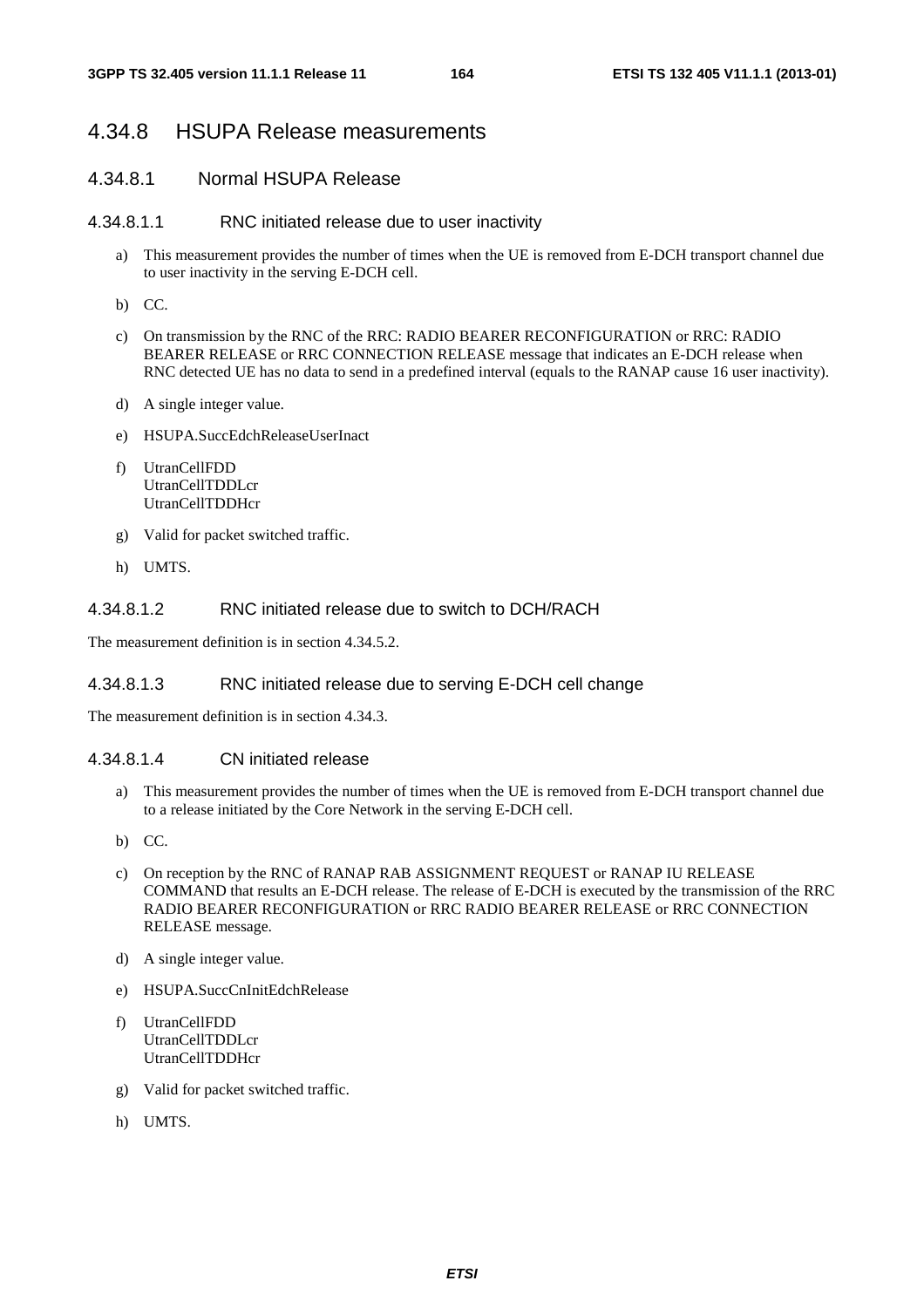### 4.34.8 HSUPA Release measurements

#### 4.34.8.1 Normal HSUPA Release

##### 4.34.8.1.1 RNC initiated release due to user inactivity

a) This measurement provides the number of times when the UE is removed from E-DCH transport channel due to user inactivity in the serving E-DCH cell.

b) CC.

c) On transmission by the RNC of the RRC: RADIO BEARER RECONFIGURATION or RRC: RADIO BEARER RELEASE or RRC CONNECTION RELEASE message that indicates an E-DCH release when RNC detected UE has no data to send in a predefined interval (equals to the RANAP cause 16 user inactivity).

d) A single integer value.

e) HSUPA.SuccEdchReleaseUserInact

f) UtranCellFDD
UtranCellTDDLcr
UtranCellTDDHcr

g) Valid for packet switched traffic.

h) UMTS.

##### 4.34.8.1.2 RNC initiated release due to switch to DCH/RACH

The measurement definition is in section 4.34.5.2.

##### 4.34.8.1.3 RNC initiated release due to serving E-DCH cell change

The measurement definition is in section 4.34.3.

##### 4.34.8.1.4 CN initiated release

a) This measurement provides the number of times when the UE is removed from E-DCH transport channel due to a release initiated by the Core Network in the serving E-DCH cell.

b) CC.

c) On reception by the RNC of RANAP RAB ASSIGNMENT REQUEST or RANAP IU RELEASE COMMAND that results an E-DCH release. The release of E-DCH is executed by the transmission of the RRC RADIO BEARER RECONFIGURATION or RRC RADIO BEARER RELEASE or RRC CONNECTION RELEASE message.

d) A single integer value.

e) HSUPA.SuccCnInitEdchRelease

f) UtranCellFDD
UtranCellTDDLcr
UtranCellTDDHcr

g) Valid for packet switched traffic.

h) UMTS.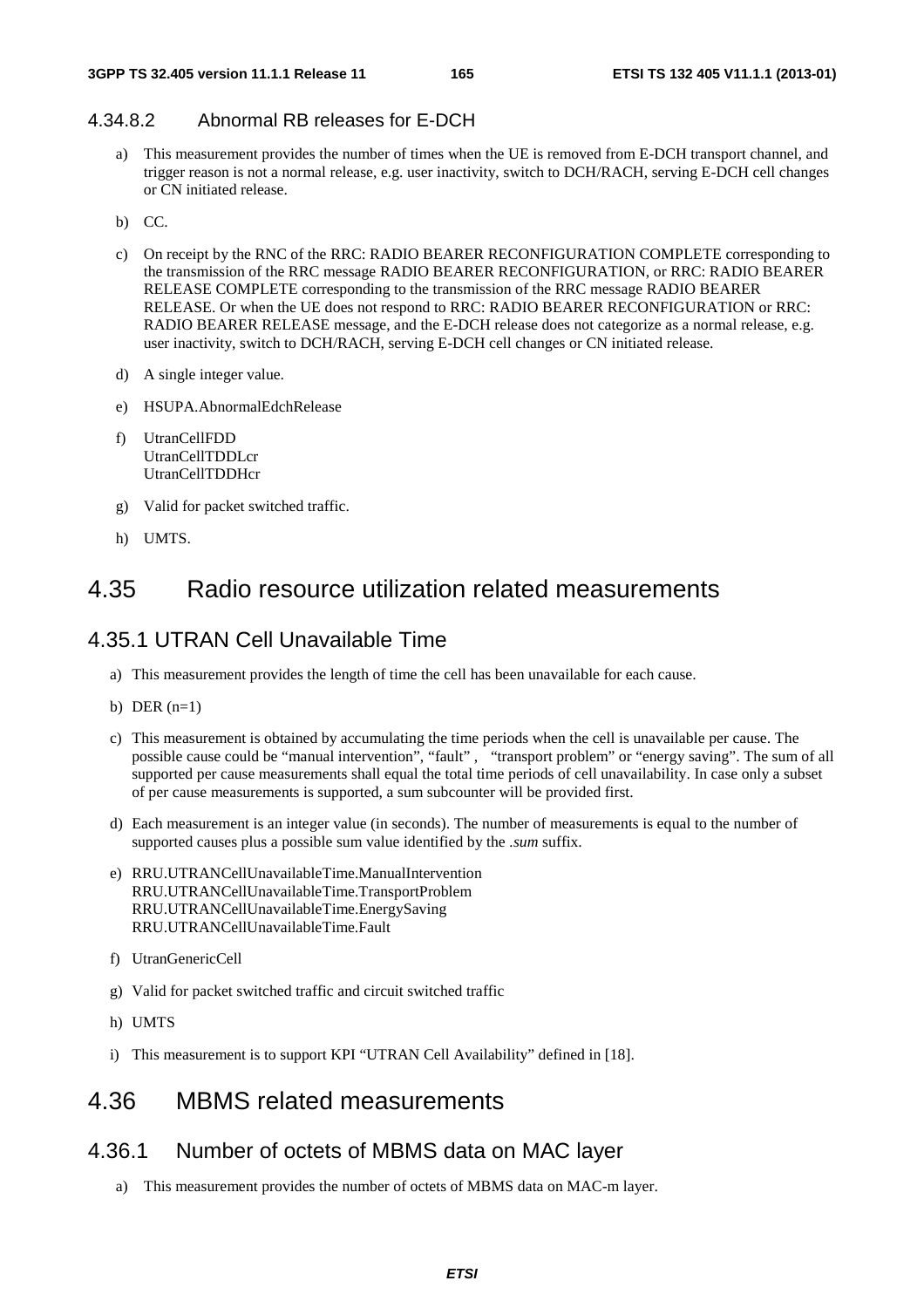#### 4.34.8.2 Abnormal RB releases for E-DCH

a) This measurement provides the number of times when the UE is removed from E-DCH transport channel, and trigger reason is not a normal release, e.g. user inactivity, switch to DCH/RACH, serving E-DCH cell changes or CN initiated release.

b) CC.

c) On receipt by the RNC of the RRC: RADIO BEARER RECONFIGURATION COMPLETE corresponding to the transmission of the RRC message RADIO BEARER RECONFIGURATION, or RRC: RADIO BEARER RELEASE COMPLETE corresponding to the transmission of the RRC message RADIO BEARER RELEASE. Or when the UE does not respond to RRC: RADIO BEARER RECONFIGURATION or RRC: RADIO BEARER RELEASE message, and the E-DCH release does not categorize as a normal release, e.g. user inactivity, switch to DCH/RACH, serving E-DCH cell changes or CN initiated release.

d) A single integer value.

e) HSUPA.AbnormalEdchRelease

f) UtranCellFDD
UtranCellTDDLcr
UtranCellTDDHcr

g) Valid for packet switched traffic.

h) UMTS.

## 4.35 Radio resource utilization related measurements

### 4.35.1 UTRAN Cell Unavailable Time

a) This measurement provides the length of time the cell has been unavailable for each cause.

b) DER (n=1)

c) This measurement is obtained by accumulating the time periods when the cell is unavailable per cause. The possible cause could be "manual intervention", "fault" , "transport problem" or "energy saving". The sum of all supported per cause measurements shall equal the total time periods of cell unavailability. In case only a subset of per cause measurements is supported, a sum subcounter will be provided first.

d) Each measurement is an integer value (in seconds). The number of measurements is equal to the number of supported causes plus a possible sum value identified by the *.sum* suffix.

e) RRU.UTRANCellUnavailableTime.ManualIntervention
RRU.UTRANCellUnavailableTime.TransportProblem
RRU.UTRANCellUnavailableTime.EnergySaving
RRU.UTRANCellUnavailableTime.Fault

f) UtranGenericCell

g) Valid for packet switched traffic and circuit switched traffic

h) UMTS

i) This measurement is to support KPI "UTRAN Cell Availability" defined in [18].

## 4.36 MBMS related measurements

### 4.36.1 Number of octets of MBMS data on MAC layer

a) This measurement provides the number of octets of MBMS data on MAC-m layer.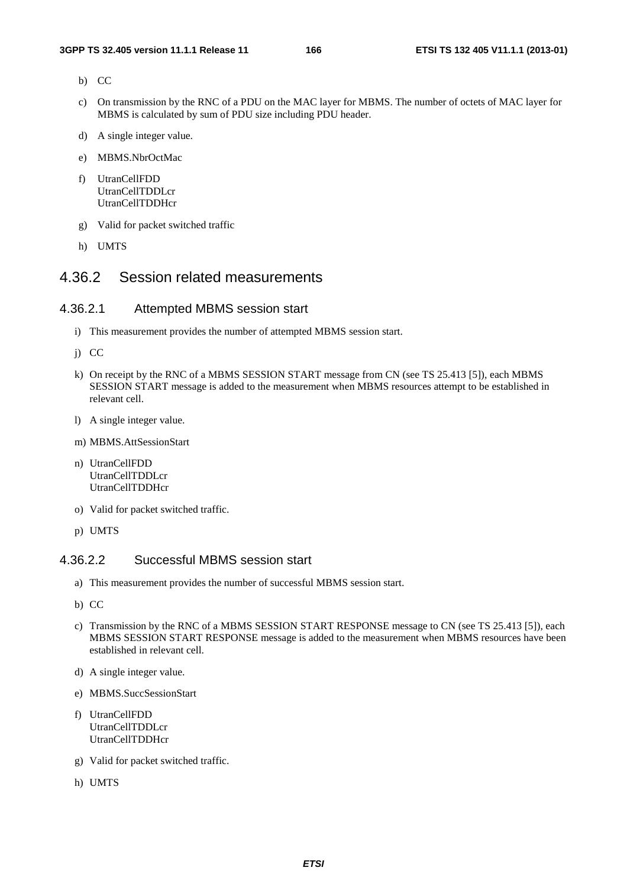b) CC

c) On transmission by the RNC of a PDU on the MAC layer for MBMS. The number of octets of MAC layer for MBMS is calculated by sum of PDU size including PDU header.

d) A single integer value.

e) MBMS.NbrOctMac

f) UtranCellFDD
UtranCellTDDLcr
UtranCellTDDHcr

g) Valid for packet switched traffic

h) UMTS

## 4.36.2 Session related measurements

### 4.36.2.1 Attempted MBMS session start

i) This measurement provides the number of attempted MBMS session start.

j) CC

k) On receipt by the RNC of a MBMS SESSION START message from CN (see TS 25.413 [5]), each MBMS SESSION START message is added to the measurement when MBMS resources attempt to be established in relevant cell.

l) A single integer value.

m) MBMS.AttSessionStart

n) UtranCellFDD
UtranCellTDDLcr
UtranCellTDDHcr

o) Valid for packet switched traffic.

p) UMTS

### 4.36.2.2 Successful MBMS session start

a) This measurement provides the number of successful MBMS session start.

b) CC

c) Transmission by the RNC of a MBMS SESSION START RESPONSE message to CN (see TS 25.413 [5]), each MBMS SESSION START RESPONSE message is added to the measurement when MBMS resources have been established in relevant cell.

d) A single integer value.

e) MBMS.SuccSessionStart

f) UtranCellFDD
UtranCellTDDLcr
UtranCellTDDHcr

g) Valid for packet switched traffic.

h) UMTS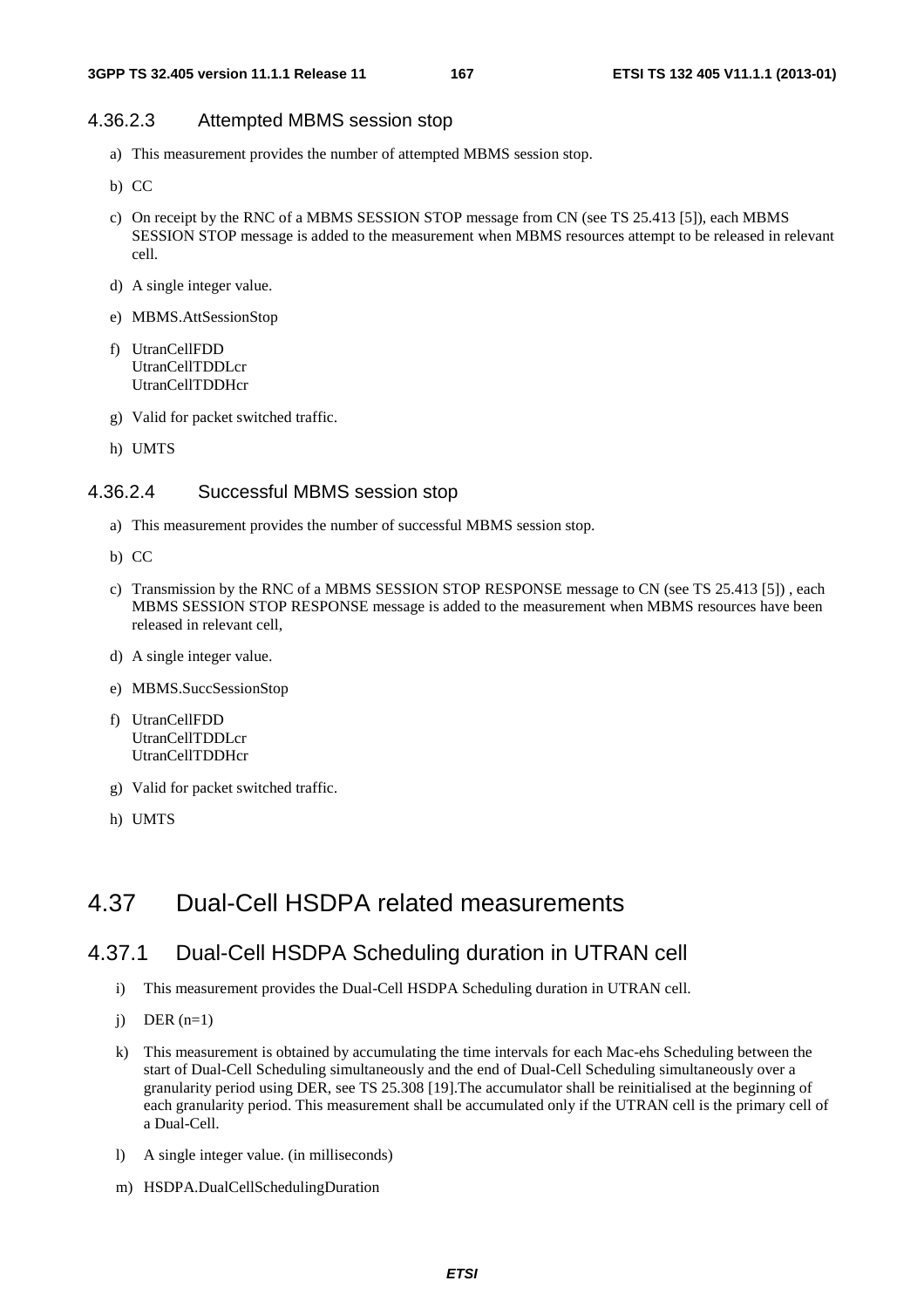#### 4.36.2.3 Attempted MBMS session stop

a) This measurement provides the number of attempted MBMS session stop.

b) CC

c) On receipt by the RNC of a MBMS SESSION STOP message from CN (see TS 25.413 [5]), each MBMS SESSION STOP message is added to the measurement when MBMS resources attempt to be released in relevant cell.

d) A single integer value.

e) MBMS.AttSessionStop

f) UtranCellFDD
UtranCellTDDLcr
UtranCellTDDHcr

g) Valid for packet switched traffic.

h) UMTS

#### 4.36.2.4 Successful MBMS session stop

a) This measurement provides the number of successful MBMS session stop.

b) CC

c) Transmission by the RNC of a MBMS SESSION STOP RESPONSE message to CN (see TS 25.413 [5]) , each MBMS SESSION STOP RESPONSE message is added to the measurement when MBMS resources have been released in relevant cell,

d) A single integer value.

e) MBMS.SuccSessionStop

f) UtranCellFDD
UtranCellTDDLcr
UtranCellTDDHcr

g) Valid for packet switched traffic.

h) UMTS

## 4.37 Dual-Cell HSDPA related measurements

### 4.37.1 Dual-Cell HSDPA Scheduling duration in UTRAN cell

i) This measurement provides the Dual-Cell HSDPA Scheduling duration in UTRAN cell.

j) DER (n=1)

k) This measurement is obtained by accumulating the time intervals for each Mac-ehs Scheduling between the start of Dual-Cell Scheduling simultaneously and the end of Dual-Cell Scheduling simultaneously over a granularity period using DER, see TS 25.308 [19].The accumulator shall be reinitialised at the beginning of each granularity period. This measurement shall be accumulated only if the UTRAN cell is the primary cell of a Dual-Cell.

l) A single integer value. (in milliseconds)

m) HSDPA.DualCellSchedulingDuration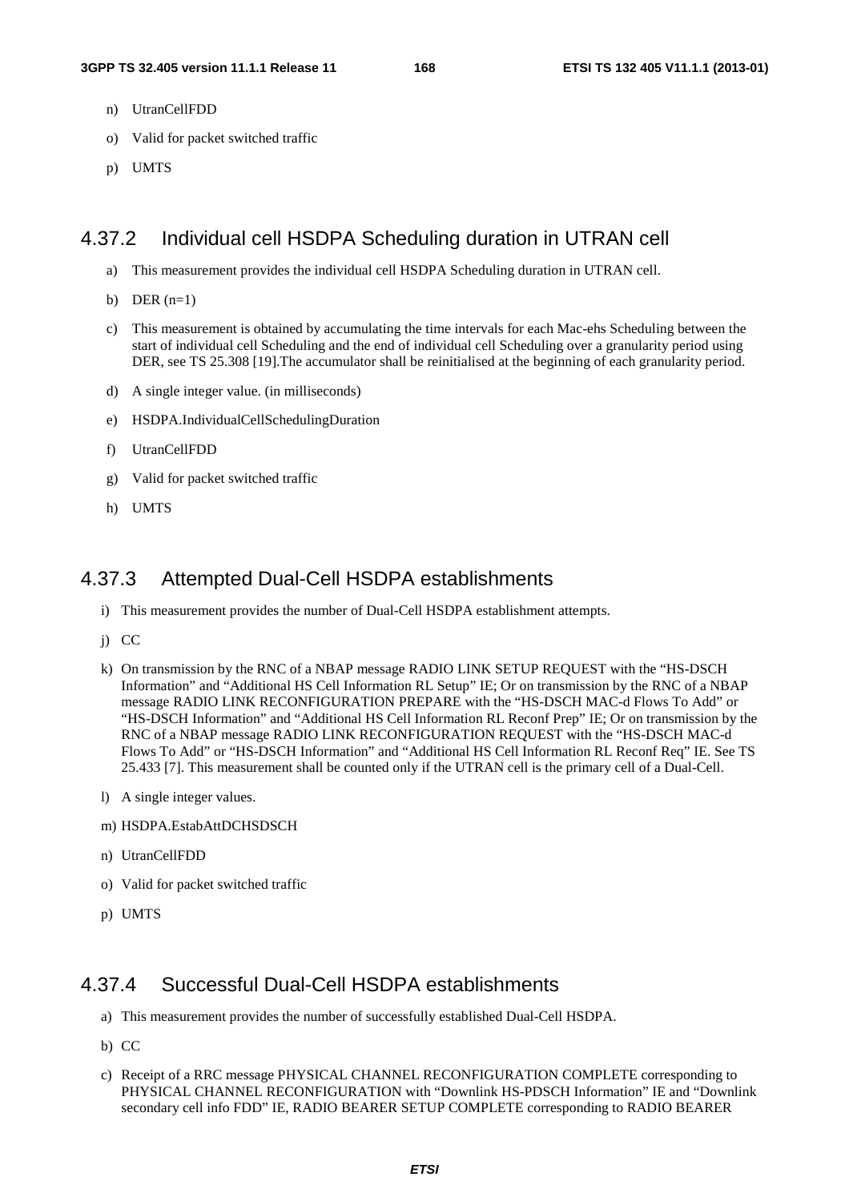n) UtranCellFDD

o) Valid for packet switched traffic

p) UMTS

### 4.37.2 Individual cell HSDPA Scheduling duration in UTRAN cell

a) This measurement provides the individual cell HSDPA Scheduling duration in UTRAN cell.

b) DER (n=1)

c) This measurement is obtained by accumulating the time intervals for each Mac-ehs Scheduling between the start of individual cell Scheduling and the end of individual cell Scheduling over a granularity period using DER, see TS 25.308 [19].The accumulator shall be reinitialised at the beginning of each granularity period.

d) A single integer value. (in milliseconds)

e) HSDPA.IndividualCellSchedulingDuration

f) UtranCellFDD

g) Valid for packet switched traffic

h) UMTS

### 4.37.3 Attempted Dual-Cell HSDPA establishments

i) This measurement provides the number of Dual-Cell HSDPA establishment attempts.

j) CC

k) On transmission by the RNC of a NBAP message RADIO LINK SETUP REQUEST with the "HS-DSCH Information" and "Additional HS Cell Information RL Setup" IE; Or on transmission by the RNC of a NBAP message RADIO LINK RECONFIGURATION PREPARE with the "HS-DSCH MAC-d Flows To Add" or "HS-DSCH Information" and "Additional HS Cell Information RL Reconf Prep" IE; Or on transmission by the RNC of a NBAP message RADIO LINK RECONFIGURATION REQUEST with the "HS-DSCH MAC-d Flows To Add" or "HS-DSCH Information" and "Additional HS Cell Information RL Reconf Req" IE. See TS 25.433 [7]. This measurement shall be counted only if the UTRAN cell is the primary cell of a Dual-Cell.

l) A single integer values.

m) HSDPA.EstabAttDCHSDSCH

n) UtranCellFDD

o) Valid for packet switched traffic

p) UMTS

### 4.37.4 Successful Dual-Cell HSDPA establishments

a) This measurement provides the number of successfully established Dual-Cell HSDPA.

b) CC

c) Receipt of a RRC message PHYSICAL CHANNEL RECONFIGURATION COMPLETE corresponding to PHYSICAL CHANNEL RECONFIGURATION with "Downlink HS-PDSCH Information" IE and "Downlink secondary cell info FDD" IE, RADIO BEARER SETUP COMPLETE corresponding to RADIO BEARER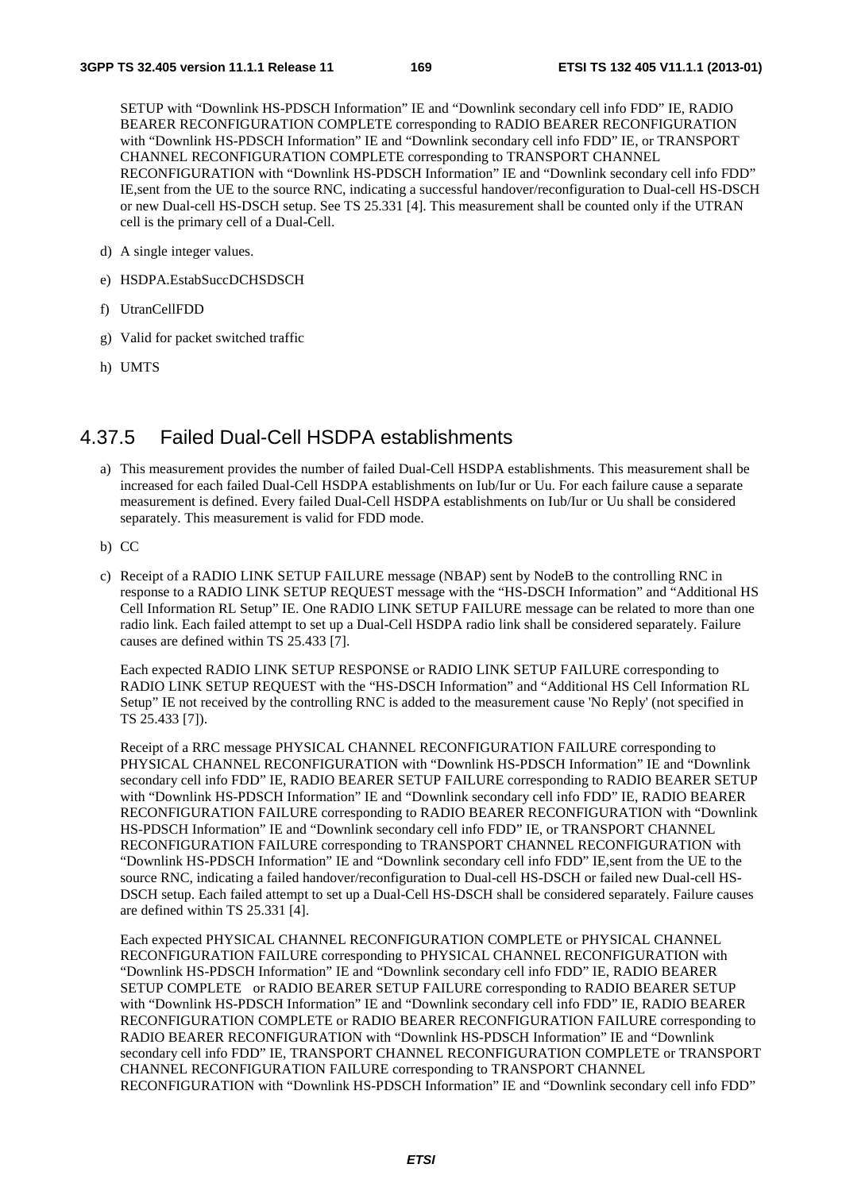SETUP with "Downlink HS-PDSCH Information" IE and "Downlink secondary cell info FDD" IE, RADIO BEARER RECONFIGURATION COMPLETE corresponding to RADIO BEARER RECONFIGURATION with "Downlink HS-PDSCH Information" IE and "Downlink secondary cell info FDD" IE, or TRANSPORT CHANNEL RECONFIGURATION COMPLETE corresponding to TRANSPORT CHANNEL RECONFIGURATION with "Downlink HS-PDSCH Information" IE and "Downlink secondary cell info FDD" IE,sent from the UE to the source RNC, indicating a successful handover/reconfiguration to Dual-cell HS-DSCH or new Dual-cell HS-DSCH setup. See TS 25.331 [4]. This measurement shall be counted only if the UTRAN cell is the primary cell of a Dual-Cell.

d) A single integer values.

e) HSDPA.EstabSuccDCHSDSCH

f) UtranCellFDD

g) Valid for packet switched traffic

h) UMTS

### 4.37.5 Failed Dual-Cell HSDPA establishments

a) This measurement provides the number of failed Dual-Cell HSDPA establishments. This measurement shall be increased for each failed Dual-Cell HSDPA establishments on Iub/Iur or Uu. For each failure cause a separate measurement is defined. Every failed Dual-Cell HSDPA establishments on Iub/Iur or Uu shall be considered separately. This measurement is valid for FDD mode.

b) CC

c) Receipt of a RADIO LINK SETUP FAILURE message (NBAP) sent by NodeB to the controlling RNC in response to a RADIO LINK SETUP REQUEST message with the "HS-DSCH Information" and "Additional HS Cell Information RL Setup" IE. One RADIO LINK SETUP FAILURE message can be related to more than one radio link. Each failed attempt to set up a Dual-Cell HSDPA radio link shall be considered separately. Failure causes are defined within TS 25.433 [7].

   Each expected RADIO LINK SETUP RESPONSE or RADIO LINK SETUP FAILURE corresponding to RADIO LINK SETUP REQUEST with the "HS-DSCH Information" and "Additional HS Cell Information RL Setup" IE not received by the controlling RNC is added to the measurement cause 'No Reply' (not specified in TS 25.433 [7]).

   Receipt of a RRC message PHYSICAL CHANNEL RECONFIGURATION FAILURE corresponding to PHYSICAL CHANNEL RECONFIGURATION with "Downlink HS-PDSCH Information" IE and "Downlink secondary cell info FDD" IE, RADIO BEARER SETUP FAILURE corresponding to RADIO BEARER SETUP with "Downlink HS-PDSCH Information" IE and "Downlink secondary cell info FDD" IE, RADIO BEARER RECONFIGURATION FAILURE corresponding to RADIO BEARER RECONFIGURATION with "Downlink HS-PDSCH Information" IE and "Downlink secondary cell info FDD" IE, or TRANSPORT CHANNEL RECONFIGURATION FAILURE corresponding to TRANSPORT CHANNEL RECONFIGURATION with "Downlink HS-PDSCH Information" IE and "Downlink secondary cell info FDD" IE,sent from the UE to the source RNC, indicating a failed handover/reconfiguration to Dual-cell HS-DSCH or failed new Dual-cell HS-DSCH setup. Each failed attempt to set up a Dual-Cell HS-DSCH shall be considered separately. Failure causes are defined within TS 25.331 [4].

   Each expected PHYSICAL CHANNEL RECONFIGURATION COMPLETE or PHYSICAL CHANNEL RECONFIGURATION FAILURE corresponding to PHYSICAL CHANNEL RECONFIGURATION with "Downlink HS-PDSCH Information" IE and "Downlink secondary cell info FDD" IE, RADIO BEARER SETUP COMPLETE or RADIO BEARER SETUP FAILURE corresponding to RADIO BEARER SETUP with "Downlink HS-PDSCH Information" IE and "Downlink secondary cell info FDD" IE, RADIO BEARER RECONFIGURATION COMPLETE or RADIO BEARER RECONFIGURATION FAILURE corresponding to RADIO BEARER RECONFIGURATION with "Downlink HS-PDSCH Information" IE and "Downlink secondary cell info FDD" IE, TRANSPORT CHANNEL RECONFIGURATION COMPLETE or TRANSPORT CHANNEL RECONFIGURATION FAILURE corresponding to TRANSPORT CHANNEL RECONFIGURATION with "Downlink HS-PDSCH Information" IE and "Downlink secondary cell info FDD"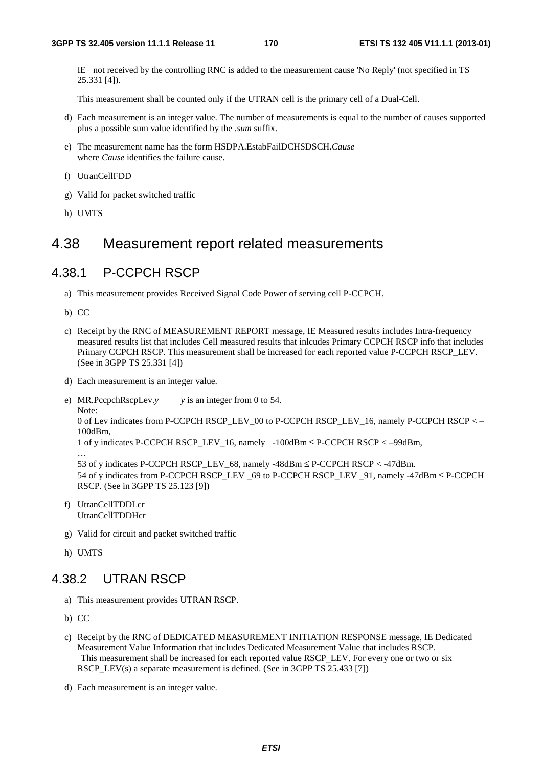IE not received by the controlling RNC is added to the measurement cause 'No Reply' (not specified in TS 25.331 [4]).

This measurement shall be counted only if the UTRAN cell is the primary cell of a Dual-Cell.

d) Each measurement is an integer value. The number of measurements is equal to the number of causes supported plus a possible sum value identified by the *.sum* suffix.

e) The measurement name has the form HSDPA.EstabFailDCHSDSCH.*Cause*
where *Cause* identifies the failure cause.

f) UtranCellFDD

g) Valid for packet switched traffic

h) UMTS

# 4.38 Measurement report related measurements

## 4.38.1 P-CCPCH RSCP

a) This measurement provides Received Signal Code Power of serving cell P-CCPCH.

b) CC

c) Receipt by the RNC of MEASUREMENT REPORT message, IE Measured results includes Intra-frequency measured results list that includes Cell measured results that inlcudes Primary CCPCH RSCP info that includes Primary CCPCH RSCP. This measurement shall be increased for each reported value P-CCPCH RSCP_LEV. (See in 3GPP TS 25.331 [4])

d) Each measurement is an integer value.

e) MR.PccpchRscpLev.*y* *y* is an integer from 0 to 54.
Note:
0 of Lev indicates from P-CCPCH RSCP_LEV_00 to P-CCPCH RSCP_LEV_16, namely P-CCPCH RSCP < –100dBm,
1 of y indicates P-CCPCH RSCP_LEV_16, namely -100dBm ≤ P-CCPCH RSCP < –99dBm,
…
53 of y indicates P-CCPCH RSCP_LEV_68, namely -48dBm ≤ P-CCPCH RSCP < -47dBm.
54 of y indicates from P-CCPCH RSCP_LEV _69 to P-CCPCH RSCP_LEV _91, namely -47dBm ≤ P-CCPCH RSCP. (See in 3GPP TS 25.123 [9])

f) UtranCellTDDLcr
UtranCellTDDHcr

g) Valid for circuit and packet switched traffic

h) UMTS

## 4.38.2 UTRAN RSCP

a) This measurement provides UTRAN RSCP.

b) CC

c) Receipt by the RNC of DEDICATED MEASUREMENT INITIATION RESPONSE message, IE Dedicated Measurement Value Information that includes Dedicated Measurement Value that includes RSCP. This measurement shall be increased for each reported value RSCP_LEV. For every one or two or six RSCP_LEV(s) a separate measurement is defined. (See in 3GPP TS 25.433 [7])

d) Each measurement is an integer value.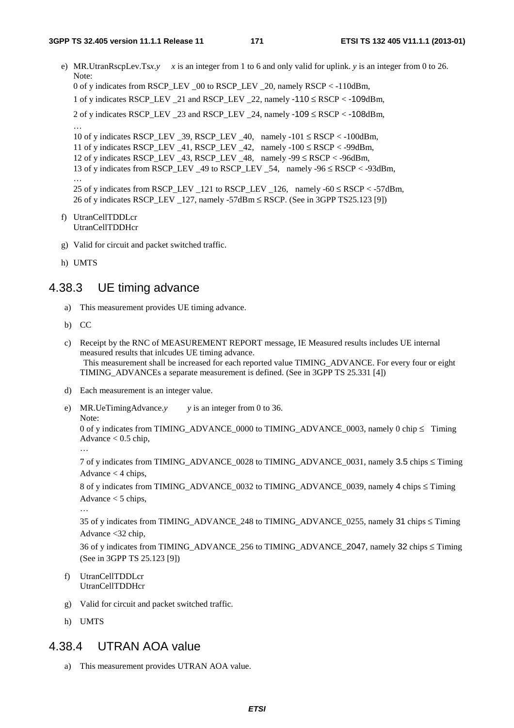e) MR.UtranRscpLev.Ts*x*.*y*     *x* is an integer from 1 to 6 and only valid for uplink. *y* is an integer from 0 to 26.
   Note:
   0 of y indicates from RSCP_LEV _00 to RSCP_LEV _20, namely RSCP < -110dBm,

   1 of y indicates RSCP_LEV _21 and RSCP_LEV _22, namely -110 ≤ RSCP < -109dBm,

   2 of y indicates RSCP_LEV _23 and RSCP_LEV _24, namely -109 ≤ RSCP < -108dBm,

   …
   10 of y indicates RSCP_LEV _39, RSCP_LEV _40,   namely -101 ≤ RSCP < -100dBm,
   11 of y indicates RSCP_LEV _41, RSCP_LEV _42,   namely -100 ≤ RSCP < -99dBm,
   12 of y indicates RSCP_LEV _43, RSCP_LEV _48,   namely -99 ≤ RSCP < -96dBm,
   13 of y indicates from RSCP_LEV _49 to RSCP_LEV _54,   namely -96 ≤ RSCP < -93dBm,
   …
   25 of y indicates from RSCP_LEV _121 to RSCP_LEV _126,   namely -60 ≤ RSCP < -57dBm,
   26 of y indicates RSCP_LEV _127, namely -57dBm ≤ RSCP. (See in 3GPP TS25.123 [9])

f) UtranCellTDDLcr
   UtranCellTDDHcr

g) Valid for circuit and packet switched traffic.

h) UMTS

## 4.38.3 UE timing advance

a) This measurement provides UE timing advance.

b) CC

c) Receipt by the RNC of MEASUREMENT REPORT message, IE Measured results includes UE internal measured results that inlcudes UE timing advance.
   This measurement shall be increased for each reported value TIMING_ADVANCE. For every four or eight TIMING_ADVANCEs a separate measurement is defined. (See in 3GPP TS 25.331 [4])

d) Each measurement is an integer value.

e) MR.UeTimingAdvance.*y*        *y* is an integer from 0 to 36.
   Note:
   0 of y indicates from TIMING_ADVANCE_0000 to TIMING_ADVANCE_0003, namely 0 chip ≤   Timing Advance < 0.5 chip,
   …
   7 of y indicates from TIMING_ADVANCE_0028 to TIMING_ADVANCE_0031, namely 3.5 chips ≤ Timing Advance < 4 chips,

   8 of y indicates from TIMING_ADVANCE_0032 to TIMING_ADVANCE_0039, namely 4 chips ≤ Timing Advance < 5 chips,
   …
   35 of y indicates from TIMING_ADVANCE_248 to TIMING_ADVANCE_0255, namely 31 chips ≤ Timing Advance <32 chip,

   36 of y indicates from TIMING_ADVANCE_256 to TIMING_ADVANCE_2047, namely 32 chips ≤ Timing (See in 3GPP TS 25.123 [9])

f) UtranCellTDDLcr
   UtranCellTDDHcr

g) Valid for circuit and packet switched traffic.

h) UMTS

## 4.38.4 UTRAN AOA value

a) This measurement provides UTRAN AOA value.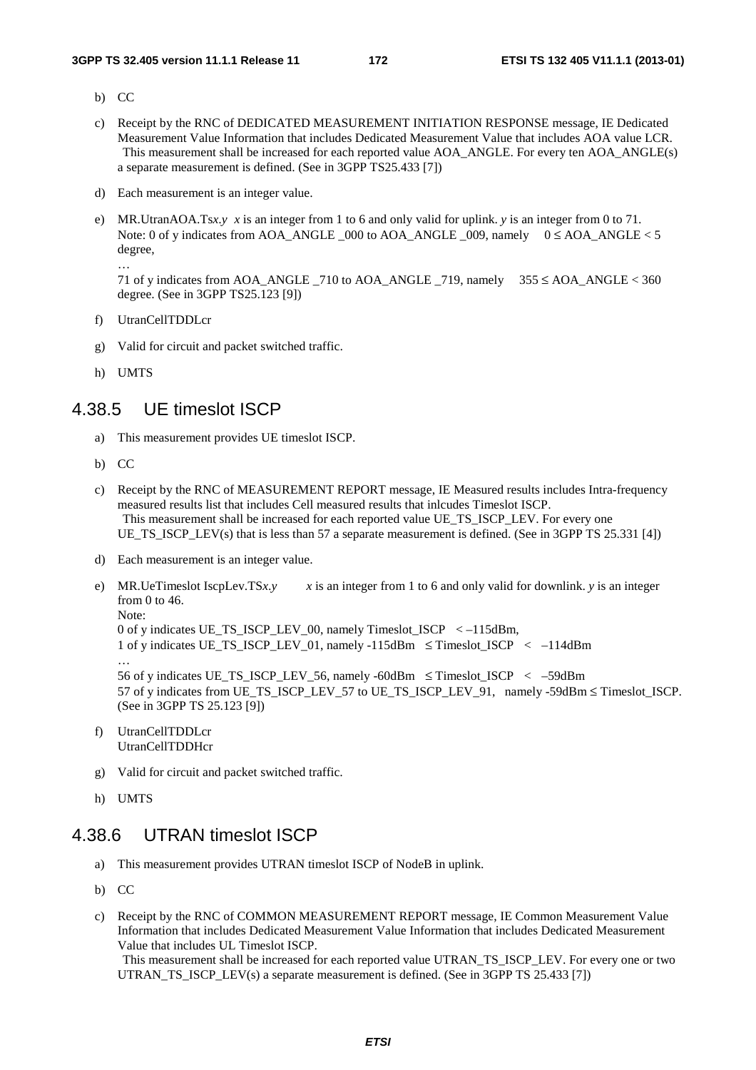b) CC

c) Receipt by the RNC of DEDICATED MEASUREMENT INITIATION RESPONSE message, IE Dedicated Measurement Value Information that includes Dedicated Measurement Value that includes AOA value LCR.
 This measurement shall be increased for each reported value AOA_ANGLE. For every ten AOA_ANGLE(s) a separate measurement is defined. (See in 3GPP TS25.433 [7])

d) Each measurement is an integer value.

e) MR.UtranAOA.Ts*x.y*  *x* is an integer from 1 to 6 and only valid for uplink. *y* is an integer from 0 to 71.
Note: 0 of y indicates from AOA_ANGLE _000 to AOA_ANGLE _009, namely  $0 \leq$ AOA_ANGLE < 5 degree,
…
71 of y indicates from AOA_ANGLE _710 to AOA_ANGLE _719, namely  $355 \leq$ AOA_ANGLE < 360 degree. (See in 3GPP TS25.123 [9])

f) UtranCellTDDLcr

g) Valid for circuit and packet switched traffic.

h) UMTS

### 4.38.5 UE timeslot ISCP

a) This measurement provides UE timeslot ISCP.

b) CC

c) Receipt by the RNC of MEASUREMENT REPORT message, IE Measured results includes Intra-frequency measured results list that includes Cell measured results that inlcudes Timeslot ISCP.
 This measurement shall be increased for each reported value UE_TS_ISCP_LEV. For every one UE_TS_ISCP_LEV(s) that is less than 57 a separate measurement is defined. (See in 3GPP TS 25.331 [4])

d) Each measurement is an integer value.

e) MR.UeTimeslot IscpLev.TS*x.y*  *x* is an integer from 1 to 6 and only valid for downlink. *y* is an integer from 0 to 46.
Note:
0 of y indicates UE_TS_ISCP_LEV_00, namely Timeslot_ISCP < –115dBm,
1 of y indicates UE_TS_ISCP_LEV_01, namely -115dBm ≤ Timeslot_ISCP < –114dBm
…
56 of y indicates UE_TS_ISCP_LEV_56, namely -60dBm ≤ Timeslot_ISCP < –59dBm
57 of y indicates from UE_TS_ISCP_LEV_57 to UE_TS_ISCP_LEV_91, namely -59dBm ≤ Timeslot_ISCP. (See in 3GPP TS 25.123 [9])

f) UtranCellTDDLcr
UtranCellTDDHcr

g) Valid for circuit and packet switched traffic.

h) UMTS

### 4.38.6 UTRAN timeslot ISCP

a) This measurement provides UTRAN timeslot ISCP of NodeB in uplink.

b) CC

c) Receipt by the RNC of COMMON MEASUREMENT REPORT message, IE Common Measurement Value Information that includes Dedicated Measurement Value Information that includes Dedicated Measurement Value that includes UL Timeslot ISCP.
 This measurement shall be increased for each reported value UTRAN_TS_ISCP_LEV. For every one or two UTRAN_TS_ISCP_LEV(s) a separate measurement is defined. (See in 3GPP TS 25.433 [7])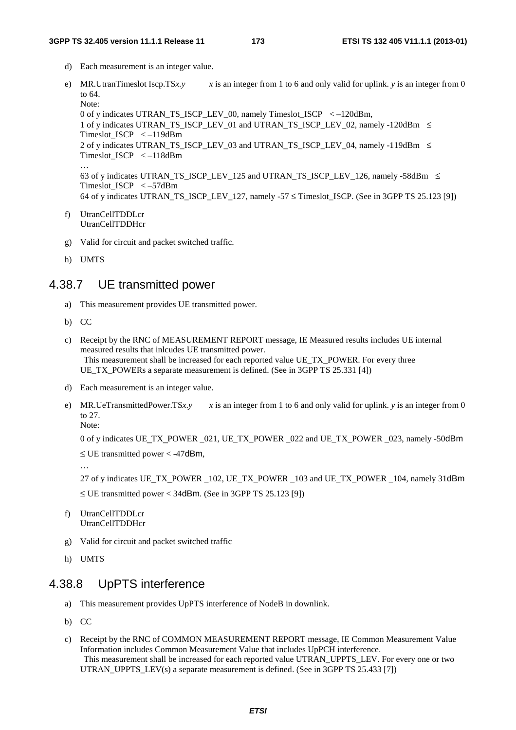d) Each measurement is an integer value.

e) MR.UtranTimeslot Iscp.TS*x.y*     *x* is an integer from 1 to 6 and only valid for uplink. *y* is an integer from 0 to 64.
Note:
0 of y indicates UTRAN_TS_ISCP_LEV_00, namely Timeslot_ISCP < –120dBm,
1 of y indicates UTRAN_TS_ISCP_LEV_01 and UTRAN_TS_ISCP_LEV_02, namely -120dBm ≤ Timeslot_ISCP < –119dBm
2 of y indicates UTRAN_TS_ISCP_LEV_03 and UTRAN_TS_ISCP_LEV_04, namely -119dBm ≤ Timeslot_ISCP < –118dBm
…
63 of y indicates UTRAN_TS_ISCP_LEV_125 and UTRAN_TS_ISCP_LEV_126, namely -58dBm ≤ Timeslot_ISCP < –57dBm
64 of y indicates UTRAN_TS_ISCP_LEV_127, namely -57 ≤ Timeslot_ISCP. (See in 3GPP TS 25.123 [9])

f) UtranCellTDDLcr
UtranCellTDDHcr

g) Valid for circuit and packet switched traffic.

h) UMTS

## 4.38.7 UE transmitted power

a) This measurement provides UE transmitted power.

b) CC

c) Receipt by the RNC of MEASUREMENT REPORT message, IE Measured results includes UE internal measured results that inlcudes UE transmitted power.
This measurement shall be increased for each reported value UE_TX_POWER. For every three UE_TX_POWERs a separate measurement is defined. (See in 3GPP TS 25.331 [4])

d) Each measurement is an integer value.

e) MR.UeTransmittedPower.TS*x.y*     *x* is an integer from 1 to 6 and only valid for uplink. *y* is an integer from 0 to 27.
Note:
0 of y indicates UE_TX_POWER _021, UE_TX_POWER _022 and UE_TX_POWER _023, namely -50dBm ≤ UE transmitted power < -47dBm,
…
27 of y indicates UE_TX_POWER _102, UE_TX_POWER _103 and UE_TX_POWER _104, namely 31dBm ≤ UE transmitted power < 34dBm. (See in 3GPP TS 25.123 [9])

f) UtranCellTDDLcr
UtranCellTDDHcr

g) Valid for circuit and packet switched traffic

h) UMTS

## 4.38.8 UpPTS interference

a) This measurement provides UpPTS interference of NodeB in downlink.

b) CC

c) Receipt by the RNC of COMMON MEASUREMENT REPORT message, IE Common Measurement Value Information includes Common Measurement Value that includes UpPCH interference.
This measurement shall be increased for each reported value UTRAN_UPPTS_LEV. For every one or two UTRAN_UPPTS_LEV(s) a separate measurement is defined. (See in 3GPP TS 25.433 [7])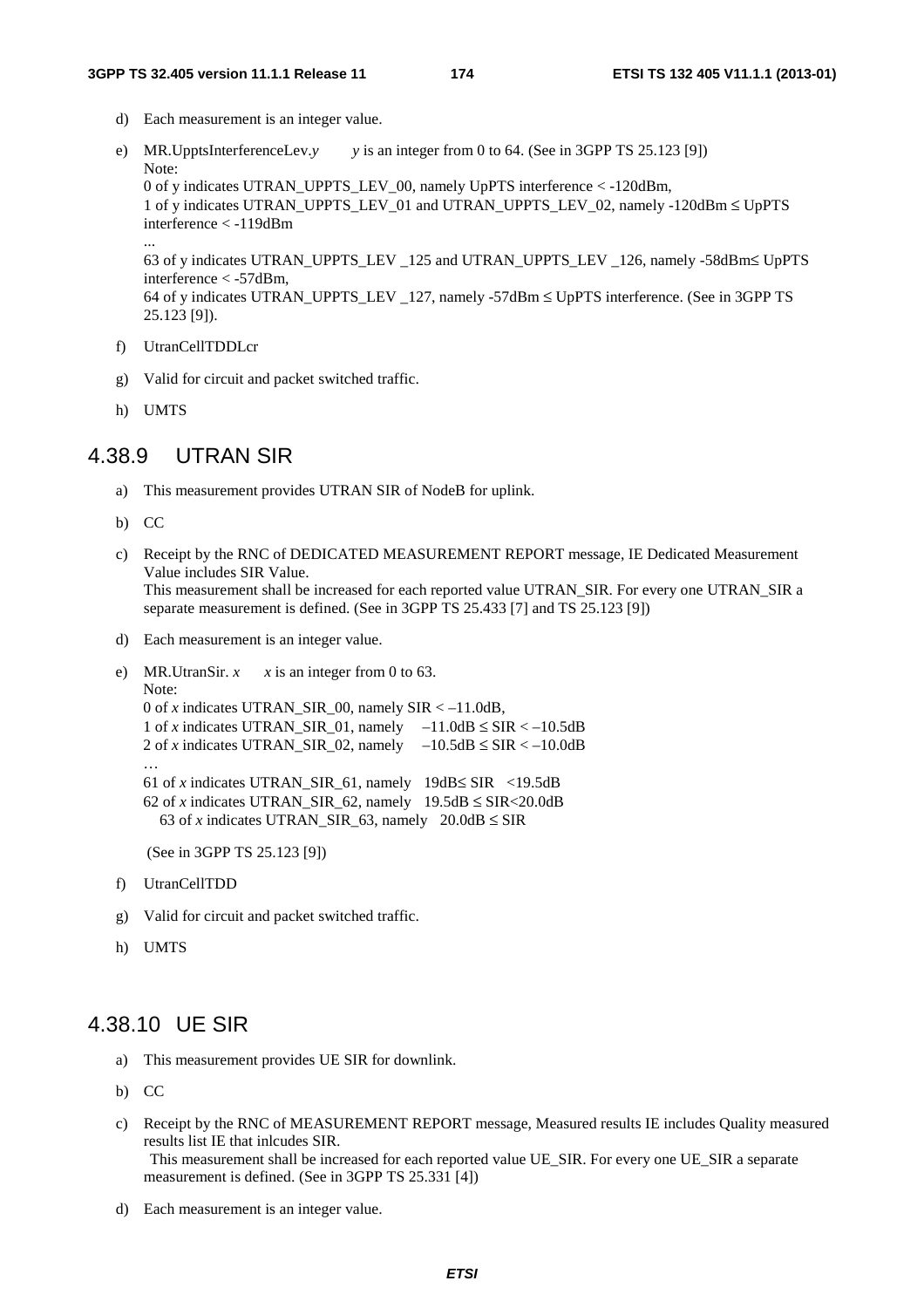d) Each measurement is an integer value.

e) MR.UpptsInterferenceLev.*y*   *y* is an integer from 0 to 64. (See in 3GPP TS 25.123 [9])
Note:
0 of y indicates UTRAN_UPPTS_LEV_00, namely UpPTS interference < -120dBm,
1 of y indicates UTRAN_UPPTS_LEV_01 and UTRAN_UPPTS_LEV_02, namely -120dBm ≤ UpPTS interference < -119dBm
...
63 of y indicates UTRAN_UPPTS_LEV _125 and UTRAN_UPPTS_LEV _126, namely -58dBm≤ UpPTS interference < -57dBm,
64 of y indicates UTRAN_UPPTS_LEV _127, namely -57dBm ≤ UpPTS interference. (See in 3GPP TS 25.123 [9]).

f) UtranCellTDDLcr

g) Valid for circuit and packet switched traffic.

h) UMTS

## 4.38.9 UTRAN SIR

a) This measurement provides UTRAN SIR of NodeB for uplink.

b) CC

c) Receipt by the RNC of DEDICATED MEASUREMENT REPORT message, IE Dedicated Measurement Value includes SIR Value.
This measurement shall be increased for each reported value UTRAN_SIR. For every one UTRAN_SIR a separate measurement is defined. (See in 3GPP TS 25.433 [7] and TS 25.123 [9])

d) Each measurement is an integer value.

e) MR.UtranSir. *x*   *x* is an integer from 0 to 63.
Note:
0 of *x* indicates UTRAN_SIR_00, namely SIR < –11.0dB,
1 of *x* indicates UTRAN_SIR_01, namely  –11.0dB ≤ SIR < –10.5dB
2 of *x* indicates UTRAN_SIR_02, namely  –10.5dB ≤ SIR < –10.0dB
…
61 of *x* indicates UTRAN_SIR_61, namely  19dB≤ SIR  <19.5dB
62 of *x* indicates UTRAN_SIR_62, namely  19.5dB ≤ SIR<20.0dB
63 of *x* indicates UTRAN_SIR_63, namely  20.0dB ≤ SIR

(See in 3GPP TS 25.123 [9])

f) UtranCellTDD

g) Valid for circuit and packet switched traffic.

h) UMTS

## 4.38.10 UE SIR

a) This measurement provides UE SIR for downlink.

b) CC

c) Receipt by the RNC of MEASUREMENT REPORT message, Measured results IE includes Quality measured results list IE that inlcudes SIR.
This measurement shall be increased for each reported value UE_SIR. For every one UE_SIR a separate measurement is defined. (See in 3GPP TS 25.331 [4])

d) Each measurement is an integer value.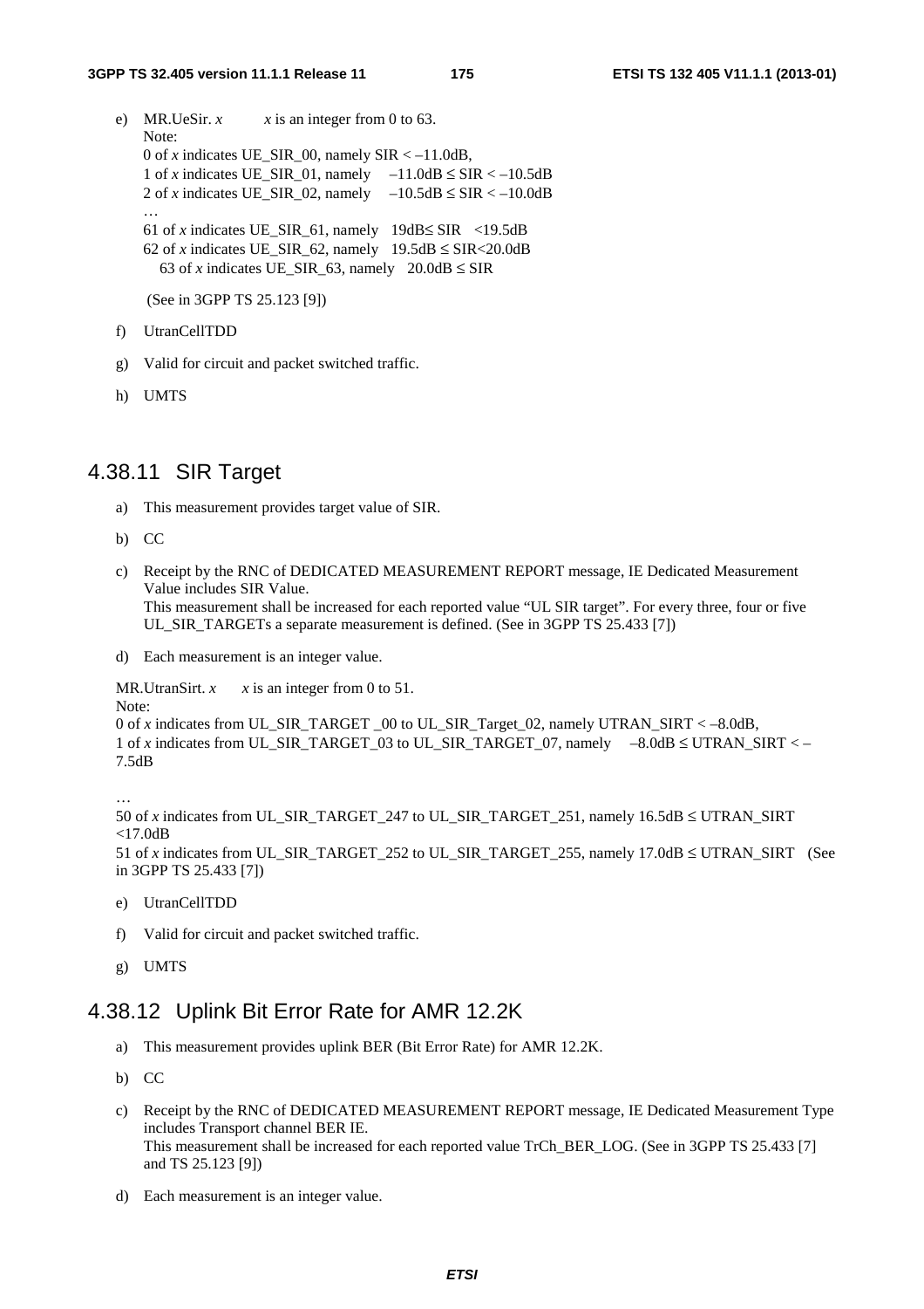e) MR.UeSir. *x*          *x* is an integer from 0 to 63.
   Note:
   0 of *x* indicates UE_SIR_00, namely SIR < –11.0dB,
   1 of *x* indicates UE_SIR_01, namely    –11.0dB ≤ SIR < –10.5dB
   2 of *x* indicates UE_SIR_02, namely    –10.5dB ≤ SIR < –10.0dB
   …
   61 of *x* indicates UE_SIR_61, namely   19dB≤ SIR   <19.5dB
   62 of *x* indicates UE_SIR_62, namely   19.5dB ≤ SIR<20.0dB
   63 of *x* indicates UE_SIR_63, namely   20.0dB ≤ SIR

   (See in 3GPP TS 25.123 [9])

f) UtranCellTDD

g) Valid for circuit and packet switched traffic.

h) UMTS

## 4.38.11 SIR Target

a) This measurement provides target value of SIR.

b) CC

c) Receipt by the RNC of DEDICATED MEASUREMENT REPORT message, IE Dedicated Measurement Value includes SIR Value.
   This measurement shall be increased for each reported value "UL SIR target". For every three, four or five UL_SIR_TARGETs a separate measurement is defined. (See in 3GPP TS 25.433 [7])

d) Each measurement is an integer value.

MR.UtranSirt. *x*      *x* is an integer from 0 to 51.
Note:
0 of *x* indicates from UL_SIR_TARGET _00 to UL_SIR_Target_02, namely UTRAN_SIRT < –8.0dB,
1 of *x* indicates from UL_SIR_TARGET_03 to UL_SIR_TARGET_07, namely    –8.0dB ≤ UTRAN_SIRT < –7.5dB

…
50 of *x* indicates from UL_SIR_TARGET_247 to UL_SIR_TARGET_251, namely 16.5dB ≤ UTRAN_SIRT <17.0dB
51 of *x* indicates from UL_SIR_TARGET_252 to UL_SIR_TARGET_255, namely 17.0dB ≤ UTRAN_SIRT   (See in 3GPP TS 25.433 [7])

e) UtranCellTDD

f) Valid for circuit and packet switched traffic.

g) UMTS

## 4.38.12 Uplink Bit Error Rate for AMR 12.2K

a) This measurement provides uplink BER (Bit Error Rate) for AMR 12.2K.

b) CC

c) Receipt by the RNC of DEDICATED MEASUREMENT REPORT message, IE Dedicated Measurement Type includes Transport channel BER IE.
   This measurement shall be increased for each reported value TrCh_BER_LOG. (See in 3GPP TS 25.433 [7] and TS 25.123 [9])

d) Each measurement is an integer value.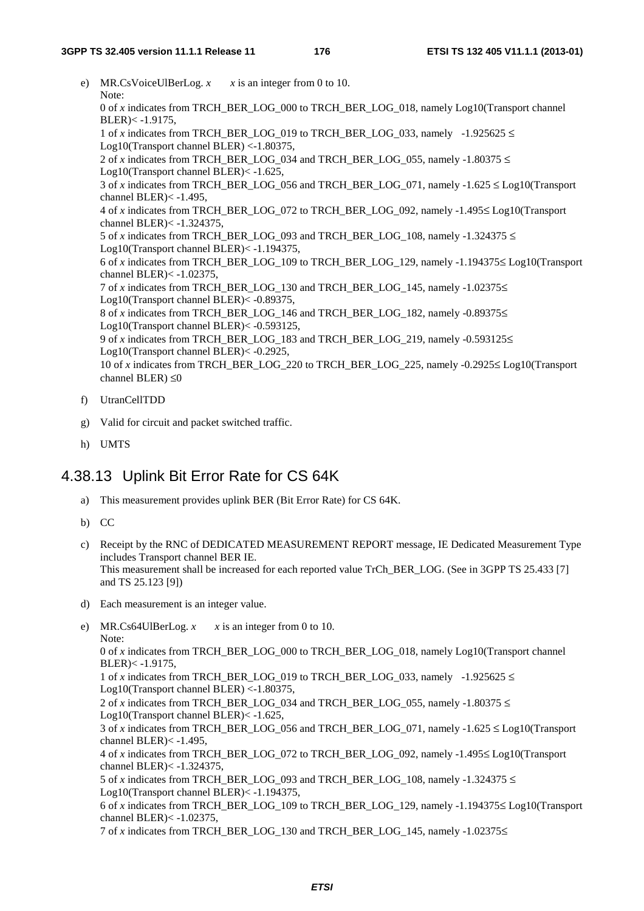e) MR.CsVoiceUlBerLog. *x*   *x* is an integer from 0 to 10.
Note:
0 of *x* indicates from TRCH_BER_LOG_000 to TRCH_BER_LOG_018, namely Log10(Transport channel BLER)< -1.9175,
1 of *x* indicates from TRCH_BER_LOG_019 to TRCH_BER_LOG_033, namely -1.925625 ≤ Log10(Transport channel BLER) <-1.80375,
2 of *x* indicates from TRCH_BER_LOG_034 and TRCH_BER_LOG_055, namely -1.80375 ≤ Log10(Transport channel BLER)< -1.625,
3 of *x* indicates from TRCH_BER_LOG_056 and TRCH_BER_LOG_071, namely -1.625 ≤ Log10(Transport channel BLER)< -1.495,
4 of *x* indicates from TRCH_BER_LOG_072 to TRCH_BER_LOG_092, namely -1.495≤ Log10(Transport channel BLER)< -1.324375,
5 of *x* indicates from TRCH_BER_LOG_093 and TRCH_BER_LOG_108, namely -1.324375 ≤ Log10(Transport channel BLER)< -1.194375,
6 of *x* indicates from TRCH_BER_LOG_109 to TRCH_BER_LOG_129, namely -1.194375≤ Log10(Transport channel BLER)< -1.02375,
7 of *x* indicates from TRCH_BER_LOG_130 and TRCH_BER_LOG_145, namely -1.02375≤ Log10(Transport channel BLER)< -0.89375,
8 of *x* indicates from TRCH_BER_LOG_146 and TRCH_BER_LOG_182, namely -0.89375≤ Log10(Transport channel BLER)< -0.593125,
9 of *x* indicates from TRCH_BER_LOG_183 and TRCH_BER_LOG_219, namely -0.593125≤ Log10(Transport channel BLER)< -0.2925,
10 of *x* indicates from TRCH_BER_LOG_220 to TRCH_BER_LOG_225, namely -0.2925≤ Log10(Transport channel BLER) ≤0

f) UtranCellTDD

g) Valid for circuit and packet switched traffic.

h) UMTS

### 4.38.13 Uplink Bit Error Rate for CS 64K

a) This measurement provides uplink BER (Bit Error Rate) for CS 64K.

b) CC

c) Receipt by the RNC of DEDICATED MEASUREMENT REPORT message, IE Dedicated Measurement Type includes Transport channel BER IE.
This measurement shall be increased for each reported value TrCh_BER_LOG. (See in 3GPP TS 25.433 [7] and TS 25.123 [9])

d) Each measurement is an integer value.

e) MR.Cs64UlBerLog. *x*   *x* is an integer from 0 to 10.
Note:
0 of *x* indicates from TRCH_BER_LOG_000 to TRCH_BER_LOG_018, namely Log10(Transport channel BLER)< -1.9175,
1 of *x* indicates from TRCH_BER_LOG_019 to TRCH_BER_LOG_033, namely -1.925625 ≤ Log10(Transport channel BLER) <-1.80375,
2 of *x* indicates from TRCH_BER_LOG_034 and TRCH_BER_LOG_055, namely -1.80375 ≤ Log10(Transport channel BLER)< -1.625,
3 of *x* indicates from TRCH_BER_LOG_056 and TRCH_BER_LOG_071, namely -1.625 ≤ Log10(Transport channel BLER)< -1.495,
4 of *x* indicates from TRCH_BER_LOG_072 to TRCH_BER_LOG_092, namely -1.495≤ Log10(Transport channel BLER)< -1.324375,
5 of *x* indicates from TRCH_BER_LOG_093 and TRCH_BER_LOG_108, namely -1.324375 ≤ Log10(Transport channel BLER)< -1.194375,
6 of *x* indicates from TRCH_BER_LOG_109 to TRCH_BER_LOG_129, namely -1.194375≤ Log10(Transport channel BLER)< -1.02375,
7 of *x* indicates from TRCH_BER_LOG_130 and TRCH_BER_LOG_145, namely -1.02375≤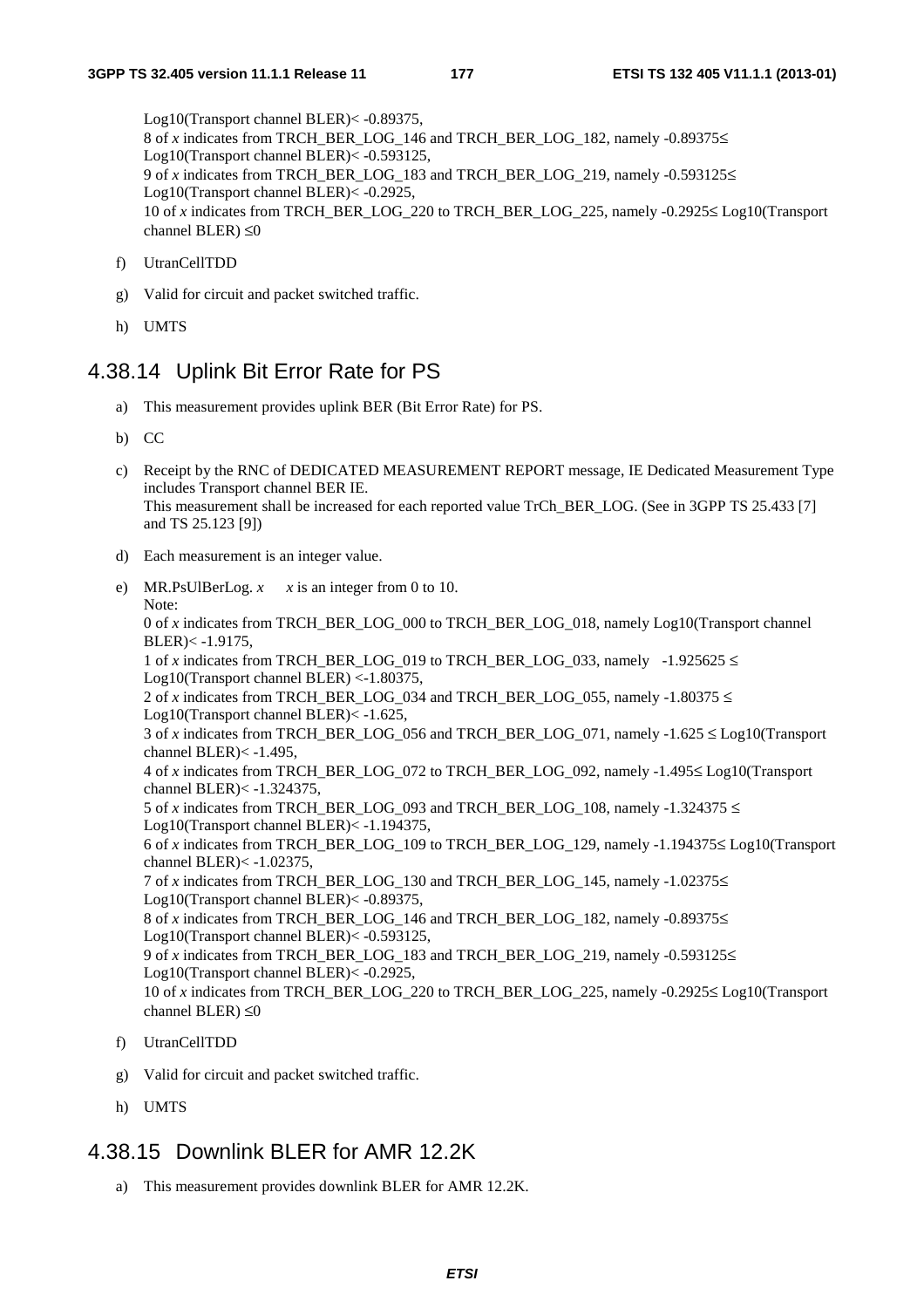Log10(Transport channel BLER)< -0.89375,
8 of *x* indicates from TRCH_BER_LOG_146 and TRCH_BER_LOG_182, namely -0.89375≤ Log10(Transport channel BLER)< -0.593125,
9 of *x* indicates from TRCH_BER_LOG_183 and TRCH_BER_LOG_219, namely -0.593125≤ Log10(Transport channel BLER)< -0.2925,
10 of *x* indicates from TRCH_BER_LOG_220 to TRCH_BER_LOG_225, namely -0.2925≤ Log10(Transport channel BLER) ≤0

f) UtranCellTDD

g) Valid for circuit and packet switched traffic.

h) UMTS

## 4.38.14 Uplink Bit Error Rate for PS

a) This measurement provides uplink BER (Bit Error Rate) for PS.

b) CC

c) Receipt by the RNC of DEDICATED MEASUREMENT REPORT message, IE Dedicated Measurement Type includes Transport channel BER IE.
This measurement shall be increased for each reported value TrCh_BER_LOG. (See in 3GPP TS 25.433 [7] and TS 25.123 [9])

d) Each measurement is an integer value.

e) MR.PsUlBerLog. *x*     *x* is an integer from 0 to 10.
Note:
0 of *x* indicates from TRCH_BER_LOG_000 to TRCH_BER_LOG_018, namely Log10(Transport channel BLER)< -1.9175,
1 of *x* indicates from TRCH_BER_LOG_019 to TRCH_BER_LOG_033, namely  -1.925625 ≤ Log10(Transport channel BLER) <-1.80375,
2 of *x* indicates from TRCH_BER_LOG_034 and TRCH_BER_LOG_055, namely -1.80375 ≤ Log10(Transport channel BLER)< -1.625,
3 of *x* indicates from TRCH_BER_LOG_056 and TRCH_BER_LOG_071, namely -1.625 ≤ Log10(Transport channel BLER)< -1.495,
4 of *x* indicates from TRCH_BER_LOG_072 to TRCH_BER_LOG_092, namely -1.495≤ Log10(Transport channel BLER)< -1.324375,
5 of *x* indicates from TRCH_BER_LOG_093 and TRCH_BER_LOG_108, namely -1.324375 ≤ Log10(Transport channel BLER)< -1.194375,
6 of *x* indicates from TRCH_BER_LOG_109 to TRCH_BER_LOG_129, namely -1.194375≤ Log10(Transport channel BLER)< -1.02375,
7 of *x* indicates from TRCH_BER_LOG_130 and TRCH_BER_LOG_145, namely -1.02375≤ Log10(Transport channel BLER)< -0.89375,
8 of *x* indicates from TRCH_BER_LOG_146 and TRCH_BER_LOG_182, namely -0.89375≤ Log10(Transport channel BLER)< -0.593125,
9 of *x* indicates from TRCH_BER_LOG_183 and TRCH_BER_LOG_219, namely -0.593125≤ Log10(Transport channel BLER)< -0.2925,
10 of *x* indicates from TRCH_BER_LOG_220 to TRCH_BER_LOG_225, namely -0.2925≤ Log10(Transport channel BLER) ≤0

f) UtranCellTDD

g) Valid for circuit and packet switched traffic.

h) UMTS

## 4.38.15 Downlink BLER for AMR 12.2K

a) This measurement provides downlink BLER for AMR 12.2K.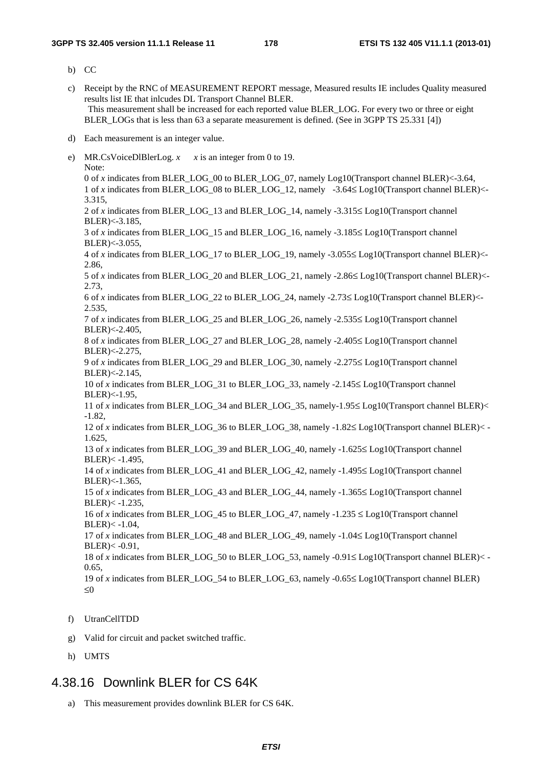b) CC

c) Receipt by the RNC of MEASUREMENT REPORT message, Measured results IE includes Quality measured results list IE that inlcudes DL Transport Channel BLER.
   This measurement shall be increased for each reported value BLER_LOG. For every two or three or eight BLER_LOGs that is less than 63 a separate measurement is defined. (See in 3GPP TS 25.331 [4])

d) Each measurement is an integer value.

e) MR.CsVoiceDlBlerLog. *x*     *x* is an integer from 0 to 19.
   Note:
   0 of *x* indicates from BLER_LOG_00 to BLER_LOG_07, namely Log10(Transport channel BLER)<-3.64,
   1 of *x* indicates from BLER_LOG_08 to BLER_LOG_12, namely -3.64≤ Log10(Transport channel BLER)<-3.315,
   2 of *x* indicates from BLER_LOG_13 and BLER_LOG_14, namely -3.315≤ Log10(Transport channel BLER)<-3.185,
   3 of *x* indicates from BLER_LOG_15 and BLER_LOG_16, namely -3.185≤ Log10(Transport channel BLER)<-3.055,
   4 of *x* indicates from BLER_LOG_17 to BLER_LOG_19, namely -3.055≤ Log10(Transport channel BLER)<-2.86,
   5 of *x* indicates from BLER_LOG_20 and BLER_LOG_21, namely -2.86≤ Log10(Transport channel BLER)<-2.73,
   6 of *x* indicates from BLER_LOG_22 to BLER_LOG_24, namely -2.73≤ Log10(Transport channel BLER)<-2.535,
   7 of *x* indicates from BLER_LOG_25 and BLER_LOG_26, namely -2.535≤ Log10(Transport channel BLER)<-2.405,
   8 of *x* indicates from BLER_LOG_27 and BLER_LOG_28, namely -2.405≤ Log10(Transport channel BLER)<-2.275,
   9 of *x* indicates from BLER_LOG_29 and BLER_LOG_30, namely -2.275≤ Log10(Transport channel BLER)<-2.145,
   10 of *x* indicates from BLER_LOG_31 to BLER_LOG_33, namely -2.145≤ Log10(Transport channel BLER)<-1.95,
   11 of *x* indicates from BLER_LOG_34 and BLER_LOG_35, namely-1.95≤ Log10(Transport channel BLER)< -1.82,
   12 of *x* indicates from BLER_LOG_36 to BLER_LOG_38, namely -1.82≤ Log10(Transport channel BLER)< -1.625,
   13 of *x* indicates from BLER_LOG_39 and BLER_LOG_40, namely -1.625≤ Log10(Transport channel BLER)< -1.495,
   14 of *x* indicates from BLER_LOG_41 and BLER_LOG_42, namely -1.495≤ Log10(Transport channel BLER)<-1.365,
   15 of *x* indicates from BLER_LOG_43 and BLER_LOG_44, namely -1.365≤ Log10(Transport channel BLER)< -1.235,
   16 of *x* indicates from BLER_LOG_45 to BLER_LOG_47, namely -1.235 ≤ Log10(Transport channel BLER)< -1.04,
   17 of *x* indicates from BLER_LOG_48 and BLER_LOG_49, namely -1.04≤ Log10(Transport channel BLER)< -0.91,
   18 of *x* indicates from BLER_LOG_50 to BLER_LOG_53, namely -0.91≤ Log10(Transport channel BLER)< -0.65,
   19 of *x* indicates from BLER_LOG_54 to BLER_LOG_63, namely -0.65≤ Log10(Transport channel BLER) ≤0

f) UtranCellTDD

g) Valid for circuit and packet switched traffic.

h) UMTS

## 4.38.16 Downlink BLER for CS 64K

a) This measurement provides downlink BLER for CS 64K.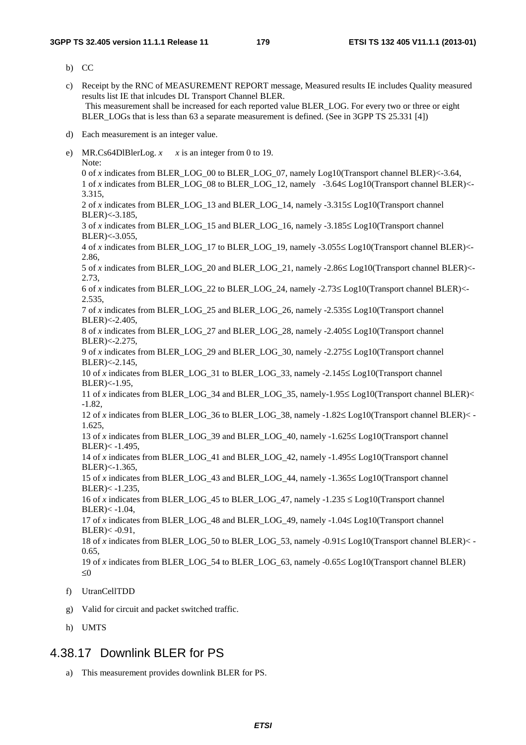b) CC

c) Receipt by the RNC of MEASUREMENT REPORT message, Measured results IE includes Quality measured results list IE that inlcudes DL Transport Channel BLER.
 This measurement shall be increased for each reported value BLER_LOG. For every two or three or eight BLER_LOGs that is less than 63 a separate measurement is defined. (See in 3GPP TS 25.331 [4])

d) Each measurement is an integer value.

e) MR.Cs64DlBlerLog. *x*   *x* is an integer from 0 to 19.
 Note:
 0 of *x* indicates from BLER_LOG_00 to BLER_LOG_07, namely Log10(Transport channel BLER)<-3.64,
 1 of *x* indicates from BLER_LOG_08 to BLER_LOG_12, namely -3.64≤ Log10(Transport channel BLER)<-3.315,
 2 of *x* indicates from BLER_LOG_13 and BLER_LOG_14, namely -3.315≤ Log10(Transport channel BLER)<-3.185,
 3 of *x* indicates from BLER_LOG_15 and BLER_LOG_16, namely -3.185≤ Log10(Transport channel BLER)<-3.055,
 4 of *x* indicates from BLER_LOG_17 to BLER_LOG_19, namely -3.055≤ Log10(Transport channel BLER)<-2.86,
 5 of *x* indicates from BLER_LOG_20 and BLER_LOG_21, namely -2.86≤ Log10(Transport channel BLER)<-2.73,
 6 of *x* indicates from BLER_LOG_22 to BLER_LOG_24, namely -2.73≤ Log10(Transport channel BLER)<-2.535,
 7 of *x* indicates from BLER_LOG_25 and BLER_LOG_26, namely -2.535≤ Log10(Transport channel BLER)<-2.405,
 8 of *x* indicates from BLER_LOG_27 and BLER_LOG_28, namely -2.405≤ Log10(Transport channel BLER)<-2.275,
 9 of *x* indicates from BLER_LOG_29 and BLER_LOG_30, namely -2.275≤ Log10(Transport channel BLER)<-2.145,
 10 of *x* indicates from BLER_LOG_31 to BLER_LOG_33, namely -2.145≤ Log10(Transport channel BLER)<-1.95,
 11 of *x* indicates from BLER_LOG_34 and BLER_LOG_35, namely-1.95≤ Log10(Transport channel BLER)< -1.82,
 12 of *x* indicates from BLER_LOG_36 to BLER_LOG_38, namely -1.82≤ Log10(Transport channel BLER)< -1.625,
 13 of *x* indicates from BLER_LOG_39 and BLER_LOG_40, namely -1.625≤ Log10(Transport channel BLER)< -1.495,
 14 of *x* indicates from BLER_LOG_41 and BLER_LOG_42, namely -1.495≤ Log10(Transport channel BLER)<-1.365,
 15 of *x* indicates from BLER_LOG_43 and BLER_LOG_44, namely -1.365≤ Log10(Transport channel BLER)< -1.235,
 16 of *x* indicates from BLER_LOG_45 to BLER_LOG_47, namely -1.235 ≤ Log10(Transport channel BLER)< -1.04,
 17 of *x* indicates from BLER_LOG_48 and BLER_LOG_49, namely -1.04≤ Log10(Transport channel BLER)< -0.91,
 18 of *x* indicates from BLER_LOG_50 to BLER_LOG_53, namely -0.91≤ Log10(Transport channel BLER)< -0.65,
 19 of *x* indicates from BLER_LOG_54 to BLER_LOG_63, namely -0.65≤ Log10(Transport channel BLER) ≤0

f) UtranCellTDD

g) Valid for circuit and packet switched traffic.

h) UMTS

### 4.38.17 Downlink BLER for PS

a) This measurement provides downlink BLER for PS.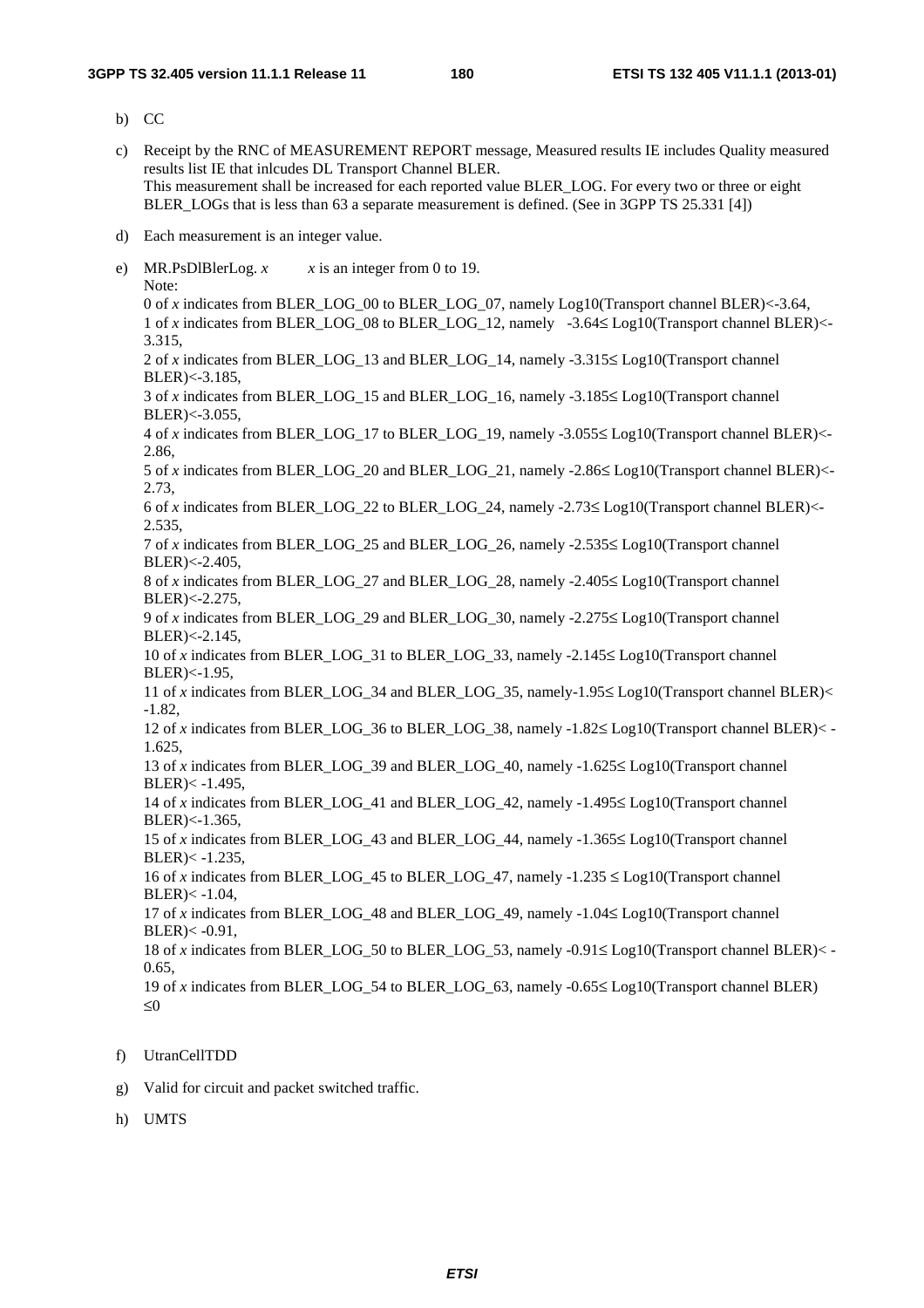b) CC

c) Receipt by the RNC of MEASUREMENT REPORT message, Measured results IE includes Quality measured results list IE that inlcudes DL Transport Channel BLER.
   This measurement shall be increased for each reported value BLER_LOG. For every two or three or eight BLER_LOGs that is less than 63 a separate measurement is defined. (See in 3GPP TS 25.331 [4])

d) Each measurement is an integer value.

e) MR.PsDlBlerLog. *x*    *x* is an integer from 0 to 19.
   Note:
   0 of *x* indicates from BLER_LOG_00 to BLER_LOG_07, namely Log10(Transport channel BLER)<-3.64,
   1 of *x* indicates from BLER_LOG_08 to BLER_LOG_12, namely -3.64≤ Log10(Transport channel BLER)<-3.315,
   2 of *x* indicates from BLER_LOG_13 and BLER_LOG_14, namely -3.315≤ Log10(Transport channel BLER)<-3.185,
   3 of *x* indicates from BLER_LOG_15 and BLER_LOG_16, namely -3.185≤ Log10(Transport channel BLER)<-3.055,
   4 of *x* indicates from BLER_LOG_17 to BLER_LOG_19, namely -3.055≤ Log10(Transport channel BLER)<-2.86,
   5 of *x* indicates from BLER_LOG_20 and BLER_LOG_21, namely -2.86≤ Log10(Transport channel BLER)<-2.73,
   6 of *x* indicates from BLER_LOG_22 to BLER_LOG_24, namely -2.73≤ Log10(Transport channel BLER)<-2.535,
   7 of *x* indicates from BLER_LOG_25 and BLER_LOG_26, namely -2.535≤ Log10(Transport channel BLER)<-2.405,
   8 of *x* indicates from BLER_LOG_27 and BLER_LOG_28, namely -2.405≤ Log10(Transport channel BLER)<-2.275,
   9 of *x* indicates from BLER_LOG_29 and BLER_LOG_30, namely -2.275≤ Log10(Transport channel BLER)<-2.145,
   10 of *x* indicates from BLER_LOG_31 to BLER_LOG_33, namely -2.145≤ Log10(Transport channel BLER)<-1.95,
   11 of *x* indicates from BLER_LOG_34 and BLER_LOG_35, namely-1.95≤ Log10(Transport channel BLER)< -1.82,
   12 of *x* indicates from BLER_LOG_36 to BLER_LOG_38, namely -1.82≤ Log10(Transport channel BLER)< -1.625,
   13 of *x* indicates from BLER_LOG_39 and BLER_LOG_40, namely -1.625≤ Log10(Transport channel BLER)< -1.495,
   14 of *x* indicates from BLER_LOG_41 and BLER_LOG_42, namely -1.495≤ Log10(Transport channel BLER)<-1.365,
   15 of *x* indicates from BLER_LOG_43 and BLER_LOG_44, namely -1.365≤ Log10(Transport channel BLER)< -1.235,
   16 of *x* indicates from BLER_LOG_45 to BLER_LOG_47, namely -1.235 ≤ Log10(Transport channel BLER)< -1.04,
   17 of *x* indicates from BLER_LOG_48 and BLER_LOG_49, namely -1.04≤ Log10(Transport channel BLER)< -0.91,
   18 of *x* indicates from BLER_LOG_50 to BLER_LOG_53, namely -0.91≤ Log10(Transport channel BLER)< -0.65,
   19 of *x* indicates from BLER_LOG_54 to BLER_LOG_63, namely -0.65≤ Log10(Transport channel BLER) ≤0

f) UtranCellTDD

g) Valid for circuit and packet switched traffic.

h) UMTS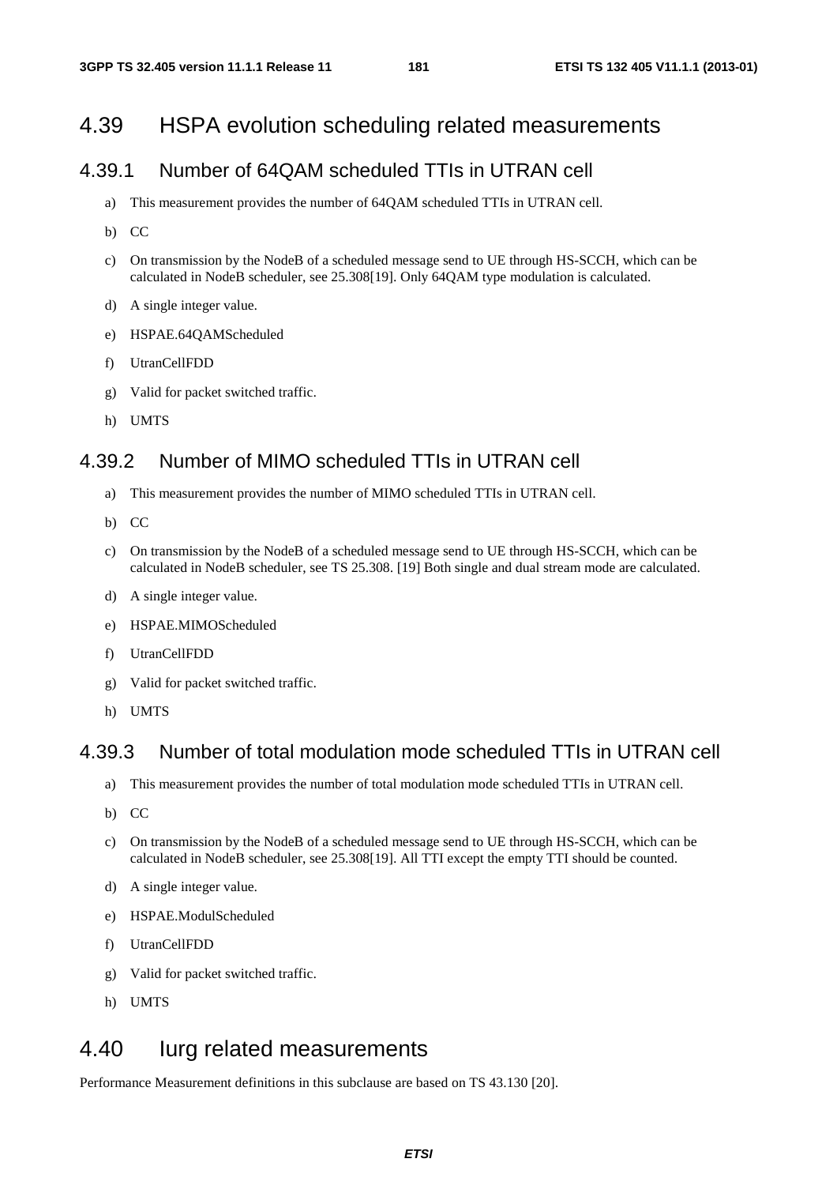## 4.39 HSPA evolution scheduling related measurements

### 4.39.1 Number of 64QAM scheduled TTIs in UTRAN cell

a) This measurement provides the number of 64QAM scheduled TTIs in UTRAN cell.

b) CC

c) On transmission by the NodeB of a scheduled message send to UE through HS-SCCH, which can be calculated in NodeB scheduler, see 25.308[19]. Only 64QAM type modulation is calculated.

d) A single integer value.

e) HSPAE.64QAMScheduled

f) UtranCellFDD

g) Valid for packet switched traffic.

h) UMTS

### 4.39.2 Number of MIMO scheduled TTIs in UTRAN cell

a) This measurement provides the number of MIMO scheduled TTIs in UTRAN cell.

b) CC

c) On transmission by the NodeB of a scheduled message send to UE through HS-SCCH, which can be calculated in NodeB scheduler, see TS 25.308. [19] Both single and dual stream mode are calculated.

d) A single integer value.

e) HSPAE.MIMOScheduled

f) UtranCellFDD

g) Valid for packet switched traffic.

h) UMTS

### 4.39.3 Number of total modulation mode scheduled TTIs in UTRAN cell

a) This measurement provides the number of total modulation mode scheduled TTIs in UTRAN cell.

b) CC

c) On transmission by the NodeB of a scheduled message send to UE through HS-SCCH, which can be calculated in NodeB scheduler, see 25.308[19]. All TTI except the empty TTI should be counted.

d) A single integer value.

e) HSPAE.ModulScheduled

f) UtranCellFDD

g) Valid for packet switched traffic.

h) UMTS

## 4.40 Iurg related measurements

Performance Measurement definitions in this subclause are based on TS 43.130 [20].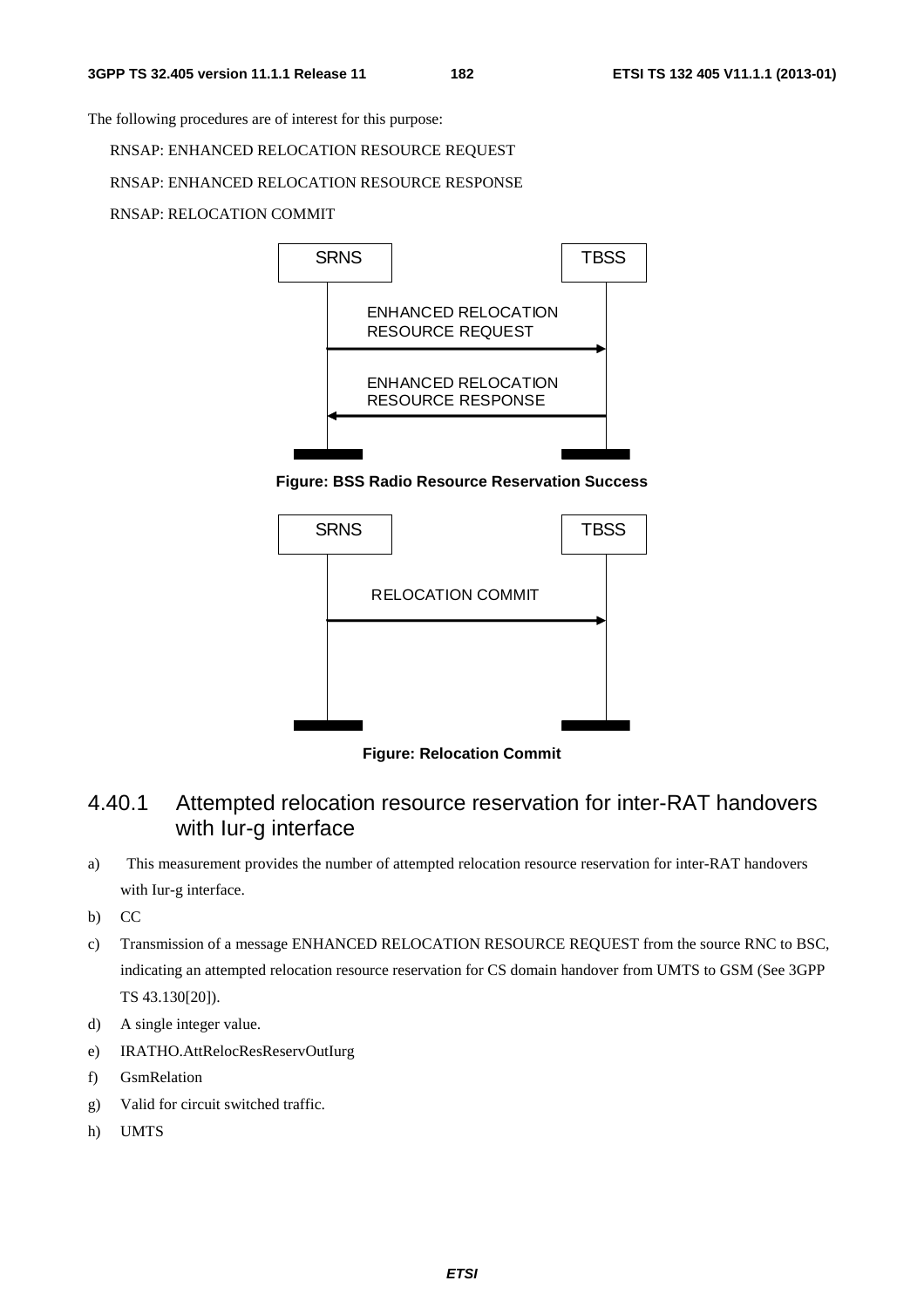The following procedures are of interest for this purpose:

RNSAP: ENHANCED RELOCATION RESOURCE REQUEST

RNSAP: ENHANCED RELOCATION RESOURCE RESPONSE

RNSAP: RELOCATION COMMIT

**Figure: BSS Radio Resource Reservation Success**

**Figure: Relocation Commit**

## 4.40.1 Attempted relocation resource reservation for inter-RAT handovers with Iur-g interface

a) This measurement provides the number of attempted relocation resource reservation for inter-RAT handovers with Iur-g interface.

b) CC

c) Transmission of a message ENHANCED RELOCATION RESOURCE REQUEST from the source RNC to BSC, indicating an attempted relocation resource reservation for CS domain handover from UMTS to GSM (See 3GPP TS 43.130[20]).

d) A single integer value.

e) IRATHO.AttRelocResReservOutIurg

f) GsmRelation

g) Valid for circuit switched traffic.

h) UMTS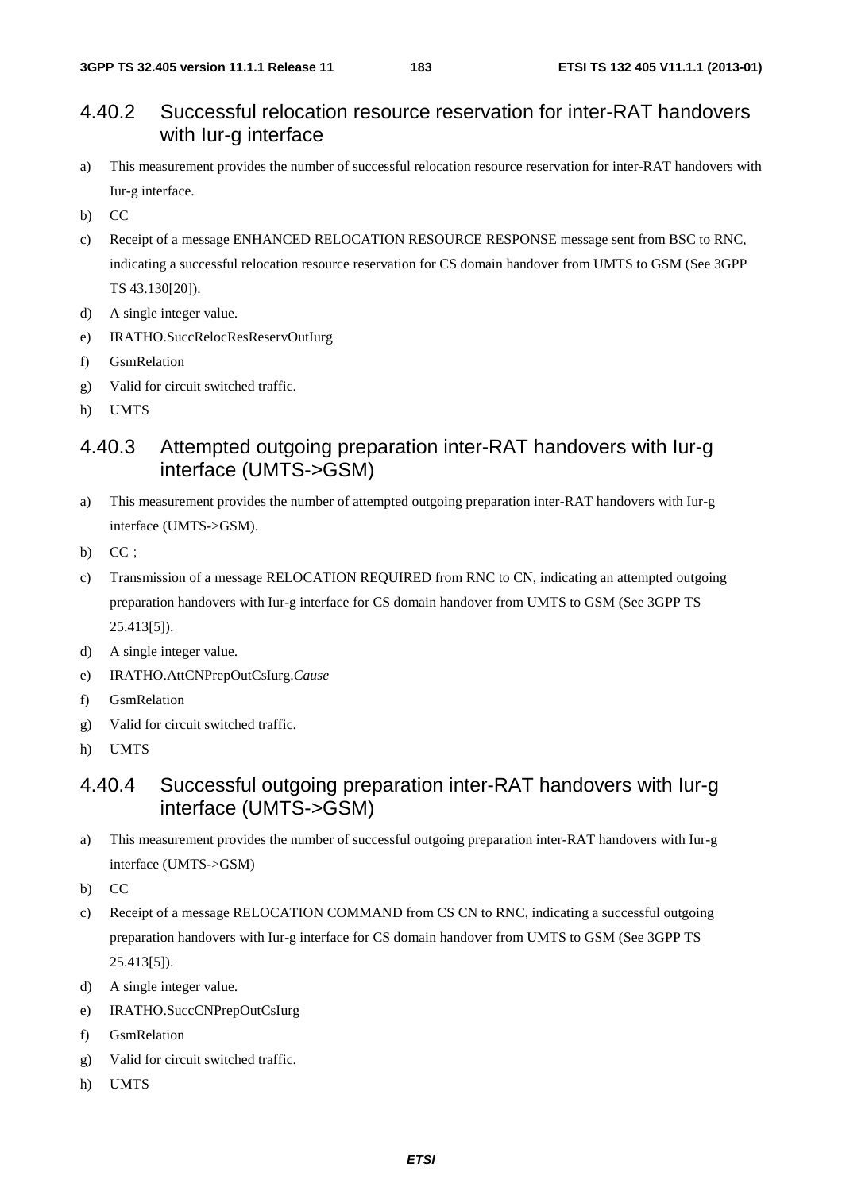### 4.40.2 Successful relocation resource reservation for inter-RAT handovers with Iur-g interface

a) This measurement provides the number of successful relocation resource reservation for inter-RAT handovers with Iur-g interface.

b) CC

c) Receipt of a message ENHANCED RELOCATION RESOURCE RESPONSE message sent from BSC to RNC, indicating a successful relocation resource reservation for CS domain handover from UMTS to GSM (See 3GPP TS 43.130[20]).

d) A single integer value.

e) IRATHO.SuccRelocResReservOutIurg

f) GsmRelation

g) Valid for circuit switched traffic.

h) UMTS

### 4.40.3 Attempted outgoing preparation inter-RAT handovers with Iur-g interface (UMTS->GSM)

a) This measurement provides the number of attempted outgoing preparation inter-RAT handovers with Iur-g interface (UMTS->GSM).

b) CC ;

c) Transmission of a message RELOCATION REQUIRED from RNC to CN, indicating an attempted outgoing preparation handovers with Iur-g interface for CS domain handover from UMTS to GSM (See 3GPP TS 25.413[5]).

d) A single integer value.

e) IRATHO.AttCNPrepOutCsIurg.*Cause*

f) GsmRelation

g) Valid for circuit switched traffic.

h) UMTS

### 4.40.4 Successful outgoing preparation inter-RAT handovers with Iur-g interface (UMTS->GSM)

a) This measurement provides the number of successful outgoing preparation inter-RAT handovers with Iur-g interface (UMTS->GSM)

b) CC

c) Receipt of a message RELOCATION COMMAND from CS CN to RNC, indicating a successful outgoing preparation handovers with Iur-g interface for CS domain handover from UMTS to GSM (See 3GPP TS 25.413[5]).

d) A single integer value.

e) IRATHO.SuccCNPrepOutCsIurg

f) GsmRelation

g) Valid for circuit switched traffic.

h) UMTS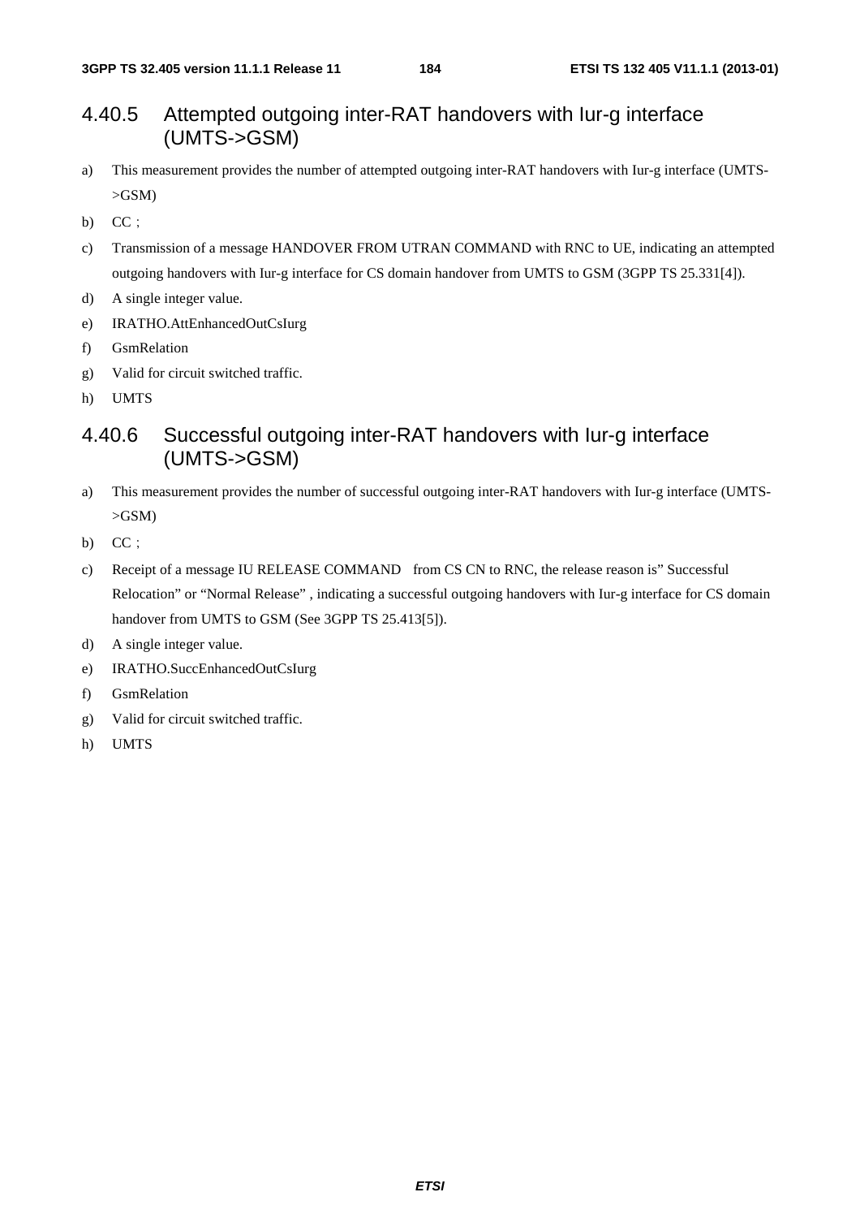### 4.40.5 Attempted outgoing inter-RAT handovers with Iur-g interface (UMTS->GSM)

a) This measurement provides the number of attempted outgoing inter-RAT handovers with Iur-g interface (UMTS->GSM)

b) CC；

c) Transmission of a message HANDOVER FROM UTRAN COMMAND with RNC to UE, indicating an attempted outgoing handovers with Iur-g interface for CS domain handover from UMTS to GSM (3GPP TS 25.331[4]).

d) A single integer value.

e) IRATHO.AttEnhancedOutCsIurg

f) GsmRelation

g) Valid for circuit switched traffic.

h) UMTS

### 4.40.6 Successful outgoing inter-RAT handovers with Iur-g interface (UMTS->GSM)

a) This measurement provides the number of successful outgoing inter-RAT handovers with Iur-g interface (UMTS->GSM)

b) CC；

c) Receipt of a message IU RELEASE COMMAND from CS CN to RNC, the release reason is" Successful Relocation" or "Normal Release" , indicating a successful outgoing handovers with Iur-g interface for CS domain handover from UMTS to GSM (See 3GPP TS 25.413[5]).

d) A single integer value.

e) IRATHO.SuccEnhancedOutCsIurg

f) GsmRelation

g) Valid for circuit switched traffic.

h) UMTS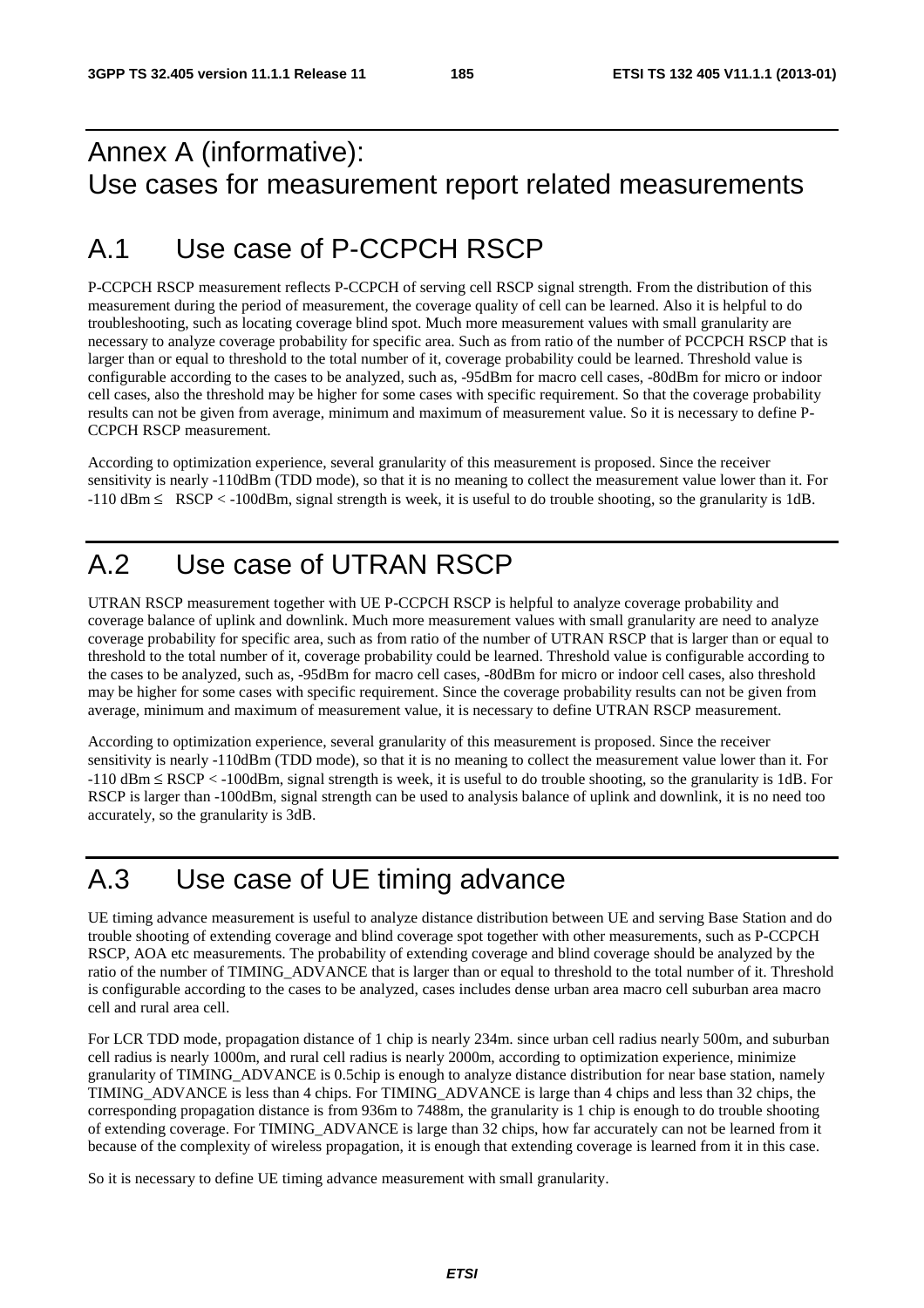# Annex A (informative): Use cases for measurement report related measurements

# A.1 Use case of P-CCPCH RSCP

P-CCPCH RSCP measurement reflects P-CCPCH of serving cell RSCP signal strength. From the distribution of this measurement during the period of measurement, the coverage quality of cell can be learned. Also it is helpful to do troubleshooting, such as locating coverage blind spot. Much more measurement values with small granularity are necessary to analyze coverage probability for specific area. Such as from ratio of the number of PCCPCH RSCP that is larger than or equal to threshold to the total number of it, coverage probability could be learned. Threshold value is configurable according to the cases to be analyzed, such as, -95dBm for macro cell cases, -80dBm for micro or indoor cell cases, also the threshold may be higher for some cases with specific requirement. So that the coverage probability results can not be given from average, minimum and maximum of measurement value. So it is necessary to define P-CCPCH RSCP measurement.

According to optimization experience, several granularity of this measurement is proposed. Since the receiver sensitivity is nearly -110dBm (TDD mode), so that it is no meaning to collect the measurement value lower than it. For -110 dBm ≤  RSCP < -100dBm, signal strength is week, it is useful to do trouble shooting, so the granularity is 1dB.

# A.2 Use case of UTRAN RSCP

UTRAN RSCP measurement together with UE P-CCPCH RSCP is helpful to analyze coverage probability and coverage balance of uplink and downlink. Much more measurement values with small granularity are need to analyze coverage probability for specific area, such as from ratio of the number of UTRAN RSCP that is larger than or equal to threshold to the total number of it, coverage probability could be learned. Threshold value is configurable according to the cases to be analyzed, such as, -95dBm for macro cell cases, -80dBm for micro or indoor cell cases, also threshold may be higher for some cases with specific requirement. Since the coverage probability results can not be given from average, minimum and maximum of measurement value, it is necessary to define UTRAN RSCP measurement.

According to optimization experience, several granularity of this measurement is proposed. Since the receiver sensitivity is nearly -110dBm (TDD mode), so that it is no meaning to collect the measurement value lower than it. For -110 dBm ≤ RSCP < -100dBm, signal strength is week, it is useful to do trouble shooting, so the granularity is 1dB. For RSCP is larger than -100dBm, signal strength can be used to analysis balance of uplink and downlink, it is no need too accurately, so the granularity is 3dB.

# A.3 Use case of UE timing advance

UE timing advance measurement is useful to analyze distance distribution between UE and serving Base Station and do trouble shooting of extending coverage and blind coverage spot together with other measurements, such as P-CCPCH RSCP, AOA etc measurements. The probability of extending coverage and blind coverage should be analyzed by the ratio of the number of TIMING_ADVANCE that is larger than or equal to threshold to the total number of it. Threshold is configurable according to the cases to be analyzed, cases includes dense urban area macro cell suburban area macro cell and rural area cell.

For LCR TDD mode, propagation distance of 1 chip is nearly 234m. since urban cell radius nearly 500m, and suburban cell radius is nearly 1000m, and rural cell radius is nearly 2000m, according to optimization experience, minimize granularity of TIMING_ADVANCE is 0.5chip is enough to analyze distance distribution for near base station, namely TIMING_ADVANCE is less than 4 chips. For TIMING_ADVANCE is large than 4 chips and less than 32 chips, the corresponding propagation distance is from 936m to 7488m, the granularity is 1 chip is enough to do trouble shooting of extending coverage. For TIMING_ADVANCE is large than 32 chips, how far accurately can not be learned from it because of the complexity of wireless propagation, it is enough that extending coverage is learned from it in this case.

So it is necessary to define UE timing advance measurement with small granularity.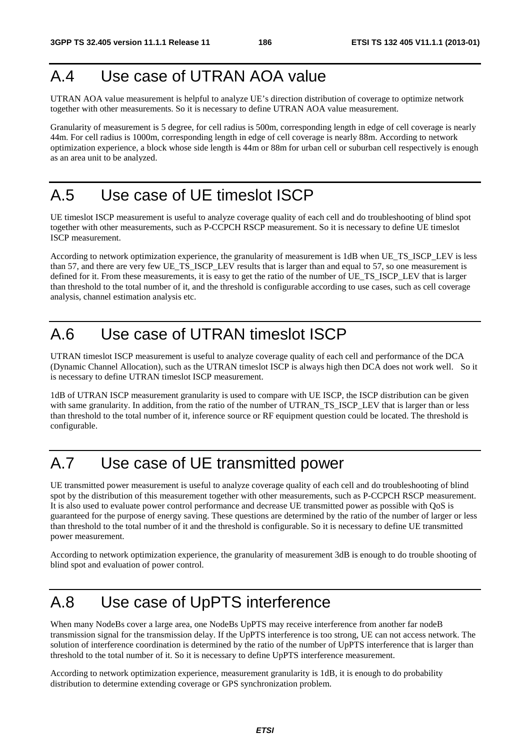# A.4 Use case of UTRAN AOA value

UTRAN AOA value measurement is helpful to analyze UE's direction distribution of coverage to optimize network together with other measurements. So it is necessary to define UTRAN AOA value measurement.

Granularity of measurement is 5 degree, for cell radius is 500m, corresponding length in edge of cell coverage is nearly 44m. For cell radius is 1000m, corresponding length in edge of cell coverage is nearly 88m. According to network optimization experience, a block whose side length is 44m or 88m for urban cell or suburban cell respectively is enough as an area unit to be analyzed.

# A.5 Use case of UE timeslot ISCP

UE timeslot ISCP measurement is useful to analyze coverage quality of each cell and do troubleshooting of blind spot together with other measurements, such as P-CCPCH RSCP measurement. So it is necessary to define UE timeslot ISCP measurement.

According to network optimization experience, the granularity of measurement is 1dB when UE_TS_ISCP_LEV is less than 57, and there are very few UE_TS_ISCP_LEV results that is larger than and equal to 57, so one measurement is defined for it. From these measurements, it is easy to get the ratio of the number of UE_TS_ISCP_LEV that is larger than threshold to the total number of it, and the threshold is configurable according to use cases, such as cell coverage analysis, channel estimation analysis etc.

# A.6 Use case of UTRAN timeslot ISCP

UTRAN timeslot ISCP measurement is useful to analyze coverage quality of each cell and performance of the DCA (Dynamic Channel Allocation), such as the UTRAN timeslot ISCP is always high then DCA does not work well. So it is necessary to define UTRAN timeslot ISCP measurement.

1dB of UTRAN ISCP measurement granularity is used to compare with UE ISCP, the ISCP distribution can be given with same granularity. In addition, from the ratio of the number of UTRAN_TS_ISCP_LEV that is larger than or less than threshold to the total number of it, inference source or RF equipment question could be located. The threshold is configurable.

# A.7 Use case of UE transmitted power

UE transmitted power measurement is useful to analyze coverage quality of each cell and do troubleshooting of blind spot by the distribution of this measurement together with other measurements, such as P-CCPCH RSCP measurement. It is also used to evaluate power control performance and decrease UE transmitted power as possible with QoS is guaranteed for the purpose of energy saving. These questions are determined by the ratio of the number of larger or less than threshold to the total number of it and the threshold is configurable. So it is necessary to define UE transmitted power measurement.

According to network optimization experience, the granularity of measurement 3dB is enough to do trouble shooting of blind spot and evaluation of power control.

# A.8 Use case of UpPTS interference

When many NodeBs cover a large area, one NodeBs UpPTS may receive interference from another far nodeB transmission signal for the transmission delay. If the UpPTS interference is too strong, UE can not access network. The solution of interference coordination is determined by the ratio of the number of UpPTS interference that is larger than threshold to the total number of it. So it is necessary to define UpPTS interference measurement.

According to network optimization experience, measurement granularity is 1dB, it is enough to do probability distribution to determine extending coverage or GPS synchronization problem.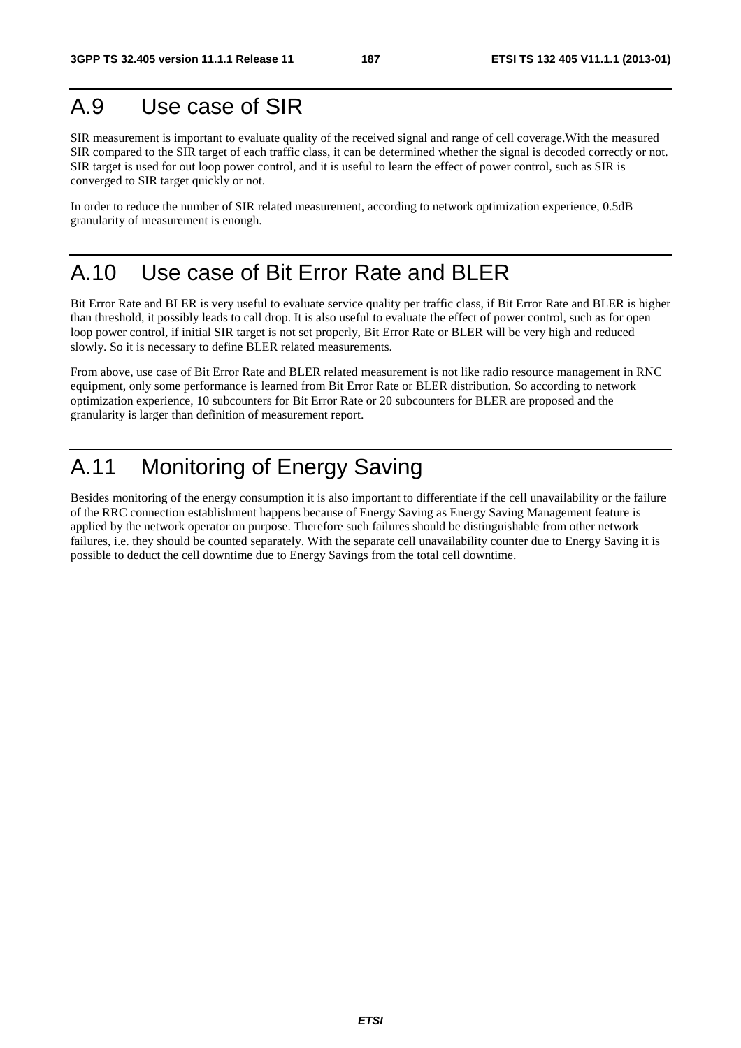# A.9 Use case of SIR

SIR measurement is important to evaluate quality of the received signal and range of cell coverage.With the measured SIR compared to the SIR target of each traffic class, it can be determined whether the signal is decoded correctly or not. SIR target is used for out loop power control, and it is useful to learn the effect of power control, such as SIR is converged to SIR target quickly or not.

In order to reduce the number of SIR related measurement, according to network optimization experience, 0.5dB granularity of measurement is enough.

# A.10 Use case of Bit Error Rate and BLER

Bit Error Rate and BLER is very useful to evaluate service quality per traffic class, if Bit Error Rate and BLER is higher than threshold, it possibly leads to call drop. It is also useful to evaluate the effect of power control, such as for open loop power control, if initial SIR target is not set properly, Bit Error Rate or BLER will be very high and reduced slowly. So it is necessary to define BLER related measurements.

From above, use case of Bit Error Rate and BLER related measurement is not like radio resource management in RNC equipment, only some performance is learned from Bit Error Rate or BLER distribution. So according to network optimization experience, 10 subcounters for Bit Error Rate or 20 subcounters for BLER are proposed and the granularity is larger than definition of measurement report.

# A.11 Monitoring of Energy Saving

Besides monitoring of the energy consumption it is also important to differentiate if the cell unavailability or the failure of the RRC connection establishment happens because of Energy Saving as Energy Saving Management feature is applied by the network operator on purpose. Therefore such failures should be distinguishable from other network failures, i.e. they should be counted separately. With the separate cell unavailability counter due to Energy Saving it is possible to deduct the cell downtime due to Energy Savings from the total cell downtime.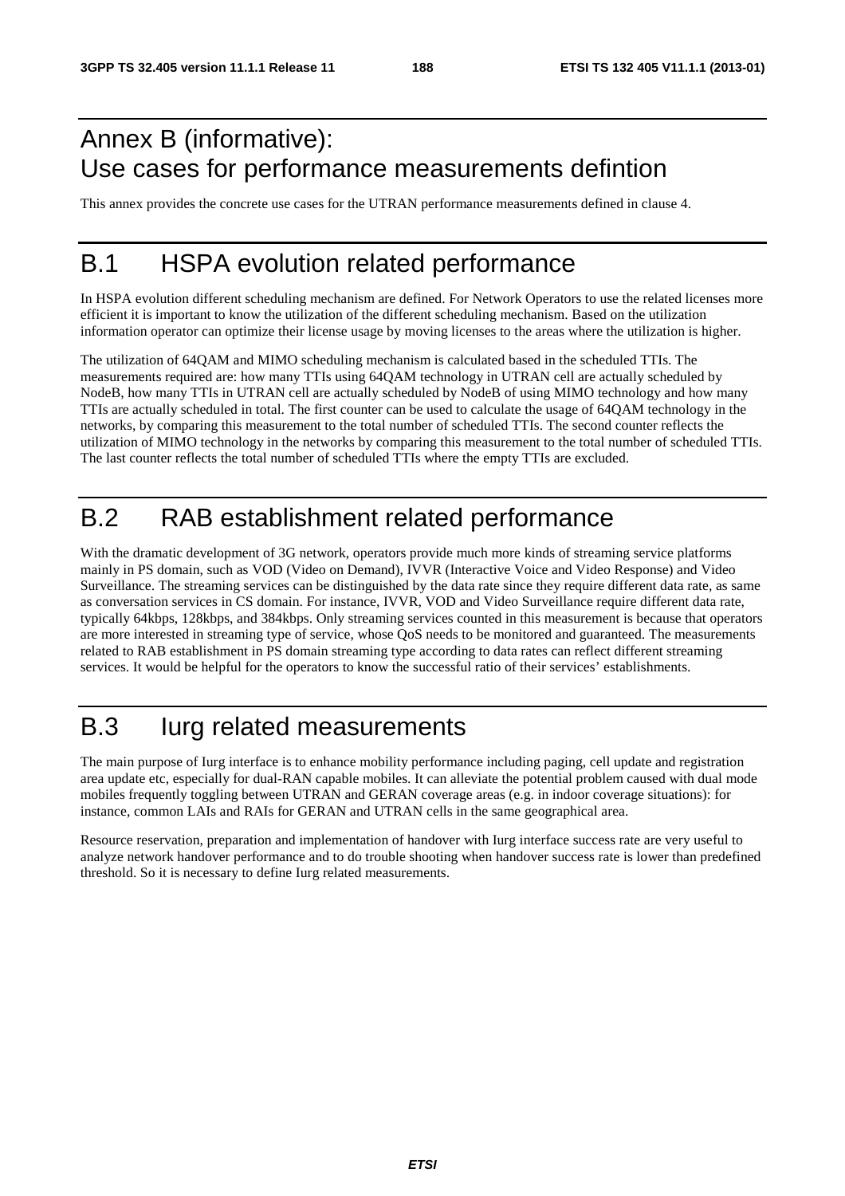# Annex B (informative): Use cases for performance measurements defintion

This annex provides the concrete use cases for the UTRAN performance measurements defined in clause 4.

# B.1 HSPA evolution related performance

In HSPA evolution different scheduling mechanism are defined. For Network Operators to use the related licenses more efficient it is important to know the utilization of the different scheduling mechanism. Based on the utilization information operator can optimize their license usage by moving licenses to the areas where the utilization is higher.

The utilization of 64QAM and MIMO scheduling mechanism is calculated based in the scheduled TTIs. The measurements required are: how many TTIs using 64QAM technology in UTRAN cell are actually scheduled by NodeB, how many TTIs in UTRAN cell are actually scheduled by NodeB of using MIMO technology and how many TTIs are actually scheduled in total. The first counter can be used to calculate the usage of 64QAM technology in the networks, by comparing this measurement to the total number of scheduled TTIs. The second counter reflects the utilization of MIMO technology in the networks by comparing this measurement to the total number of scheduled TTIs. The last counter reflects the total number of scheduled TTIs where the empty TTIs are excluded.

# B.2 RAB establishment related performance

With the dramatic development of 3G network, operators provide much more kinds of streaming service platforms mainly in PS domain, such as VOD (Video on Demand), IVVR (Interactive Voice and Video Response) and Video Surveillance. The streaming services can be distinguished by the data rate since they require different data rate, as same as conversation services in CS domain. For instance, IVVR, VOD and Video Surveillance require different data rate, typically 64kbps, 128kbps, and 384kbps. Only streaming services counted in this measurement is because that operators are more interested in streaming type of service, whose QoS needs to be monitored and guaranteed. The measurements related to RAB establishment in PS domain streaming type according to data rates can reflect different streaming services. It would be helpful for the operators to know the successful ratio of their services' establishments.

# B.3 Iurg related measurements

The main purpose of Iurg interface is to enhance mobility performance including paging, cell update and registration area update etc, especially for dual-RAN capable mobiles. It can alleviate the potential problem caused with dual mode mobiles frequently toggling between UTRAN and GERAN coverage areas (e.g. in indoor coverage situations): for instance, common LAIs and RAIs for GERAN and UTRAN cells in the same geographical area.

Resource reservation, preparation and implementation of handover with Iurg interface success rate are very useful to analyze network handover performance and to do trouble shooting when handover success rate is lower than predefined threshold. So it is necessary to define Iurg related measurements.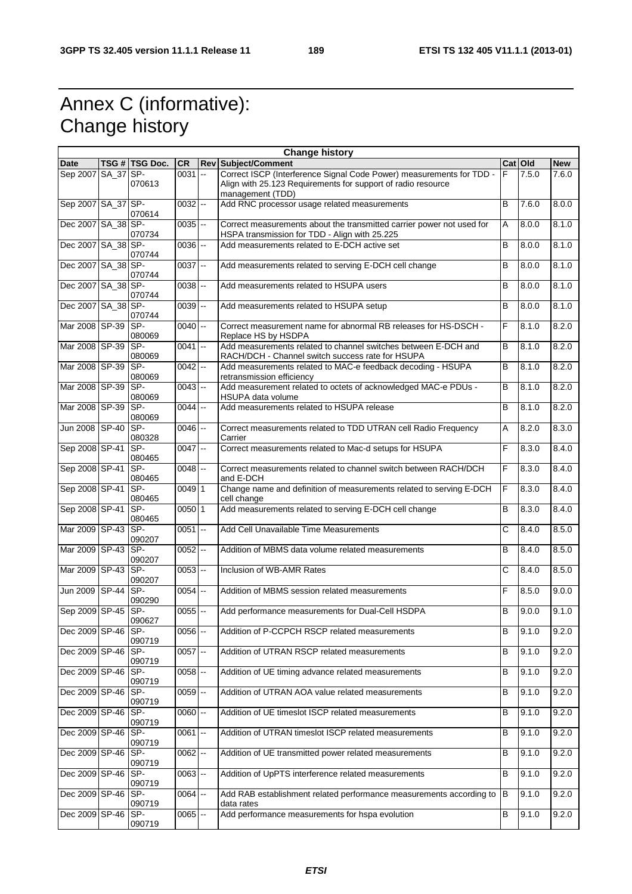# Annex C (informative): Change history

| Change history | | | | | | | | |
|---|---|---|---|---|---|---|---|---|
| **Date** | **TSG #** | **TSG Doc.** | **CR** | **Rev** | **Subject/Comment** | **Cat** | **Old** | **New** |
| Sep 2007 | SA_37 | SP-070613 | 0031 | -- | Correct ISCP (Interference Signal Code Power) measurements for TDD - Align with 25.123 Requirements for support of radio resource management (TDD) | F | 7.5.0 | 7.6.0 |
| Sep 2007 | SA_37 | SP-070614 | 0032 | -- | Add RNC processor usage related measurements | B | 7.6.0 | 8.0.0 |
| Dec 2007 | SA_38 | SP-070734 | 0035 | -- | Correct measurements about the transmitted carrier power not used for HSPA transmission for TDD - Align with 25.225 | A | 8.0.0 | 8.1.0 |
| Dec 2007 | SA_38 | SP-070744 | 0036 | -- | Add measurements related to E-DCH active set | B | 8.0.0 | 8.1.0 |
| Dec 2007 | SA_38 | SP-070744 | 0037 | -- | Add measurements related to serving E-DCH cell change | B | 8.0.0 | 8.1.0 |
| Dec 2007 | SA_38 | SP-070744 | 0038 | -- | Add measurements related to HSUPA users | B | 8.0.0 | 8.1.0 |
| Dec 2007 | SA_38 | SP-070744 | 0039 | -- | Add measurements related to HSUPA setup | B | 8.0.0 | 8.1.0 |
| Mar 2008 | SP-39 | SP-080069 | 0040 | -- | Correct measurement name for abnormal RB releases for HS-DSCH - Replace HS by HSDPA | F | 8.1.0 | 8.2.0 |
| Mar 2008 | SP-39 | SP-080069 | 0041 | -- | Add measurements related to channel switches between E-DCH and RACH/DCH - Channel switch success rate for HSUPA | B | 8.1.0 | 8.2.0 |
| Mar 2008 | SP-39 | SP-080069 | 0042 | -- | Add measurements related to MAC-e feedback decoding - HSUPA retransmission efficiency | B | 8.1.0 | 8.2.0 |
| Mar 2008 | SP-39 | SP-080069 | 0043 | -- | Add measurement related to octets of acknowledged MAC-e PDUs - HSUPA data volume | B | 8.1.0 | 8.2.0 |
| Mar 2008 | SP-39 | SP-080069 | 0044 | -- | Add measurements related to HSUPA release | B | 8.1.0 | 8.2.0 |
| Jun 2008 | SP-40 | SP-080328 | 0046 | -- | Correct measurements related to TDD UTRAN cell Radio Frequency Carrier | A | 8.2.0 | 8.3.0 |
| Sep 2008 | SP-41 | SP-080465 | 0047 | -- | Correct measurements related to Mac-d setups for HSUPA | F | 8.3.0 | 8.4.0 |
| Sep 2008 | SP-41 | SP-080465 | 0048 | -- | Correct measurements related to channel switch between RACH/DCH and E-DCH | F | 8.3.0 | 8.4.0 |
| Sep 2008 | SP-41 | SP-080465 | 0049 | 1 | Change name and definition of measurements related to serving E-DCH cell change | F | 8.3.0 | 8.4.0 |
| Sep 2008 | SP-41 | SP-080465 | 0050 | 1 | Add measurements related to serving E-DCH cell change | B | 8.3.0 | 8.4.0 |
| Mar 2009 | SP-43 | SP-090207 | 0051 | -- | Add Cell Unavailable Time Measurements | C | 8.4.0 | 8.5.0 |
| Mar 2009 | SP-43 | SP-090207 | 0052 | -- | Addition of MBMS data volume related measurements | B | 8.4.0 | 8.5.0 |
| Mar 2009 | SP-43 | SP-090207 | 0053 | -- | Inclusion of WB-AMR Rates | C | 8.4.0 | 8.5.0 |
| Jun 2009 | SP-44 | SP-090290 | 0054 | -- | Addition of MBMS session related measurements | F | 8.5.0 | 9.0.0 |
| Sep 2009 | SP-45 | SP-090627 | 0055 | -- | Add performance measurements for Dual-Cell HSDPA | B | 9.0.0 | 9.1.0 |
| Dec 2009 | SP-46 | SP-090719 | 0056 | -- | Addition of P-CCPCH RSCP related measurements | B | 9.1.0 | 9.2.0 |
| Dec 2009 | SP-46 | SP-090719 | 0057 | -- | Addition of UTRAN RSCP related measurements | B | 9.1.0 | 9.2.0 |
| Dec 2009 | SP-46 | SP-090719 | 0058 | -- | Addition of UE timing advance related measurements | B | 9.1.0 | 9.2.0 |
| Dec 2009 | SP-46 | SP-090719 | 0059 | -- | Addition of UTRAN AOA value related measurements | B | 9.1.0 | 9.2.0 |
| Dec 2009 | SP-46 | SP-090719 | 0060 | -- | Addition of UE timeslot ISCP related measurements | B | 9.1.0 | 9.2.0 |
| Dec 2009 | SP-46 | SP-090719 | 0061 | -- | Addition of UTRAN timeslot ISCP related measurements | B | 9.1.0 | 9.2.0 |
| Dec 2009 | SP-46 | SP-090719 | 0062 | -- | Addition of UE transmitted power related measurements | B | 9.1.0 | 9.2.0 |
| Dec 2009 | SP-46 | SP-090719 | 0063 | -- | Addition of UpPTS interference related measurements | B | 9.1.0 | 9.2.0 |
| Dec 2009 | SP-46 | SP-090719 | 0064 | -- | Add RAB establishment related performance measurements according to data rates | B | 9.1.0 | 9.2.0 |
| Dec 2009 | SP-46 | SP-090719 | 0065 | -- | Add performance measurements for hspa evolution | B | 9.1.0 | 9.2.0 |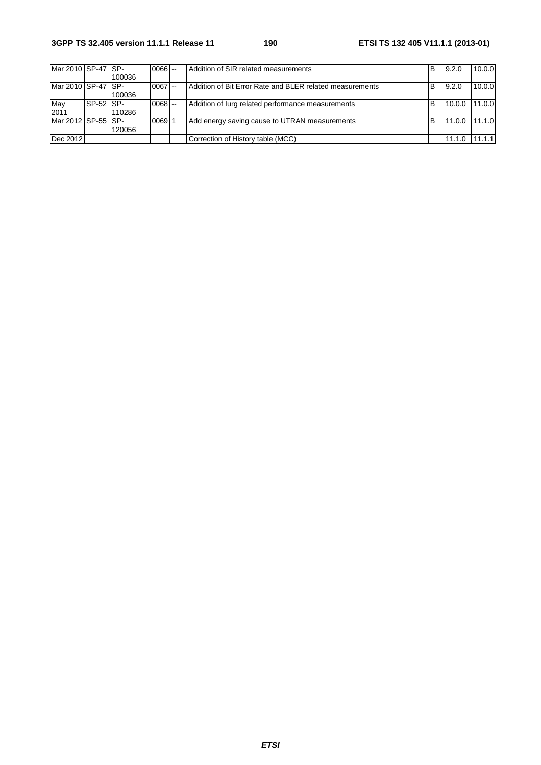| Mar 2010 | SP-47 | SP-100036 | 0066 | -- | Addition of SIR related measurements | B | 9.2.0 | 10.0.0 |
|---|---|---|---|---|---|---|---|---|
| Mar 2010 | SP-47 | SP-100036 | 0067 | -- | Addition of Bit Error Rate and BLER related measurements | B | 9.2.0 | 10.0.0 |
| May 2011 | SP-52 | SP-110286 | 0068 | -- | Addition of Iurg related performance measurements | B | 10.0.0 | 11.0.0 |
| Mar 2012 | SP-55 | SP-120056 | 0069 | 1 | Add energy saving cause to UTRAN measurements | B | 11.0.0 | 11.1.0 |
| Dec 2012 | | | | | Correction of History table (MCC) | | 11.1.0 | 11.1.1 |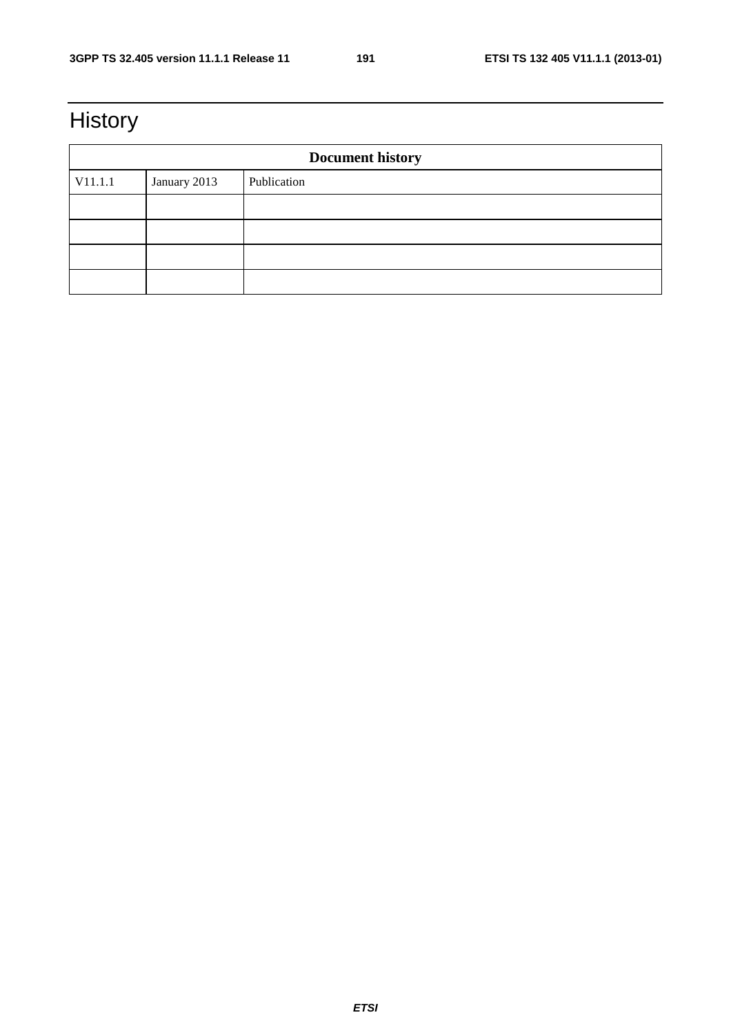# History

| Document history | | |
|---|---|---|
| V11.1.1 | January 2013 | Publication |
| | | |
| | | |
| | | |
| | | |